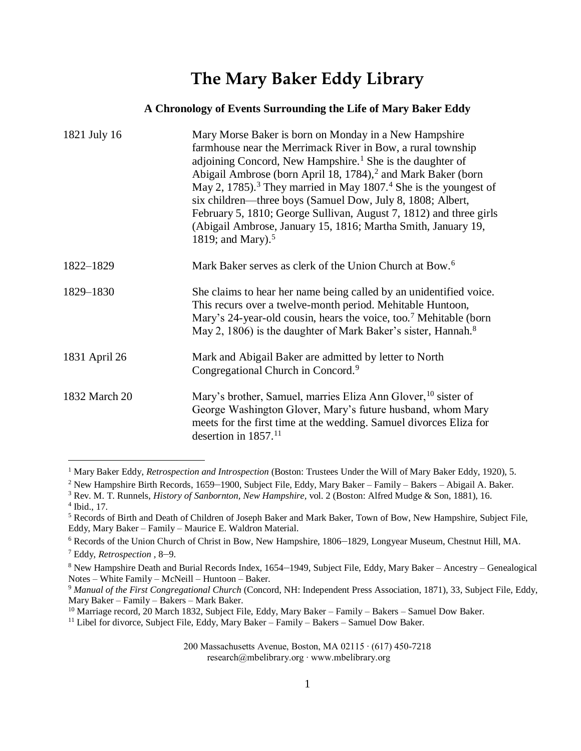# The Mary Baker Eddy Library

**A Chronology of Events Surrounding the Life of Mary Baker Eddy**

| | |
|---|---|
| 1821 July 16 | Mary Morse Baker is born on Monday in a New Hampshire farmhouse near the Merrimack River in Bow, a rural township adjoining Concord, New Hampshire.[1] She is the daughter of Abigail Ambrose (born April 18, 1784),[2] and Mark Baker (born May 2, 1785).[3] They married in May 1807.[4] She is the youngest of six children—three boys (Samuel Dow, July 8, 1808; Albert, February 5, 1810; George Sullivan, August 7, 1812) and three girls (Abigail Ambrose, January 15, 1816; Martha Smith, January 19, 1819; and Mary).[5] |
| 1822–1829 | Mark Baker serves as clerk of the Union Church at Bow.[6] |
| 1829–1830 | She claims to hear her name being called by an unidentified voice. This recurs over a twelve-month period. Mehitable Huntoon, Mary's 24-year-old cousin, hears the voice, too.[7] Mehitable (born May 2, 1806) is the daughter of Mark Baker's sister, Hannah.[8] |
| 1831 April 26 | Mark and Abigail Baker are admitted by letter to North Congregational Church in Concord.[9] |
| 1832 March 20 | Mary's brother, Samuel, marries Eliza Ann Glover,[10] sister of George Washington Glover, Mary's future husband, whom Mary meets for the first time at the wedding. Samuel divorces Eliza for desertion in 1857.[11] |

---

[1] Mary Baker Eddy, *Retrospection and Introspection* (Boston: Trustees Under the Will of Mary Baker Eddy, 1920), 5.

[2] New Hampshire Birth Records, 1659–1900, Subject File, Eddy, Mary Baker – Family – Bakers – Abigail A. Baker.

[3] Rev. M. T. Runnels, *History of Sanbornton, New Hampshire*, vol. 2 (Boston: Alfred Mudge & Son, 1881), 16.

[4] Ibid., 17.

[5] Records of Birth and Death of Children of Joseph Baker and Mark Baker, Town of Bow, New Hampshire, Subject File, Eddy, Mary Baker – Family – Maurice E. Waldron Material.

[6] Records of the Union Church of Christ in Bow, New Hampshire, 1806–1829, Longyear Museum, Chestnut Hill, MA.

[7] Eddy, *Retrospection* , 8–9.

[8] New Hampshire Death and Burial Records Index, 1654–1949, Subject File, Eddy, Mary Baker – Ancestry – Genealogical Notes – White Family – McNeill – Huntoon – Baker.

[9] *Manual of the First Congregational Church* (Concord, NH: Independent Press Association, 1871), 33, Subject File, Eddy, Mary Baker – Family – Bakers – Mark Baker.

[10] Marriage record, 20 March 1832, Subject File, Eddy, Mary Baker – Family – Bakers – Samuel Dow Baker.

[11] Libel for divorce, Subject File, Eddy, Mary Baker – Family – Bakers – Samuel Dow Baker.

200 Massachusetts Avenue, Boston, MA 02115 · (617) 450-7218
research@mbelibrary.org · www.mbelibrary.org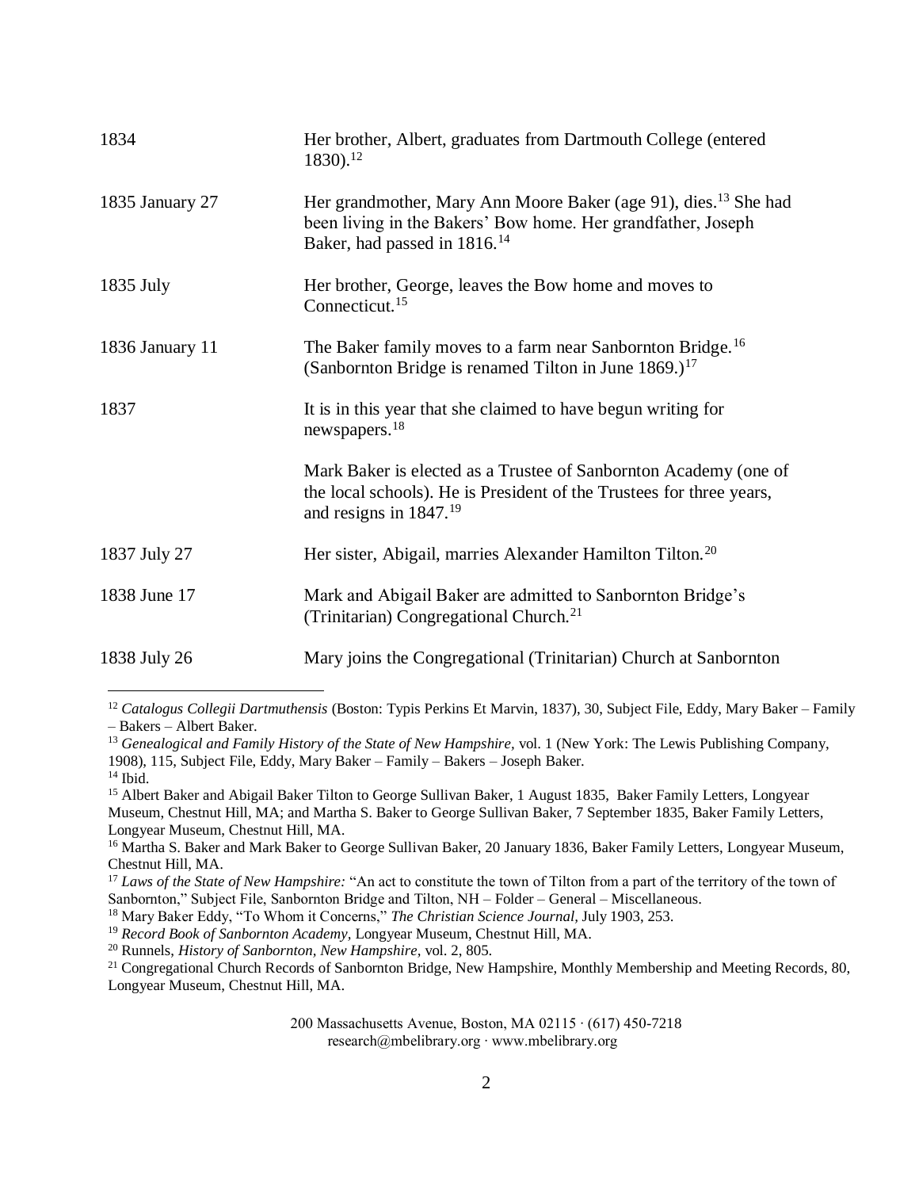| | |
|---|---|
| 1834 | Her brother, Albert, graduates from Dartmouth College (entered 1830).[12] |
| 1835 January 27 | Her grandmother, Mary Ann Moore Baker (age 91), dies.[13] She had been living in the Bakers' Bow home. Her grandfather, Joseph Baker, had passed in 1816.[14] |
| 1835 July | Her brother, George, leaves the Bow home and moves to Connecticut.[15] |
| 1836 January 11 | The Baker family moves to a farm near Sanbornton Bridge.[16] (Sanbornton Bridge is renamed Tilton in June 1869.)[17] |
| 1837 | It is in this year that she claimed to have begun writing for newspapers.[18] |
| | Mark Baker is elected as a Trustee of Sanbornton Academy (one of the local schools). He is President of the Trustees for three years, and resigns in 1847.[19] |
| 1837 July 27 | Her sister, Abigail, marries Alexander Hamilton Tilton.[20] |
| 1838 June 17 | Mark and Abigail Baker are admitted to Sanbornton Bridge's (Trinitarian) Congregational Church.[21] |
| 1838 July 26 | Mary joins the Congregational (Trinitarian) Church at Sanbornton |

[12] *Catalogus Collegii Dartmuthensis* (Boston: Typis Perkins Et Marvin, 1837), 30, Subject File, Eddy, Mary Baker – Family – Bakers – Albert Baker.

[13] *Genealogical and Family History of the State of New Hampshire,* vol. 1 (New York: The Lewis Publishing Company, 1908), 115, Subject File, Eddy, Mary Baker – Family – Bakers – Joseph Baker.

[14] Ibid.

[15] Albert Baker and Abigail Baker Tilton to George Sullivan Baker, 1 August 1835, Baker Family Letters, Longyear Museum, Chestnut Hill, MA; and Martha S. Baker to George Sullivan Baker, 7 September 1835, Baker Family Letters, Longyear Museum, Chestnut Hill, MA.

[16] Martha S. Baker and Mark Baker to George Sullivan Baker, 20 January 1836, Baker Family Letters, Longyear Museum, Chestnut Hill, MA.

[17] *Laws of the State of New Hampshire:* "An act to constitute the town of Tilton from a part of the territory of the town of Sanbornton," Subject File, Sanbornton Bridge and Tilton, NH – Folder – General – Miscellaneous.

[18] Mary Baker Eddy, "To Whom it Concerns," *The Christian Science Journal,* July 1903, 253.

[19] *Record Book of Sanbornton Academy,* Longyear Museum, Chestnut Hill, MA.

[20] Runnels, *History of Sanbornton, New Hampshire*, vol. 2, 805.

[21] Congregational Church Records of Sanbornton Bridge, New Hampshire, Monthly Membership and Meeting Records, 80, Longyear Museum, Chestnut Hill, MA.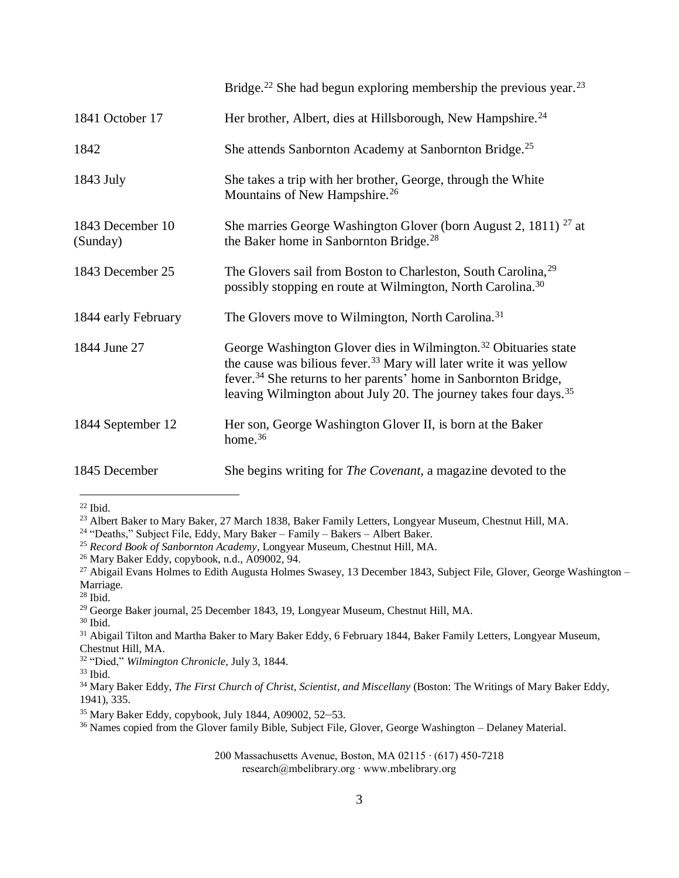| | |
|---|---|
| | Bridge.[22] She had begun exploring membership the previous year.[23] |
| 1841 October 17 | Her brother, Albert, dies at Hillsborough, New Hampshire.[24] |
| 1842 | She attends Sanbornton Academy at Sanbornton Bridge.[25] |
| 1843 July | She takes a trip with her brother, George, through the White Mountains of New Hampshire.[26] |
| 1843 December 10 (Sunday) | She marries George Washington Glover (born August 2, 1811) [27] at the Baker home in Sanbornton Bridge.[28] |
| 1843 December 25 | The Glovers sail from Boston to Charleston, South Carolina,[29] possibly stopping en route at Wilmington, North Carolina.[30] |
| 1844 early February | The Glovers move to Wilmington, North Carolina.[31] |
| 1844 June 27 | George Washington Glover dies in Wilmington.[32] Obituaries state the cause was bilious fever.[33] Mary will later write it was yellow fever.[34] She returns to her parents' home in Sanbornton Bridge, leaving Wilmington about July 20. The journey takes four days.[35] |
| 1844 September 12 | Her son, George Washington Glover II, is born at the Baker home.[36] |
| 1845 December | She begins writing for *The Covenant*, a magazine devoted to the |

[22] Ibid.

[23] Albert Baker to Mary Baker, 27 March 1838, Baker Family Letters, Longyear Museum, Chestnut Hill, MA.

[24] "Deaths," Subject File, Eddy, Mary Baker – Family – Bakers – Albert Baker.

[25] *Record Book of Sanbornton Academy*, Longyear Museum, Chestnut Hill, MA.

[26] Mary Baker Eddy, copybook, n.d., A09002, 94.

[27] Abigail Evans Holmes to Edith Augusta Holmes Swasey, 13 December 1843, Subject File, Glover, George Washington – Marriage.

[28] Ibid.

[29] George Baker journal, 25 December 1843, 19, Longyear Museum, Chestnut Hill, MA.

[30] Ibid.

[31] Abigail Tilton and Martha Baker to Mary Baker Eddy, 6 February 1844, Baker Family Letters, Longyear Museum, Chestnut Hill, MA.

[32] "Died," *Wilmington Chronicle,* July 3, 1844.

[33] Ibid.

[34] Mary Baker Eddy, *The First Church of Christ, Scientist, and Miscellany* (Boston: The Writings of Mary Baker Eddy, 1941), 335.

[35] Mary Baker Eddy, copybook, July 1844, A09002, 52–53.

[36] Names copied from the Glover family Bible, Subject File, Glover, George Washington – Delaney Material.

200 Massachusetts Avenue, Boston, MA 02115 · (617) 450-7218
research@mbelibrary.org · www.mbelibrary.org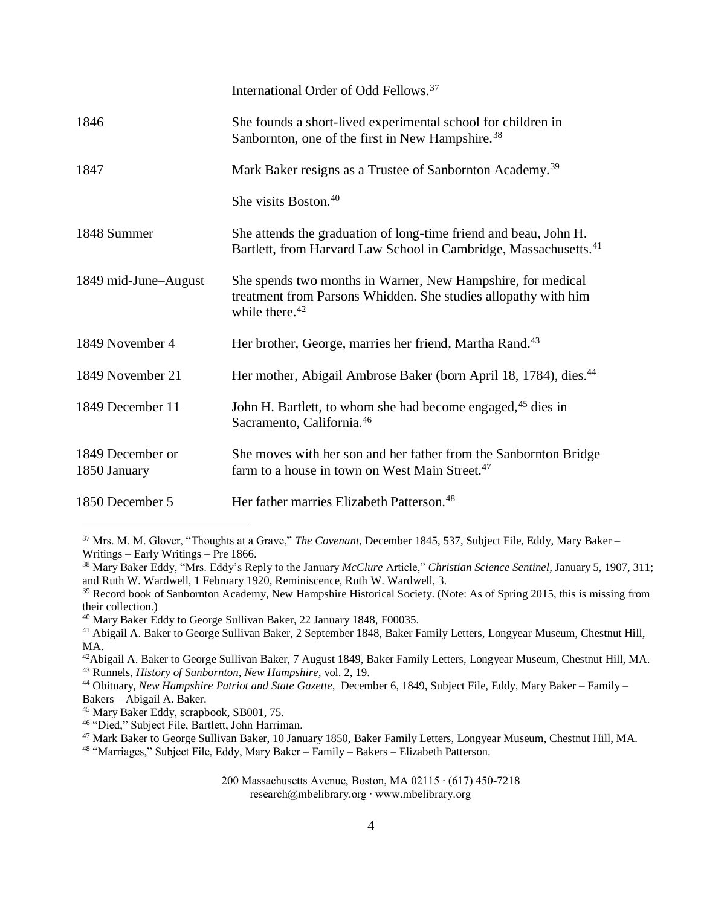| | |
|---|---|
| | International Order of Odd Fellows.[37] |
| 1846 | She founds a short-lived experimental school for children in Sanbornton, one of the first in New Hampshire.[38] |
| 1847 | Mark Baker resigns as a Trustee of Sanbornton Academy.[39] |
| | She visits Boston.[40] |
| 1848 Summer | She attends the graduation of long-time friend and beau, John H. Bartlett, from Harvard Law School in Cambridge, Massachusetts.[41] |
| 1849 mid-June–August | She spends two months in Warner, New Hampshire, for medical treatment from Parsons Whidden. She studies allopathy with him while there.[42] |
| 1849 November 4 | Her brother, George, marries her friend, Martha Rand.[43] |
| 1849 November 21 | Her mother, Abigail Ambrose Baker (born April 18, 1784), dies.[44] |
| 1849 December 11 | John H. Bartlett, to whom she had become engaged,[45] dies in Sacramento, California.[46] |
| 1849 December or 1850 January | She moves with her son and her father from the Sanbornton Bridge farm to a house in town on West Main Street.[47] |
| 1850 December 5 | Her father marries Elizabeth Patterson.[48] |

---

[37] Mrs. M. M. Glover, "Thoughts at a Grave," *The Covenant*, December 1845, 537, Subject File, Eddy, Mary Baker – Writings – Early Writings – Pre 1866.

[38] Mary Baker Eddy, "Mrs. Eddy's Reply to the January *McClure* Article," *Christian Science Sentinel*, January 5, 1907, 311; and Ruth W. Wardwell, 1 February 1920, Reminiscence, Ruth W. Wardwell, 3.

[39] Record book of Sanbornton Academy, New Hampshire Historical Society. (Note: As of Spring 2015, this is missing from their collection.)

[40] Mary Baker Eddy to George Sullivan Baker, 22 January 1848, F00035.

[41] Abigail A. Baker to George Sullivan Baker, 2 September 1848, Baker Family Letters, Longyear Museum, Chestnut Hill, MA.

[42] Abigail A. Baker to George Sullivan Baker, 7 August 1849, Baker Family Letters, Longyear Museum, Chestnut Hill, MA.

[43] Runnels, *History of Sanbornton, New Hampshire,* vol. 2, 19.

[44] Obituary, *New Hampshire Patriot and State Gazette,* December 6, 1849, Subject File, Eddy, Mary Baker – Family – Bakers – Abigail A. Baker.

[45] Mary Baker Eddy, scrapbook, SB001, 75.

[46] "Died," Subject File, Bartlett, John Harriman.

[47] Mark Baker to George Sullivan Baker, 10 January 1850, Baker Family Letters, Longyear Museum, Chestnut Hill, MA.

[48] "Marriages," Subject File, Eddy, Mary Baker – Family – Bakers – Elizabeth Patterson.

200 Massachusetts Avenue, Boston, MA 02115 · (617) 450-7218
research@mbelibrary.org · www.mbelibrary.org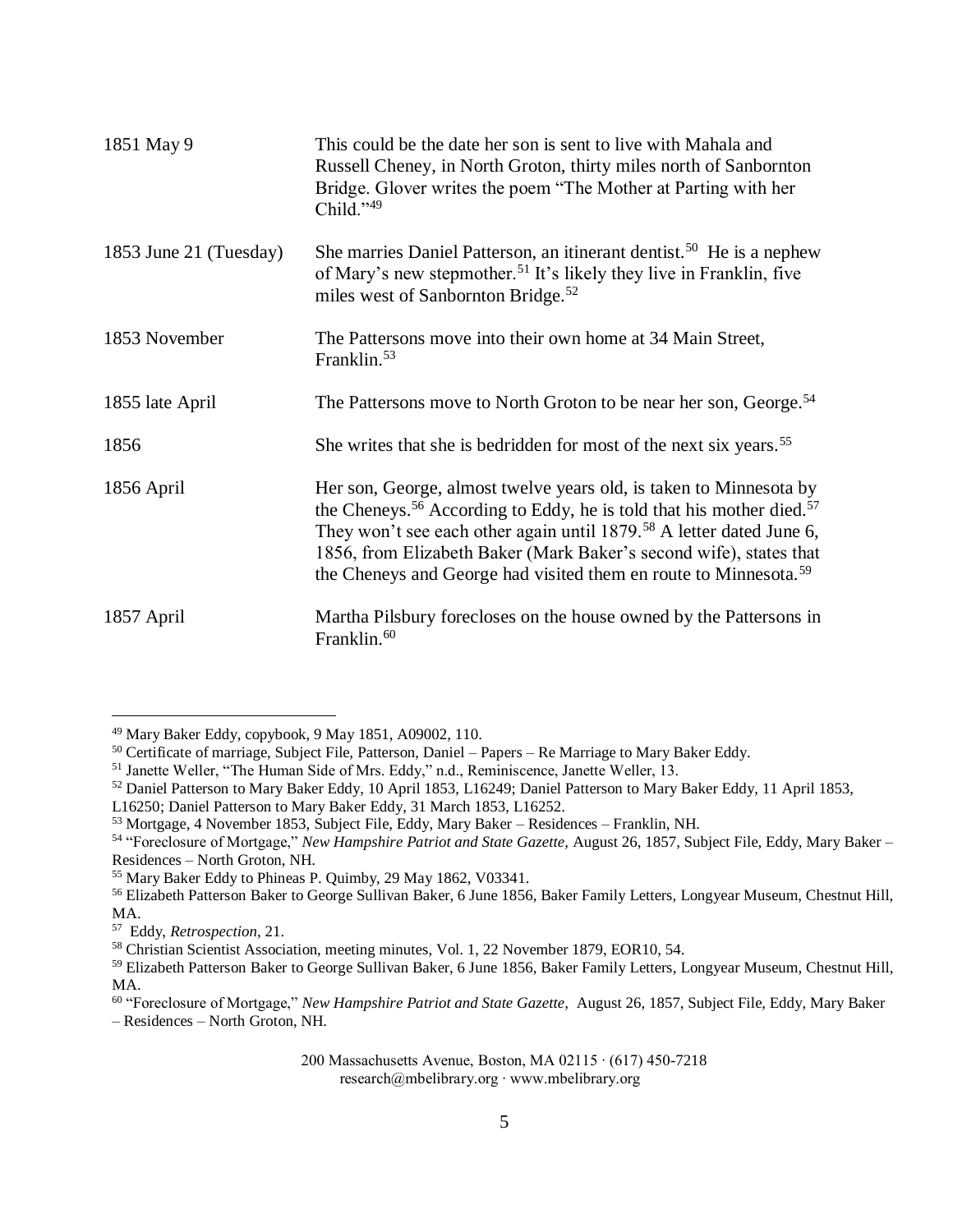| | |
|---|---|
| 1851 May 9 | This could be the date her son is sent to live with Mahala and Russell Cheney, in North Groton, thirty miles north of Sanbornton Bridge. Glover writes the poem "The Mother at Parting with her Child."[49] |
| 1853 June 21 (Tuesday) | She marries Daniel Patterson, an itinerant dentist.[50] He is a nephew of Mary's new stepmother.[51] It's likely they live in Franklin, five miles west of Sanbornton Bridge.[52] |
| 1853 November | The Pattersons move into their own home at 34 Main Street, Franklin.[53] |
| 1855 late April | The Pattersons move to North Groton to be near her son, George.[54] |
| 1856 | She writes that she is bedridden for most of the next six years.[55] |
| 1856 April | Her son, George, almost twelve years old, is taken to Minnesota by the Cheneys.[56] According to Eddy, he is told that his mother died.[57] They won't see each other again until 1879.[58] A letter dated June 6, 1856, from Elizabeth Baker (Mark Baker's second wife), states that the Cheneys and George had visited them en route to Minnesota.[59] |
| 1857 April | Martha Pilsbury forecloses on the house owned by the Pattersons in Franklin.[60] |

[49] Mary Baker Eddy, copybook, 9 May 1851, A09002, 110.

[50] Certificate of marriage, Subject File, Patterson, Daniel – Papers – Re Marriage to Mary Baker Eddy.

[51] Janette Weller, "The Human Side of Mrs. Eddy," n.d., Reminiscence, Janette Weller, 13.

[52] Daniel Patterson to Mary Baker Eddy, 10 April 1853, L16249; Daniel Patterson to Mary Baker Eddy, 11 April 1853, L16250; Daniel Patterson to Mary Baker Eddy, 31 March 1853, L16252.

[53] Mortgage, 4 November 1853, Subject File, Eddy, Mary Baker – Residences – Franklin, NH.

[54] "Foreclosure of Mortgage," *New Hampshire Patriot and State Gazette,* August 26, 1857, Subject File, Eddy, Mary Baker – Residences – North Groton, NH.

[55] Mary Baker Eddy to Phineas P. Quimby, 29 May 1862, V03341.

[56] Elizabeth Patterson Baker to George Sullivan Baker, 6 June 1856, Baker Family Letters, Longyear Museum, Chestnut Hill, MA.

[57] Eddy, *Retrospection*, 21.

[58] Christian Scientist Association, meeting minutes, Vol. 1, 22 November 1879, EOR10, 54.

[59] Elizabeth Patterson Baker to George Sullivan Baker, 6 June 1856, Baker Family Letters, Longyear Museum, Chestnut Hill, MA.

[60] "Foreclosure of Mortgage," *New Hampshire Patriot and State Gazette,* August 26, 1857, Subject File, Eddy, Mary Baker – Residences – North Groton, NH.

200 Massachusetts Avenue, Boston, MA 02115 · (617) 450-7218
research@mbelibrary.org · www.mbelibrary.org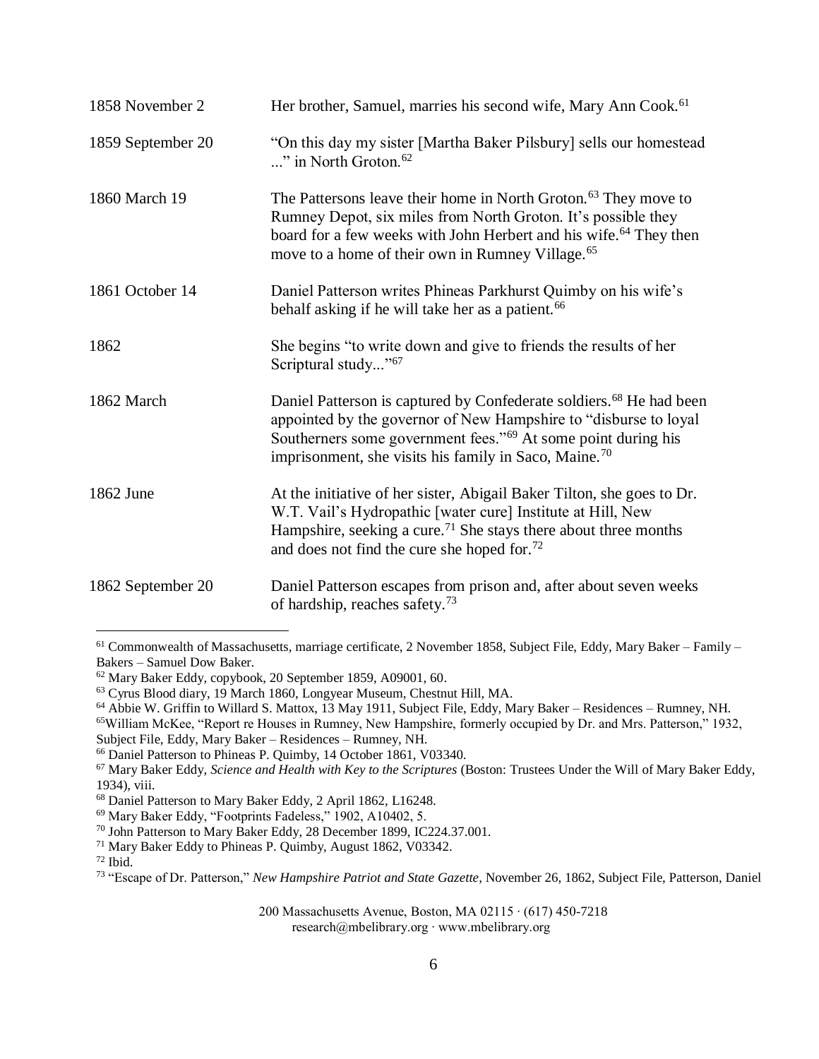| | |
|---|---|
| 1858 November 2 | Her brother, Samuel, marries his second wife, Mary Ann Cook.[61] |
| 1859 September 20 | "On this day my sister [Martha Baker Pilsbury] sells our homestead ..." in North Groton.[62] |
| 1860 March 19 | The Pattersons leave their home in North Groton.[63] They move to Rumney Depot, six miles from North Groton. It's possible they board for a few weeks with John Herbert and his wife.[64] They then move to a home of their own in Rumney Village.[65] |
| 1861 October 14 | Daniel Patterson writes Phineas Parkhurst Quimby on his wife's behalf asking if he will take her as a patient.[66] |
| 1862 | She begins "to write down and give to friends the results of her Scriptural study..."[67] |
| 1862 March | Daniel Patterson is captured by Confederate soldiers.[68] He had been appointed by the governor of New Hampshire to "disburse to loyal Southerners some government fees."[69] At some point during his imprisonment, she visits his family in Saco, Maine.[70] |
| 1862 June | At the initiative of her sister, Abigail Baker Tilton, she goes to Dr. W.T. Vail's Hydropathic [water cure] Institute at Hill, New Hampshire, seeking a cure.[71] She stays there about three months and does not find the cure she hoped for.[72] |
| 1862 September 20 | Daniel Patterson escapes from prison and, after about seven weeks of hardship, reaches safety.[73] |

---

[61] Commonwealth of Massachusetts, marriage certificate, 2 November 1858, Subject File, Eddy, Mary Baker – Family – Bakers – Samuel Dow Baker.

[62] Mary Baker Eddy, copybook, 20 September 1859, A09001, 60.

[63] Cyrus Blood diary, 19 March 1860, Longyear Museum, Chestnut Hill, MA.

[64] Abbie W. Griffin to Willard S. Mattox, 13 May 1911, Subject File, Eddy, Mary Baker – Residences – Rumney, NH.

[65] William McKee, "Report re Houses in Rumney, New Hampshire, formerly occupied by Dr. and Mrs. Patterson," 1932, Subject File, Eddy, Mary Baker – Residences – Rumney, NH.

[66] Daniel Patterson to Phineas P. Quimby, 14 October 1861, V03340.

[67] Mary Baker Eddy, *Science and Health with Key to the Scriptures* (Boston: Trustees Under the Will of Mary Baker Eddy, 1934), viii.

[68] Daniel Patterson to Mary Baker Eddy, 2 April 1862, L16248.

[69] Mary Baker Eddy, "Footprints Fadeless," 1902, A10402, 5.

[70] John Patterson to Mary Baker Eddy, 28 December 1899, IC224.37.001.

[71] Mary Baker Eddy to Phineas P. Quimby, August 1862, V03342.

[72] Ibid.

[73] "Escape of Dr. Patterson," *New Hampshire Patriot and State Gazette,* November 26, 1862, Subject File, Patterson, Daniel

200 Massachusetts Avenue, Boston, MA 02115 · (617) 450-7218
research@mbelibrary.org · www.mbelibrary.org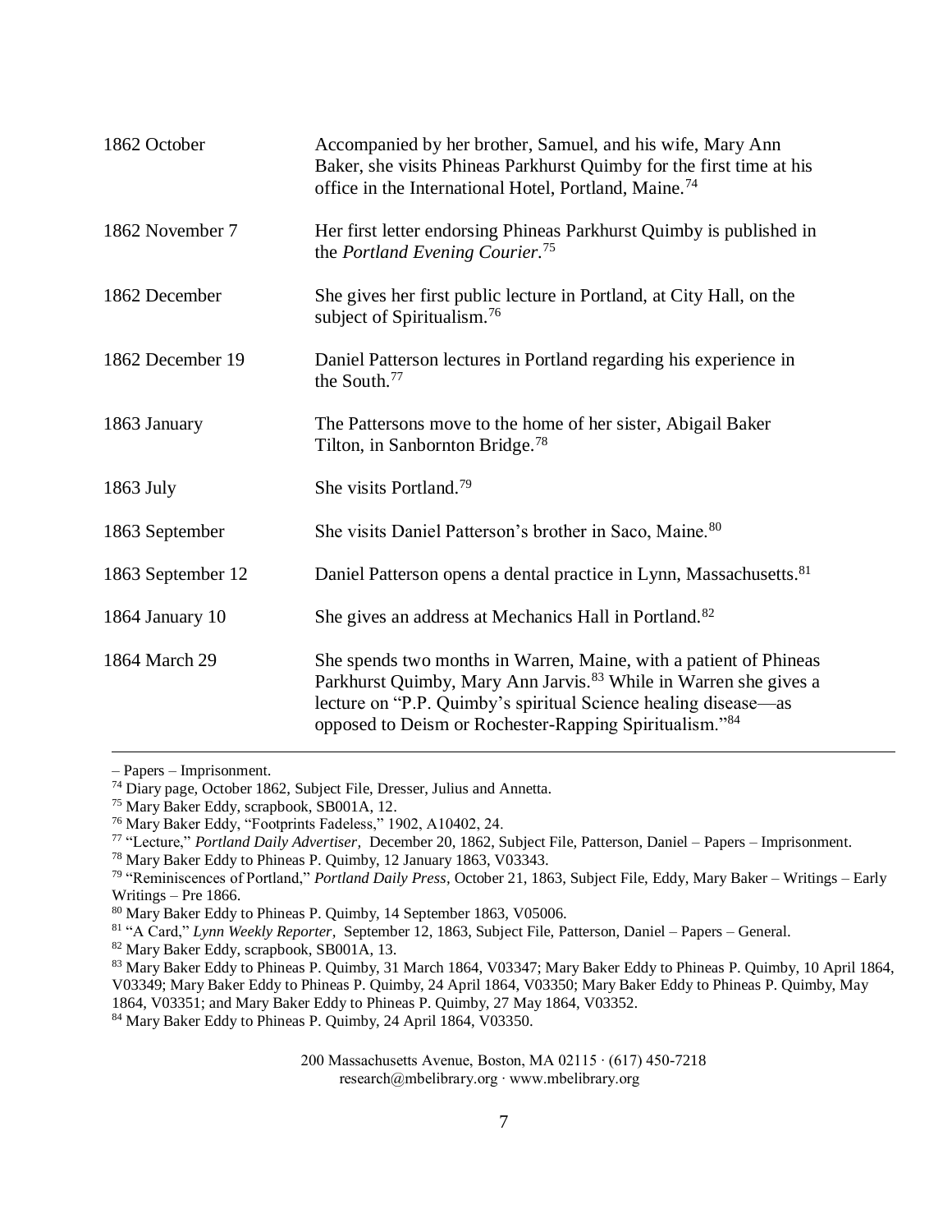| | |
|---|---|
| 1862 October | Accompanied by her brother, Samuel, and his wife, Mary Ann Baker, she visits Phineas Parkhurst Quimby for the first time at his office in the International Hotel, Portland, Maine.[74] |
| 1862 November 7 | Her first letter endorsing Phineas Parkhurst Quimby is published in the *Portland Evening Courier*.[75] |
| 1862 December | She gives her first public lecture in Portland, at City Hall, on the subject of Spiritualism.[76] |
| 1862 December 19 | Daniel Patterson lectures in Portland regarding his experience in the South.[77] |
| 1863 January | The Pattersons move to the home of her sister, Abigail Baker Tilton, in Sanbornton Bridge.[78] |
| 1863 July | She visits Portland.[79] |
| 1863 September | She visits Daniel Patterson's brother in Saco, Maine.[80] |
| 1863 September 12 | Daniel Patterson opens a dental practice in Lynn, Massachusetts.[81] |
| 1864 January 10 | She gives an address at Mechanics Hall in Portland.[82] |
| 1864 March 29 | She spends two months in Warren, Maine, with a patient of Phineas Parkhurst Quimby, Mary Ann Jarvis.[83] While in Warren she gives a lecture on "P.P. Quimby's spiritual Science healing disease—as opposed to Deism or Rochester-Rapping Spiritualism."[84] |

---

– Papers – Imprisonment.

[74] Diary page, October 1862, Subject File, Dresser, Julius and Annetta.

[75] Mary Baker Eddy, scrapbook, SB001A, 12.

[76] Mary Baker Eddy, "Footprints Fadeless," 1902, A10402, 24.

[77] "Lecture," *Portland Daily Advertiser,* December 20, 1862, Subject File, Patterson, Daniel – Papers – Imprisonment.

[78] Mary Baker Eddy to Phineas P. Quimby, 12 January 1863, V03343.

[79] "Reminiscences of Portland," *Portland Daily Press*, October 21, 1863, Subject File, Eddy, Mary Baker – Writings – Early Writings – Pre 1866.

[80] Mary Baker Eddy to Phineas P. Quimby, 14 September 1863, V05006.

[81] "A Card," *Lynn Weekly Reporter,* September 12, 1863, Subject File, Patterson, Daniel – Papers – General.

[82] Mary Baker Eddy, scrapbook, SB001A, 13.

[83] Mary Baker Eddy to Phineas P. Quimby, 31 March 1864, V03347; Mary Baker Eddy to Phineas P. Quimby, 10 April 1864, V03349; Mary Baker Eddy to Phineas P. Quimby, 24 April 1864, V03350; Mary Baker Eddy to Phineas P. Quimby, May 1864, V03351; and Mary Baker Eddy to Phineas P. Quimby, 27 May 1864, V03352.

[84] Mary Baker Eddy to Phineas P. Quimby, 24 April 1864, V03350.

200 Massachusetts Avenue, Boston, MA 02115 · (617) 450-7218
research@mbelibrary.org · www.mbelibrary.org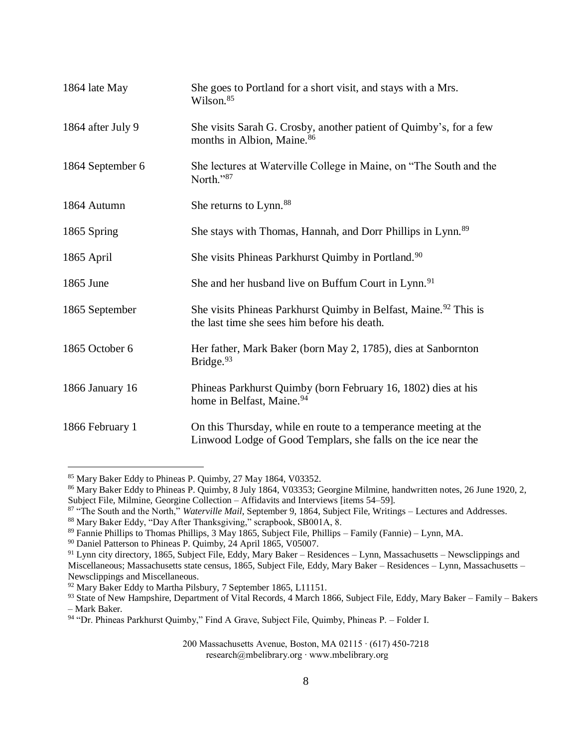| | |
|---|---|
| 1864 late May | She goes to Portland for a short visit, and stays with a Mrs. Wilson.[85] |
| 1864 after July 9 | She visits Sarah G. Crosby, another patient of Quimby's, for a few months in Albion, Maine.[86] |
| 1864 September 6 | She lectures at Waterville College in Maine, on "The South and the North."[87] |
| 1864 Autumn | She returns to Lynn.[88] |
| 1865 Spring | She stays with Thomas, Hannah, and Dorr Phillips in Lynn.[89] |
| 1865 April | She visits Phineas Parkhurst Quimby in Portland.[90] |
| 1865 June | She and her husband live on Buffum Court in Lynn.[91] |
| 1865 September | She visits Phineas Parkhurst Quimby in Belfast, Maine.[92] This is the last time she sees him before his death. |
| 1865 October 6 | Her father, Mark Baker (born May 2, 1785), dies at Sanbornton Bridge.[93] |
| 1866 January 16 | Phineas Parkhurst Quimby (born February 16, 1802) dies at his home in Belfast, Maine.[94] |
| 1866 February 1 | On this Thursday, while en route to a temperance meeting at the Linwood Lodge of Good Templars, she falls on the ice near the |

---

[85] Mary Baker Eddy to Phineas P. Quimby, 27 May 1864, V03352.

[86] Mary Baker Eddy to Phineas P. Quimby, 8 July 1864, V03353; Georgine Milmine, handwritten notes, 26 June 1920, 2, Subject File, Milmine, Georgine Collection – Affidavits and Interviews [items 54–59].

[87] "The South and the North," *Waterville Mail*, September 9, 1864, Subject File, Writings – Lectures and Addresses.

[88] Mary Baker Eddy, "Day After Thanksgiving," scrapbook, SB001A, 8.

[89] Fannie Phillips to Thomas Phillips, 3 May 1865, Subject File, Phillips – Family (Fannie) – Lynn, MA.

[90] Daniel Patterson to Phineas P. Quimby, 24 April 1865, V05007.

[91] Lynn city directory, 1865, Subject File, Eddy, Mary Baker – Residences – Lynn, Massachusetts – Newsclippings and Miscellaneous; Massachusetts state census, 1865, Subject File, Eddy, Mary Baker – Residences – Lynn, Massachusetts – Newsclippings and Miscellaneous.

[92] Mary Baker Eddy to Martha Pilsbury, 7 September 1865, L11151.

[93] State of New Hampshire, Department of Vital Records, 4 March 1866, Subject File, Eddy, Mary Baker – Family – Bakers – Mark Baker.

[94] "Dr. Phineas Parkhurst Quimby," Find A Grave, Subject File, Quimby, Phineas P. – Folder I.

200 Massachusetts Avenue, Boston, MA 02115 · (617) 450-7218
research@mbelibrary.org · www.mbelibrary.org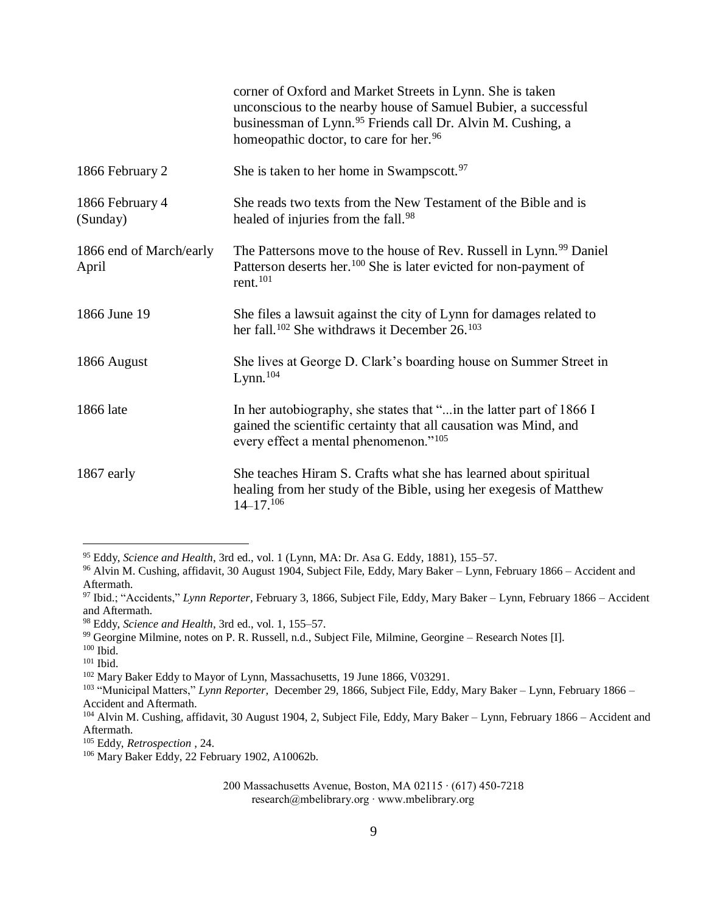| | |
|---|---|
| | corner of Oxford and Market Streets in Lynn. She is taken unconscious to the nearby house of Samuel Bubier, a successful businessman of Lynn.[95] Friends call Dr. Alvin M. Cushing, a homeopathic doctor, to care for her.[96] |
| 1866 February 2 | She is taken to her home in Swampscott.[97] |
| 1866 February 4 (Sunday) | She reads two texts from the New Testament of the Bible and is healed of injuries from the fall.[98] |
| 1866 end of March/early April | The Pattersons move to the house of Rev. Russell in Lynn.[99] Daniel Patterson deserts her.[100] She is later evicted for non-payment of rent.[101] |
| 1866 June 19 | She files a lawsuit against the city of Lynn for damages related to her fall.[102] She withdraws it December 26.[103] |
| 1866 August | She lives at George D. Clark's boarding house on Summer Street in Lynn.[104] |
| 1866 late | In her autobiography, she states that "...in the latter part of 1866 I gained the scientific certainty that all causation was Mind, and every effect a mental phenomenon."[105] |
| 1867 early | She teaches Hiram S. Crafts what she has learned about spiritual healing from her study of the Bible, using her exegesis of Matthew 14–17.[106] |

---

[95] Eddy, *Science and Health*, 3rd ed., vol. 1 (Lynn, MA: Dr. Asa G. Eddy, 1881), 155–57.

[96] Alvin M. Cushing, affidavit, 30 August 1904, Subject File, Eddy, Mary Baker – Lynn, February 1866 – Accident and Aftermath.

[97] Ibid.; "Accidents," *Lynn Reporter*, February 3, 1866, Subject File, Eddy, Mary Baker – Lynn, February 1866 – Accident and Aftermath.

[98] Eddy, *Science and Health*, 3rd ed., vol. 1, 155–57.

[99] Georgine Milmine, notes on P. R. Russell, n.d., Subject File, Milmine, Georgine – Research Notes [I].

[100] Ibid.

[101] Ibid.

[102] Mary Baker Eddy to Mayor of Lynn, Massachusetts, 19 June 1866, V03291.

[103] "Municipal Matters," *Lynn Reporter*, December 29, 1866, Subject File, Eddy, Mary Baker – Lynn, February 1866 – Accident and Aftermath.

[104] Alvin M. Cushing, affidavit, 30 August 1904, 2, Subject File, Eddy, Mary Baker – Lynn, February 1866 – Accident and Aftermath.

[105] Eddy, *Retrospection* , 24.

[106] Mary Baker Eddy, 22 February 1902, A10062b.

200 Massachusetts Avenue, Boston, MA 02115 · (617) 450-7218
research@mbelibrary.org · www.mbelibrary.org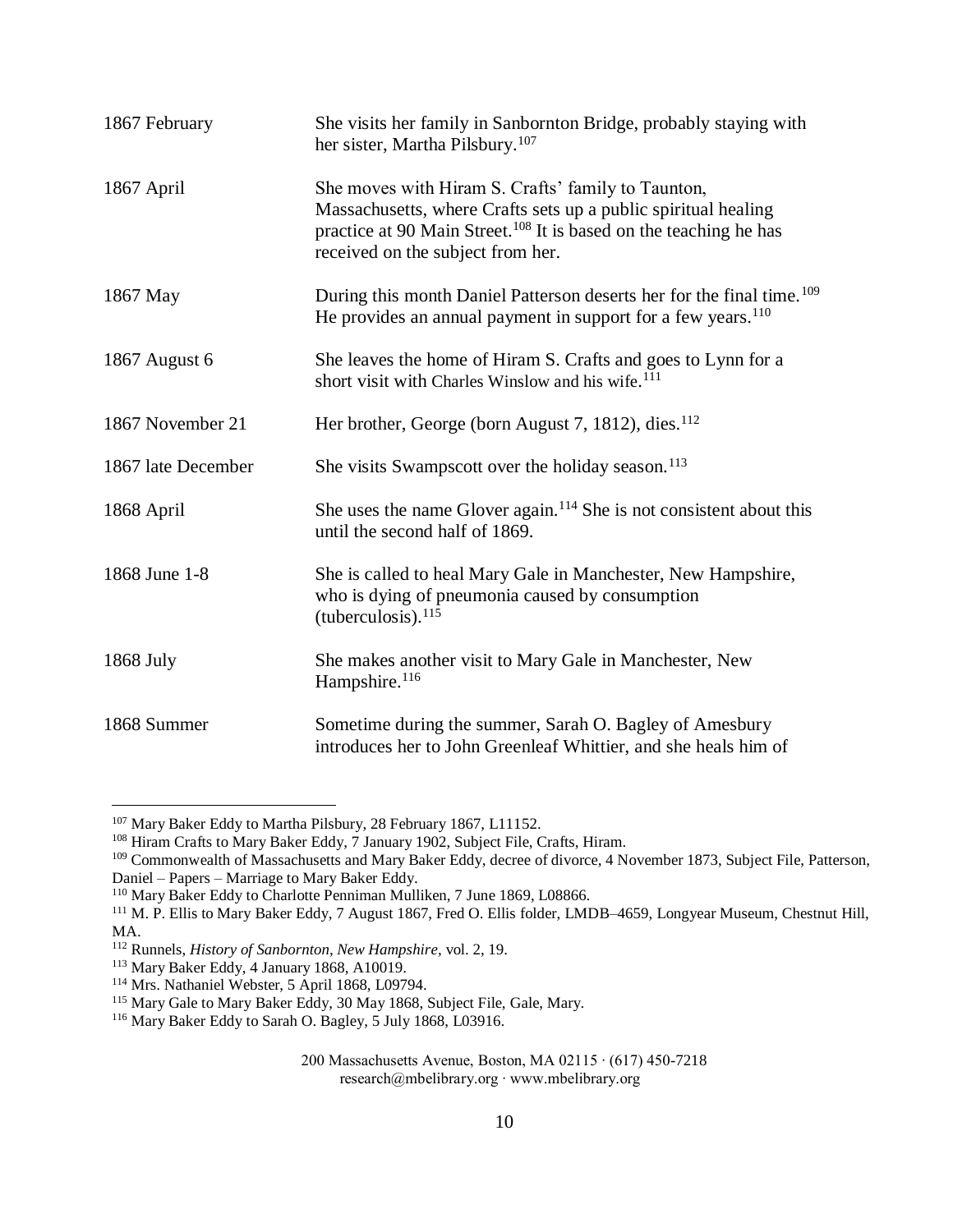| | |
|---|---|
| 1867 February | She visits her family in Sanbornton Bridge, probably staying with her sister, Martha Pilsbury.[107] |
| 1867 April | She moves with Hiram S. Crafts' family to Taunton, Massachusetts, where Crafts sets up a public spiritual healing practice at 90 Main Street.[108] It is based on the teaching he has received on the subject from her. |
| 1867 May | During this month Daniel Patterson deserts her for the final time.[109] He provides an annual payment in support for a few years.[110] |
| 1867 August 6 | She leaves the home of Hiram S. Crafts and goes to Lynn for a short visit with Charles Winslow and his wife.[111] |
| 1867 November 21 | Her brother, George (born August 7, 1812), dies.[112] |
| 1867 late December | She visits Swampscott over the holiday season.[113] |
| 1868 April | She uses the name Glover again.[114] She is not consistent about this until the second half of 1869. |
| 1868 June 1-8 | She is called to heal Mary Gale in Manchester, New Hampshire, who is dying of pneumonia caused by consumption (tuberculosis).[115] |
| 1868 July | She makes another visit to Mary Gale in Manchester, New Hampshire.[116] |
| 1868 Summer | Sometime during the summer, Sarah O. Bagley of Amesbury introduces her to John Greenleaf Whittier, and she heals him of |

[107] Mary Baker Eddy to Martha Pilsbury, 28 February 1867, L11152.

[108] Hiram Crafts to Mary Baker Eddy, 7 January 1902, Subject File, Crafts, Hiram.

[109] Commonwealth of Massachusetts and Mary Baker Eddy, decree of divorce, 4 November 1873, Subject File, Patterson, Daniel – Papers – Marriage to Mary Baker Eddy.

[110] Mary Baker Eddy to Charlotte Penniman Mulliken, 7 June 1869, L08866.

[111] M. P. Ellis to Mary Baker Eddy, 7 August 1867, Fred O. Ellis folder, LMDB–4659, Longyear Museum, Chestnut Hill, MA.

[112] Runnels, *History of Sanbornton, New Hampshire*, vol. 2, 19.

[113] Mary Baker Eddy, 4 January 1868, A10019.

[114] Mrs. Nathaniel Webster, 5 April 1868, L09794.

[115] Mary Gale to Mary Baker Eddy, 30 May 1868, Subject File, Gale, Mary.

[116] Mary Baker Eddy to Sarah O. Bagley, 5 July 1868, L03916.

200 Massachusetts Avenue, Boston, MA 02115 · (617) 450-7218
research@mbelibrary.org · www.mbelibrary.org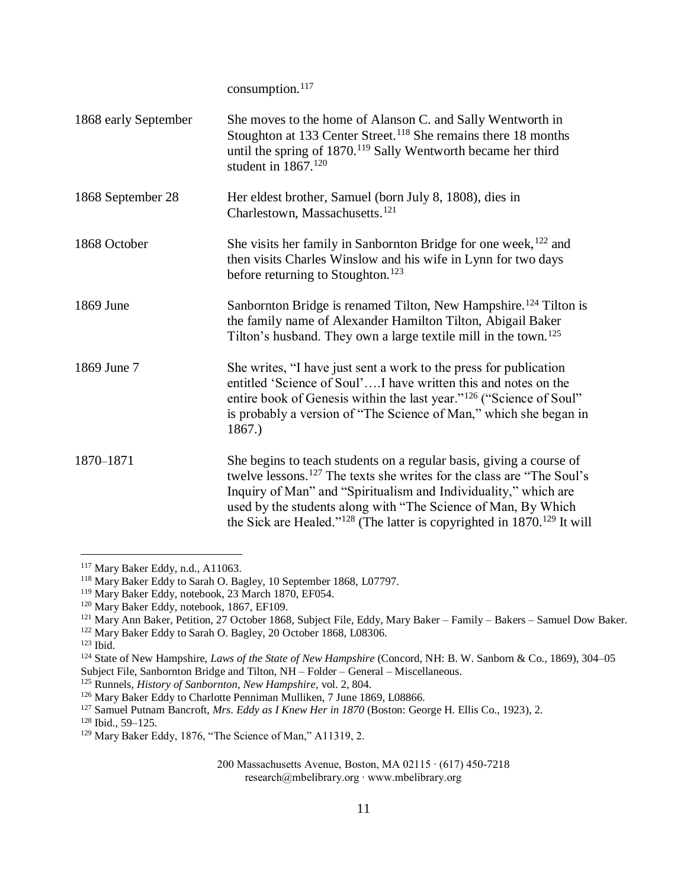| | |
|---|---|
| | consumption.[117] |
| 1868 early September | She moves to the home of Alanson C. and Sally Wentworth in Stoughton at 133 Center Street.[118] She remains there 18 months until the spring of 1870.[119] Sally Wentworth became her third student in 1867.[120] |
| 1868 September 28 | Her eldest brother, Samuel (born July 8, 1808), dies in Charlestown, Massachusetts.[121] |
| 1868 October | She visits her family in Sanbornton Bridge for one week,[122] and then visits Charles Winslow and his wife in Lynn for two days before returning to Stoughton.[123] |
| 1869 June | Sanbornton Bridge is renamed Tilton, New Hampshire.[124] Tilton is the family name of Alexander Hamilton Tilton, Abigail Baker Tilton's husband. They own a large textile mill in the town.[125] |
| 1869 June 7 | She writes, "I have just sent a work to the press for publication entitled 'Science of Soul'….I have written this and notes on the entire book of Genesis within the last year."[126] ("Science of Soul" is probably a version of "The Science of Man," which she began in 1867.) |
| 1870–1871 | She begins to teach students on a regular basis, giving a course of twelve lessons.[127] The texts she writes for the class are "The Soul's Inquiry of Man" and "Spiritualism and Individuality," which are used by the students along with "The Science of Man, By Which the Sick are Healed."[128] (The latter is copyrighted in 1870.[129] It will |

[117] Mary Baker Eddy, n.d., A11063.
[118] Mary Baker Eddy to Sarah O. Bagley, 10 September 1868, L07797.
[119] Mary Baker Eddy, notebook, 23 March 1870, EF054.
[120] Mary Baker Eddy, notebook, 1867, EF109.
[121] Mary Ann Baker, Petition, 27 October 1868, Subject File, Eddy, Mary Baker – Family – Bakers – Samuel Dow Baker.
[122] Mary Baker Eddy to Sarah O. Bagley, 20 October 1868, L08306.
[123] Ibid.
[124] State of New Hampshire, *Laws of the State of New Hampshire* (Concord, NH: B. W. Sanborn & Co., 1869), 304–05 Subject File, Sanbornton Bridge and Tilton, NH – Folder – General – Miscellaneous.
[125] Runnels, *History of Sanbornton, New Hampshire*, vol. 2, 804.
[126] Mary Baker Eddy to Charlotte Penniman Mulliken, 7 June 1869, L08866.
[127] Samuel Putnam Bancroft, *Mrs. Eddy as I Knew Her in 1870* (Boston: George H. Ellis Co., 1923), 2.
[128] Ibid., 59–125.
[129] Mary Baker Eddy, 1876, "The Science of Man," A11319, 2.

200 Massachusetts Avenue, Boston, MA 02115 · (617) 450-7218
research@mbelibrary.org · www.mbelibrary.org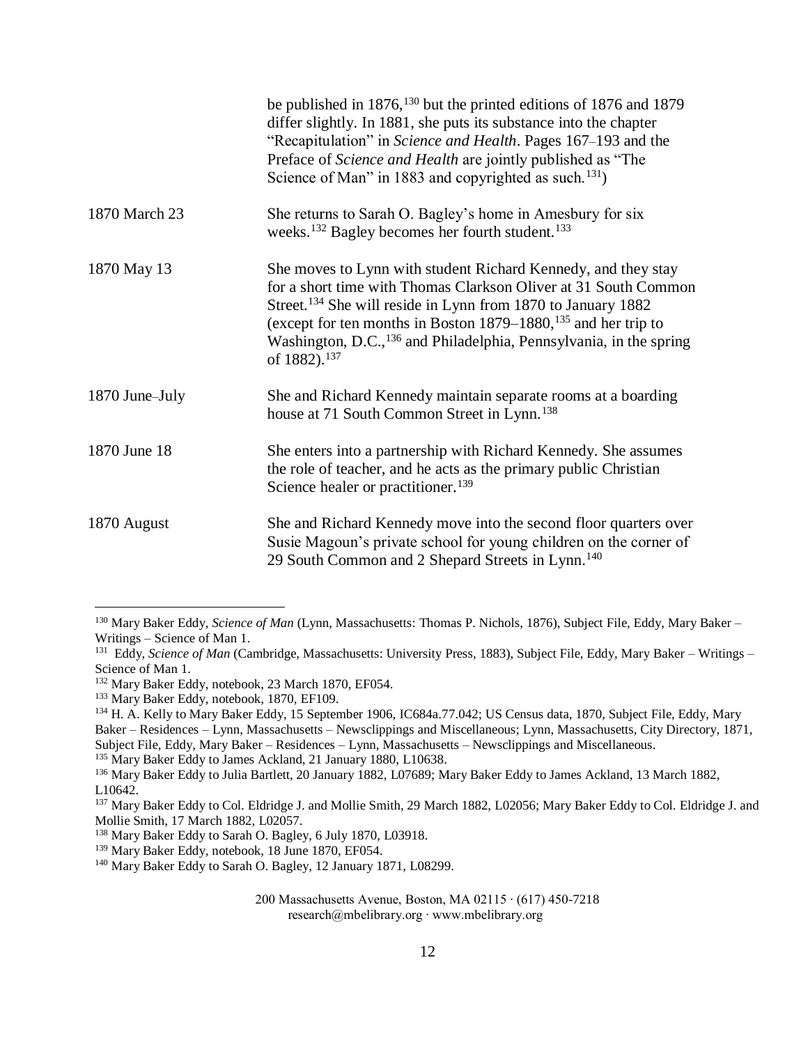| | |
|---|---|
| | be published in 1876,[130] but the printed editions of 1876 and 1879 differ slightly. In 1881, she puts its substance into the chapter "Recapitulation" in *Science and Health*. Pages 167–193 and the Preface of *Science and Health* are jointly published as "The Science of Man" in 1883 and copyrighted as such.[131]) |
| 1870 March 23 | She returns to Sarah O. Bagley's home in Amesbury for six weeks.[132] Bagley becomes her fourth student.[133] |
| 1870 May 13 | She moves to Lynn with student Richard Kennedy, and they stay for a short time with Thomas Clarkson Oliver at 31 South Common Street.[134] She will reside in Lynn from 1870 to January 1882 (except for ten months in Boston 1879–1880,[135] and her trip to Washington, D.C.,[136] and Philadelphia, Pennsylvania, in the spring of 1882).[137] |
| 1870 June–July | She and Richard Kennedy maintain separate rooms at a boarding house at 71 South Common Street in Lynn.[138] |
| 1870 June 18 | She enters into a partnership with Richard Kennedy. She assumes the role of teacher, and he acts as the primary public Christian Science healer or practitioner.[139] |
| 1870 August | She and Richard Kennedy move into the second floor quarters over Susie Magoun's private school for young children on the corner of 29 South Common and 2 Shepard Streets in Lynn.[140] |

---

[130] Mary Baker Eddy, *Science of Man* (Lynn, Massachusetts: Thomas P. Nichols, 1876), Subject File, Eddy, Mary Baker – Writings – Science of Man 1.

[131] Eddy, *Science of Man* (Cambridge, Massachusetts: University Press, 1883), Subject File, Eddy, Mary Baker – Writings – Science of Man 1.

[132] Mary Baker Eddy, notebook, 23 March 1870, EF054.

[133] Mary Baker Eddy, notebook, 1870, EF109.

[134] H. A. Kelly to Mary Baker Eddy, 15 September 1906, IC684a.77.042; US Census data, 1870, Subject File, Eddy, Mary Baker – Residences – Lynn, Massachusetts – Newsclippings and Miscellaneous; Lynn, Massachusetts, City Directory, 1871, Subject File, Eddy, Mary Baker – Residences – Lynn, Massachusetts – Newsclippings and Miscellaneous.

[135] Mary Baker Eddy to James Ackland, 21 January 1880, L10638.

[136] Mary Baker Eddy to Julia Bartlett, 20 January 1882, L07689; Mary Baker Eddy to James Ackland, 13 March 1882, L10642.

[137] Mary Baker Eddy to Col. Eldridge J. and Mollie Smith, 29 March 1882, L02056; Mary Baker Eddy to Col. Eldridge J. and Mollie Smith, 17 March 1882, L02057.

[138] Mary Baker Eddy to Sarah O. Bagley, 6 July 1870, L03918.

[139] Mary Baker Eddy, notebook, 18 June 1870, EF054.

[140] Mary Baker Eddy to Sarah O. Bagley, 12 January 1871, L08299.

200 Massachusetts Avenue, Boston, MA 02115 · (617) 450-7218
research@mbelibrary.org · www.mbelibrary.org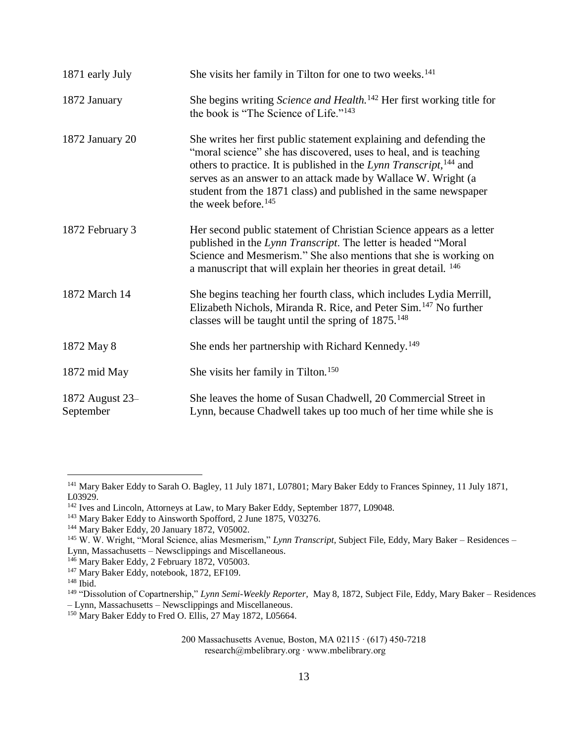| | |
|---|---|
| 1871 early July | She visits her family in Tilton for one to two weeks.[141] |
| 1872 January | She begins writing *Science and Health.*[142] Her first working title for the book is "The Science of Life."[143] |
| 1872 January 20 | She writes her first public statement explaining and defending the "moral science" she has discovered, uses to heal, and is teaching others to practice. It is published in the *Lynn Transcript*,[144] and serves as an answer to an attack made by Wallace W. Wright (a student from the 1871 class) and published in the same newspaper the week before.[145] |
| 1872 February 3 | Her second public statement of Christian Science appears as a letter published in the *Lynn Transcript*. The letter is headed "Moral Science and Mesmerism." She also mentions that she is working on a manuscript that will explain her theories in great detail. [146] |
| 1872 March 14 | She begins teaching her fourth class, which includes Lydia Merrill, Elizabeth Nichols, Miranda R. Rice, and Peter Sim.[147] No further classes will be taught until the spring of 1875.[148] |
| 1872 May 8 | She ends her partnership with Richard Kennedy.[149] |
| 1872 mid May | She visits her family in Tilton.[150] |
| 1872 August 23–September | She leaves the home of Susan Chadwell, 20 Commercial Street in Lynn, because Chadwell takes up too much of her time while she is |

---

[141] Mary Baker Eddy to Sarah O. Bagley, 11 July 1871, L07801; Mary Baker Eddy to Frances Spinney, 11 July 1871, L03929.

[142] Ives and Lincoln, Attorneys at Law, to Mary Baker Eddy, September 1877, L09048.

[143] Mary Baker Eddy to Ainsworth Spofford, 2 June 1875, V03276.

[144] Mary Baker Eddy, 20 January 1872, V05002.

[145] W. W. Wright, "Moral Science, alias Mesmerism," *Lynn Transcript*, Subject File, Eddy, Mary Baker – Residences – Lynn, Massachusetts – Newsclippings and Miscellaneous.

[146] Mary Baker Eddy, 2 February 1872, V05003.

[147] Mary Baker Eddy, notebook, 1872, EF109.

[148] Ibid.

[149] "Dissolution of Copartnership," *Lynn Semi-Weekly Reporter*, May 8, 1872, Subject File, Eddy, Mary Baker – Residences – Lynn, Massachusetts – Newsclippings and Miscellaneous.

[150] Mary Baker Eddy to Fred O. Ellis, 27 May 1872, L05664.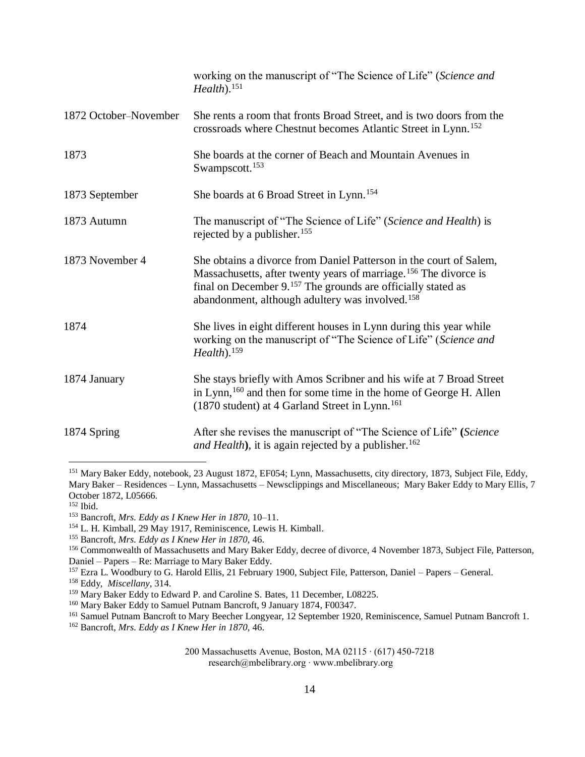| | |
|---|---|
| | working on the manuscript of "The Science of Life" (*Science and Health*).[151] |
| 1872 October–November | She rents a room that fronts Broad Street, and is two doors from the crossroads where Chestnut becomes Atlantic Street in Lynn.[152] |
| 1873 | She boards at the corner of Beach and Mountain Avenues in Swampscott.[153] |
| 1873 September | She boards at 6 Broad Street in Lynn.[154] |
| 1873 Autumn | The manuscript of "The Science of Life" (*Science and Health*) is rejected by a publisher.[155] |
| 1873 November 4 | She obtains a divorce from Daniel Patterson in the court of Salem, Massachusetts, after twenty years of marriage.[156] The divorce is final on December 9.[157] The grounds are officially stated as abandonment, although adultery was involved.[158] |
| 1874 | She lives in eight different houses in Lynn during this year while working on the manuscript of "The Science of Life" (*Science and Health*).[159] |
| 1874 January | She stays briefly with Amos Scribner and his wife at 7 Broad Street in Lynn,[160] and then for some time in the home of George H. Allen (1870 student) at 4 Garland Street in Lynn.[161] |
| 1874 Spring | After she revises the manuscript of "The Science of Life" **(***Science and Health***)**, it is again rejected by a publisher.[162] |

---

[151] Mary Baker Eddy, notebook, 23 August 1872, EF054; Lynn, Massachusetts, city directory, 1873, Subject File, Eddy, Mary Baker – Residences – Lynn, Massachusetts – Newsclippings and Miscellaneous; Mary Baker Eddy to Mary Ellis, 7 October 1872, L05666.

[152] Ibid.

[153] Bancroft, *Mrs. Eddy as I Knew Her in 1870,* 10–11.

[154] L. H. Kimball, 29 May 1917, Reminiscence, Lewis H. Kimball.

[155] Bancroft, *Mrs. Eddy as I Knew Her in 1870,* 46.

[156] Commonwealth of Massachusetts and Mary Baker Eddy, decree of divorce, 4 November 1873, Subject File, Patterson, Daniel – Papers – Re: Marriage to Mary Baker Eddy.

[157] Ezra L. Woodbury to G. Harold Ellis, 21 February 1900, Subject File, Patterson, Daniel – Papers – General.

[158] Eddy, *Miscellany,* 314.

[159] Mary Baker Eddy to Edward P. and Caroline S. Bates, 11 December, L08225.

[160] Mary Baker Eddy to Samuel Putnam Bancroft, 9 January 1874, F00347.

[161] Samuel Putnam Bancroft to Mary Beecher Longyear, 12 September 1920, Reminiscence, Samuel Putnam Bancroft 1.

[162] Bancroft, *Mrs. Eddy as I Knew Her in 1870,* 46.

200 Massachusetts Avenue, Boston, MA 02115 · (617) 450-7218
research@mbelibrary.org · www.mbelibrary.org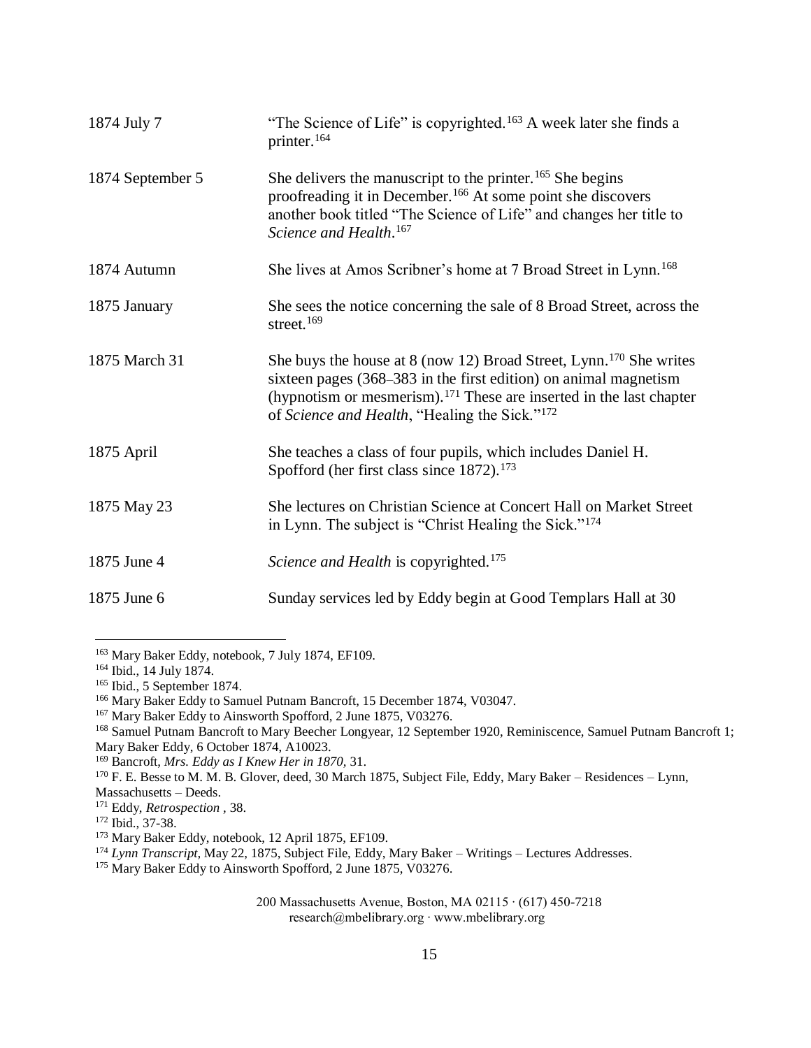| | |
|---|---|
| 1874 July 7 | "The Science of Life" is copyrighted.[163] A week later she finds a printer.[164] |
| 1874 September 5 | She delivers the manuscript to the printer.[165] She begins proofreading it in December.[166] At some point she discovers another book titled "The Science of Life" and changes her title to *Science and Health*.[167] |
| 1874 Autumn | She lives at Amos Scribner's home at 7 Broad Street in Lynn.[168] |
| 1875 January | She sees the notice concerning the sale of 8 Broad Street, across the street.[169] |
| 1875 March 31 | She buys the house at 8 (now 12) Broad Street, Lynn.[170] She writes sixteen pages (368–383 in the first edition) on animal magnetism (hypnotism or mesmerism).[171] These are inserted in the last chapter of *Science and Health*, "Healing the Sick."[172] |
| 1875 April | She teaches a class of four pupils, which includes Daniel H. Spofford (her first class since 1872).[173] |
| 1875 May 23 | She lectures on Christian Science at Concert Hall on Market Street in Lynn. The subject is "Christ Healing the Sick."[174] |
| 1875 June 4 | *Science and Health* is copyrighted.[175] |
| 1875 June 6 | Sunday services led by Eddy begin at Good Templars Hall at 30 |

[163] Mary Baker Eddy, notebook, 7 July 1874, EF109.

[164] Ibid., 14 July 1874.

[165] Ibid., 5 September 1874.

[166] Mary Baker Eddy to Samuel Putnam Bancroft, 15 December 1874, V03047.

[167] Mary Baker Eddy to Ainsworth Spofford, 2 June 1875, V03276.

[168] Samuel Putnam Bancroft to Mary Beecher Longyear, 12 September 1920, Reminiscence, Samuel Putnam Bancroft 1; Mary Baker Eddy, 6 October 1874, A10023.

[169] Bancroft, *Mrs. Eddy as I Knew Her in 1870*, 31.

[170] F. E. Besse to M. M. B. Glover, deed, 30 March 1875, Subject File, Eddy, Mary Baker – Residences – Lynn, Massachusetts – Deeds.

[171] Eddy, *Retrospection* , 38.

[172] Ibid., 37-38.

[173] Mary Baker Eddy, notebook, 12 April 1875, EF109.

[174] *Lynn Transcript*, May 22, 1875, Subject File, Eddy, Mary Baker – Writings – Lectures Addresses.

[175] Mary Baker Eddy to Ainsworth Spofford, 2 June 1875, V03276.

200 Massachusetts Avenue, Boston, MA 02115 · (617) 450-7218
research@mbelibrary.org · www.mbelibrary.org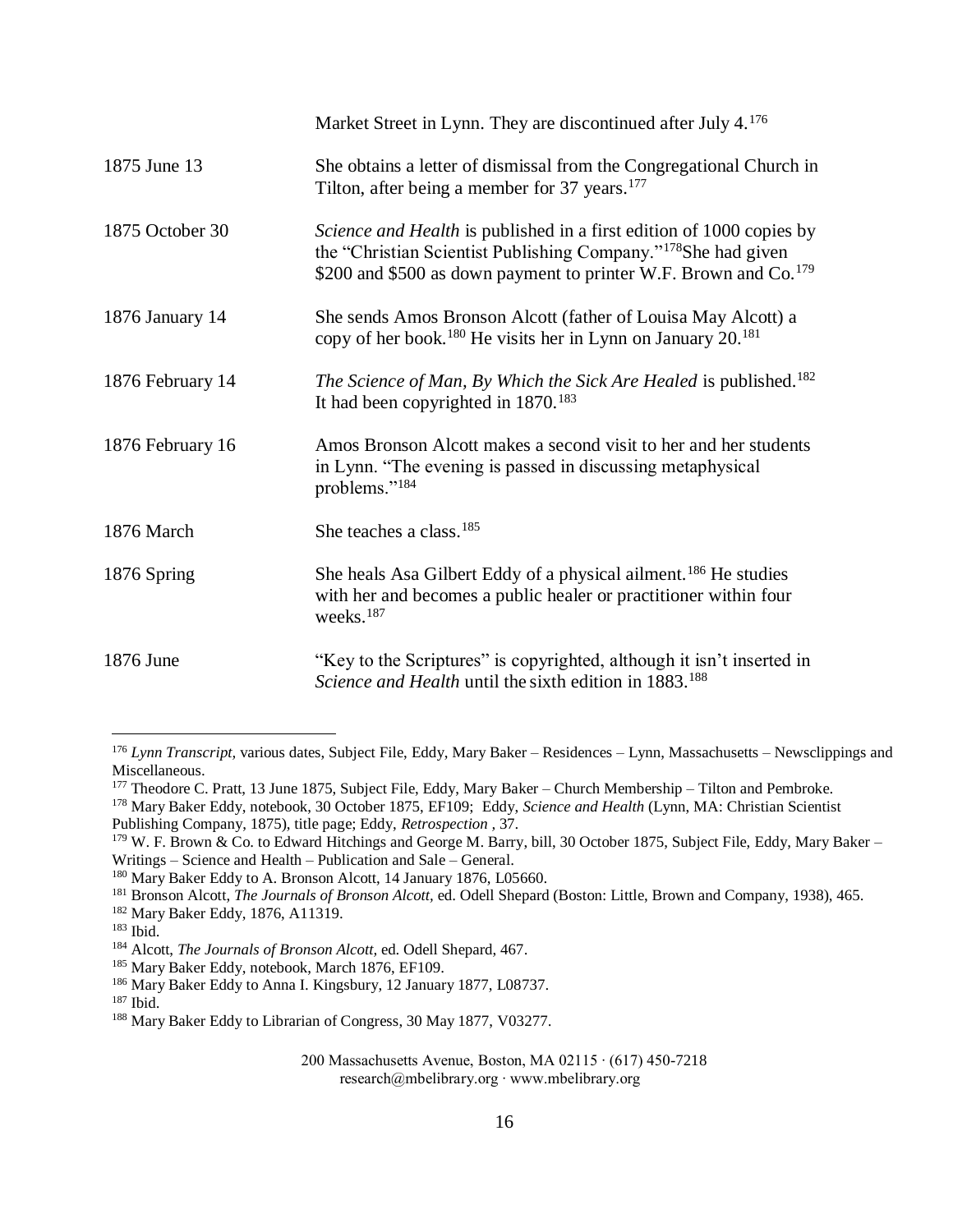| | |
|---|---|
| | Market Street in Lynn. They are discontinued after July 4.[176] |
| 1875 June 13 | She obtains a letter of dismissal from the Congregational Church in Tilton, after being a member for 37 years.[177] |
| 1875 October 30 | *Science and Health* is published in a first edition of 1000 copies by the "Christian Scientist Publishing Company."[178] She had given \$200 and \$500 as down payment to printer W.F. Brown and Co.[179] |
| 1876 January 14 | She sends Amos Bronson Alcott (father of Louisa May Alcott) a copy of her book.[180] He visits her in Lynn on January 20.[181] |
| 1876 February 14 | *The Science of Man, By Which the Sick Are Healed* is published.[182] It had been copyrighted in 1870.[183] |
| 1876 February 16 | Amos Bronson Alcott makes a second visit to her and her students in Lynn. "The evening is passed in discussing metaphysical problems."[184] |
| 1876 March | She teaches a class.[185] |
| 1876 Spring | She heals Asa Gilbert Eddy of a physical ailment.[186] He studies with her and becomes a public healer or practitioner within four weeks.[187] |
| 1876 June | "Key to the Scriptures" is copyrighted, although it isn't inserted in *Science and Health* until the sixth edition in 1883.[188] |

---

[176] *Lynn Transcript*, various dates, Subject File, Eddy, Mary Baker – Residences – Lynn, Massachusetts – Newsclippings and Miscellaneous.

[177] Theodore C. Pratt, 13 June 1875, Subject File, Eddy, Mary Baker – Church Membership – Tilton and Pembroke.

[178] Mary Baker Eddy, notebook, 30 October 1875, EF109; Eddy, *Science and Health* (Lynn, MA: Christian Scientist Publishing Company, 1875), title page; Eddy, *Retrospection* , 37.

[179] W. F. Brown & Co. to Edward Hitchings and George M. Barry, bill, 30 October 1875, Subject File, Eddy, Mary Baker – Writings – Science and Health – Publication and Sale – General.

[180] Mary Baker Eddy to A. Bronson Alcott, 14 January 1876, L05660.

[181] Bronson Alcott, *The Journals of Bronson Alcott,* ed. Odell Shepard (Boston: Little, Brown and Company, 1938), 465.

[182] Mary Baker Eddy, 1876, A11319.

[183] Ibid.

[184] Alcott, *The Journals of Bronson Alcott,* ed. Odell Shepard, 467.

[185] Mary Baker Eddy, notebook, March 1876, EF109.

[186] Mary Baker Eddy to Anna I. Kingsbury, 12 January 1877, L08737.

[187] Ibid.

[188] Mary Baker Eddy to Librarian of Congress, 30 May 1877, V03277.

200 Massachusetts Avenue, Boston, MA 02115 · (617) 450-7218
research@mbelibrary.org · www.mbelibrary.org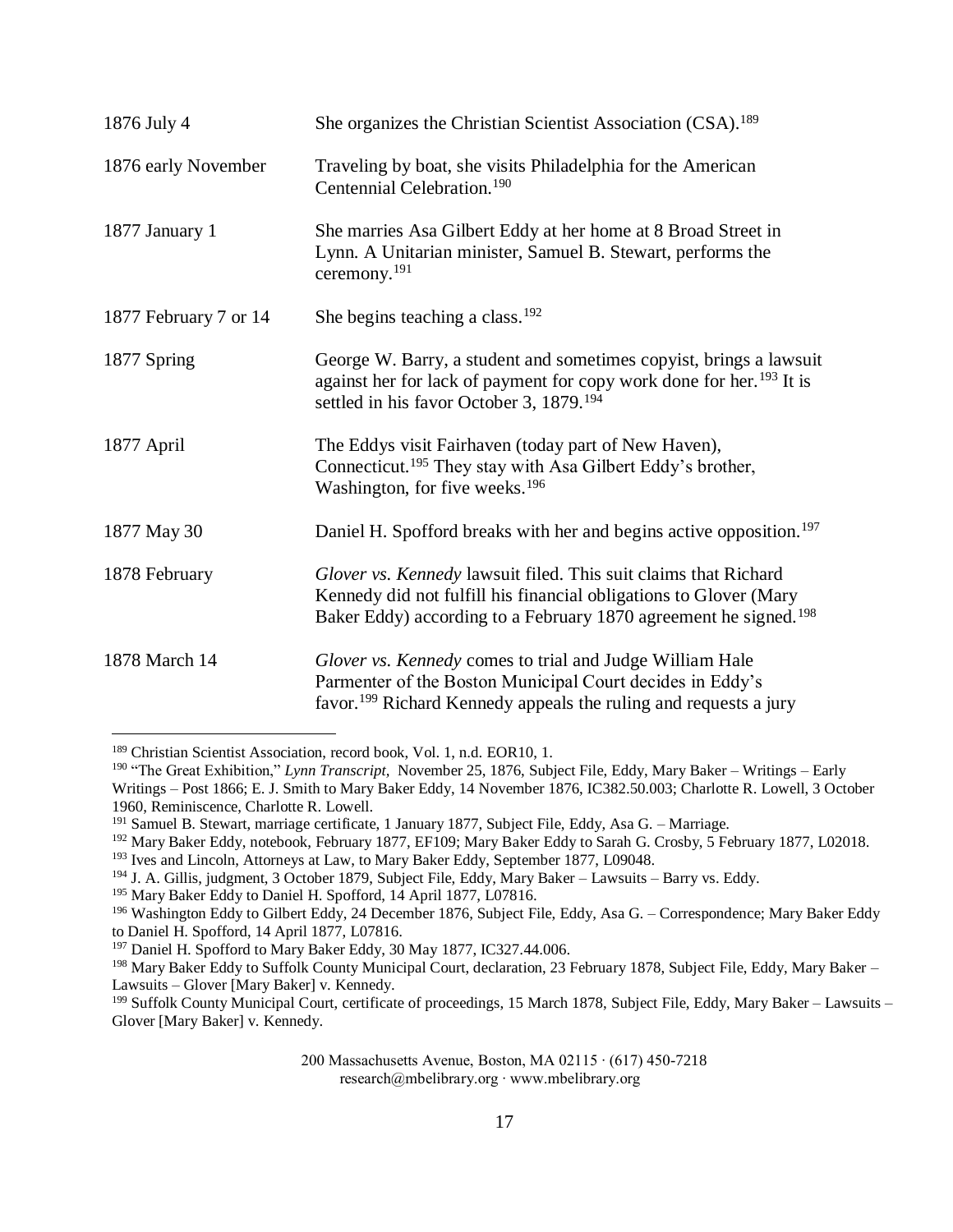| | |
|---|---|
| 1876 July 4 | She organizes the Christian Scientist Association (CSA).[189] |
| 1876 early November | Traveling by boat, she visits Philadelphia for the American Centennial Celebration.[190] |
| 1877 January 1 | She marries Asa Gilbert Eddy at her home at 8 Broad Street in Lynn. A Unitarian minister, Samuel B. Stewart, performs the ceremony.[191] |
| 1877 February 7 or 14 | She begins teaching a class.[192] |
| 1877 Spring | George W. Barry, a student and sometimes copyist, brings a lawsuit against her for lack of payment for copy work done for her.[193] It is settled in his favor October 3, 1879.[194] |
| 1877 April | The Eddys visit Fairhaven (today part of New Haven), Connecticut.[195] They stay with Asa Gilbert Eddy's brother, Washington, for five weeks.[196] |
| 1877 May 30 | Daniel H. Spofford breaks with her and begins active opposition.[197] |
| 1878 February | *Glover vs. Kennedy* lawsuit filed. This suit claims that Richard Kennedy did not fulfill his financial obligations to Glover (Mary Baker Eddy) according to a February 1870 agreement he signed.[198] |
| 1878 March 14 | *Glover vs. Kennedy* comes to trial and Judge William Hale Parmenter of the Boston Municipal Court decides in Eddy's favor.[199] Richard Kennedy appeals the ruling and requests a jury |

[189] Christian Scientist Association, record book, Vol. 1, n.d. EOR10, 1.

[190] "The Great Exhibition," *Lynn Transcript*, November 25, 1876, Subject File, Eddy, Mary Baker – Writings – Early Writings – Post 1866; E. J. Smith to Mary Baker Eddy, 14 November 1876, IC382.50.003; Charlotte R. Lowell, 3 October 1960, Reminiscence, Charlotte R. Lowell.

[191] Samuel B. Stewart, marriage certificate, 1 January 1877, Subject File, Eddy, Asa G. – Marriage.

[192] Mary Baker Eddy, notebook, February 1877, EF109; Mary Baker Eddy to Sarah G. Crosby, 5 February 1877, L02018.

[193] Ives and Lincoln, Attorneys at Law, to Mary Baker Eddy, September 1877, L09048.

[194] J. A. Gillis, judgment, 3 October 1879, Subject File, Eddy, Mary Baker – Lawsuits – Barry vs. Eddy.

[195] Mary Baker Eddy to Daniel H. Spofford, 14 April 1877, L07816.

[196] Washington Eddy to Gilbert Eddy, 24 December 1876, Subject File, Eddy, Asa G. – Correspondence; Mary Baker Eddy to Daniel H. Spofford, 14 April 1877, L07816.

[197] Daniel H. Spofford to Mary Baker Eddy, 30 May 1877, IC327.44.006.

[198] Mary Baker Eddy to Suffolk County Municipal Court, declaration, 23 February 1878, Subject File, Eddy, Mary Baker – Lawsuits – Glover [Mary Baker] v. Kennedy.

[199] Suffolk County Municipal Court, certificate of proceedings, 15 March 1878, Subject File, Eddy, Mary Baker – Lawsuits – Glover [Mary Baker] v. Kennedy.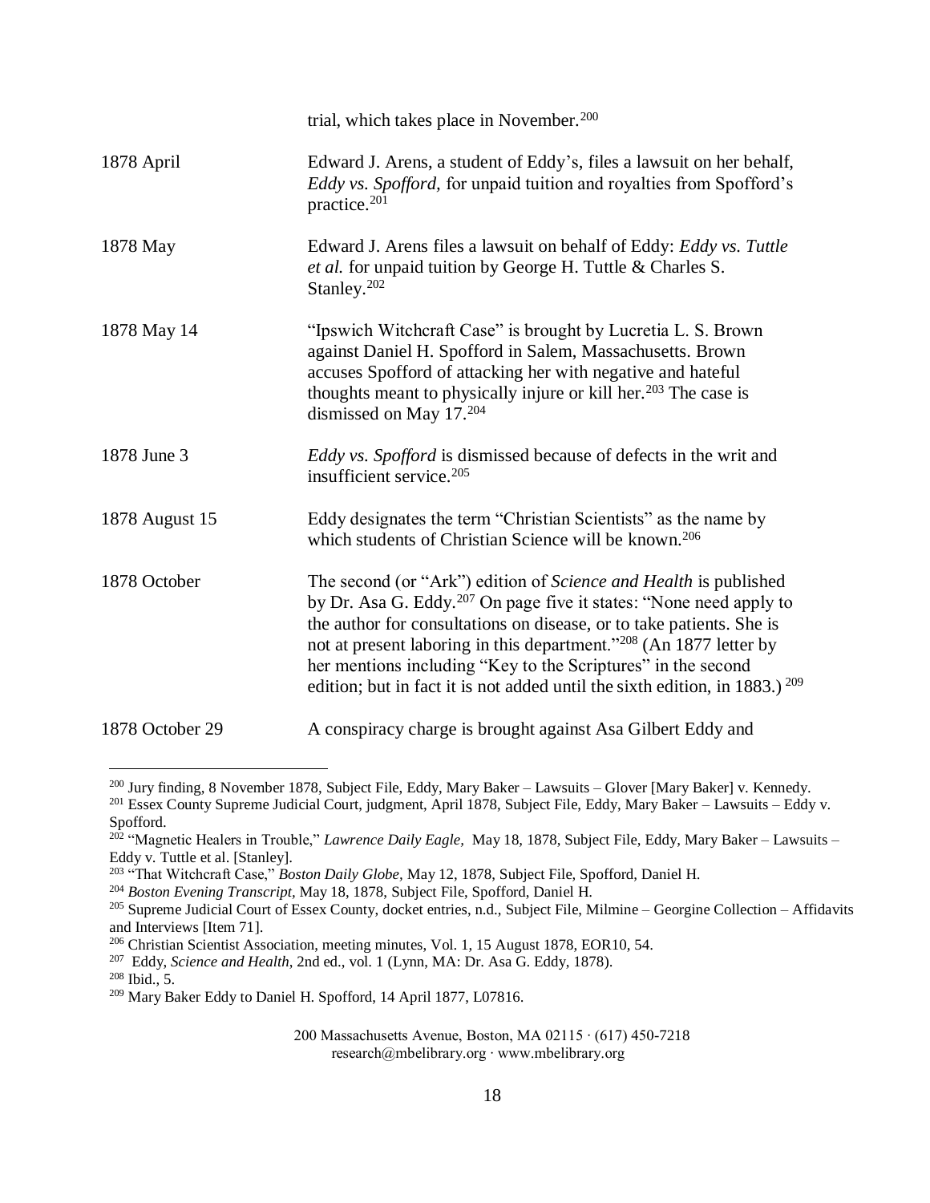| | |
|---|---|
| | trial, which takes place in November.[200] |
| 1878 April | Edward J. Arens, a student of Eddy's, files a lawsuit on her behalf, *Eddy vs. Spofford*, for unpaid tuition and royalties from Spofford's practice.[201] |
| 1878 May | Edward J. Arens files a lawsuit on behalf of Eddy: *Eddy vs. Tuttle et al.* for unpaid tuition by George H. Tuttle & Charles S. Stanley.[202] |
| 1878 May 14 | "Ipswich Witchcraft Case" is brought by Lucretia L. S. Brown against Daniel H. Spofford in Salem, Massachusetts. Brown accuses Spofford of attacking her with negative and hateful thoughts meant to physically injure or kill her.[203] The case is dismissed on May 17.[204] |
| 1878 June 3 | *Eddy vs. Spofford* is dismissed because of defects in the writ and insufficient service.[205] |
| 1878 August 15 | Eddy designates the term "Christian Scientists" as the name by which students of Christian Science will be known.[206] |
| 1878 October | The second (or "Ark") edition of *Science and Health* is published by Dr. Asa G. Eddy.[207] On page five it states: "None need apply to the author for consultations on disease, or to take patients. She is not at present laboring in this department."[208] (An 1877 letter by her mentions including "Key to the Scriptures" in the second edition; but in fact it is not added until the sixth edition, in 1883.)[209] |
| 1878 October 29 | A conspiracy charge is brought against Asa Gilbert Eddy and |

---

[200] Jury finding, 8 November 1878, Subject File, Eddy, Mary Baker – Lawsuits – Glover [Mary Baker] v. Kennedy.

[201] Essex County Supreme Judicial Court, judgment, April 1878, Subject File, Eddy, Mary Baker – Lawsuits – Eddy v. Spofford.

[202] "Magnetic Healers in Trouble," *Lawrence Daily Eagle*, May 18, 1878, Subject File, Eddy, Mary Baker – Lawsuits – Eddy v. Tuttle et al. [Stanley].

[203] "That Witchcraft Case," *Boston Daily Globe*, May 12, 1878, Subject File, Spofford, Daniel H.

[204] *Boston Evening Transcript*, May 18, 1878, Subject File, Spofford, Daniel H.

[205] Supreme Judicial Court of Essex County, docket entries, n.d., Subject File, Milmine – Georgine Collection – Affidavits and Interviews [Item 71].

[206] Christian Scientist Association, meeting minutes, Vol. 1, 15 August 1878, EOR10, 54.

[207] Eddy, *Science and Health*, 2nd ed., vol. 1 (Lynn, MA: Dr. Asa G. Eddy, 1878).

[208] Ibid., 5.

[209] Mary Baker Eddy to Daniel H. Spofford, 14 April 1877, L07816.

200 Massachusetts Avenue, Boston, MA 02115 · (617) 450-7218
research@mbelibrary.org · www.mbelibrary.org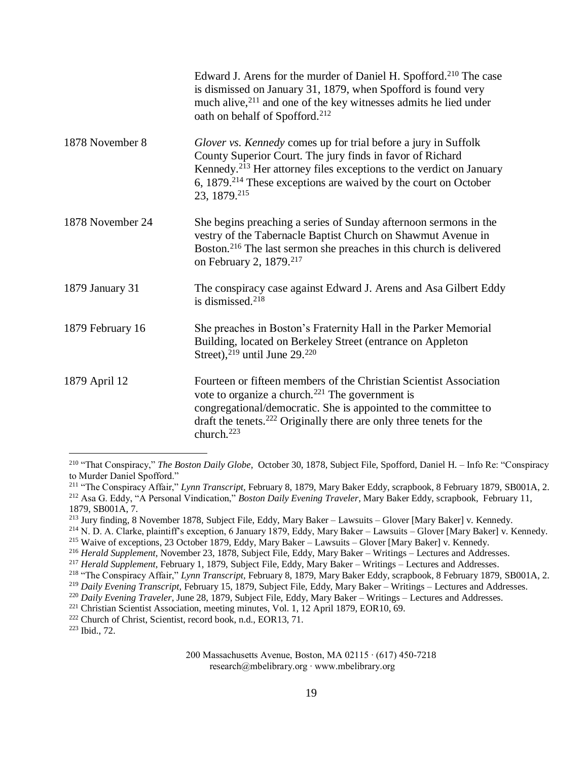| | |
|---|---|
| | Edward J. Arens for the murder of Daniel H. Spofford.[210] The case is dismissed on January 31, 1879, when Spofford is found very much alive,[211] and one of the key witnesses admits he lied under oath on behalf of Spofford.[212] |
| 1878 November 8 | *Glover vs. Kennedy* comes up for trial before a jury in Suffolk County Superior Court. The jury finds in favor of Richard Kennedy.[213] Her attorney files exceptions to the verdict on January 6, 1879.[214] These exceptions are waived by the court on October 23, 1879.[215] |
| 1878 November 24 | She begins preaching a series of Sunday afternoon sermons in the vestry of the Tabernacle Baptist Church on Shawmut Avenue in Boston.[216] The last sermon she preaches in this church is delivered on February 2, 1879.[217] |
| 1879 January 31 | The conspiracy case against Edward J. Arens and Asa Gilbert Eddy is dismissed.[218] |
| 1879 February 16 | She preaches in Boston's Fraternity Hall in the Parker Memorial Building, located on Berkeley Street (entrance on Appleton Street),[219] until June 29.[220] |
| 1879 April 12 | Fourteen or fifteen members of the Christian Scientist Association vote to organize a church.[221] The government is congregational/democratic. She is appointed to the committee to draft the tenets.[222] Originally there are only three tenets for the church.[223] |

---

[210] "That Conspiracy," *The Boston Daily Globe,* October 30, 1878, Subject File, Spofford, Daniel H. – Info Re: "Conspiracy to Murder Daniel Spofford."

[211] "The Conspiracy Affair," *Lynn Transcript,* February 8, 1879, Mary Baker Eddy, scrapbook, 8 February 1879, SB001A, 2.

[212] Asa G. Eddy, "A Personal Vindication," *Boston Daily Evening Traveler,* Mary Baker Eddy, scrapbook, February 11, 1879, SB001A, 7.

[213] Jury finding, 8 November 1878, Subject File, Eddy, Mary Baker – Lawsuits – Glover [Mary Baker] v. Kennedy.

[214] N. D. A. Clarke, plaintiff's exception, 6 January 1879, Eddy, Mary Baker – Lawsuits – Glover [Mary Baker] v. Kennedy.

[215] Waive of exceptions, 23 October 1879, Eddy, Mary Baker – Lawsuits – Glover [Mary Baker] v. Kennedy.

[216] *Herald Supplement,* November 23, 1878, Subject File, Eddy, Mary Baker – Writings – Lectures and Addresses.

[217] *Herald Supplement,* February 1, 1879, Subject File, Eddy, Mary Baker – Writings – Lectures and Addresses.

[218] "The Conspiracy Affair," *Lynn Transcript,* February 8, 1879, Mary Baker Eddy, scrapbook, 8 February 1879, SB001A, 2.

[219] *Daily Evening Transcript,* February 15, 1879, Subject File, Eddy, Mary Baker – Writings – Lectures and Addresses.

[220] *Daily Evening Traveler,* June 28, 1879, Subject File, Eddy, Mary Baker – Writings – Lectures and Addresses.

[221] Christian Scientist Association, meeting minutes, Vol. 1, 12 April 1879, EOR10, 69.

[222] Church of Christ, Scientist, record book, n.d., EOR13, 71.

[223] Ibid., 72.

200 Massachusetts Avenue, Boston, MA 02115 · (617) 450-7218
research@mbelibrary.org · www.mbelibrary.org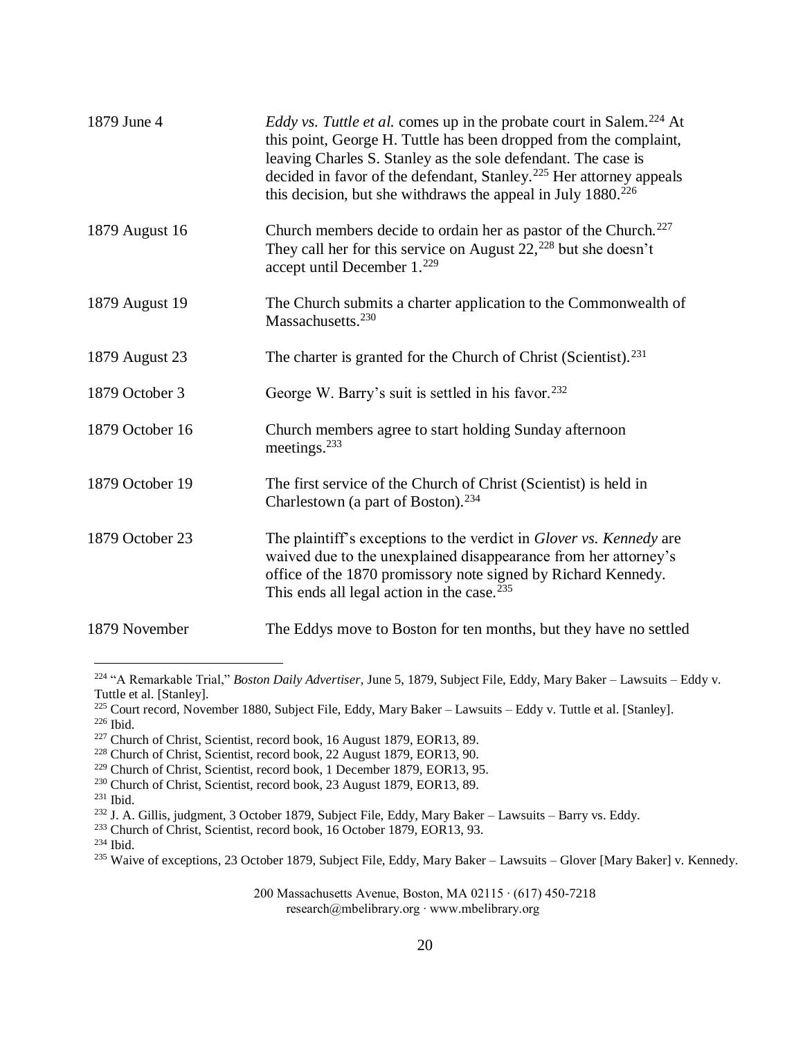| | |
|---|---|
| 1879 June 4 | *Eddy vs. Tuttle et al.* comes up in the probate court in Salem.[224] At this point, George H. Tuttle has been dropped from the complaint, leaving Charles S. Stanley as the sole defendant. The case is decided in favor of the defendant, Stanley.[225] Her attorney appeals this decision, but she withdraws the appeal in July 1880.[226] |
| 1879 August 16 | Church members decide to ordain her as pastor of the Church.[227] They call her for this service on August 22,[228] but she doesn't accept until December 1.[229] |
| 1879 August 19 | The Church submits a charter application to the Commonwealth of Massachusetts.[230] |
| 1879 August 23 | The charter is granted for the Church of Christ (Scientist).[231] |
| 1879 October 3 | George W. Barry's suit is settled in his favor.[232] |
| 1879 October 16 | Church members agree to start holding Sunday afternoon meetings.[233] |
| 1879 October 19 | The first service of the Church of Christ (Scientist) is held in Charlestown (a part of Boston).[234] |
| 1879 October 23 | The plaintiff's exceptions to the verdict in *Glover vs. Kennedy* are waived due to the unexplained disappearance from her attorney's office of the 1870 promissory note signed by Richard Kennedy. This ends all legal action in the case.[235] |
| 1879 November | The Eddys move to Boston for ten months, but they have no settled |

---

[224] "A Remarkable Trial," *Boston Daily Advertiser,* June 5, 1879, Subject File, Eddy, Mary Baker – Lawsuits – Eddy v. Tuttle et al. [Stanley].

[225] Court record, November 1880, Subject File, Eddy, Mary Baker – Lawsuits – Eddy v. Tuttle et al. [Stanley].

[226] Ibid.

[227] Church of Christ, Scientist, record book, 16 August 1879, EOR13, 89.

[228] Church of Christ, Scientist, record book, 22 August 1879, EOR13, 90.

[229] Church of Christ, Scientist, record book, 1 December 1879, EOR13, 95.

[230] Church of Christ, Scientist, record book, 23 August 1879, EOR13, 89.

[231] Ibid.

[232] J. A. Gillis, judgment, 3 October 1879, Subject File, Eddy, Mary Baker – Lawsuits – Barry vs. Eddy.

[233] Church of Christ, Scientist, record book, 16 October 1879, EOR13, 93.

[234] Ibid.

[235] Waive of exceptions, 23 October 1879, Subject File, Eddy, Mary Baker – Lawsuits – Glover [Mary Baker] v. Kennedy.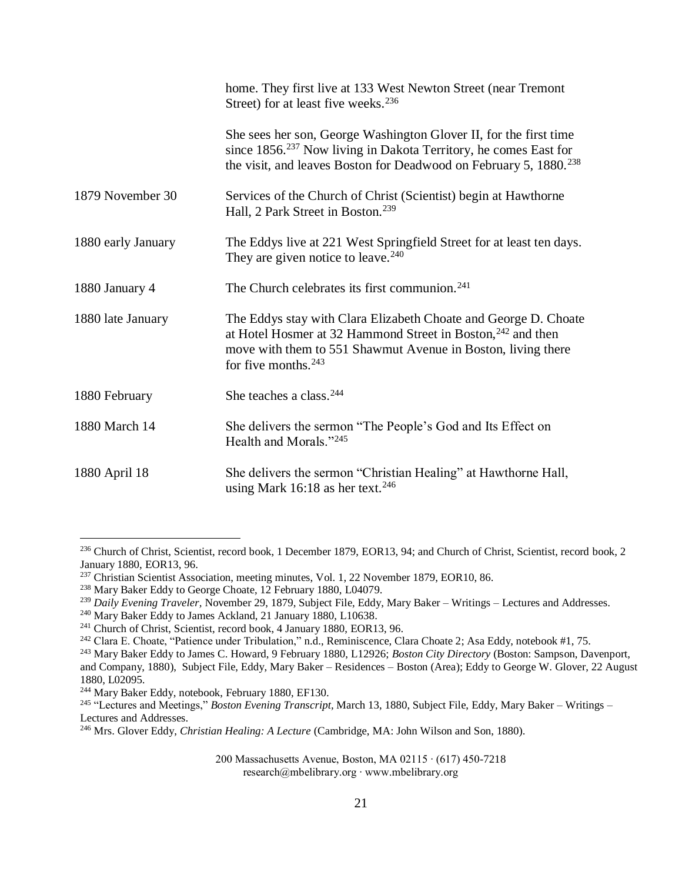| | |
|---|---|
| | home. They first live at 133 West Newton Street (near Tremont Street) for at least five weeks.[236] |
| | She sees her son, George Washington Glover II, for the first time since 1856.[237] Now living in Dakota Territory, he comes East for the visit, and leaves Boston for Deadwood on February 5, 1880.[238] |
| 1879 November 30 | Services of the Church of Christ (Scientist) begin at Hawthorne Hall, 2 Park Street in Boston.[239] |
| 1880 early January | The Eddys live at 221 West Springfield Street for at least ten days. They are given notice to leave.[240] |
| 1880 January 4 | The Church celebrates its first communion.[241] |
| 1880 late January | The Eddys stay with Clara Elizabeth Choate and George D. Choate at Hotel Hosmer at 32 Hammond Street in Boston,[242] and then move with them to 551 Shawmut Avenue in Boston, living there for five months.[243] |
| 1880 February | She teaches a class.[244] |
| 1880 March 14 | She delivers the sermon "The People's God and Its Effect on Health and Morals."[245] |
| 1880 April 18 | She delivers the sermon "Christian Healing" at Hawthorne Hall, using Mark 16:18 as her text.[246] |

---

[236] Church of Christ, Scientist, record book, 1 December 1879, EOR13, 94; and Church of Christ, Scientist, record book, 2 January 1880, EOR13, 96.

[237] Christian Scientist Association, meeting minutes, Vol. 1, 22 November 1879, EOR10, 86.

[238] Mary Baker Eddy to George Choate, 12 February 1880, L04079.

[239] *Daily Evening Traveler*, November 29, 1879, Subject File, Eddy, Mary Baker – Writings – Lectures and Addresses.

[240] Mary Baker Eddy to James Ackland, 21 January 1880, L10638.

[241] Church of Christ, Scientist, record book, 4 January 1880, EOR13, 96.

[242] Clara E. Choate, "Patience under Tribulation," n.d., Reminiscence, Clara Choate 2; Asa Eddy, notebook #1, 75.

[243] Mary Baker Eddy to James C. Howard, 9 February 1880, L12926; *Boston City Directory* (Boston: Sampson, Davenport, and Company, 1880), Subject File, Eddy, Mary Baker – Residences – Boston (Area); Eddy to George W. Glover, 22 August 1880, L02095.

[244] Mary Baker Eddy, notebook, February 1880, EF130.

[245] "Lectures and Meetings," *Boston Evening Transcript*, March 13, 1880, Subject File, Eddy, Mary Baker – Writings – Lectures and Addresses.

[246] Mrs. Glover Eddy, *Christian Healing: A Lecture* (Cambridge, MA: John Wilson and Son, 1880).

200 Massachusetts Avenue, Boston, MA 02115 · (617) 450-7218
research@mbelibrary.org · www.mbelibrary.org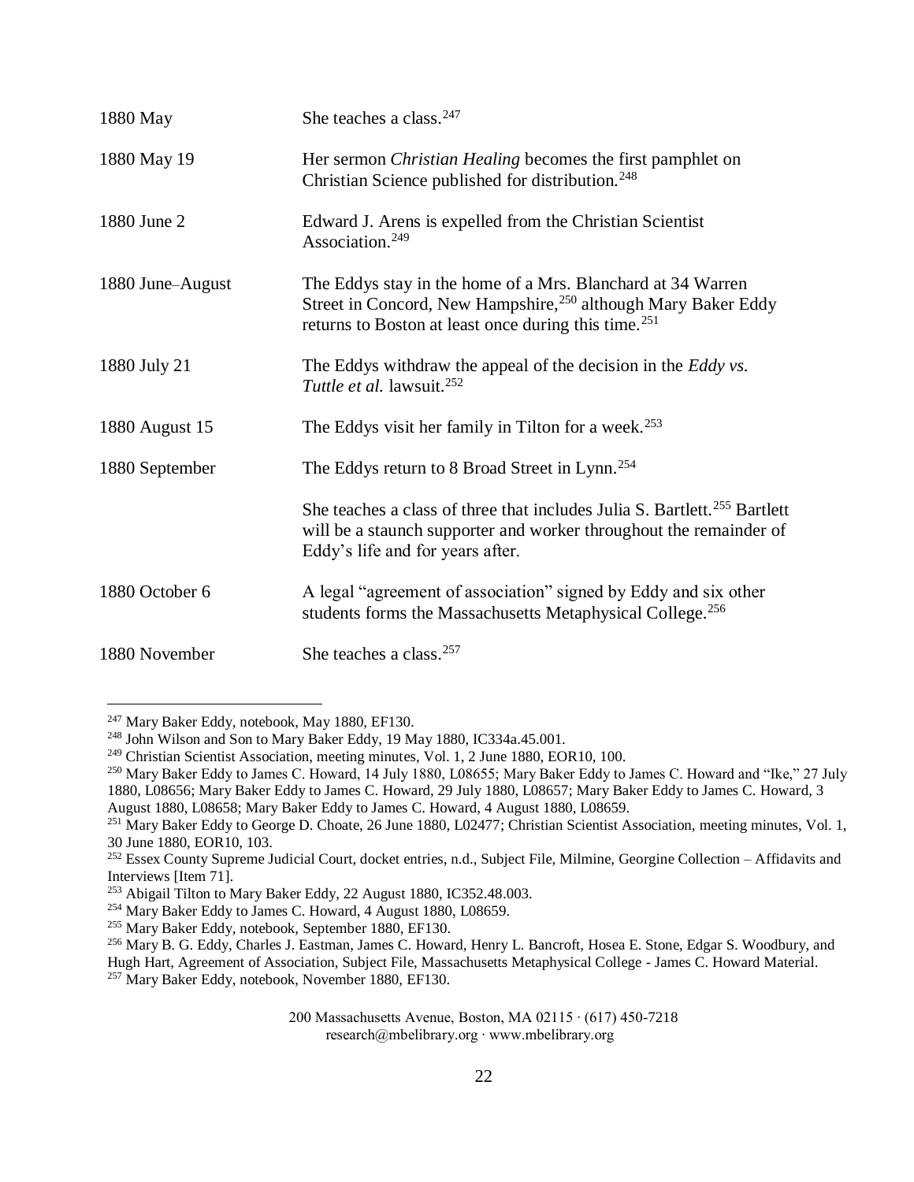| | |
|---|---|
| 1880 May | She teaches a class.[247] |
| 1880 May 19 | Her sermon *Christian Healing* becomes the first pamphlet on Christian Science published for distribution.[248] |
| 1880 June 2 | Edward J. Arens is expelled from the Christian Scientist Association.[249] |
| 1880 June–August | The Eddys stay in the home of a Mrs. Blanchard at 34 Warren Street in Concord, New Hampshire,[250] although Mary Baker Eddy returns to Boston at least once during this time.[251] |
| 1880 July 21 | The Eddys withdraw the appeal of the decision in the *Eddy vs. Tuttle et al.* lawsuit.[252] |
| 1880 August 15 | The Eddys visit her family in Tilton for a week.[253] |
| 1880 September | The Eddys return to 8 Broad Street in Lynn.[254] |
| | She teaches a class of three that includes Julia S. Bartlett.[255] Bartlett will be a staunch supporter and worker throughout the remainder of Eddy's life and for years after. |
| 1880 October 6 | A legal "agreement of association" signed by Eddy and six other students forms the Massachusetts Metaphysical College.[256] |
| 1880 November | She teaches a class.[257] |

---

[247] Mary Baker Eddy, notebook, May 1880, EF130.
[248] John Wilson and Son to Mary Baker Eddy, 19 May 1880, IC334a.45.001.
[249] Christian Scientist Association, meeting minutes, Vol. 1, 2 June 1880, EOR10, 100.
[250] Mary Baker Eddy to James C. Howard, 14 July 1880, L08655; Mary Baker Eddy to James C. Howard and "Ike," 27 July 1880, L08656; Mary Baker Eddy to James C. Howard, 29 July 1880, L08657; Mary Baker Eddy to James C. Howard, 3 August 1880, L08658; Mary Baker Eddy to James C. Howard, 4 August 1880, L08659.
[251] Mary Baker Eddy to George D. Choate, 26 June 1880, L02477; Christian Scientist Association, meeting minutes, Vol. 1, 30 June 1880, EOR10, 103.
[252] Essex County Supreme Judicial Court, docket entries, n.d., Subject File, Milmine, Georgine Collection – Affidavits and Interviews [Item 71].
[253] Abigail Tilton to Mary Baker Eddy, 22 August 1880, IC352.48.003.
[254] Mary Baker Eddy to James C. Howard, 4 August 1880, L08659.
[255] Mary Baker Eddy, notebook, September 1880, EF130.
[256] Mary B. G. Eddy, Charles J. Eastman, James C. Howard, Henry L. Bancroft, Hosea E. Stone, Edgar S. Woodbury, and Hugh Hart, Agreement of Association, Subject File, Massachusetts Metaphysical College - James C. Howard Material.
[257] Mary Baker Eddy, notebook, November 1880, EF130.

200 Massachusetts Avenue, Boston, MA 02115 · (617) 450-7218
research@mbelibrary.org · www.mbelibrary.org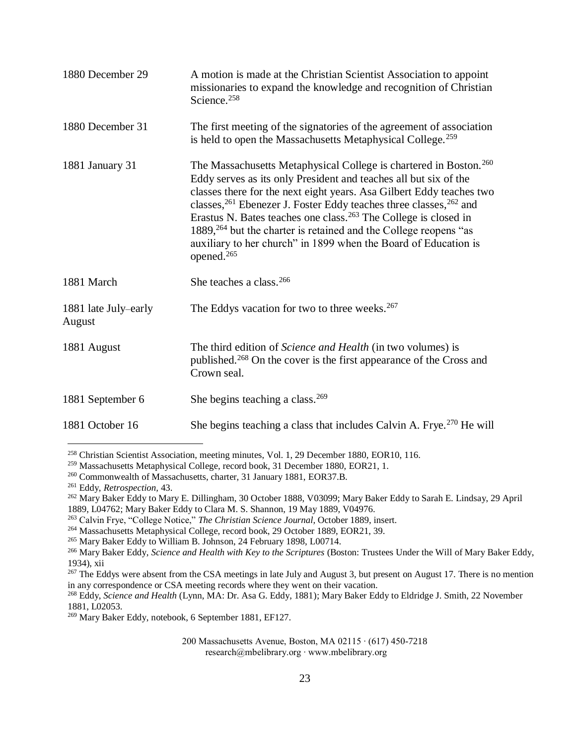| | |
|---|---|
| 1880 December 29 | A motion is made at the Christian Scientist Association to appoint missionaries to expand the knowledge and recognition of Christian Science.[258] |
| 1880 December 31 | The first meeting of the signatories of the agreement of association is held to open the Massachusetts Metaphysical College.[259] |
| 1881 January 31 | The Massachusetts Metaphysical College is chartered in Boston.[260] Eddy serves as its only President and teaches all but six of the classes there for the next eight years. Asa Gilbert Eddy teaches two classes,[261] Ebenezer J. Foster Eddy teaches three classes,[262] and Erastus N. Bates teaches one class.[263] The College is closed in 1889,[264] but the charter is retained and the College reopens "as auxiliary to her church" in 1899 when the Board of Education is opened.[265] |
| 1881 March | She teaches a class.[266] |
| 1881 late July–early August | The Eddys vacation for two to three weeks.[267] |
| 1881 August | The third edition of *Science and Health* (in two volumes) is published.[268] On the cover is the first appearance of the Cross and Crown seal. |
| 1881 September 6 | She begins teaching a class.[269] |
| 1881 October 16 | She begins teaching a class that includes Calvin A. Frye.[270] He will |

[258] Christian Scientist Association, meeting minutes, Vol. 1, 29 December 1880, EOR10, 116.

[259] Massachusetts Metaphysical College, record book, 31 December 1880, EOR21, 1.

[260] Commonwealth of Massachusetts, charter, 31 January 1881, EOR37.B.

[261] Eddy, *Retrospection,* 43.

[262] Mary Baker Eddy to Mary E. Dillingham, 30 October 1888, V03099; Mary Baker Eddy to Sarah E. Lindsay, 29 April 1889, L04762; Mary Baker Eddy to Clara M. S. Shannon, 19 May 1889, V04976.

[263] Calvin Frye, "College Notice," *The Christian Science Journal,* October 1889, insert.

[264] Massachusetts Metaphysical College, record book, 29 October 1889, EOR21, 39.

[265] Mary Baker Eddy to William B. Johnson, 24 February 1898, L00714.

[266] Mary Baker Eddy, *Science and Health with Key to the Scriptures* (Boston: Trustees Under the Will of Mary Baker Eddy, 1934), xii

[267] The Eddys were absent from the CSA meetings in late July and August 3, but present on August 17. There is no mention in any correspondence or CSA meeting records where they went on their vacation.

[268] Eddy, *Science and Health* (Lynn, MA: Dr. Asa G. Eddy, 1881); Mary Baker Eddy to Eldridge J. Smith, 22 November 1881, L02053.

[269] Mary Baker Eddy, notebook, 6 September 1881, EF127.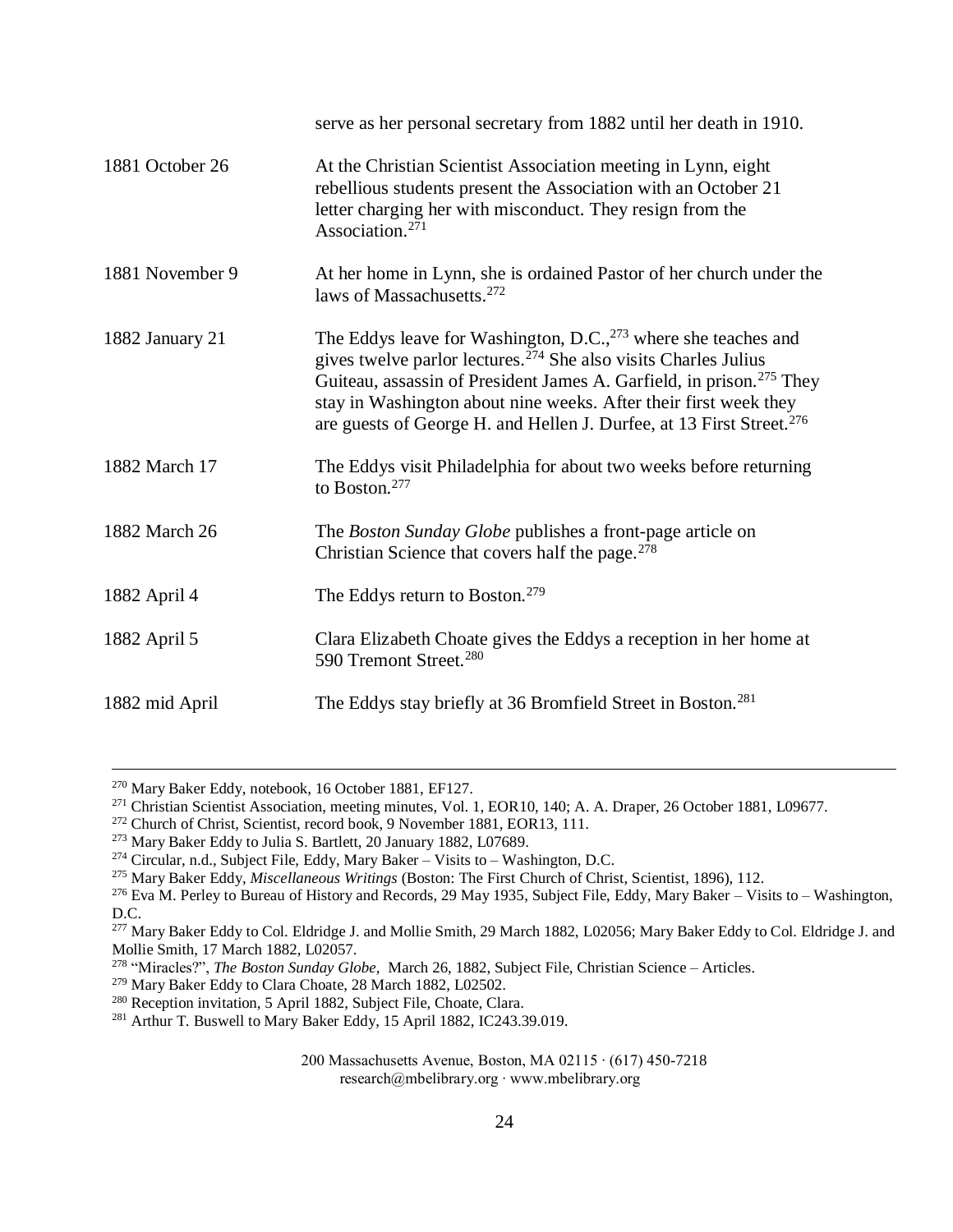| | |
|---|---|
| | serve as her personal secretary from 1882 until her death in 1910. |
| 1881 October 26 | At the Christian Scientist Association meeting in Lynn, eight rebellious students present the Association with an October 21 letter charging her with misconduct. They resign from the Association.[271] |
| 1881 November 9 | At her home in Lynn, she is ordained Pastor of her church under the laws of Massachusetts.[272] |
| 1882 January 21 | The Eddys leave for Washington, D.C.,[273] where she teaches and gives twelve parlor lectures.[274] She also visits Charles Julius Guiteau, assassin of President James A. Garfield, in prison.[275] They stay in Washington about nine weeks. After their first week they are guests of George H. and Hellen J. Durfee, at 13 First Street.[276] |
| 1882 March 17 | The Eddys visit Philadelphia for about two weeks before returning to Boston.[277] |
| 1882 March 26 | The *Boston Sunday Globe* publishes a front-page article on Christian Science that covers half the page.[278] |
| 1882 April 4 | The Eddys return to Boston.[279] |
| 1882 April 5 | Clara Elizabeth Choate gives the Eddys a reception in her home at 590 Tremont Street.[280] |
| 1882 mid April | The Eddys stay briefly at 36 Bromfield Street in Boston.[281] |

---

[270] Mary Baker Eddy, notebook, 16 October 1881, EF127.

[271] Christian Scientist Association, meeting minutes, Vol. 1, EOR10, 140; A. A. Draper, 26 October 1881, L09677.

[272] Church of Christ, Scientist, record book, 9 November 1881, EOR13, 111.

[273] Mary Baker Eddy to Julia S. Bartlett, 20 January 1882, L07689.

[274] Circular, n.d., Subject File, Eddy, Mary Baker – Visits to – Washington, D.C.

[275] Mary Baker Eddy, *Miscellaneous Writings* (Boston: The First Church of Christ, Scientist, 1896), 112.

[276] Eva M. Perley to Bureau of History and Records, 29 May 1935, Subject File, Eddy, Mary Baker – Visits to – Washington, D.C.

[277] Mary Baker Eddy to Col. Eldridge J. and Mollie Smith, 29 March 1882, L02056; Mary Baker Eddy to Col. Eldridge J. and Mollie Smith, 17 March 1882, L02057.

[278] "Miracles?", *The Boston Sunday Globe*, March 26, 1882, Subject File, Christian Science – Articles.

[279] Mary Baker Eddy to Clara Choate, 28 March 1882, L02502.

[280] Reception invitation, 5 April 1882, Subject File, Choate, Clara.

[281] Arthur T. Buswell to Mary Baker Eddy, 15 April 1882, IC243.39.019.

200 Massachusetts Avenue, Boston, MA 02115 · (617) 450-7218
research@mbelibrary.org · www.mbelibrary.org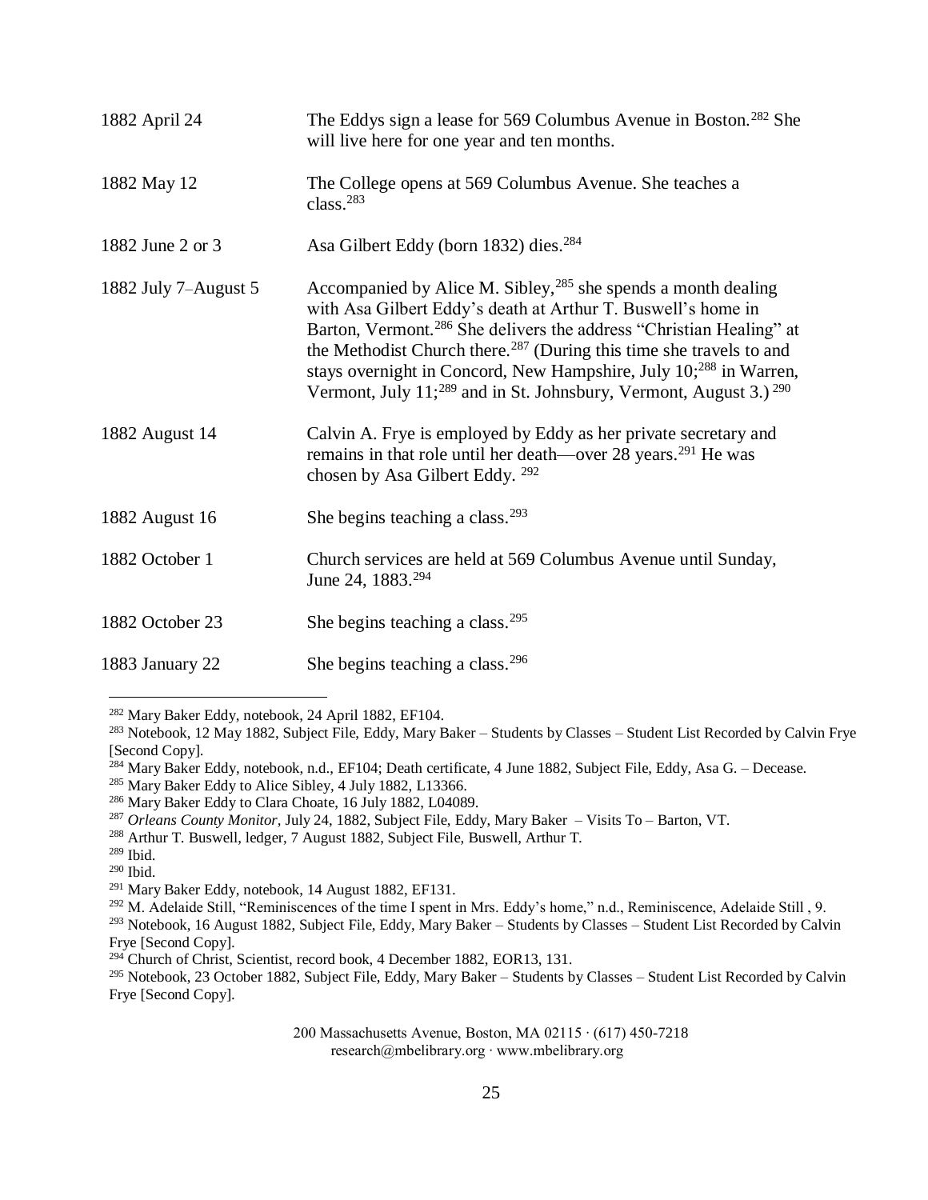| | |
|---|---|
| 1882 April 24 | The Eddys sign a lease for 569 Columbus Avenue in Boston.[282] She will live here for one year and ten months. |
| 1882 May 12 | The College opens at 569 Columbus Avenue. She teaches a class.[283] |
| 1882 June 2 or 3 | Asa Gilbert Eddy (born 1832) dies.[284] |
| 1882 July 7–August 5 | Accompanied by Alice M. Sibley,[285] she spends a month dealing with Asa Gilbert Eddy's death at Arthur T. Buswell's home in Barton, Vermont.[286] She delivers the address "Christian Healing" at the Methodist Church there.[287] (During this time she travels to and stays overnight in Concord, New Hampshire, July 10;[288] in Warren, Vermont, July 11;[289] and in St. Johnsbury, Vermont, August 3.) [290] |
| 1882 August 14 | Calvin A. Frye is employed by Eddy as her private secretary and remains in that role until her death—over 28 years.[291] He was chosen by Asa Gilbert Eddy. [292] |
| 1882 August 16 | She begins teaching a class.[293] |
| 1882 October 1 | Church services are held at 569 Columbus Avenue until Sunday, June 24, 1883.[294] |
| 1882 October 23 | She begins teaching a class.[295] |
| 1883 January 22 | She begins teaching a class.[296] |

[282] Mary Baker Eddy, notebook, 24 April 1882, EF104.

[283] Notebook, 12 May 1882, Subject File, Eddy, Mary Baker – Students by Classes – Student List Recorded by Calvin Frye [Second Copy].

[284] Mary Baker Eddy, notebook, n.d., EF104; Death certificate, 4 June 1882, Subject File, Eddy, Asa G. – Decease.

[285] Mary Baker Eddy to Alice Sibley, 4 July 1882, L13366.

[286] Mary Baker Eddy to Clara Choate, 16 July 1882, L04089.

[287] *Orleans County Monitor*, July 24, 1882, Subject File, Eddy, Mary Baker – Visits To – Barton, VT.

[288] Arthur T. Buswell, ledger, 7 August 1882, Subject File, Buswell, Arthur T.

[289] Ibid.

[290] Ibid.

[291] Mary Baker Eddy, notebook, 14 August 1882, EF131.

[292] M. Adelaide Still, "Reminiscences of the time I spent in Mrs. Eddy's home," n.d., Reminiscence, Adelaide Still , 9.

[293] Notebook, 16 August 1882, Subject File, Eddy, Mary Baker – Students by Classes – Student List Recorded by Calvin Frye [Second Copy].

[294] Church of Christ, Scientist, record book, 4 December 1882, EOR13, 131.

[295] Notebook, 23 October 1882, Subject File, Eddy, Mary Baker – Students by Classes – Student List Recorded by Calvin Frye [Second Copy].

200 Massachusetts Avenue, Boston, MA 02115 · (617) 450-7218
research@mbelibrary.org · www.mbelibrary.org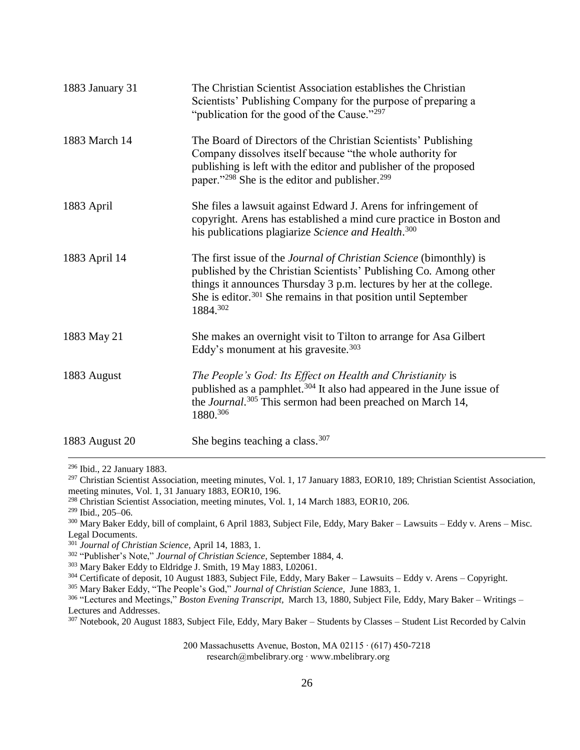| | |
|---|---|
| 1883 January 31 | The Christian Scientist Association establishes the Christian Scientists' Publishing Company for the purpose of preparing a "publication for the good of the Cause."[297] |
| 1883 March 14 | The Board of Directors of the Christian Scientists' Publishing Company dissolves itself because "the whole authority for publishing is left with the editor and publisher of the proposed paper."[298] She is the editor and publisher.[299] |
| 1883 April | She files a lawsuit against Edward J. Arens for infringement of copyright. Arens has established a mind cure practice in Boston and his publications plagiarize *Science and Health*.[300] |
| 1883 April 14 | The first issue of the *Journal of Christian Science* (bimonthly) is published by the Christian Scientists' Publishing Co. Among other things it announces Thursday 3 p.m. lectures by her at the college. She is editor.[301] She remains in that position until September 1884.[302] |
| 1883 May 21 | She makes an overnight visit to Tilton to arrange for Asa Gilbert Eddy's monument at his gravesite.[303] |
| 1883 August | *The People's God: Its Effect on Health and Christianity* is published as a pamphlet.[304] It also had appeared in the June issue of the *Journal*.[305] This sermon had been preached on March 14, 1880.[306] |
| 1883 August 20 | She begins teaching a class.[307] |

---

[296] Ibid., 22 January 1883.

[297] Christian Scientist Association, meeting minutes, Vol. 1, 17 January 1883, EOR10, 189; Christian Scientist Association, meeting minutes, Vol. 1, 31 January 1883, EOR10, 196.

[298] Christian Scientist Association, meeting minutes, Vol. 1, 14 March 1883, EOR10, 206.

[299] Ibid., 205–06.

[300] Mary Baker Eddy, bill of complaint, 6 April 1883, Subject File, Eddy, Mary Baker – Lawsuits – Eddy v. Arens – Misc. Legal Documents.

[301] *Journal of Christian Science,* April 14, 1883, 1.

[302] "Publisher's Note," *Journal of Christian Science,* September 1884, 4.

[303] Mary Baker Eddy to Eldridge J. Smith, 19 May 1883, L02061.

[304] Certificate of deposit, 10 August 1883, Subject File, Eddy, Mary Baker – Lawsuits – Eddy v. Arens – Copyright.

[305] Mary Baker Eddy, "The People's God," *Journal of Christian Science,* June 1883, 1.

[306] "Lectures and Meetings," *Boston Evening Transcript,* March 13, 1880, Subject File, Eddy, Mary Baker – Writings – Lectures and Addresses.

[307] Notebook, 20 August 1883, Subject File, Eddy, Mary Baker – Students by Classes – Student List Recorded by Calvin

200 Massachusetts Avenue, Boston, MA 02115 · (617) 450-7218
research@mbelibrary.org · www.mbelibrary.org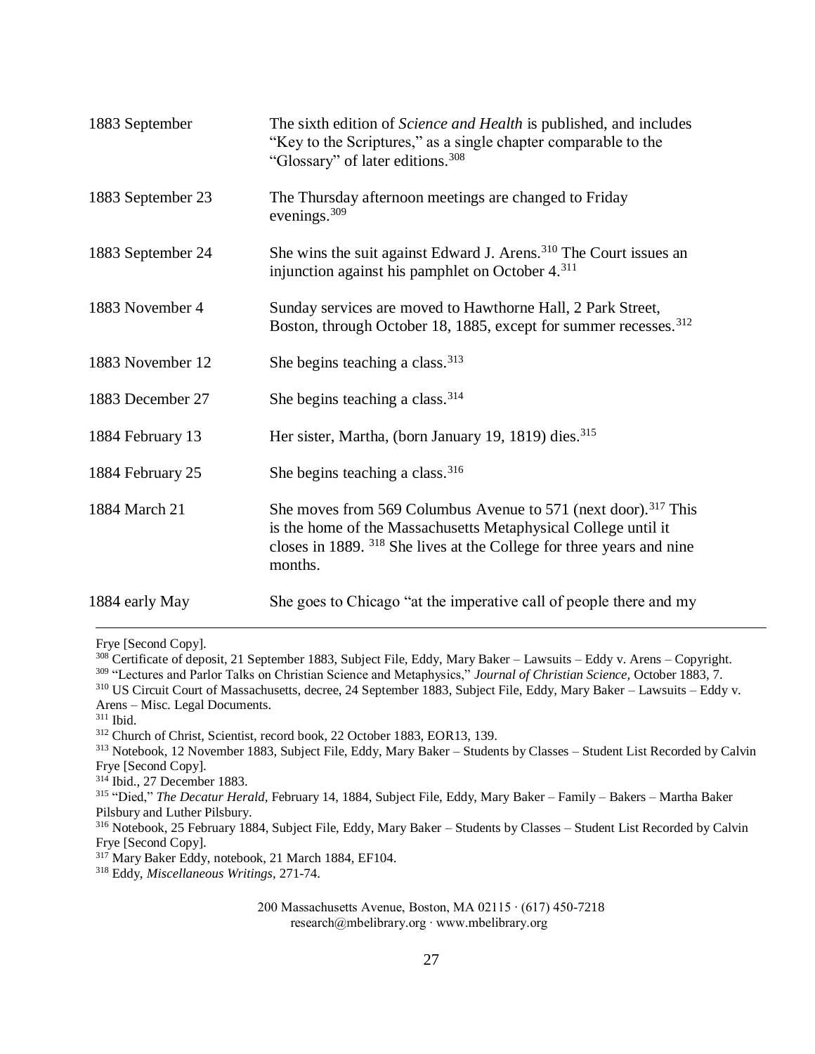| | |
|---|---|
| 1883 September | The sixth edition of *Science and Health* is published, and includes "Key to the Scriptures," as a single chapter comparable to the "Glossary" of later editions.[308] |
| 1883 September 23 | The Thursday afternoon meetings are changed to Friday evenings.[309] |
| 1883 September 24 | She wins the suit against Edward J. Arens.[310] The Court issues an injunction against his pamphlet on October 4.[311] |
| 1883 November 4 | Sunday services are moved to Hawthorne Hall, 2 Park Street, Boston, through October 18, 1885, except for summer recesses.[312] |
| 1883 November 12 | She begins teaching a class.[313] |
| 1883 December 27 | She begins teaching a class.[314] |
| 1884 February 13 | Her sister, Martha, (born January 19, 1819) dies.[315] |
| 1884 February 25 | She begins teaching a class.[316] |
| 1884 March 21 | She moves from 569 Columbus Avenue to 571 (next door).[317] This is the home of the Massachusetts Metaphysical College until it closes in 1889. [318] She lives at the College for three years and nine months. |
| 1884 early May | She goes to Chicago "at the imperative call of people there and my |

---

Frye [Second Copy].

[308] Certificate of deposit, 21 September 1883, Subject File, Eddy, Mary Baker – Lawsuits – Eddy v. Arens – Copyright.

[309] "Lectures and Parlor Talks on Christian Science and Metaphysics," *Journal of Christian Science,* October 1883, 7.

[310] US Circuit Court of Massachusetts, decree, 24 September 1883, Subject File, Eddy, Mary Baker – Lawsuits – Eddy v. Arens – Misc. Legal Documents.

[311] Ibid.

[312] Church of Christ, Scientist, record book, 22 October 1883, EOR13, 139.

[313] Notebook, 12 November 1883, Subject File, Eddy, Mary Baker – Students by Classes – Student List Recorded by Calvin Frye [Second Copy].

[314] Ibid., 27 December 1883.

[315] "Died," *The Decatur Herald*, February 14, 1884, Subject File, Eddy, Mary Baker – Family – Bakers – Martha Baker Pilsbury and Luther Pilsbury.

[316] Notebook, 25 February 1884, Subject File, Eddy, Mary Baker – Students by Classes – Student List Recorded by Calvin Frye [Second Copy].

[317] Mary Baker Eddy, notebook, 21 March 1884, EF104.

[318] Eddy, *Miscellaneous Writings*, 271-74.

200 Massachusetts Avenue, Boston, MA 02115 · (617) 450-7218
research@mbelibrary.org · www.mbelibrary.org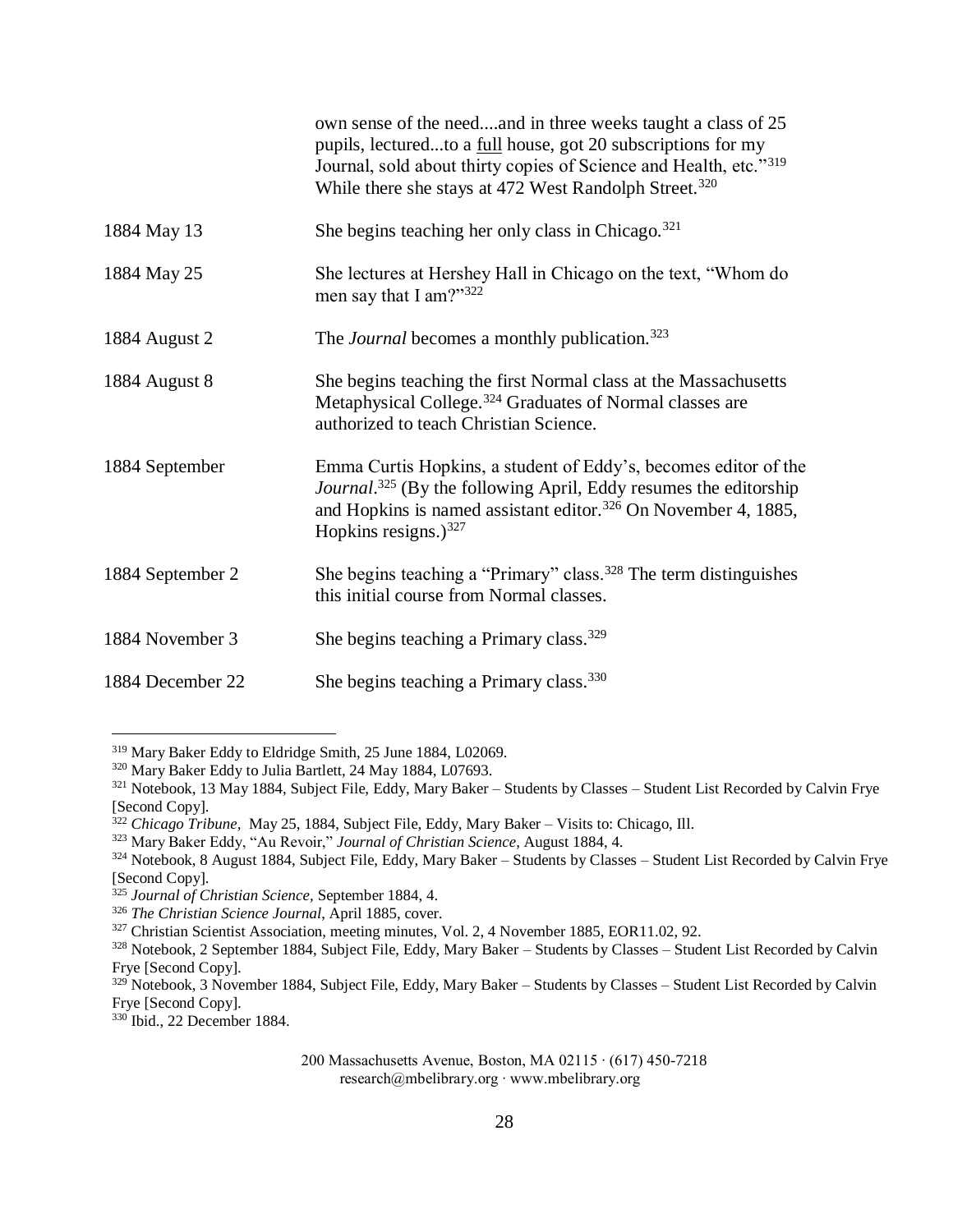| | |
|---|---|
| | own sense of the need....and in three weeks taught a class of 25 pupils, lectured...to a full house, got 20 subscriptions for my Journal, sold about thirty copies of Science and Health, etc."[319] While there she stays at 472 West Randolph Street.[320] |
| 1884 May 13 | She begins teaching her only class in Chicago.[321] |
| 1884 May 25 | She lectures at Hershey Hall in Chicago on the text, "Whom do men say that I am?"[322] |
| 1884 August 2 | The *Journal* becomes a monthly publication.[323] |
| 1884 August 8 | She begins teaching the first Normal class at the Massachusetts Metaphysical College.[324] Graduates of Normal classes are authorized to teach Christian Science. |
| 1884 September | Emma Curtis Hopkins, a student of Eddy's, becomes editor of the *Journal*.[325] (By the following April, Eddy resumes the editorship and Hopkins is named assistant editor.[326] On November 4, 1885, Hopkins resigns.)[327] |
| 1884 September 2 | She begins teaching a "Primary" class.[328] The term distinguishes this initial course from Normal classes. |
| 1884 November 3 | She begins teaching a Primary class.[329] |
| 1884 December 22 | She begins teaching a Primary class.[330] |

---

[319] Mary Baker Eddy to Eldridge Smith, 25 June 1884, L02069.

[320] Mary Baker Eddy to Julia Bartlett, 24 May 1884, L07693.

[321] Notebook, 13 May 1884, Subject File, Eddy, Mary Baker – Students by Classes – Student List Recorded by Calvin Frye [Second Copy].

[322] *Chicago Tribune*, May 25, 1884, Subject File, Eddy, Mary Baker – Visits to: Chicago, Ill.

[323] Mary Baker Eddy, "Au Revoir," *Journal of Christian Science*, August 1884, 4.

[324] Notebook, 8 August 1884, Subject File, Eddy, Mary Baker – Students by Classes – Student List Recorded by Calvin Frye [Second Copy].

[325] *Journal of Christian Science*, September 1884, 4.

[326] *The Christian Science Journal*, April 1885, cover.

[327] Christian Scientist Association, meeting minutes, Vol. 2, 4 November 1885, EOR11.02, 92.

[328] Notebook, 2 September 1884, Subject File, Eddy, Mary Baker – Students by Classes – Student List Recorded by Calvin Frye [Second Copy].

[329] Notebook, 3 November 1884, Subject File, Eddy, Mary Baker – Students by Classes – Student List Recorded by Calvin Frye [Second Copy].

[330] Ibid., 22 December 1884.

200 Massachusetts Avenue, Boston, MA 02115 · (617) 450-7218
research@mbelibrary.org · www.mbelibrary.org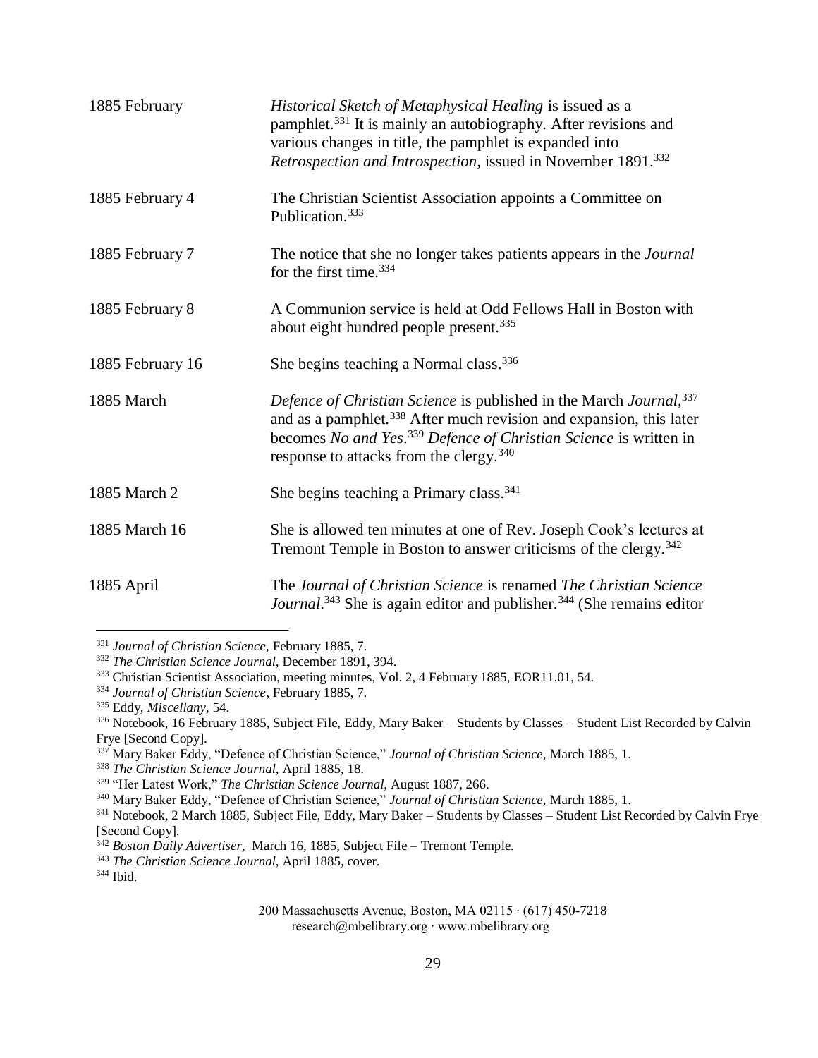| | |
|---|---|
| 1885 February | *Historical Sketch of Metaphysical Healing* is issued as a pamphlet.[331] It is mainly an autobiography. After revisions and various changes in title, the pamphlet is expanded into *Retrospection and Introspection*, issued in November 1891.[332] |
| 1885 February 4 | The Christian Scientist Association appoints a Committee on Publication.[333] |
| 1885 February 7 | The notice that she no longer takes patients appears in the *Journal* for the first time.[334] |
| 1885 February 8 | A Communion service is held at Odd Fellows Hall in Boston with about eight hundred people present.[335] |
| 1885 February 16 | She begins teaching a Normal class.[336] |
| 1885 March | *Defence of Christian Science* is published in the March *Journal*,[337] and as a pamphlet.[338] After much revision and expansion, this later becomes *No and Yes*.[339] *Defence of Christian Science* is written in response to attacks from the clergy.[340] |
| 1885 March 2 | She begins teaching a Primary class.[341] |
| 1885 March 16 | She is allowed ten minutes at one of Rev. Joseph Cook's lectures at Tremont Temple in Boston to answer criticisms of the clergy.[342] |
| 1885 April | The *Journal of Christian Science* is renamed *The Christian Science Journal*.[343] She is again editor and publisher.[344] (She remains editor |

[331] *Journal of Christian Science*, February 1885, 7.

[332] *The Christian Science Journal*, December 1891, 394.

[333] Christian Scientist Association, meeting minutes, Vol. 2, 4 February 1885, EOR11.01, 54.

[334] *Journal of Christian Science*, February 1885, 7.

[335] Eddy, *Miscellany*, 54.

[336] Notebook, 16 February 1885, Subject File, Eddy, Mary Baker – Students by Classes – Student List Recorded by Calvin Frye [Second Copy].

[337] Mary Baker Eddy, "Defence of Christian Science," *Journal of Christian Science*, March 1885, 1.

[338] *The Christian Science Journal*, April 1885, 18.

[339] "Her Latest Work," *The Christian Science Journal*, August 1887, 266.

[340] Mary Baker Eddy, "Defence of Christian Science," *Journal of Christian Science*, March 1885, 1.

[341] Notebook, 2 March 1885, Subject File, Eddy, Mary Baker – Students by Classes – Student List Recorded by Calvin Frye [Second Copy].

[342] *Boston Daily Advertiser*, March 16, 1885, Subject File – Tremont Temple.

[343] *The Christian Science Journal*, April 1885, cover.

[344] Ibid.

200 Massachusetts Avenue, Boston, MA 02115 · (617) 450-7218
research@mbelibrary.org · www.mbelibrary.org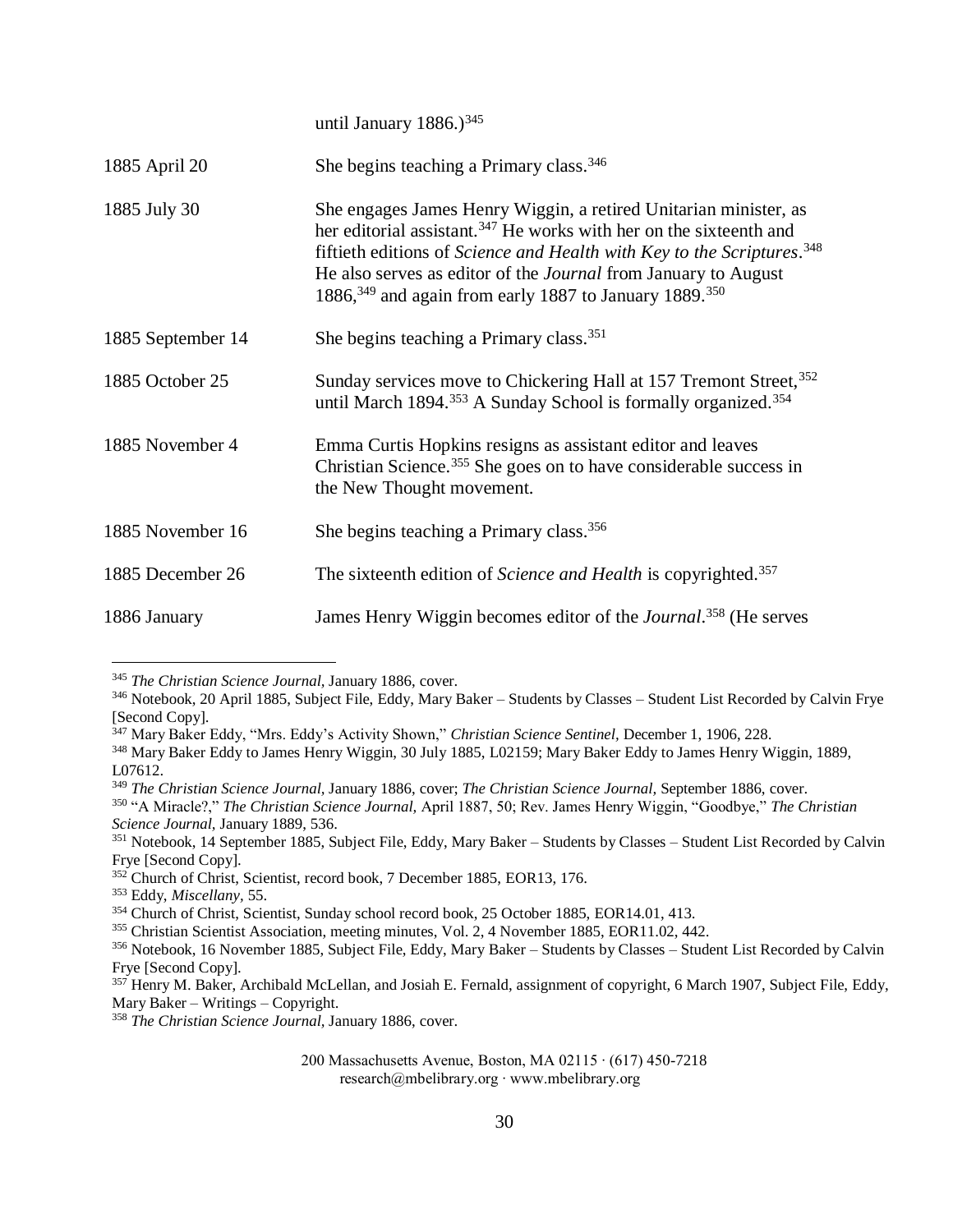| | |
|---|---|
| | until January 1886.)[345] |
| 1885 April 20 | She begins teaching a Primary class.[346] |
| 1885 July 30 | She engages James Henry Wiggin, a retired Unitarian minister, as her editorial assistant.[347] He works with her on the sixteenth and fiftieth editions of *Science and Health with Key to the Scriptures*.[348] He also serves as editor of the *Journal* from January to August 1886,[349] and again from early 1887 to January 1889.[350] |
| 1885 September 14 | She begins teaching a Primary class.[351] |
| 1885 October 25 | Sunday services move to Chickering Hall at 157 Tremont Street,[352] until March 1894.[353] A Sunday School is formally organized.[354] |
| 1885 November 4 | Emma Curtis Hopkins resigns as assistant editor and leaves Christian Science.[355] She goes on to have considerable success in the New Thought movement. |
| 1885 November 16 | She begins teaching a Primary class.[356] |
| 1885 December 26 | The sixteenth edition of *Science and Health* is copyrighted.[357] |
| 1886 January | James Henry Wiggin becomes editor of the *Journal*.[358] (He serves |

---

[345] *The Christian Science Journal*, January 1886, cover.

[346] Notebook, 20 April 1885, Subject File, Eddy, Mary Baker – Students by Classes – Student List Recorded by Calvin Frye [Second Copy].

[347] Mary Baker Eddy, "Mrs. Eddy's Activity Shown," *Christian Science Sentinel,* December 1, 1906, 228.

[348] Mary Baker Eddy to James Henry Wiggin, 30 July 1885, L02159; Mary Baker Eddy to James Henry Wiggin, 1889, L07612.

[349] *The Christian Science Journal*, January 1886, cover; *The Christian Science Journal,* September 1886, cover.

[350] "A Miracle?," *The Christian Science Journal,* April 1887, 50; Rev. James Henry Wiggin, "Goodbye," *The Christian Science Journal,* January 1889, 536.

[351] Notebook, 14 September 1885, Subject File, Eddy, Mary Baker – Students by Classes – Student List Recorded by Calvin Frye [Second Copy].

[352] Church of Christ, Scientist, record book, 7 December 1885, EOR13, 176.

[353] Eddy, *Miscellany,* 55.

[354] Church of Christ, Scientist, Sunday school record book, 25 October 1885, EOR14.01, 413.

[355] Christian Scientist Association, meeting minutes, Vol. 2, 4 November 1885, EOR11.02, 442.

[356] Notebook, 16 November 1885, Subject File, Eddy, Mary Baker – Students by Classes – Student List Recorded by Calvin Frye [Second Copy].

[357] Henry M. Baker, Archibald McLellan, and Josiah E. Fernald, assignment of copyright, 6 March 1907, Subject File, Eddy, Mary Baker – Writings – Copyright.

[358] *The Christian Science Journal*, January 1886, cover.

200 Massachusetts Avenue, Boston, MA 02115 · (617) 450-7218
research@mbelibrary.org · www.mbelibrary.org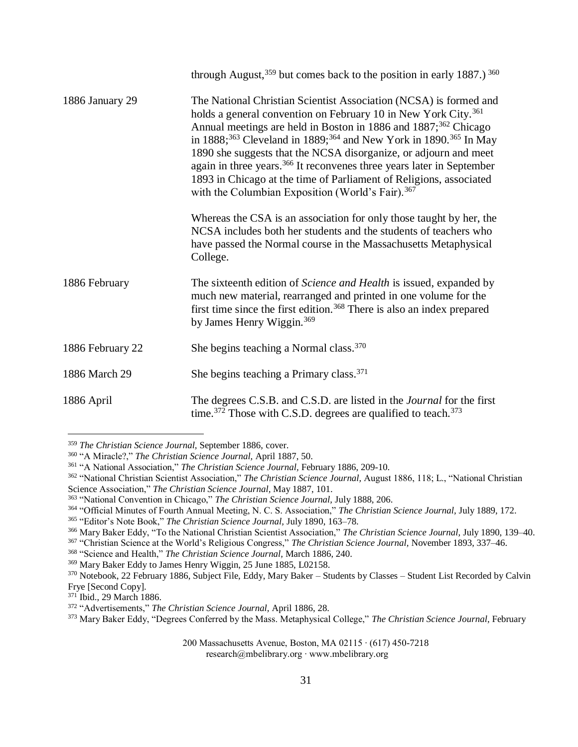| | |
|---|---|
| | through August,[359] but comes back to the position in early 1887.) [360] |
| 1886 January 29 | The National Christian Scientist Association (NCSA) is formed and holds a general convention on February 10 in New York City.[361] Annual meetings are held in Boston in 1886 and 1887;[362] Chicago in 1888;[363] Cleveland in 1889;[364] and New York in 1890.[365] In May 1890 she suggests that the NCSA disorganize, or adjourn and meet again in three years.[366] It reconvenes three years later in September 1893 in Chicago at the time of Parliament of Religions, associated with the Columbian Exposition (World's Fair).[367]<br><br>Whereas the CSA is an association for only those taught by her, the NCSA includes both her students and the students of teachers who have passed the Normal course in the Massachusetts Metaphysical College. |
| 1886 February | The sixteenth edition of *Science and Health* is issued, expanded by much new material, rearranged and printed in one volume for the first time since the first edition.[368] There is also an index prepared by James Henry Wiggin.[369] |
| 1886 February 22 | She begins teaching a Normal class.[370] |
| 1886 March 29 | She begins teaching a Primary class.[371] |
| 1886 April | The degrees C.S.B. and C.S.D. are listed in the *Journal* for the first time.[372] Those with C.S.D. degrees are qualified to teach.[373] |

---

[359] *The Christian Science Journal,* September 1886, cover.

[360] "A Miracle?," *The Christian Science Journal,* April 1887, 50.

[361] "A National Association," *The Christian Science Journal,* February 1886, 209-10.

[362] "National Christian Scientist Association," *The Christian Science Journal,* August 1886, 118; L., "National Christian Science Association," *The Christian Science Journal,* May 1887, 101.

[363] "National Convention in Chicago," *The Christian Science Journal,* July 1888, 206.

[364] "Official Minutes of Fourth Annual Meeting, N. C. S. Association," *The Christian Science Journal,* July 1889, 172.

[365] "Editor's Note Book," *The Christian Science Journal,* July 1890, 163–78.

[366] Mary Baker Eddy, "To the National Christian Scientist Association," *The Christian Science Journal,* July 1890, 139–40.

[367] "Christian Science at the World's Religious Congress," *The Christian Science Journal,* November 1893, 337–46.

[368] "Science and Health," *The Christian Science Journal,* March 1886, 240.

[369] Mary Baker Eddy to James Henry Wiggin, 25 June 1885, L02158.

[370] Notebook, 22 February 1886, Subject File, Eddy, Mary Baker – Students by Classes – Student List Recorded by Calvin Frye [Second Copy].

[371] Ibid., 29 March 1886.

[372] "Advertisements," *The Christian Science Journal,* April 1886, 28.

[373] Mary Baker Eddy, "Degrees Conferred by the Mass. Metaphysical College," *The Christian Science Journal,* February

200 Massachusetts Avenue, Boston, MA 02115 · (617) 450-7218
research@mbelibrary.org · www.mbelibrary.org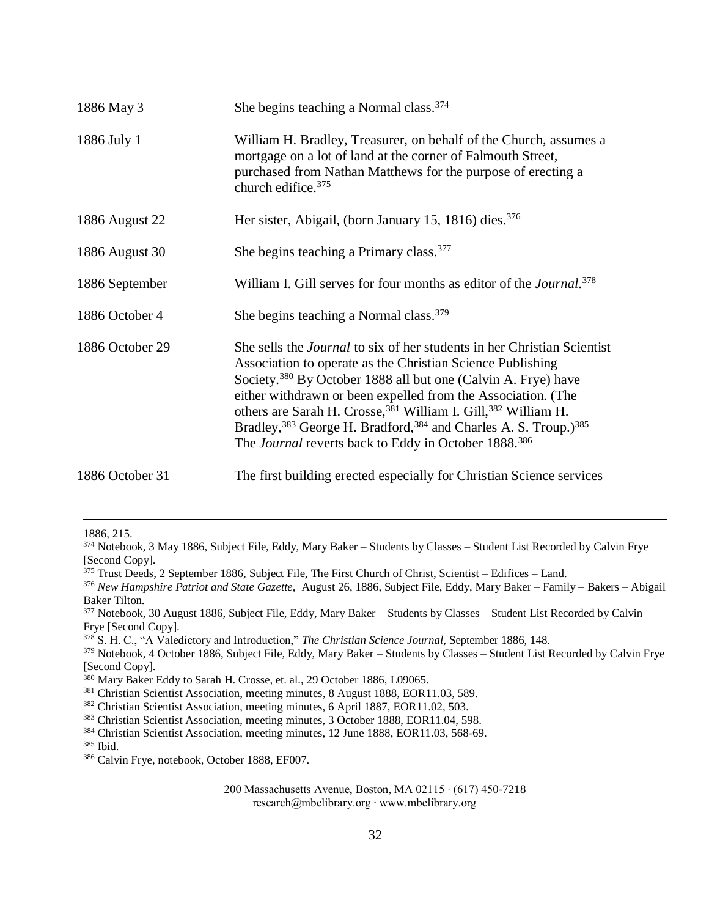| | |
|---|---|
| 1886 May 3 | She begins teaching a Normal class.[374] |
| 1886 July 1 | William H. Bradley, Treasurer, on behalf of the Church, assumes a mortgage on a lot of land at the corner of Falmouth Street, purchased from Nathan Matthews for the purpose of erecting a church edifice.[375] |
| 1886 August 22 | Her sister, Abigail, (born January 15, 1816) dies.[376] |
| 1886 August 30 | She begins teaching a Primary class.[377] |
| 1886 September | William I. Gill serves for four months as editor of the *Journal*.[378] |
| 1886 October 4 | She begins teaching a Normal class.[379] |
| 1886 October 29 | She sells the *Journal* to six of her students in her Christian Scientist Association to operate as the Christian Science Publishing Society.[380] By October 1888 all but one (Calvin A. Frye) have either withdrawn or been expelled from the Association. (The others are Sarah H. Crosse,[381] William I. Gill,[382] William H. Bradley,[383] George H. Bradford,[384] and Charles A. S. Troup.)[385] The *Journal* reverts back to Eddy in October 1888.[386] |
| 1886 October 31 | The first building erected especially for Christian Science services |

---

1886, 215.

[374] Notebook, 3 May 1886, Subject File, Eddy, Mary Baker – Students by Classes – Student List Recorded by Calvin Frye [Second Copy].

[375] Trust Deeds, 2 September 1886, Subject File, The First Church of Christ, Scientist – Edifices – Land.

[376] *New Hampshire Patriot and State Gazette,* August 26, 1886, Subject File, Eddy, Mary Baker – Family – Bakers – Abigail Baker Tilton.

[377] Notebook, 30 August 1886, Subject File, Eddy, Mary Baker – Students by Classes – Student List Recorded by Calvin Frye [Second Copy].

[378] S. H. C., "A Valedictory and Introduction," *The Christian Science Journal,* September 1886, 148.

[379] Notebook, 4 October 1886, Subject File, Eddy, Mary Baker – Students by Classes – Student List Recorded by Calvin Frye [Second Copy].

[380] Mary Baker Eddy to Sarah H. Crosse, et. al., 29 October 1886, L09065.

[381] Christian Scientist Association, meeting minutes, 8 August 1888, EOR11.03, 589.

[382] Christian Scientist Association, meeting minutes, 6 April 1887, EOR11.02, 503.

[383] Christian Scientist Association, meeting minutes, 3 October 1888, EOR11.04, 598.

[384] Christian Scientist Association, meeting minutes, 12 June 1888, EOR11.03, 568-69.

[385] Ibid.

[386] Calvin Frye, notebook, October 1888, EF007.

200 Massachusetts Avenue, Boston, MA 02115 · (617) 450-7218
research@mbelibrary.org · www.mbelibrary.org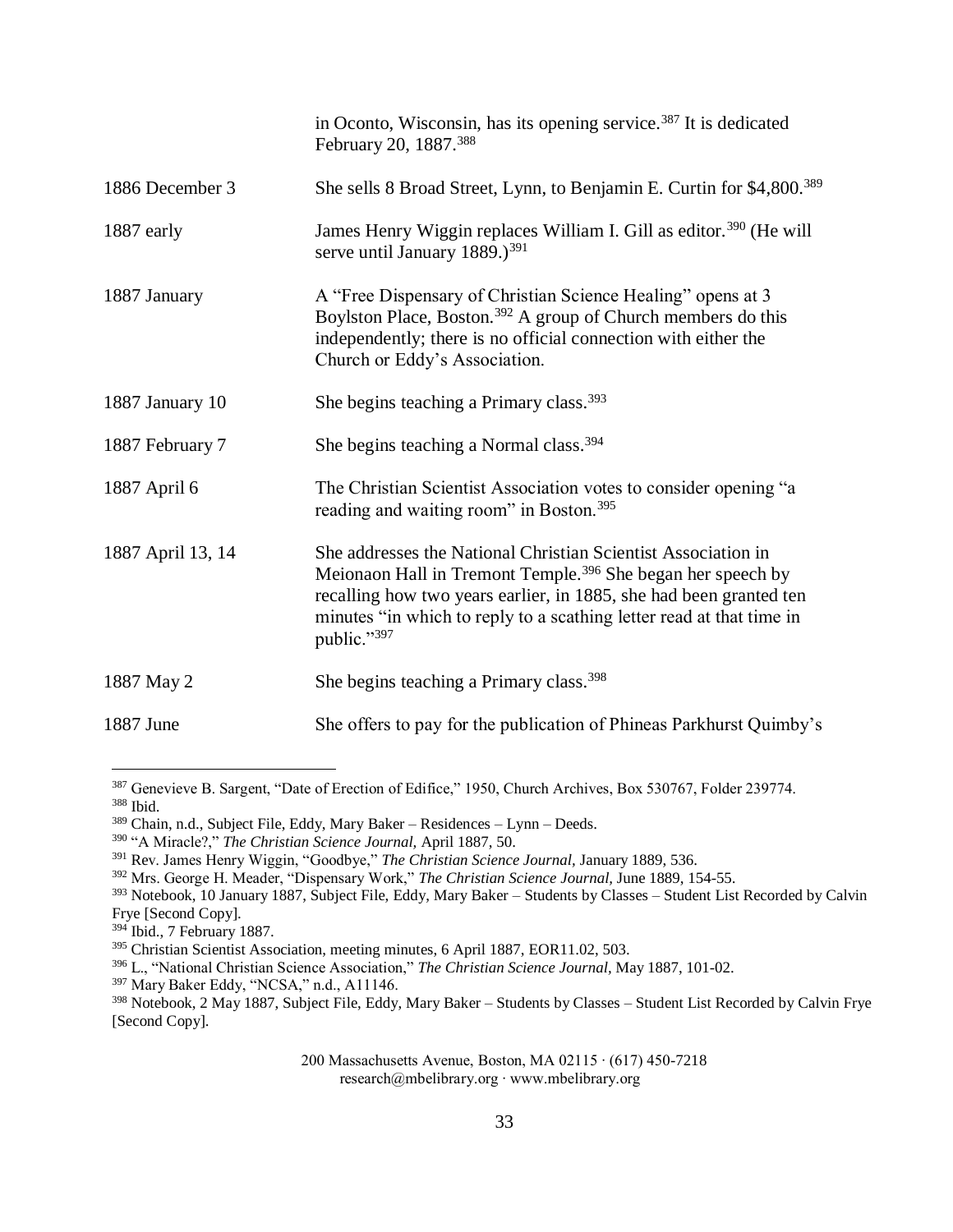| | |
|---|---|
| | in Oconto, Wisconsin, has its opening service.[387] It is dedicated February 20, 1887.[388] |
| 1886 December 3 | She sells 8 Broad Street, Lynn, to Benjamin E. Curtin for $4,800.[389] |
| 1887 early | James Henry Wiggin replaces William I. Gill as editor.[390] (He will serve until January 1889.)[391] |
| 1887 January | A "Free Dispensary of Christian Science Healing" opens at 3 Boylston Place, Boston.[392] A group of Church members do this independently; there is no official connection with either the Church or Eddy's Association. |
| 1887 January 10 | She begins teaching a Primary class.[393] |
| 1887 February 7 | She begins teaching a Normal class.[394] |
| 1887 April 6 | The Christian Scientist Association votes to consider opening "a reading and waiting room" in Boston.[395] |
| 1887 April 13, 14 | She addresses the National Christian Scientist Association in Meionaon Hall in Tremont Temple.[396] She began her speech by recalling how two years earlier, in 1885, she had been granted ten minutes "in which to reply to a scathing letter read at that time in public."[397] |
| 1887 May 2 | She begins teaching a Primary class.[398] |
| 1887 June | She offers to pay for the publication of Phineas Parkhurst Quimby's |

[387] Genevieve B. Sargent, "Date of Erection of Edifice," 1950, Church Archives, Box 530767, Folder 239774.
[388] Ibid.
[389] Chain, n.d., Subject File, Eddy, Mary Baker – Residences – Lynn – Deeds.
[390] "A Miracle?," *The Christian Science Journal,* April 1887, 50.
[391] Rev. James Henry Wiggin, "Goodbye," *The Christian Science Journal,* January 1889, 536.
[392] Mrs. George H. Meader, "Dispensary Work," *The Christian Science Journal,* June 1889, 154-55.
[393] Notebook, 10 January 1887, Subject File, Eddy, Mary Baker – Students by Classes – Student List Recorded by Calvin Frye [Second Copy].
[394] Ibid., 7 February 1887.
[395] Christian Scientist Association, meeting minutes, 6 April 1887, EOR11.02, 503.
[396] L., "National Christian Science Association," *The Christian Science Journal,* May 1887, 101-02.
[397] Mary Baker Eddy, "NCSA," n.d., A11146.
[398] Notebook, 2 May 1887, Subject File, Eddy, Mary Baker – Students by Classes – Student List Recorded by Calvin Frye [Second Copy].

200 Massachusetts Avenue, Boston, MA 02115 · (617) 450-7218
research@mbelibrary.org · www.mbelibrary.org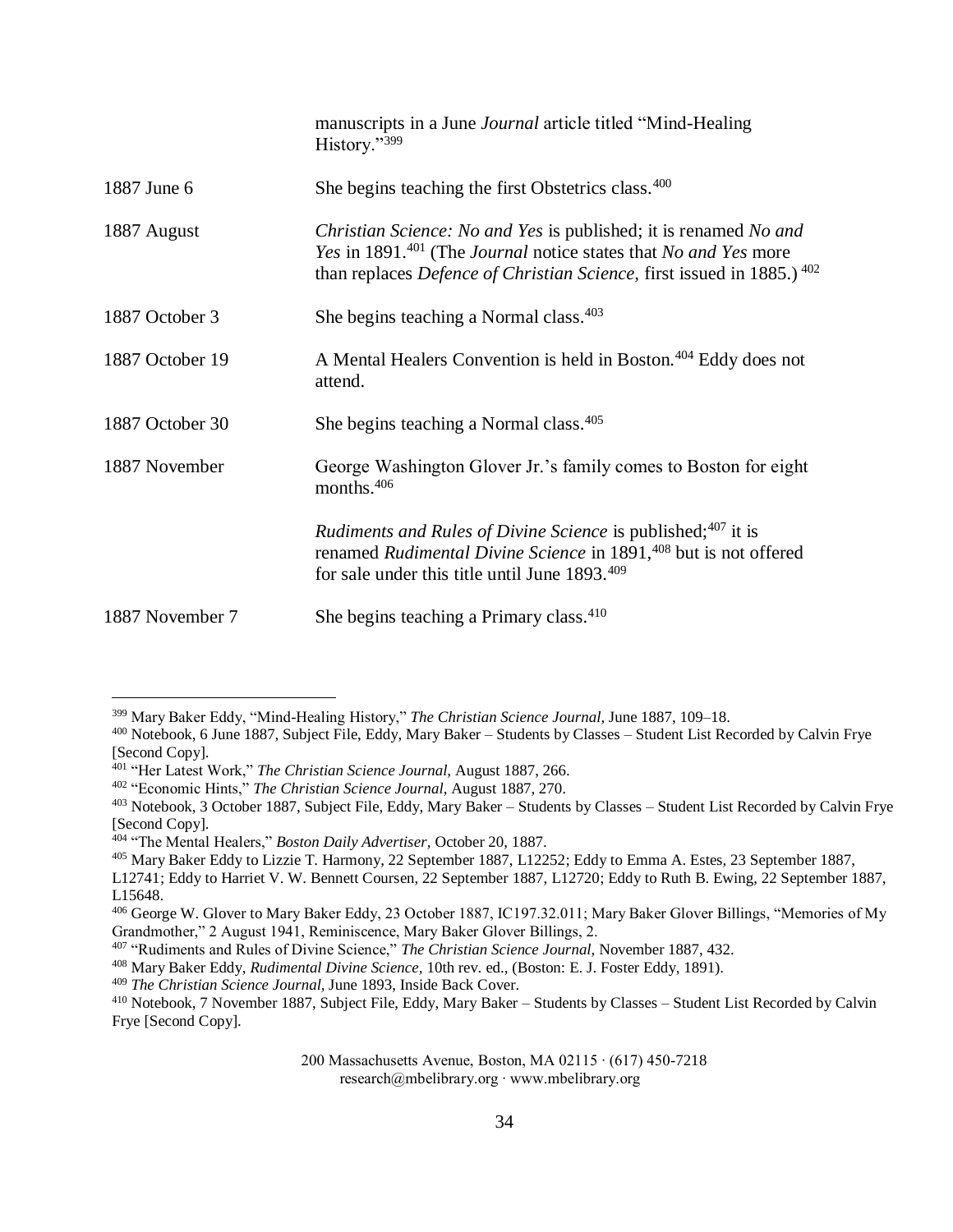| | |
|---|---|
| | manuscripts in a June *Journal* article titled "Mind-Healing History."[399] |
| 1887 June 6 | She begins teaching the first Obstetrics class.[400] |
| 1887 August | *Christian Science: No and Yes* is published; it is renamed *No and Yes* in 1891.[401] (The *Journal* notice states that *No and Yes* more than replaces *Defence of Christian Science,* first issued in 1885.)[402] |
| 1887 October 3 | She begins teaching a Normal class.[403] |
| 1887 October 19 | A Mental Healers Convention is held in Boston.[404] Eddy does not attend. |
| 1887 October 30 | She begins teaching a Normal class.[405] |
| 1887 November | George Washington Glover Jr.'s family comes to Boston for eight months.[406] |
| | *Rudiments and Rules of Divine Science* is published;[407] it is renamed *Rudimental Divine Science* in 1891,[408] but is not offered for sale under this title until June 1893.[409] |
| 1887 November 7 | She begins teaching a Primary class.[410] |

---

[399] Mary Baker Eddy, "Mind-Healing History," *The Christian Science Journal,* June 1887, 109–18.

[400] Notebook, 6 June 1887, Subject File, Eddy, Mary Baker – Students by Classes – Student List Recorded by Calvin Frye [Second Copy].

[401] "Her Latest Work," *The Christian Science Journal,* August 1887, 266.

[402] "Economic Hints," *The Christian Science Journal,* August 1887, 270.

[403] Notebook, 3 October 1887, Subject File, Eddy, Mary Baker – Students by Classes – Student List Recorded by Calvin Frye [Second Copy].

[404] "The Mental Healers," *Boston Daily Advertiser,* October 20, 1887.

[405] Mary Baker Eddy to Lizzie T. Harmony, 22 September 1887, L12252; Eddy to Emma A. Estes, 23 September 1887, L12741; Eddy to Harriet V. W. Bennett Coursen, 22 September 1887, L12720; Eddy to Ruth B. Ewing, 22 September 1887, L15648.

[406] George W. Glover to Mary Baker Eddy, 23 October 1887, IC197.32.011; Mary Baker Glover Billings, "Memories of My Grandmother," 2 August 1941, Reminiscence, Mary Baker Glover Billings, 2.

[407] "Rudiments and Rules of Divine Science," *The Christian Science Journal,* November 1887, 432.

[408] Mary Baker Eddy, *Rudimental Divine Science,* 10th rev. ed., (Boston: E. J. Foster Eddy, 1891).

[409] *The Christian Science Journal,* June 1893, Inside Back Cover.

[410] Notebook, 7 November 1887, Subject File, Eddy, Mary Baker – Students by Classes – Student List Recorded by Calvin Frye [Second Copy].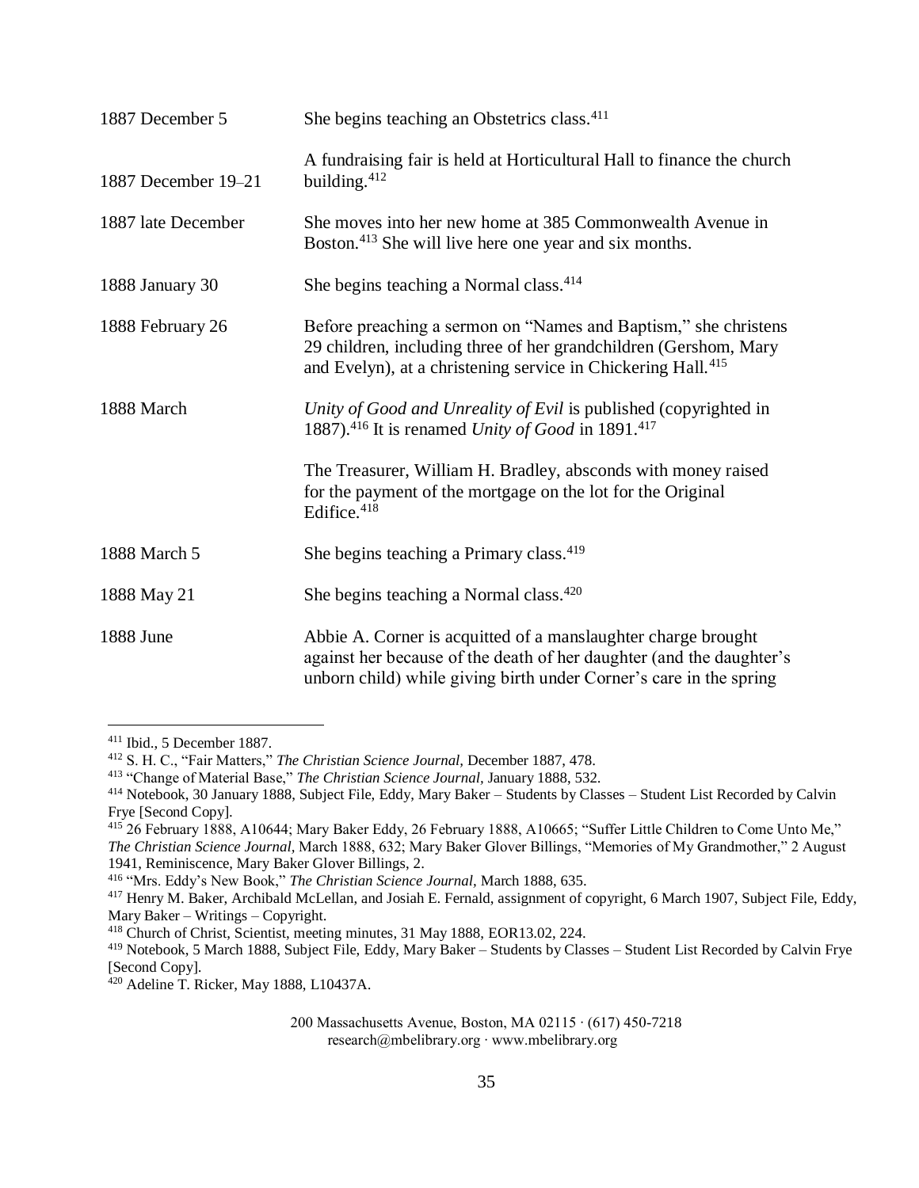| | |
|---|---|
| 1887 December 5 | She begins teaching an Obstetrics class.[411] |
| 1887 December 19–21 | A fundraising fair is held at Horticultural Hall to finance the church building.[412] |
| 1887 late December | She moves into her new home at 385 Commonwealth Avenue in Boston.[413] She will live here one year and six months. |
| 1888 January 30 | She begins teaching a Normal class.[414] |
| 1888 February 26 | Before preaching a sermon on "Names and Baptism," she christens 29 children, including three of her grandchildren (Gershom, Mary and Evelyn), at a christening service in Chickering Hall.[415] |
| 1888 March | *Unity of Good and Unreality of Evil* is published (copyrighted in 1887).[416] It is renamed *Unity of Good* in 1891.[417] |
| | The Treasurer, William H. Bradley, absconds with money raised for the payment of the mortgage on the lot for the Original Edifice.[418] |
| 1888 March 5 | She begins teaching a Primary class.[419] |
| 1888 May 21 | She begins teaching a Normal class.[420] |
| 1888 June | Abbie A. Corner is acquitted of a manslaughter charge brought against her because of the death of her daughter (and the daughter's unborn child) while giving birth under Corner's care in the spring |

[411] Ibid., 5 December 1887.

[412] S. H. C., "Fair Matters," *The Christian Science Journal*, December 1887, 478.

[413] "Change of Material Base," *The Christian Science Journal*, January 1888, 532.

[414] Notebook, 30 January 1888, Subject File, Eddy, Mary Baker – Students by Classes – Student List Recorded by Calvin Frye [Second Copy].

[415] 26 February 1888, A10644; Mary Baker Eddy, 26 February 1888, A10665; "Suffer Little Children to Come Unto Me," *The Christian Science Journal*, March 1888, 632; Mary Baker Glover Billings, "Memories of My Grandmother," 2 August 1941, Reminiscence, Mary Baker Glover Billings, 2.

[416] "Mrs. Eddy's New Book," *The Christian Science Journal*, March 1888, 635.

[417] Henry M. Baker, Archibald McLellan, and Josiah E. Fernald, assignment of copyright, 6 March 1907, Subject File, Eddy, Mary Baker – Writings – Copyright.

[418] Church of Christ, Scientist, meeting minutes, 31 May 1888, EOR13.02, 224.

[419] Notebook, 5 March 1888, Subject File, Eddy, Mary Baker – Students by Classes – Student List Recorded by Calvin Frye [Second Copy].

[420] Adeline T. Ricker, May 1888, L10437A.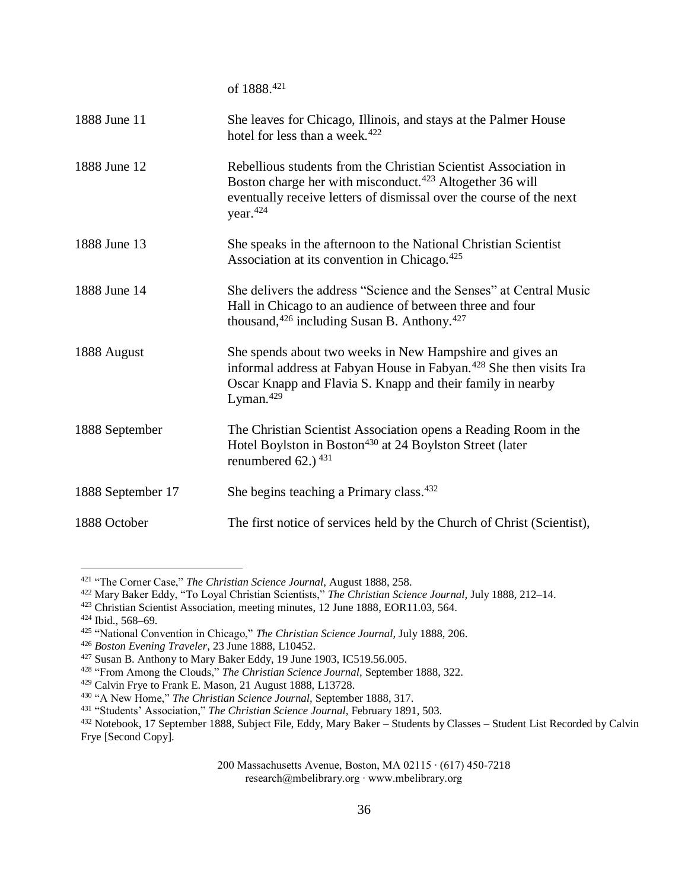| | |
|---|---|
| | of 1888.[421] |
| 1888 June 11 | She leaves for Chicago, Illinois, and stays at the Palmer House hotel for less than a week.[422] |
| 1888 June 12 | Rebellious students from the Christian Scientist Association in Boston charge her with misconduct.[423] Altogether 36 will eventually receive letters of dismissal over the course of the next year.[424] |
| 1888 June 13 | She speaks in the afternoon to the National Christian Scientist Association at its convention in Chicago.[425] |
| 1888 June 14 | She delivers the address "Science and the Senses" at Central Music Hall in Chicago to an audience of between three and four thousand,[426] including Susan B. Anthony.[427] |
| 1888 August | She spends about two weeks in New Hampshire and gives an informal address at Fabyan House in Fabyan.[428] She then visits Ira Oscar Knapp and Flavia S. Knapp and their family in nearby Lyman.[429] |
| 1888 September | The Christian Scientist Association opens a Reading Room in the Hotel Boylston in Boston[430] at 24 Boylston Street (later renumbered 62.) [431] |
| 1888 September 17 | She begins teaching a Primary class.[432] |
| 1888 October | The first notice of services held by the Church of Christ (Scientist), |

---

[421] "The Corner Case," *The Christian Science Journal,* August 1888, 258.

[422] Mary Baker Eddy, "To Loyal Christian Scientists," *The Christian Science Journal,* July 1888, 212–14.

[423] Christian Scientist Association, meeting minutes, 12 June 1888, EOR11.03, 564.

[424] Ibid., 568–69.

[425] "National Convention in Chicago," *The Christian Science Journal,* July 1888, 206.

[426] *Boston Evening Traveler,* 23 June 1888, L10452.

[427] Susan B. Anthony to Mary Baker Eddy, 19 June 1903, IC519.56.005.

[428] "From Among the Clouds," *The Christian Science Journal,* September 1888, 322.

[429] Calvin Frye to Frank E. Mason, 21 August 1888, L13728.

[430] "A New Home," *The Christian Science Journal,* September 1888, 317.

[431] "Students' Association," *The Christian Science Journal,* February 1891, 503.

[432] Notebook, 17 September 1888, Subject File, Eddy, Mary Baker – Students by Classes – Student List Recorded by Calvin Frye [Second Copy].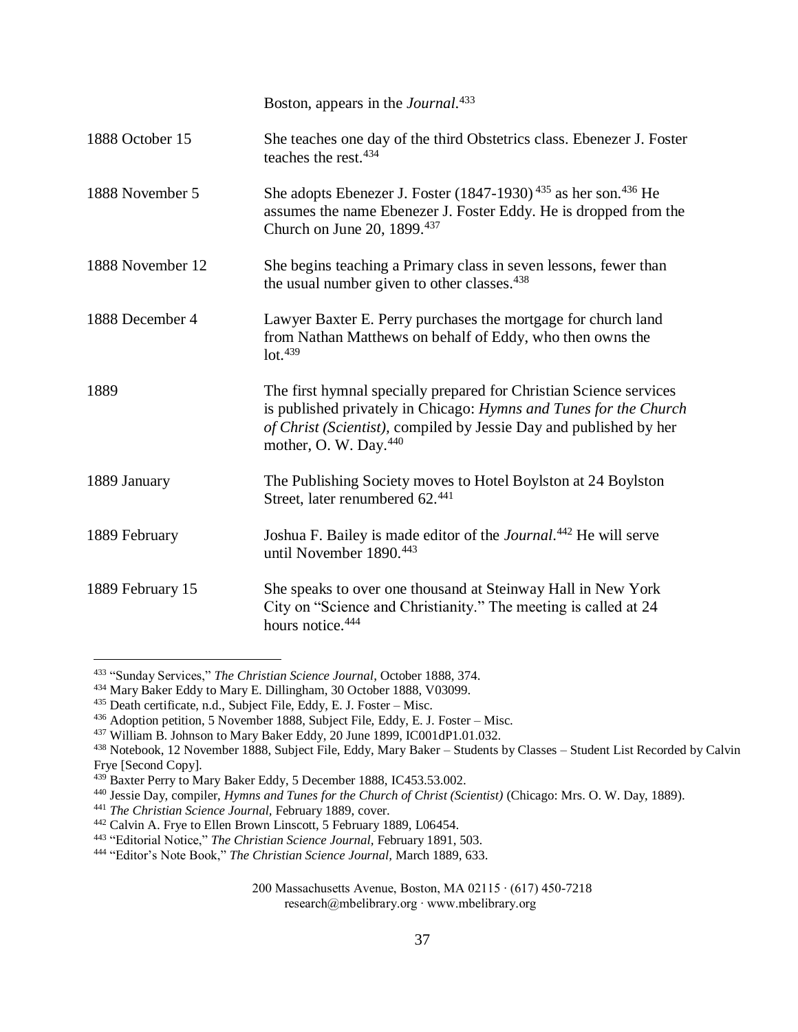| | |
|---|---|
| | Boston, appears in the *Journal*.[433] |
| 1888 October 15 | She teaches one day of the third Obstetrics class. Ebenezer J. Foster teaches the rest.[434] |
| 1888 November 5 | She adopts Ebenezer J. Foster (1847-1930)[435] as her son.[436] He assumes the name Ebenezer J. Foster Eddy. He is dropped from the Church on June 20, 1899.[437] |
| 1888 November 12 | She begins teaching a Primary class in seven lessons, fewer than the usual number given to other classes.[438] |
| 1888 December 4 | Lawyer Baxter E. Perry purchases the mortgage for church land from Nathan Matthews on behalf of Eddy, who then owns the lot.[439] |
| 1889 | The first hymnal specially prepared for Christian Science services is published privately in Chicago: *Hymns and Tunes for the Church of Christ (Scientist)*, compiled by Jessie Day and published by her mother, O. W. Day.[440] |
| 1889 January | The Publishing Society moves to Hotel Boylston at 24 Boylston Street, later renumbered 62.[441] |
| 1889 February | Joshua F. Bailey is made editor of the *Journal*.[442] He will serve until November 1890.[443] |
| 1889 February 15 | She speaks to over one thousand at Steinway Hall in New York City on "Science and Christianity." The meeting is called at 24 hours notice.[444] |

---

[433] "Sunday Services," *The Christian Science Journal*, October 1888, 374.

[434] Mary Baker Eddy to Mary E. Dillingham, 30 October 1888, V03099.

[435] Death certificate, n.d., Subject File, Eddy, E. J. Foster – Misc.

[436] Adoption petition, 5 November 1888, Subject File, Eddy, E. J. Foster – Misc.

[437] William B. Johnson to Mary Baker Eddy, 20 June 1899, IC001dP1.01.032.

[438] Notebook, 12 November 1888, Subject File, Eddy, Mary Baker – Students by Classes – Student List Recorded by Calvin Frye [Second Copy].

[439] Baxter Perry to Mary Baker Eddy, 5 December 1888, IC453.53.002.

[440] Jessie Day, compiler, *Hymns and Tunes for the Church of Christ (Scientist)* (Chicago: Mrs. O. W. Day, 1889).

[441] *The Christian Science Journal*, February 1889, cover.

[442] Calvin A. Frye to Ellen Brown Linscott, 5 February 1889, L06454.

[443] "Editorial Notice," *The Christian Science Journal*, February 1891, 503.

[444] "Editor's Note Book," *The Christian Science Journal*, March 1889, 633.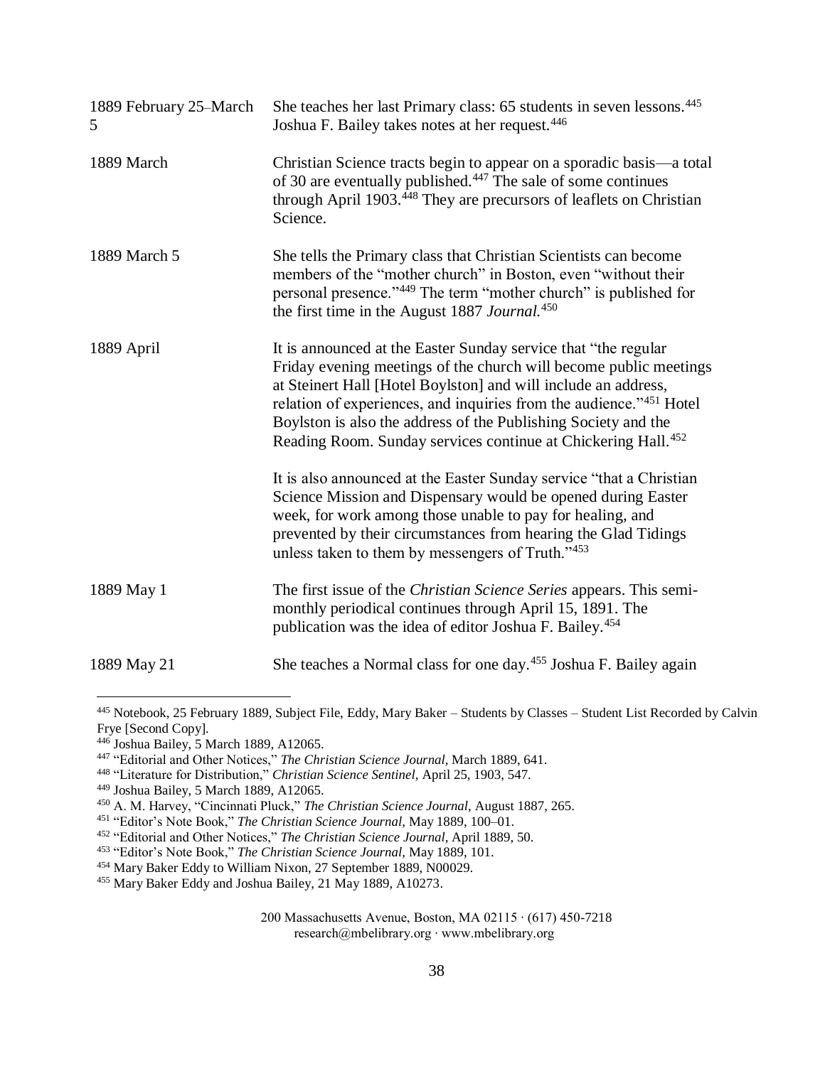| | |
|---|---|
| 1889 February 25–March 5 | She teaches her last Primary class: 65 students in seven lessons.[445] Joshua F. Bailey takes notes at her request.[446] |
| 1889 March | Christian Science tracts begin to appear on a sporadic basis—a total of 30 are eventually published.[447] The sale of some continues through April 1903.[448] They are precursors of leaflets on Christian Science. |
| 1889 March 5 | She tells the Primary class that Christian Scientists can become members of the "mother church" in Boston, even "without their personal presence."[449] The term "mother church" is published for the first time in the August 1887 *Journal.*[450] |
| 1889 April | It is announced at the Easter Sunday service that "the regular Friday evening meetings of the church will become public meetings at Steinert Hall [Hotel Boylston] and will include an address, relation of experiences, and inquiries from the audience."[451] Hotel Boylston is also the address of the Publishing Society and the Reading Room. Sunday services continue at Chickering Hall.[452] <br><br> It is also announced at the Easter Sunday service "that a Christian Science Mission and Dispensary would be opened during Easter week, for work among those unable to pay for healing, and prevented by their circumstances from hearing the Glad Tidings unless taken to them by messengers of Truth."[453] |
| 1889 May 1 | The first issue of the *Christian Science Series* appears. This semi-monthly periodical continues through April 15, 1891. The publication was the idea of editor Joshua F. Bailey.[454] |
| 1889 May 21 | She teaches a Normal class for one day.[455] Joshua F. Bailey again |

---

[445] Notebook, 25 February 1889, Subject File, Eddy, Mary Baker – Students by Classes – Student List Recorded by Calvin Frye [Second Copy].

[446] Joshua Bailey, 5 March 1889, A12065.

[447] "Editorial and Other Notices," *The Christian Science Journal,* March 1889, 641.

[448] "Literature for Distribution," *Christian Science Sentinel,* April 25, 1903, 547.

[449] Joshua Bailey, 5 March 1889, A12065.

[450] A. M. Harvey, "Cincinnati Pluck," *The Christian Science Journal,* August 1887, 265.

[451] "Editor's Note Book," *The Christian Science Journal,* May 1889, 100–01.

[452] "Editorial and Other Notices," *The Christian Science Journal,* April 1889, 50.

[453] "Editor's Note Book," *The Christian Science Journal,* May 1889, 101.

[454] Mary Baker Eddy to William Nixon, 27 September 1889, N00029.

[455] Mary Baker Eddy and Joshua Bailey, 21 May 1889, A10273.

200 Massachusetts Avenue, Boston, MA 02115 · (617) 450-7218
research@mbelibrary.org · www.mbelibrary.org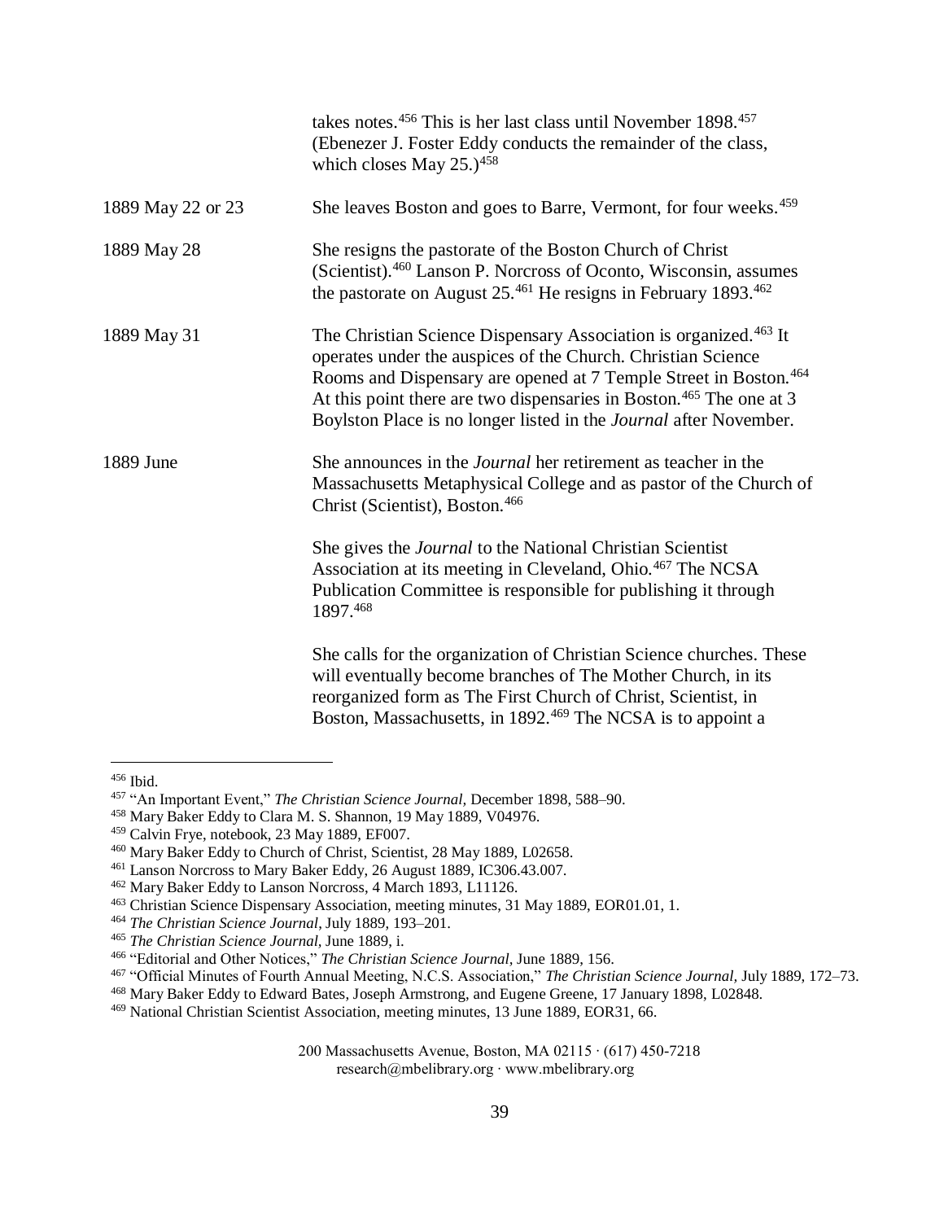| | |
|---|---|
| | takes notes.[456] This is her last class until November 1898.[457] (Ebenezer J. Foster Eddy conducts the remainder of the class, which closes May 25.)[458] |
| 1889 May 22 or 23 | She leaves Boston and goes to Barre, Vermont, for four weeks.[459] |
| 1889 May 28 | She resigns the pastorate of the Boston Church of Christ (Scientist).[460] Lanson P. Norcross of Oconto, Wisconsin, assumes the pastorate on August 25.[461] He resigns in February 1893.[462] |
| 1889 May 31 | The Christian Science Dispensary Association is organized.[463] It operates under the auspices of the Church. Christian Science Rooms and Dispensary are opened at 7 Temple Street in Boston.[464] At this point there are two dispensaries in Boston.[465] The one at 3 Boylston Place is no longer listed in the *Journal* after November. |
| 1889 June | She announces in the *Journal* her retirement as teacher in the Massachusetts Metaphysical College and as pastor of the Church of Christ (Scientist), Boston.[466] |
| | She gives the *Journal* to the National Christian Scientist Association at its meeting in Cleveland, Ohio.[467] The NCSA Publication Committee is responsible for publishing it through 1897.[468] |
| | She calls for the organization of Christian Science churches. These will eventually become branches of The Mother Church, in its reorganized form as The First Church of Christ, Scientist, in Boston, Massachusetts, in 1892.[469] The NCSA is to appoint a |

---

[456] Ibid.

[457] "An Important Event," *The Christian Science Journal,* December 1898, 588–90.

[458] Mary Baker Eddy to Clara M. S. Shannon, 19 May 1889, V04976.

[459] Calvin Frye, notebook, 23 May 1889, EF007.

[460] Mary Baker Eddy to Church of Christ, Scientist, 28 May 1889, L02658.

[461] Lanson Norcross to Mary Baker Eddy, 26 August 1889, IC306.43.007.

[462] Mary Baker Eddy to Lanson Norcross, 4 March 1893, L11126.

[463] Christian Science Dispensary Association, meeting minutes, 31 May 1889, EOR01.01, 1.

[464] *The Christian Science Journal*, July 1889, 193–201.

[465] *The Christian Science Journal*, June 1889, i.

[466] "Editorial and Other Notices," *The Christian Science Journal,* June 1889, 156.

[467] "Official Minutes of Fourth Annual Meeting, N.C.S. Association," *The Christian Science Journal,* July 1889, 172–73.

[468] Mary Baker Eddy to Edward Bates, Joseph Armstrong, and Eugene Greene, 17 January 1898, L02848.

[469] National Christian Scientist Association, meeting minutes, 13 June 1889, EOR31, 66.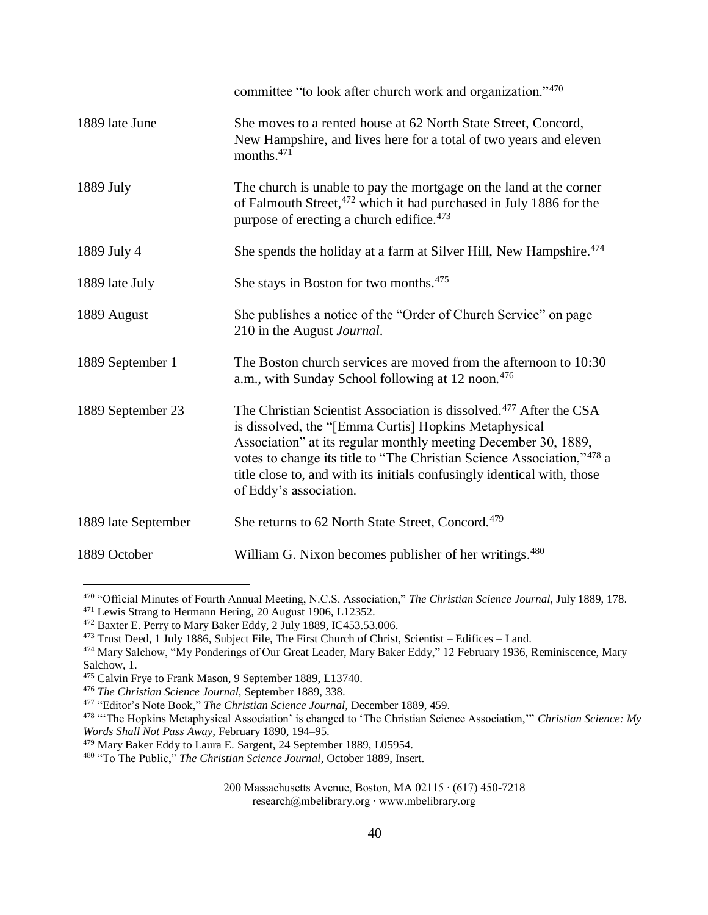| | |
|---|---|
| | committee "to look after church work and organization."[470] |
| 1889 late June | She moves to a rented house at 62 North State Street, Concord, New Hampshire, and lives here for a total of two years and eleven months.[471] |
| 1889 July | The church is unable to pay the mortgage on the land at the corner of Falmouth Street,[472] which it had purchased in July 1886 for the purpose of erecting a church edifice.[473] |
| 1889 July 4 | She spends the holiday at a farm at Silver Hill, New Hampshire.[474] |
| 1889 late July | She stays in Boston for two months.[475] |
| 1889 August | She publishes a notice of the "Order of Church Service" on page 210 in the August *Journal*. |
| 1889 September 1 | The Boston church services are moved from the afternoon to 10:30 a.m., with Sunday School following at 12 noon.[476] |
| 1889 September 23 | The Christian Scientist Association is dissolved.[477] After the CSA is dissolved, the "[Emma Curtis] Hopkins Metaphysical Association" at its regular monthly meeting December 30, 1889, votes to change its title to "The Christian Science Association,"[478] a title close to, and with its initials confusingly identical with, those of Eddy's association. |
| 1889 late September | She returns to 62 North State Street, Concord.[479] |
| 1889 October | William G. Nixon becomes publisher of her writings.[480] |

---

[470] "Official Minutes of Fourth Annual Meeting, N.C.S. Association," *The Christian Science Journal,* July 1889, 178.
[471] Lewis Strang to Hermann Hering, 20 August 1906, L12352.
[472] Baxter E. Perry to Mary Baker Eddy, 2 July 1889, IC453.53.006.
[473] Trust Deed, 1 July 1886, Subject File, The First Church of Christ, Scientist – Edifices – Land.
[474] Mary Salchow, "My Ponderings of Our Great Leader, Mary Baker Eddy," 12 February 1936, Reminiscence, Mary Salchow, 1.
[475] Calvin Frye to Frank Mason, 9 September 1889, L13740.
[476] *The Christian Science Journal,* September 1889, 338.
[477] "Editor's Note Book," *The Christian Science Journal,* December 1889, 459.
[478] "'The Hopkins Metaphysical Association' is changed to 'The Christian Science Association,'" *Christian Science: My Words Shall Not Pass Away,* February 1890, 194–95.
[479] Mary Baker Eddy to Laura E. Sargent, 24 September 1889, L05954.
[480] "To The Public," *The Christian Science Journal*, October 1889, Insert.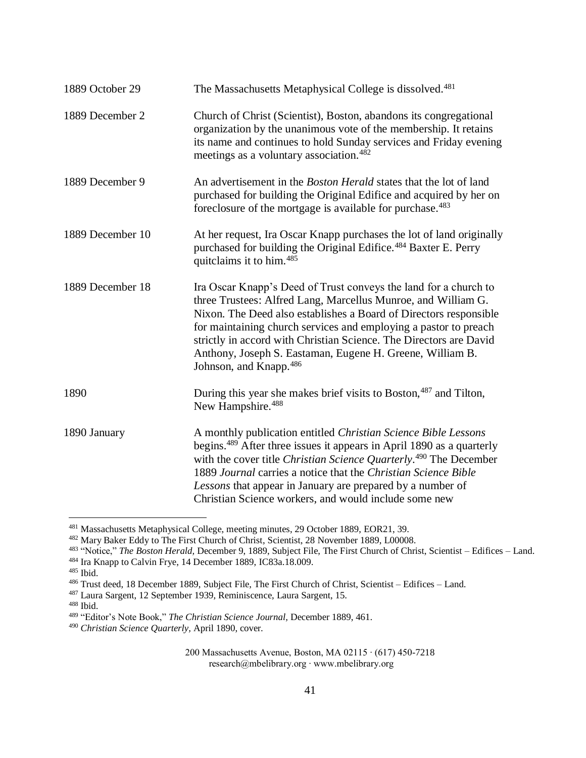| | |
|---|---|
| 1889 October 29 | The Massachusetts Metaphysical College is dissolved.[481] |
| 1889 December 2 | Church of Christ (Scientist), Boston, abandons its congregational organization by the unanimous vote of the membership. It retains its name and continues to hold Sunday services and Friday evening meetings as a voluntary association.[482] |
| 1889 December 9 | An advertisement in the *Boston Herald* states that the lot of land purchased for building the Original Edifice and acquired by her on foreclosure of the mortgage is available for purchase.[483] |
| 1889 December 10 | At her request, Ira Oscar Knapp purchases the lot of land originally purchased for building the Original Edifice.[484] Baxter E. Perry quitclaims it to him.[485] |
| 1889 December 18 | Ira Oscar Knapp's Deed of Trust conveys the land for a church to three Trustees: Alfred Lang, Marcellus Munroe, and William G. Nixon. The Deed also establishes a Board of Directors responsible for maintaining church services and employing a pastor to preach strictly in accord with Christian Science. The Directors are David Anthony, Joseph S. Eastaman, Eugene H. Greene, William B. Johnson, and Knapp.[486] |
| 1890 | During this year she makes brief visits to Boston,[487] and Tilton, New Hampshire.[488] |
| 1890 January | A monthly publication entitled *Christian Science Bible Lessons* begins.[489] After three issues it appears in April 1890 as a quarterly with the cover title *Christian Science Quarterly*.[490] The December 1889 *Journal* carries a notice that the *Christian Science Bible Lessons* that appear in January are prepared by a number of Christian Science workers, and would include some new |

---

[481] Massachusetts Metaphysical College, meeting minutes, 29 October 1889, EOR21, 39.

[482] Mary Baker Eddy to The First Church of Christ, Scientist, 28 November 1889, L00008.

[483] "Notice," *The Boston Herald,* December 9, 1889, Subject File, The First Church of Christ, Scientist – Edifices – Land.

[484] Ira Knapp to Calvin Frye, 14 December 1889, IC83a.18.009.

[485] Ibid.

[486] Trust deed, 18 December 1889, Subject File, The First Church of Christ, Scientist – Edifices – Land.

[487] Laura Sargent, 12 September 1939, Reminiscence, Laura Sargent, 15.

[488] Ibid.

[489] "Editor's Note Book," *The Christian Science Journal,* December 1889, 461.

[490] *Christian Science Quarterly,* April 1890, cover.

200 Massachusetts Avenue, Boston, MA 02115 · (617) 450-7218
research@mbelibrary.org · www.mbelibrary.org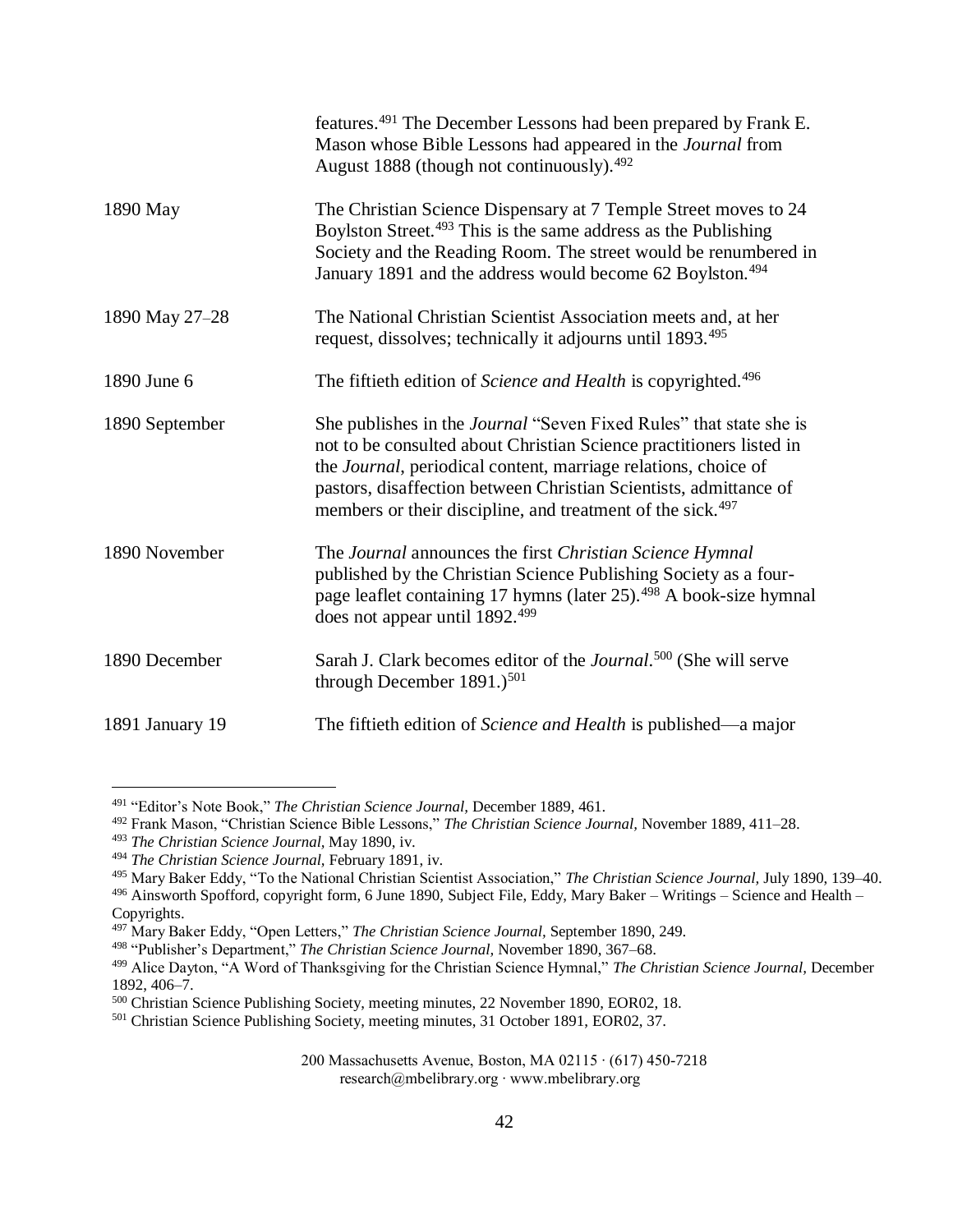| | |
|---|---|
| | features.[491] The December Lessons had been prepared by Frank E. Mason whose Bible Lessons had appeared in the *Journal* from August 1888 (though not continuously).[492] |
| 1890 May | The Christian Science Dispensary at 7 Temple Street moves to 24 Boylston Street.[493] This is the same address as the Publishing Society and the Reading Room. The street would be renumbered in January 1891 and the address would become 62 Boylston.[494] |
| 1890 May 27–28 | The National Christian Scientist Association meets and, at her request, dissolves; technically it adjourns until 1893.[495] |
| 1890 June 6 | The fiftieth edition of *Science and Health* is copyrighted.[496] |
| 1890 September | She publishes in the *Journal* "Seven Fixed Rules" that state she is not to be consulted about Christian Science practitioners listed in the *Journal*, periodical content, marriage relations, choice of pastors, disaffection between Christian Scientists, admittance of members or their discipline, and treatment of the sick.[497] |
| 1890 November | The *Journal* announces the first *Christian Science Hymnal* published by the Christian Science Publishing Society as a four-page leaflet containing 17 hymns (later 25).[498] A book-size hymnal does not appear until 1892.[499] |
| 1890 December | Sarah J. Clark becomes editor of the *Journal*.[500] (She will serve through December 1891.)[501] |
| 1891 January 19 | The fiftieth edition of *Science and Health* is published—a major |

[491] "Editor's Note Book," *The Christian Science Journal,* December 1889, 461.

[492] Frank Mason, "Christian Science Bible Lessons," *The Christian Science Journal,* November 1889, 411–28.

[493] *The Christian Science Journal,* May 1890, iv.

[494] *The Christian Science Journal,* February 1891, iv.

[495] Mary Baker Eddy, "To the National Christian Scientist Association," *The Christian Science Journal,* July 1890, 139–40.

[496] Ainsworth Spofford, copyright form, 6 June 1890, Subject File, Eddy, Mary Baker – Writings – Science and Health – Copyrights.

[497] Mary Baker Eddy, "Open Letters," *The Christian Science Journal,* September 1890, 249.

[498] "Publisher's Department," *The Christian Science Journal,* November 1890, 367–68.

[499] Alice Dayton, "A Word of Thanksgiving for the Christian Science Hymnal," *The Christian Science Journal,* December 1892, 406–7.

[500] Christian Science Publishing Society, meeting minutes, 22 November 1890, EOR02, 18.

[501] Christian Science Publishing Society, meeting minutes, 31 October 1891, EOR02, 37.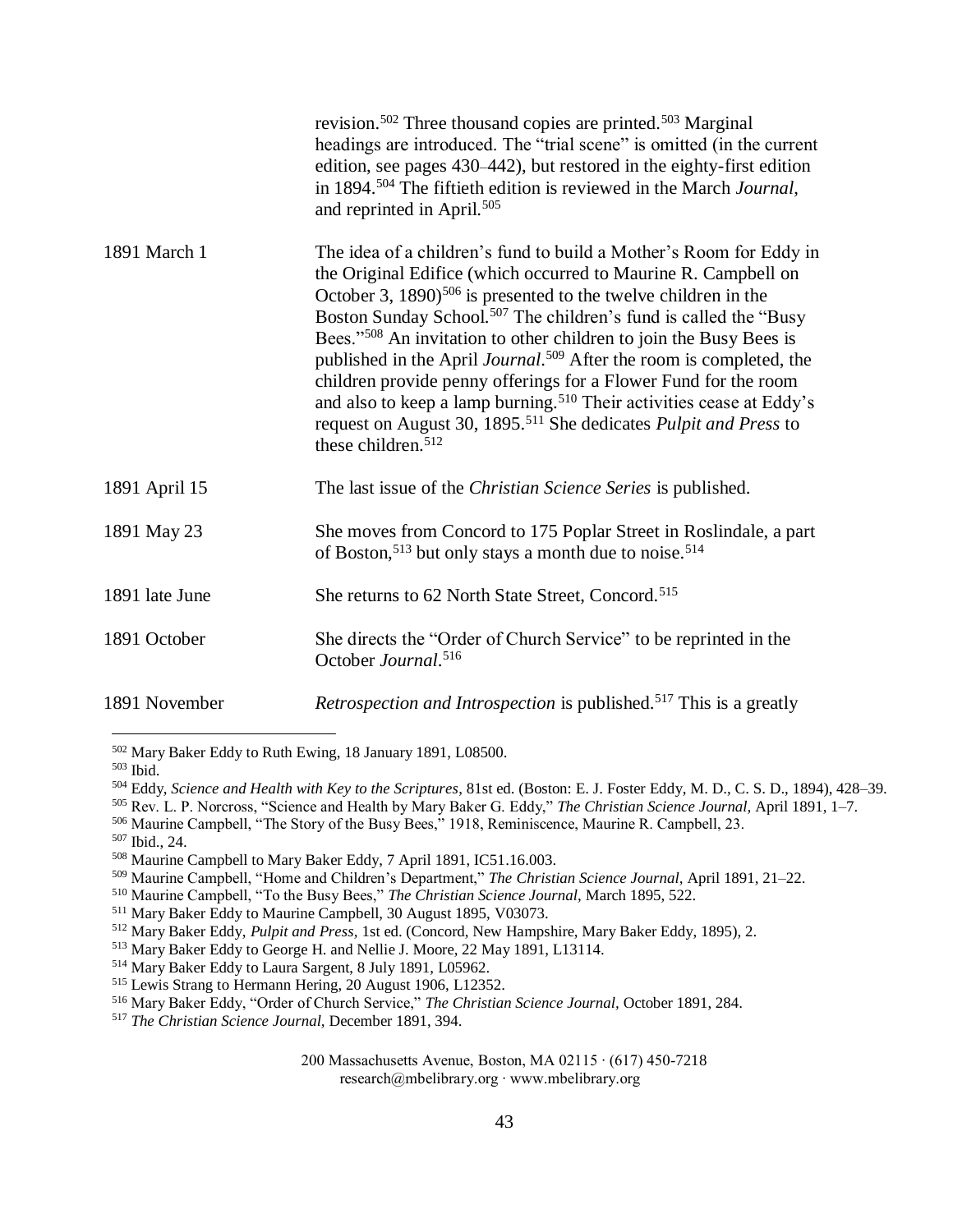| | |
|---|---|
| | revision.[502] Three thousand copies are printed.[503] Marginal headings are introduced. The "trial scene" is omitted (in the current edition, see pages 430–442), but restored in the eighty-first edition in 1894.[504] The fiftieth edition is reviewed in the March *Journal*, and reprinted in April.[505] |
| 1891 March 1 | The idea of a children's fund to build a Mother's Room for Eddy in the Original Edifice (which occurred to Maurine R. Campbell on October 3, 1890)[506] is presented to the twelve children in the Boston Sunday School.[507] The children's fund is called the "Busy Bees."[508] An invitation to other children to join the Busy Bees is published in the April *Journal*.[509] After the room is completed, the children provide penny offerings for a Flower Fund for the room and also to keep a lamp burning.[510] Their activities cease at Eddy's request on August 30, 1895.[511] She dedicates *Pulpit and Press* to these children.[512] |
| 1891 April 15 | The last issue of the *Christian Science Series* is published. |
| 1891 May 23 | She moves from Concord to 175 Poplar Street in Roslindale, a part of Boston,[513] but only stays a month due to noise.[514] |
| 1891 late June | She returns to 62 North State Street, Concord.[515] |
| 1891 October | She directs the "Order of Church Service" to be reprinted in the October *Journal*.[516] |
| 1891 November | *Retrospection and Introspection* is published.[517] This is a greatly |

[502] Mary Baker Eddy to Ruth Ewing, 18 January 1891, L08500.

[503] Ibid.

[504] Eddy, *Science and Health with Key to the Scriptures*, 81st ed. (Boston: E. J. Foster Eddy, M. D., C. S. D., 1894), 428–39.

[505] Rev. L. P. Norcross, "Science and Health by Mary Baker G. Eddy," *The Christian Science Journal*, April 1891, 1–7.

[506] Maurine Campbell, "The Story of the Busy Bees," 1918, Reminiscence, Maurine R. Campbell, 23.

[507] Ibid., 24.

[508] Maurine Campbell to Mary Baker Eddy, 7 April 1891, IC51.16.003.

[509] Maurine Campbell, "Home and Children's Department," *The Christian Science Journal*, April 1891, 21–22.

[510] Maurine Campbell, "To the Busy Bees," *The Christian Science Journal*, March 1895, 522.

[511] Mary Baker Eddy to Maurine Campbell, 30 August 1895, V03073.

[512] Mary Baker Eddy, *Pulpit and Press,* 1st ed. (Concord, New Hampshire, Mary Baker Eddy, 1895), 2.

[513] Mary Baker Eddy to George H. and Nellie J. Moore, 22 May 1891, L13114.

[514] Mary Baker Eddy to Laura Sargent, 8 July 1891, L05962.

[515] Lewis Strang to Hermann Hering, 20 August 1906, L12352.

[516] Mary Baker Eddy, "Order of Church Service," *The Christian Science Journal,* October 1891, 284.

[517] *The Christian Science Journal,* December 1891, 394.

200 Massachusetts Avenue, Boston, MA 02115 · (617) 450-7218
research@mbelibrary.org · www.mbelibrary.org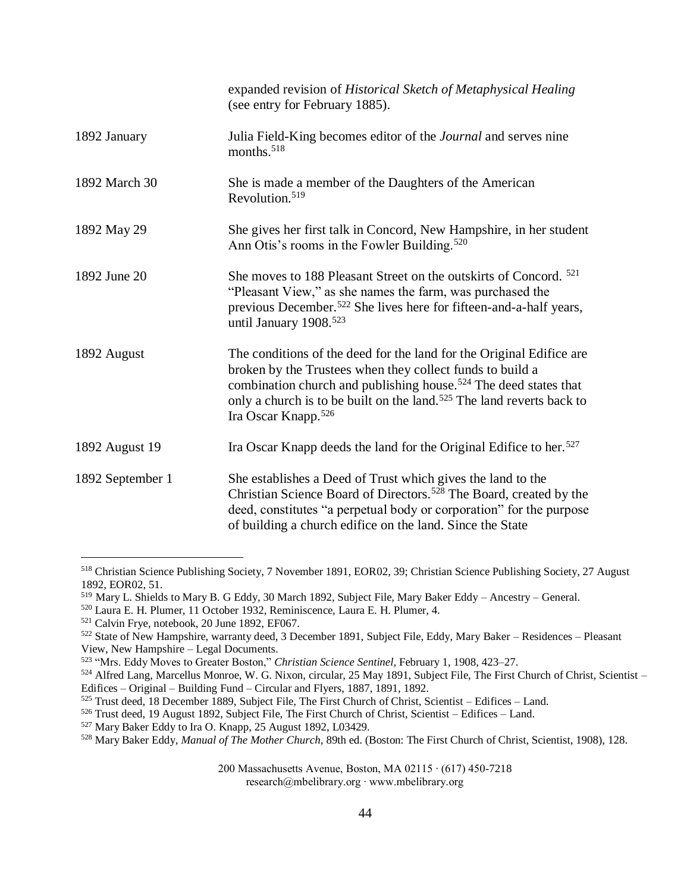| | |
|---|---|
| | expanded revision of *Historical Sketch of Metaphysical Healing* (see entry for February 1885). |
| 1892 January | Julia Field-King becomes editor of the *Journal* and serves nine months.[518] |
| 1892 March 30 | She is made a member of the Daughters of the American Revolution.[519] |
| 1892 May 29 | She gives her first talk in Concord, New Hampshire, in her student Ann Otis's rooms in the Fowler Building.[520] |
| 1892 June 20 | She moves to 188 Pleasant Street on the outskirts of Concord.[521] "Pleasant View," as she names the farm, was purchased the previous December.[522] She lives here for fifteen-and-a-half years, until January 1908.[523] |
| 1892 August | The conditions of the deed for the land for the Original Edifice are broken by the Trustees when they collect funds to build a combination church and publishing house.[524] The deed states that only a church is to be built on the land.[525] The land reverts back to Ira Oscar Knapp.[526] |
| 1892 August 19 | Ira Oscar Knapp deeds the land for the Original Edifice to her.[527] |
| 1892 September 1 | She establishes a Deed of Trust which gives the land to the Christian Science Board of Directors.[528] The Board, created by the deed, constitutes "a perpetual body or corporation" for the purpose of building a church edifice on the land. Since the State |

---

[518] Christian Science Publishing Society, 7 November 1891, EOR02, 39; Christian Science Publishing Society, 27 August 1892, EOR02, 51.

[519] Mary L. Shields to Mary B. G Eddy, 30 March 1892, Subject File, Mary Baker Eddy – Ancestry – General.

[520] Laura E. H. Plumer, 11 October 1932, Reminiscence, Laura E. H. Plumer, 4.

[521] Calvin Frye, notebook, 20 June 1892, EF067.

[522] State of New Hampshire, warranty deed, 3 December 1891, Subject File, Eddy, Mary Baker – Residences – Pleasant View, New Hampshire – Legal Documents.

[523] "Mrs. Eddy Moves to Greater Boston," *Christian Science Sentinel,* February 1, 1908, 423–27.

[524] Alfred Lang, Marcellus Monroe, W. G. Nixon, circular, 25 May 1891, Subject File, The First Church of Christ, Scientist – Edifices – Original – Building Fund – Circular and Flyers, 1887, 1891, 1892.

[525] Trust deed, 18 December 1889, Subject File, The First Church of Christ, Scientist – Edifices – Land.

[526] Trust deed, 19 August 1892, Subject File, The First Church of Christ, Scientist – Edifices – Land.

[527] Mary Baker Eddy to Ira O. Knapp, 25 August 1892, L03429.

[528] Mary Baker Eddy, *Manual of The Mother Church,* 89th ed. (Boston: The First Church of Christ, Scientist, 1908), 128.

200 Massachusetts Avenue, Boston, MA 02115 · (617) 450-7218
research@mbelibrary.org · www.mbelibrary.org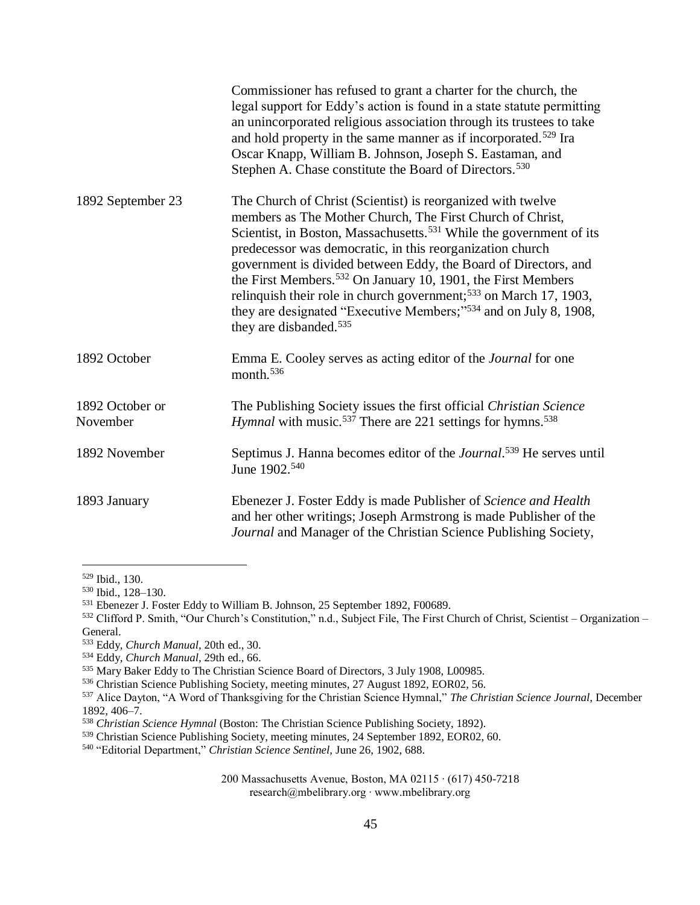| | |
|---|---|
| | Commissioner has refused to grant a charter for the church, the legal support for Eddy's action is found in a state statute permitting an unincorporated religious association through its trustees to take and hold property in the same manner as if incorporated.[529] Ira Oscar Knapp, William B. Johnson, Joseph S. Eastaman, and Stephen A. Chase constitute the Board of Directors.[530] |
| 1892 September 23 | The Church of Christ (Scientist) is reorganized with twelve members as The Mother Church, The First Church of Christ, Scientist, in Boston, Massachusetts.[531] While the government of its predecessor was democratic, in this reorganization church government is divided between Eddy, the Board of Directors, and the First Members.[532] On January 10, 1901, the First Members relinquish their role in church government;[533] on March 17, 1903, they are designated "Executive Members;"[534] and on July 8, 1908, they are disbanded.[535] |
| 1892 October | Emma E. Cooley serves as acting editor of the *Journal* for one month.[536] |
| 1892 October or November | The Publishing Society issues the first official *Christian Science Hymnal* with music.[537] There are 221 settings for hymns.[538] |
| 1892 November | Septimus J. Hanna becomes editor of the *Journal*.[539] He serves until June 1902.[540] |
| 1893 January | Ebenezer J. Foster Eddy is made Publisher of *Science and Health* and her other writings; Joseph Armstrong is made Publisher of the *Journal* and Manager of the Christian Science Publishing Society, |

[529] Ibid., 130.
[530] Ibid., 128–130.
[531] Ebenezer J. Foster Eddy to William B. Johnson, 25 September 1892, F00689.
[532] Clifford P. Smith, "Our Church's Constitution," n.d., Subject File, The First Church of Christ, Scientist – Organization – General.
[533] Eddy, *Church Manual*, 20th ed., 30.
[534] Eddy, *Church Manual*, 29th ed., 66.
[535] Mary Baker Eddy to The Christian Science Board of Directors, 3 July 1908, L00985.
[536] Christian Science Publishing Society, meeting minutes, 27 August 1892, EOR02, 56.
[537] Alice Dayton, "A Word of Thanksgiving for the Christian Science Hymnal," *The Christian Science Journal*, December 1892, 406–7.
[538] *Christian Science Hymnal* (Boston: The Christian Science Publishing Society, 1892).
[539] Christian Science Publishing Society, meeting minutes, 24 September 1892, EOR02, 60.
[540] "Editorial Department," *Christian Science Sentinel*, June 26, 1902, 688.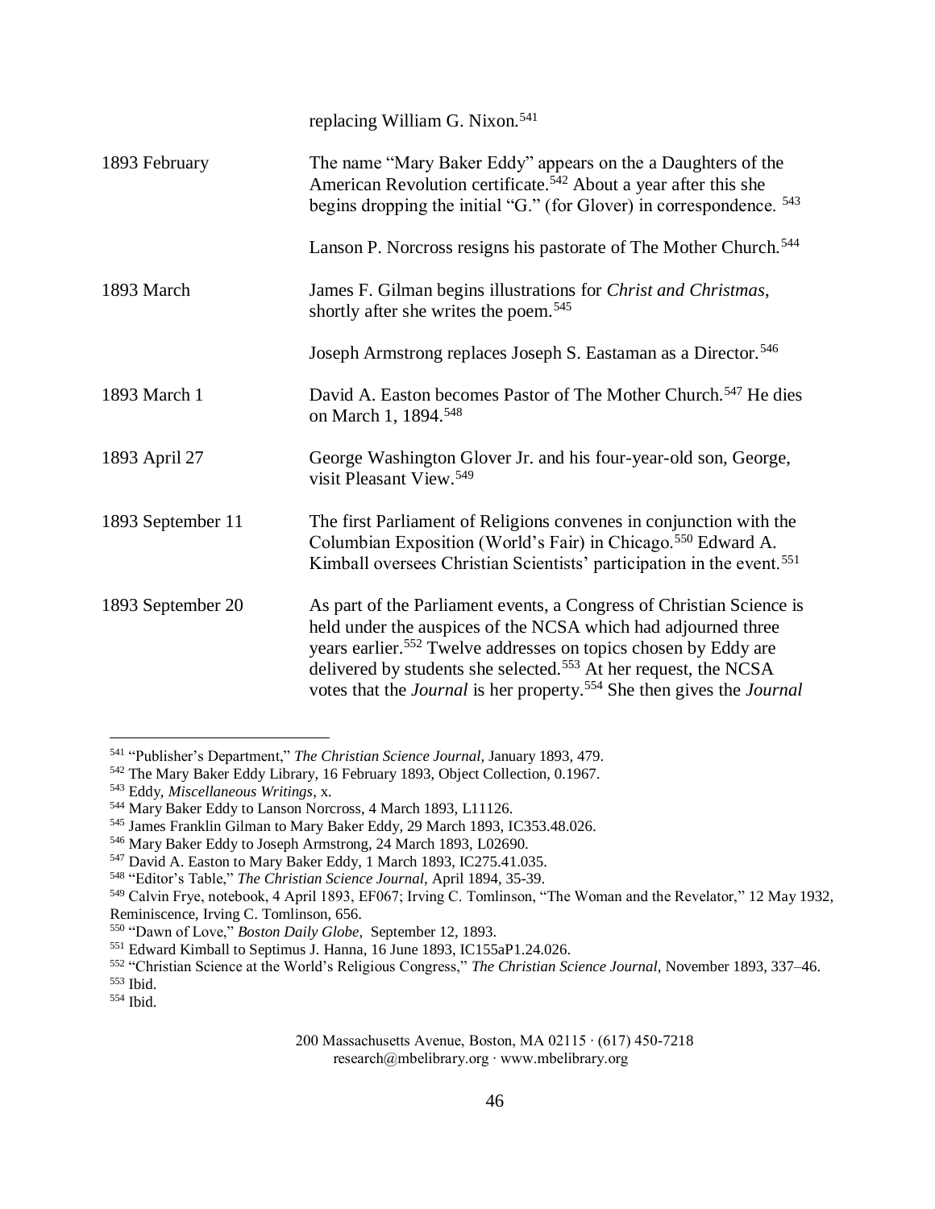| | |
|---|---|
| | replacing William G. Nixon.[541] |
| 1893 February | The name "Mary Baker Eddy" appears on the a Daughters of the American Revolution certificate.[542] About a year after this she begins dropping the initial "G." (for Glover) in correspondence. [543] |
| | Lanson P. Norcross resigns his pastorate of The Mother Church.[544] |
| 1893 March | James F. Gilman begins illustrations for *Christ and Christmas*, shortly after she writes the poem.[545] |
| | Joseph Armstrong replaces Joseph S. Eastaman as a Director.[546] |
| 1893 March 1 | David A. Easton becomes Pastor of The Mother Church.[547] He dies on March 1, 1894.[548] |
| 1893 April 27 | George Washington Glover Jr. and his four-year-old son, George, visit Pleasant View.[549] |
| 1893 September 11 | The first Parliament of Religions convenes in conjunction with the Columbian Exposition (World's Fair) in Chicago.[550] Edward A. Kimball oversees Christian Scientists' participation in the event.[551] |
| 1893 September 20 | As part of the Parliament events, a Congress of Christian Science is held under the auspices of the NCSA which had adjourned three years earlier.[552] Twelve addresses on topics chosen by Eddy are delivered by students she selected.[553] At her request, the NCSA votes that the *Journal* is her property.[554] She then gives the *Journal* |

---

[541] "Publisher's Department," *The Christian Science Journal,* January 1893, 479.
[542] The Mary Baker Eddy Library, 16 February 1893, Object Collection, 0.1967.
[543] Eddy, *Miscellaneous Writings*, x.
[544] Mary Baker Eddy to Lanson Norcross, 4 March 1893, L11126.
[545] James Franklin Gilman to Mary Baker Eddy, 29 March 1893, IC353.48.026.
[546] Mary Baker Eddy to Joseph Armstrong, 24 March 1893, L02690.
[547] David A. Easton to Mary Baker Eddy, 1 March 1893, IC275.41.035.
[548] "Editor's Table," *The Christian Science Journal,* April 1894, 35-39.
[549] Calvin Frye, notebook, 4 April 1893, EF067; Irving C. Tomlinson, "The Woman and the Revelator," 12 May 1932, Reminiscence, Irving C. Tomlinson, 656.
[550] "Dawn of Love," *Boston Daily Globe,* September 12, 1893.
[551] Edward Kimball to Septimus J. Hanna, 16 June 1893, IC155aP1.24.026.
[552] "Christian Science at the World's Religious Congress," *The Christian Science Journal,* November 1893, 337–46.
[553] Ibid.
[554] Ibid.

200 Massachusetts Avenue, Boston, MA 02115 · (617) 450-7218
research@mbelibrary.org · www.mbelibrary.org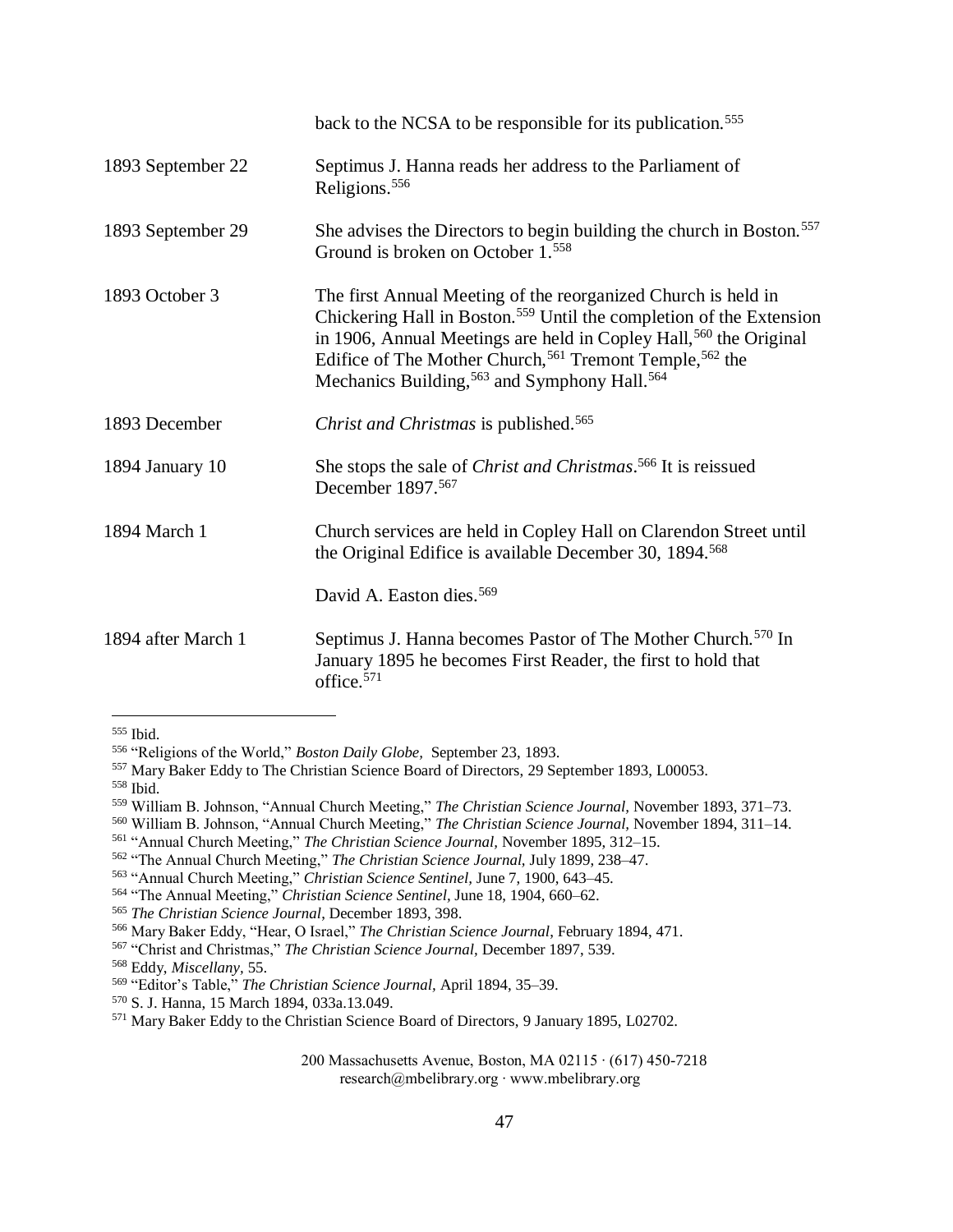| | |
|---|---|
| | back to the NCSA to be responsible for its publication.[555] |
| 1893 September 22 | Septimus J. Hanna reads her address to the Parliament of Religions.[556] |
| 1893 September 29 | She advises the Directors to begin building the church in Boston.[557] Ground is broken on October 1.[558] |
| 1893 October 3 | The first Annual Meeting of the reorganized Church is held in Chickering Hall in Boston.[559] Until the completion of the Extension in 1906, Annual Meetings are held in Copley Hall,[560] the Original Edifice of The Mother Church,[561] Tremont Temple,[562] the Mechanics Building,[563] and Symphony Hall.[564] |
| 1893 December | *Christ and Christmas* is published.[565] |
| 1894 January 10 | She stops the sale of *Christ and Christmas*.[566] It is reissued December 1897.[567] |
| 1894 March 1 | Church services are held in Copley Hall on Clarendon Street until the Original Edifice is available December 30, 1894.[568] |
| | David A. Easton dies.[569] |
| 1894 after March 1 | Septimus J. Hanna becomes Pastor of The Mother Church.[570] In January 1895 he becomes First Reader, the first to hold that office.[571] |

---

[555] Ibid.

[556] "Religions of the World," *Boston Daily Globe,* September 23, 1893.

[557] Mary Baker Eddy to The Christian Science Board of Directors, 29 September 1893, L00053.

[558] Ibid.

[559] William B. Johnson, "Annual Church Meeting," *The Christian Science Journal*, November 1893, 371–73.

[560] William B. Johnson, "Annual Church Meeting," *The Christian Science Journal*, November 1894, 311–14.

[561] "Annual Church Meeting," *The Christian Science Journal,* November 1895, 312–15.

[562] "The Annual Church Meeting," *The Christian Science Journal,* July 1899, 238–47.

[563] "Annual Church Meeting," *Christian Science Sentinel,* June 7, 1900, 643–45.

[564] "The Annual Meeting," *Christian Science Sentinel,* June 18, 1904, 660–62.

[565] *The Christian Science Journal*, December 1893, 398.

[566] Mary Baker Eddy, "Hear, O Israel," *The Christian Science Journal,* February 1894, 471.

[567] "Christ and Christmas," *The Christian Science Journal,* December 1897, 539.

[568] Eddy, *Miscellany,* 55.

[569] "Editor's Table," *The Christian Science Journal,* April 1894, 35–39.

[570] S. J. Hanna, 15 March 1894, 033a.13.049.

[571] Mary Baker Eddy to the Christian Science Board of Directors, 9 January 1895, L02702.

200 Massachusetts Avenue, Boston, MA 02115 · (617) 450-7218
research@mbelibrary.org · www.mbelibrary.org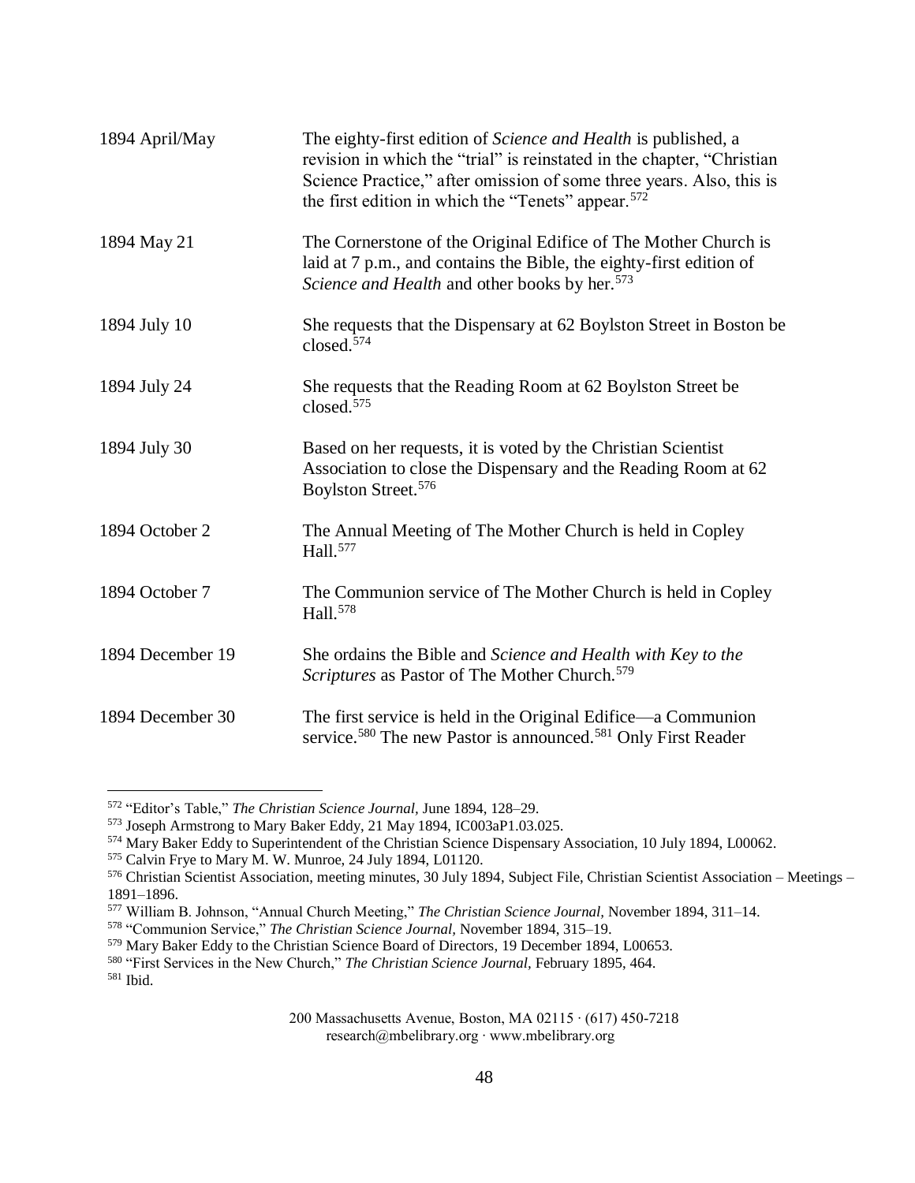| | |
|---|---|
| 1894 April/May | The eighty-first edition of *Science and Health* is published, a revision in which the "trial" is reinstated in the chapter, "Christian Science Practice," after omission of some three years. Also, this is the first edition in which the "Tenets" appear.[572] |
| 1894 May 21 | The Cornerstone of the Original Edifice of The Mother Church is laid at 7 p.m., and contains the Bible, the eighty-first edition of *Science and Health* and other books by her.[573] |
| 1894 July 10 | She requests that the Dispensary at 62 Boylston Street in Boston be closed.[574] |
| 1894 July 24 | She requests that the Reading Room at 62 Boylston Street be closed.[575] |
| 1894 July 30 | Based on her requests, it is voted by the Christian Scientist Association to close the Dispensary and the Reading Room at 62 Boylston Street.[576] |
| 1894 October 2 | The Annual Meeting of The Mother Church is held in Copley Hall.[577] |
| 1894 October 7 | The Communion service of The Mother Church is held in Copley Hall.[578] |
| 1894 December 19 | She ordains the Bible and *Science and Health with Key to the Scriptures* as Pastor of The Mother Church.[579] |
| 1894 December 30 | The first service is held in the Original Edifice—a Communion service.[580] The new Pastor is announced.[581] Only First Reader |

[572] "Editor's Table," *The Christian Science Journal,* June 1894, 128–29.
[573] Joseph Armstrong to Mary Baker Eddy, 21 May 1894, IC003aP1.03.025.
[574] Mary Baker Eddy to Superintendent of the Christian Science Dispensary Association, 10 July 1894, L00062.
[575] Calvin Frye to Mary M. W. Munroe, 24 July 1894, L01120.
[576] Christian Scientist Association, meeting minutes, 30 July 1894, Subject File, Christian Scientist Association – Meetings – 1891–1896.
[577] William B. Johnson, "Annual Church Meeting," *The Christian Science Journal,* November 1894, 311–14.
[578] "Communion Service," *The Christian Science Journal,* November 1894, 315–19.
[579] Mary Baker Eddy to the Christian Science Board of Directors, 19 December 1894, L00653.
[580] "First Services in the New Church," *The Christian Science Journal,* February 1895, 464.
[581] Ibid.

200 Massachusetts Avenue, Boston, MA 02115 · (617) 450-7218
research@mbelibrary.org · www.mbelibrary.org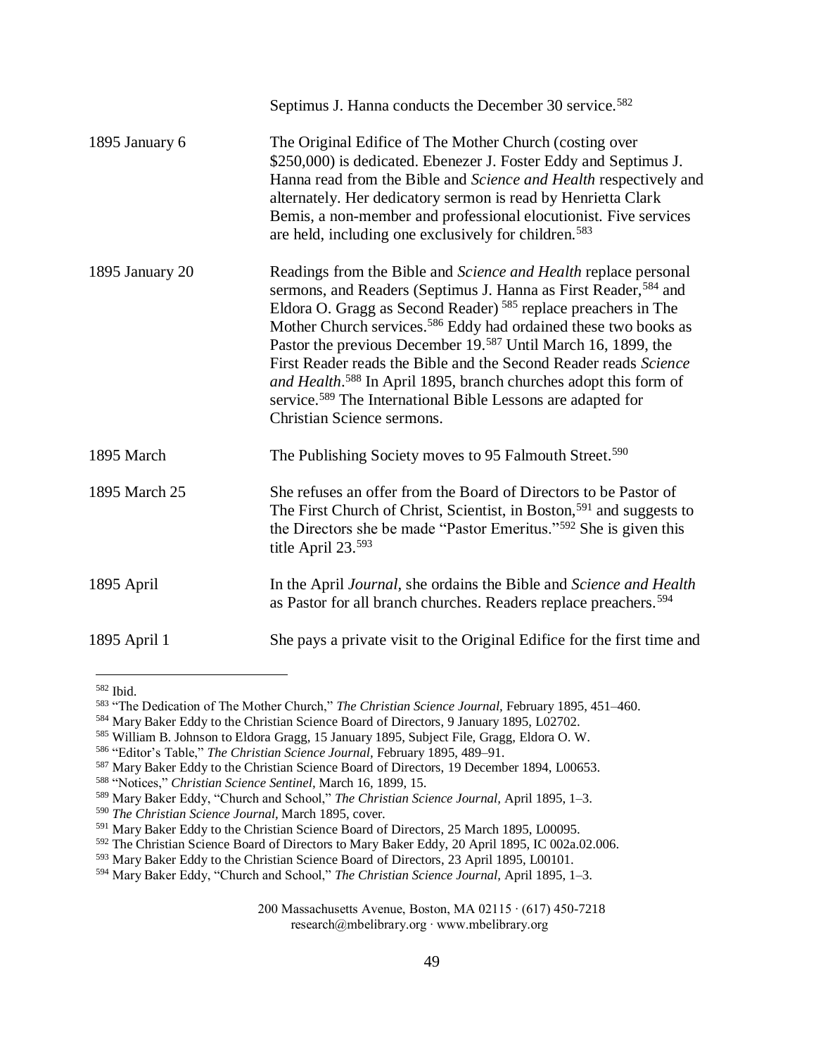| | |
|---|---|
| | Septimus J. Hanna conducts the December 30 service.[582] |
| 1895 January 6 | The Original Edifice of The Mother Church (costing over $250,000) is dedicated. Ebenezer J. Foster Eddy and Septimus J. Hanna read from the Bible and *Science and Health* respectively and alternately. Her dedicatory sermon is read by Henrietta Clark Bemis, a non-member and professional elocutionist. Five services are held, including one exclusively for children.[583] |
| 1895 January 20 | Readings from the Bible and *Science and Health* replace personal sermons, and Readers (Septimus J. Hanna as First Reader,[584] and Eldora O. Gragg as Second Reader)[585] replace preachers in The Mother Church services.[586] Eddy had ordained these two books as Pastor the previous December 19.[587] Until March 16, 1899, the First Reader reads the Bible and the Second Reader reads *Science and Health*.[588] In April 1895, branch churches adopt this form of service.[589] The International Bible Lessons are adapted for Christian Science sermons. |
| 1895 March | The Publishing Society moves to 95 Falmouth Street.[590] |
| 1895 March 25 | She refuses an offer from the Board of Directors to be Pastor of The First Church of Christ, Scientist, in Boston,[591] and suggests to the Directors she be made "Pastor Emeritus."[592] She is given this title April 23.[593] |
| 1895 April | In the April *Journal,* she ordains the Bible and *Science and Health* as Pastor for all branch churches. Readers replace preachers.[594] |
| 1895 April 1 | She pays a private visit to the Original Edifice for the first time and |

---

[582] Ibid.

[583] "The Dedication of The Mother Church," *The Christian Science Journal,* February 1895, 451–460.

[584] Mary Baker Eddy to the Christian Science Board of Directors, 9 January 1895, L02702.

[585] William B. Johnson to Eldora Gragg, 15 January 1895, Subject File, Gragg, Eldora O. W.

[586] "Editor's Table," *The Christian Science Journal,* February 1895, 489–91.

[587] Mary Baker Eddy to the Christian Science Board of Directors, 19 December 1894, L00653.

[588] "Notices," *Christian Science Sentinel,* March 16, 1899, 15.

[589] Mary Baker Eddy, "Church and School," *The Christian Science Journal,* April 1895, 1–3.

[590] *The Christian Science Journal,* March 1895, cover.

[591] Mary Baker Eddy to the Christian Science Board of Directors, 25 March 1895, L00095.

[592] The Christian Science Board of Directors to Mary Baker Eddy, 20 April 1895, IC 002a.02.006.

[593] Mary Baker Eddy to the Christian Science Board of Directors, 23 April 1895, L00101.

[594] Mary Baker Eddy, "Church and School," *The Christian Science Journal,* April 1895, 1–3.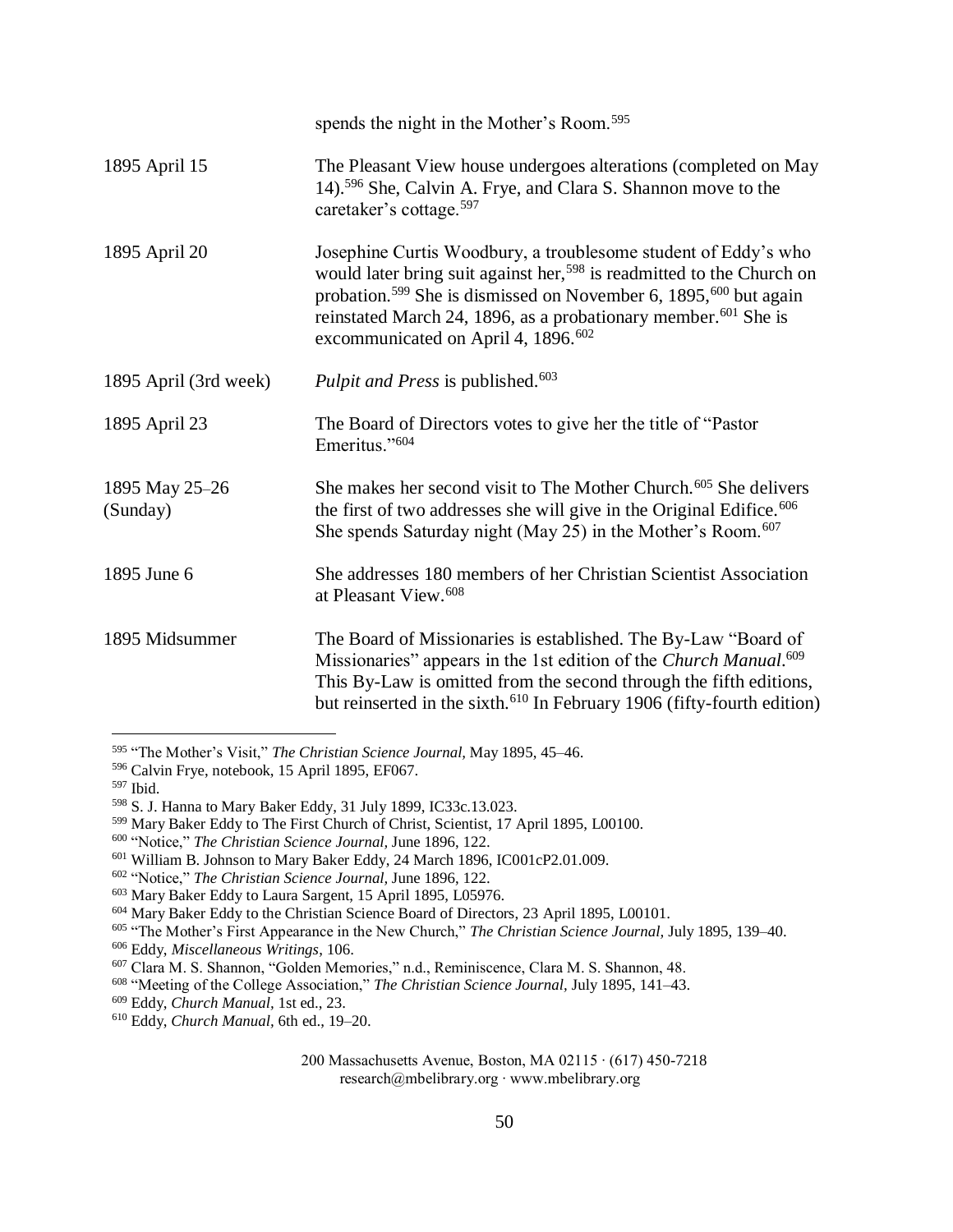| | |
|---|---|
| | spends the night in the Mother's Room.[595] |
| 1895 April 15 | The Pleasant View house undergoes alterations (completed on May 14).[596] She, Calvin A. Frye, and Clara S. Shannon move to the caretaker's cottage.[597] |
| 1895 April 20 | Josephine Curtis Woodbury, a troublesome student of Eddy's who would later bring suit against her,[598] is readmitted to the Church on probation.[599] She is dismissed on November 6, 1895,[600] but again reinstated March 24, 1896, as a probationary member.[601] She is excommunicated on April 4, 1896.[602] |
| 1895 April (3rd week) | *Pulpit and Press* is published.[603] |
| 1895 April 23 | The Board of Directors votes to give her the title of "Pastor Emeritus."[604] |
| 1895 May 25–26 (Sunday) | She makes her second visit to The Mother Church.[605] She delivers the first of two addresses she will give in the Original Edifice.[606] She spends Saturday night (May 25) in the Mother's Room.[607] |
| 1895 June 6 | She addresses 180 members of her Christian Scientist Association at Pleasant View.[608] |
| 1895 Midsummer | The Board of Missionaries is established. The By-Law "Board of Missionaries" appears in the 1st edition of the *Church Manual*.[609] This By-Law is omitted from the second through the fifth editions, but reinserted in the sixth.[610] In February 1906 (fifty-fourth edition) |

[595] "The Mother's Visit," *The Christian Science Journal,* May 1895, 45–46.
[596] Calvin Frye, notebook, 15 April 1895, EF067.
[597] Ibid.
[598] S. J. Hanna to Mary Baker Eddy, 31 July 1899, IC33c.13.023.
[599] Mary Baker Eddy to The First Church of Christ, Scientist, 17 April 1895, L00100.
[600] "Notice," *The Christian Science Journal,* June 1896, 122.
[601] William B. Johnson to Mary Baker Eddy, 24 March 1896, IC001cP2.01.009.
[602] "Notice," *The Christian Science Journal,* June 1896, 122.
[603] Mary Baker Eddy to Laura Sargent, 15 April 1895, L05976.
[604] Mary Baker Eddy to the Christian Science Board of Directors, 23 April 1895, L00101.
[605] "The Mother's First Appearance in the New Church," *The Christian Science Journal,* July 1895, 139–40.
[606] Eddy, *Miscellaneous Writings*, 106.
[607] Clara M. S. Shannon, "Golden Memories," n.d., Reminiscence, Clara M. S. Shannon, 48.
[608] "Meeting of the College Association," *The Christian Science Journal,* July 1895, 141–43.
[609] Eddy, *Church Manual*, 1st ed., 23.
[610] Eddy, *Church Manual*, 6th ed., 19–20.

200 Massachusetts Avenue, Boston, MA 02115 · (617) 450-7218
research@mbelibrary.org · www.mbelibrary.org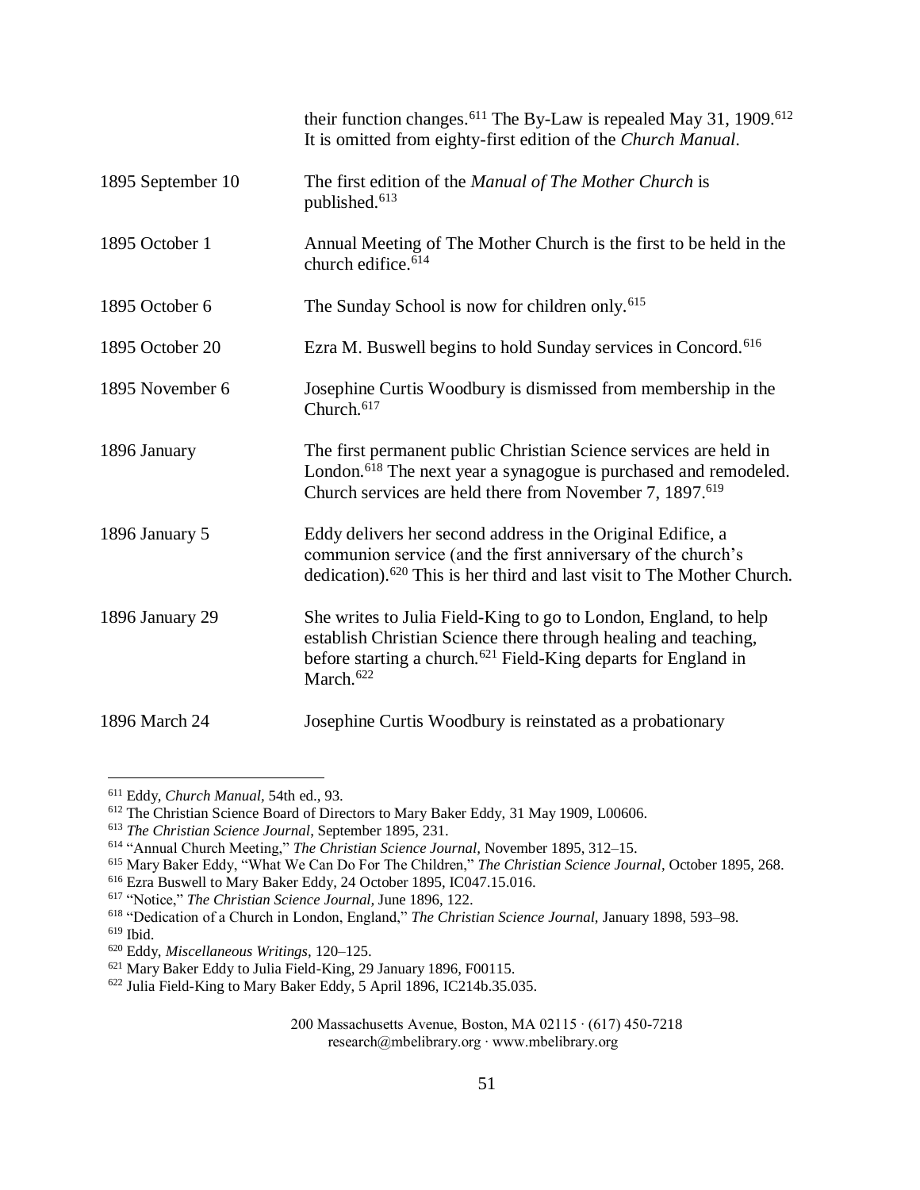| | |
|---|---|
| | their function changes.[611] The By-Law is repealed May 31, 1909.[612] It is omitted from eighty-first edition of the *Church Manual*. |
| 1895 September 10 | The first edition of the *Manual of The Mother Church* is published.[613] |
| 1895 October 1 | Annual Meeting of The Mother Church is the first to be held in the church edifice.[614] |
| 1895 October 6 | The Sunday School is now for children only.[615] |
| 1895 October 20 | Ezra M. Buswell begins to hold Sunday services in Concord.[616] |
| 1895 November 6 | Josephine Curtis Woodbury is dismissed from membership in the Church.[617] |
| 1896 January | The first permanent public Christian Science services are held in London.[618] The next year a synagogue is purchased and remodeled. Church services are held there from November 7, 1897.[619] |
| 1896 January 5 | Eddy delivers her second address in the Original Edifice, a communion service (and the first anniversary of the church's dedication).[620] This is her third and last visit to The Mother Church. |
| 1896 January 29 | She writes to Julia Field-King to go to London, England, to help establish Christian Science there through healing and teaching, before starting a church.[621] Field-King departs for England in March.[622] |
| 1896 March 24 | Josephine Curtis Woodbury is reinstated as a probationary |

[611] Eddy, *Church Manual*, 54th ed., 93.
[612] The Christian Science Board of Directors to Mary Baker Eddy, 31 May 1909, L00606.
[613] *The Christian Science Journal*, September 1895, 231.
[614] "Annual Church Meeting," *The Christian Science Journal*, November 1895, 312–15.
[615] Mary Baker Eddy, "What We Can Do For The Children," *The Christian Science Journal*, October 1895, 268.
[616] Ezra Buswell to Mary Baker Eddy, 24 October 1895, IC047.15.016.
[617] "Notice," *The Christian Science Journal*, June 1896, 122.
[618] "Dedication of a Church in London, England," *The Christian Science Journal*, January 1898, 593–98.
[619] Ibid.
[620] Eddy, *Miscellaneous Writings*, 120–125.
[621] Mary Baker Eddy to Julia Field-King, 29 January 1896, F00115.
[622] Julia Field-King to Mary Baker Eddy, 5 April 1896, IC214b.35.035.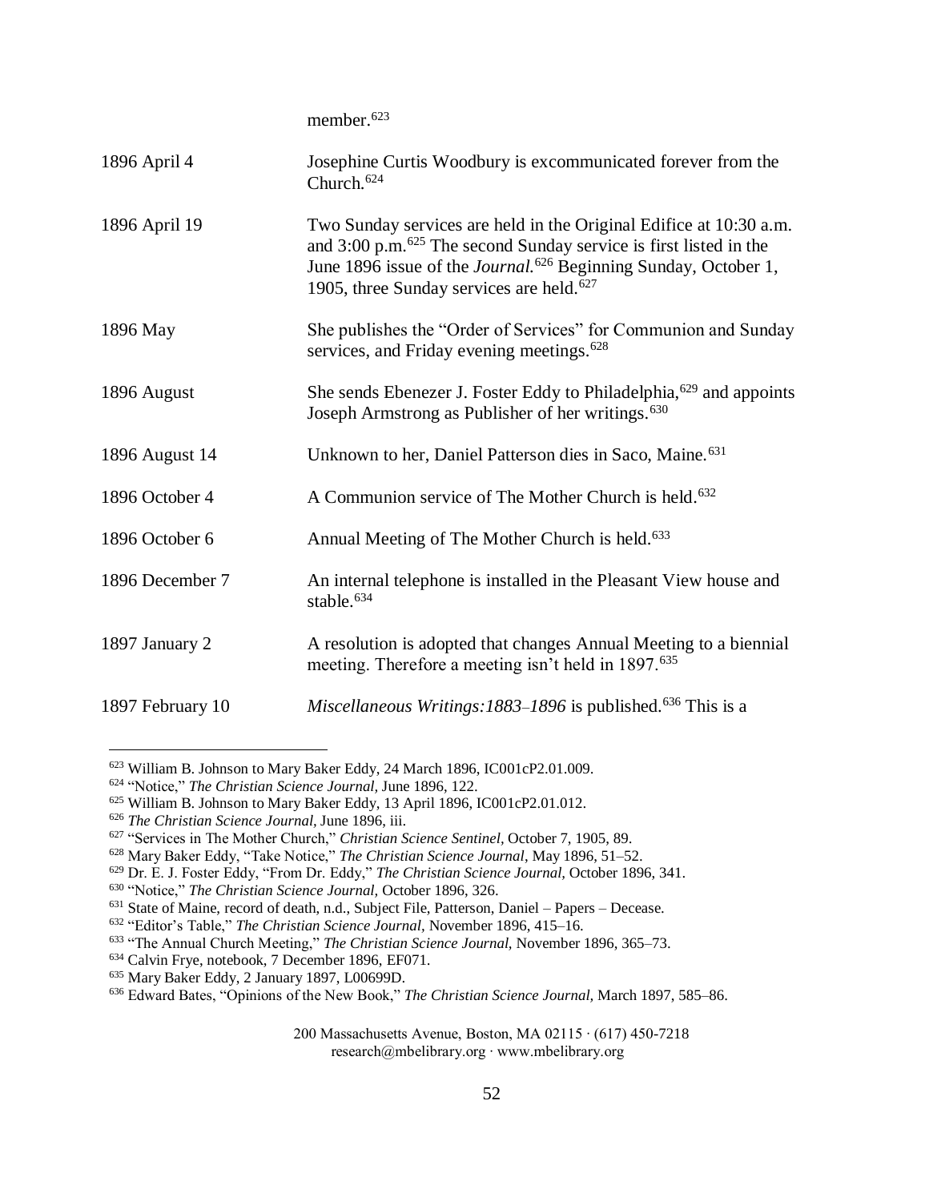| | |
|---|---|
| | member.[623] |
| 1896 April 4 | Josephine Curtis Woodbury is excommunicated forever from the Church.[624] |
| 1896 April 19 | Two Sunday services are held in the Original Edifice at 10:30 a.m. and 3:00 p.m.[625] The second Sunday service is first listed in the June 1896 issue of the *Journal.*[626] Beginning Sunday, October 1, 1905, three Sunday services are held.[627] |
| 1896 May | She publishes the "Order of Services" for Communion and Sunday services, and Friday evening meetings.[628] |
| 1896 August | She sends Ebenezer J. Foster Eddy to Philadelphia,[629] and appoints Joseph Armstrong as Publisher of her writings.[630] |
| 1896 August 14 | Unknown to her, Daniel Patterson dies in Saco, Maine.[631] |
| 1896 October 4 | A Communion service of The Mother Church is held.[632] |
| 1896 October 6 | Annual Meeting of The Mother Church is held.[633] |
| 1896 December 7 | An internal telephone is installed in the Pleasant View house and stable.[634] |
| 1897 January 2 | A resolution is adopted that changes Annual Meeting to a biennial meeting. Therefore a meeting isn't held in 1897.[635] |
| 1897 February 10 | *Miscellaneous Writings:1883–1896* is published.[636] This is a |

[623] William B. Johnson to Mary Baker Eddy, 24 March 1896, IC001cP2.01.009.
[624] "Notice," *The Christian Science Journal,* June 1896, 122.
[625] William B. Johnson to Mary Baker Eddy, 13 April 1896, IC001cP2.01.012.
[626] *The Christian Science Journal,* June 1896, iii.
[627] "Services in The Mother Church," *Christian Science Sentinel,* October 7, 1905, 89.
[628] Mary Baker Eddy, "Take Notice," *The Christian Science Journal,* May 1896, 51–52.
[629] Dr. E. J. Foster Eddy, "From Dr. Eddy," *The Christian Science Journal,* October 1896, 341.
[630] "Notice," *The Christian Science Journal,* October 1896, 326.
[631] State of Maine, record of death, n.d., Subject File, Patterson, Daniel – Papers – Decease.
[632] "Editor's Table," *The Christian Science Journal,* November 1896, 415–16.
[633] "The Annual Church Meeting," *The Christian Science Journal,* November 1896, 365–73.
[634] Calvin Frye, notebook, 7 December 1896, EF071.
[635] Mary Baker Eddy, 2 January 1897, L00699D.
[636] Edward Bates, "Opinions of the New Book," *The Christian Science Journal,* March 1897, 585–86.

200 Massachusetts Avenue, Boston, MA 02115 · (617) 450-7218
research@mbelibrary.org · www.mbelibrary.org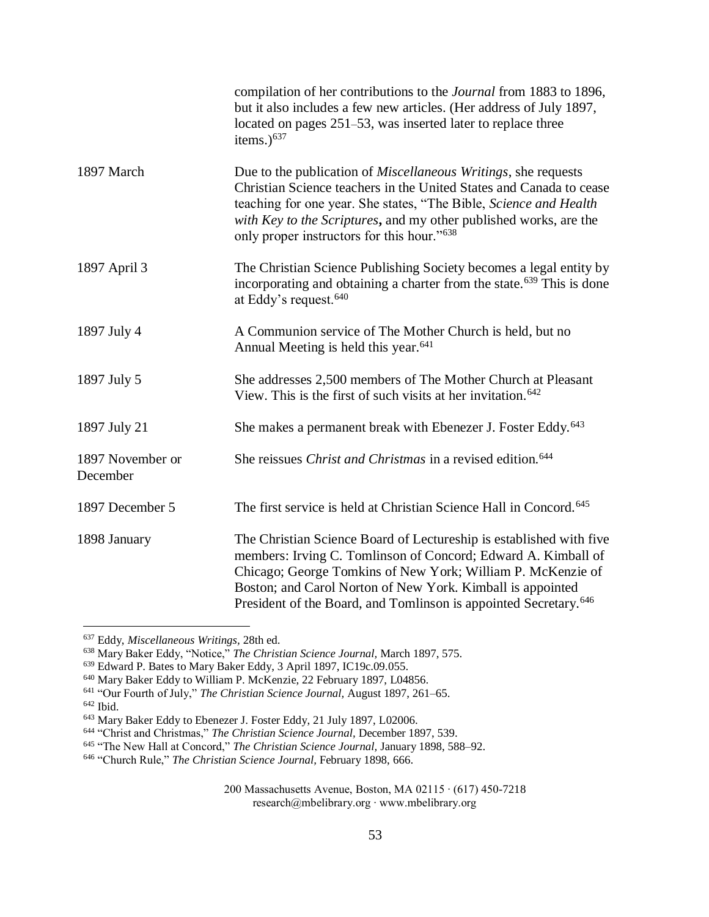| | |
|---|---|
| | compilation of her contributions to the *Journal* from 1883 to 1896, but it also includes a few new articles. (Her address of July 1897, located on pages 251–53, was inserted later to replace three items.)[637] |
| 1897 March | Due to the publication of *Miscellaneous Writings*, she requests Christian Science teachers in the United States and Canada to cease teaching for one year. She states, "The Bible, *Science and Health with Key to the Scriptures***,** and my other published works, are the only proper instructors for this hour."[638] |
| 1897 April 3 | The Christian Science Publishing Society becomes a legal entity by incorporating and obtaining a charter from the state.[639] This is done at Eddy's request.[640] |
| 1897 July 4 | A Communion service of The Mother Church is held, but no Annual Meeting is held this year.[641] |
| 1897 July 5 | She addresses 2,500 members of The Mother Church at Pleasant View. This is the first of such visits at her invitation.[642] |
| 1897 July 21 | She makes a permanent break with Ebenezer J. Foster Eddy.[643] |
| 1897 November or December | She reissues *Christ and Christmas* in a revised edition.[644] |
| 1897 December 5 | The first service is held at Christian Science Hall in Concord.[645] |
| 1898 January | The Christian Science Board of Lectureship is established with five members: Irving C. Tomlinson of Concord; Edward A. Kimball of Chicago; George Tomkins of New York; William P. McKenzie of Boston; and Carol Norton of New York. Kimball is appointed President of the Board, and Tomlinson is appointed Secretary.[646] |

---

[637] Eddy, *Miscellaneous Writings*, 28th ed.

[638] Mary Baker Eddy, "Notice," *The Christian Science Journal*, March 1897, 575.

[639] Edward P. Bates to Mary Baker Eddy, 3 April 1897, IC19c.09.055.

[640] Mary Baker Eddy to William P. McKenzie, 22 February 1897, L04856.

[641] "Our Fourth of July," *The Christian Science Journal*, August 1897, 261–65.

[642] Ibid.

[643] Mary Baker Eddy to Ebenezer J. Foster Eddy, 21 July 1897, L02006.

[644] "Christ and Christmas," *The Christian Science Journal*, December 1897, 539.

[645] "The New Hall at Concord," *The Christian Science Journal*, January 1898, 588–92.

[646] "Church Rule," *The Christian Science Journal*, February 1898, 666.

200 Massachusetts Avenue, Boston, MA 02115 · (617) 450-7218
research@mbelibrary.org · www.mbelibrary.org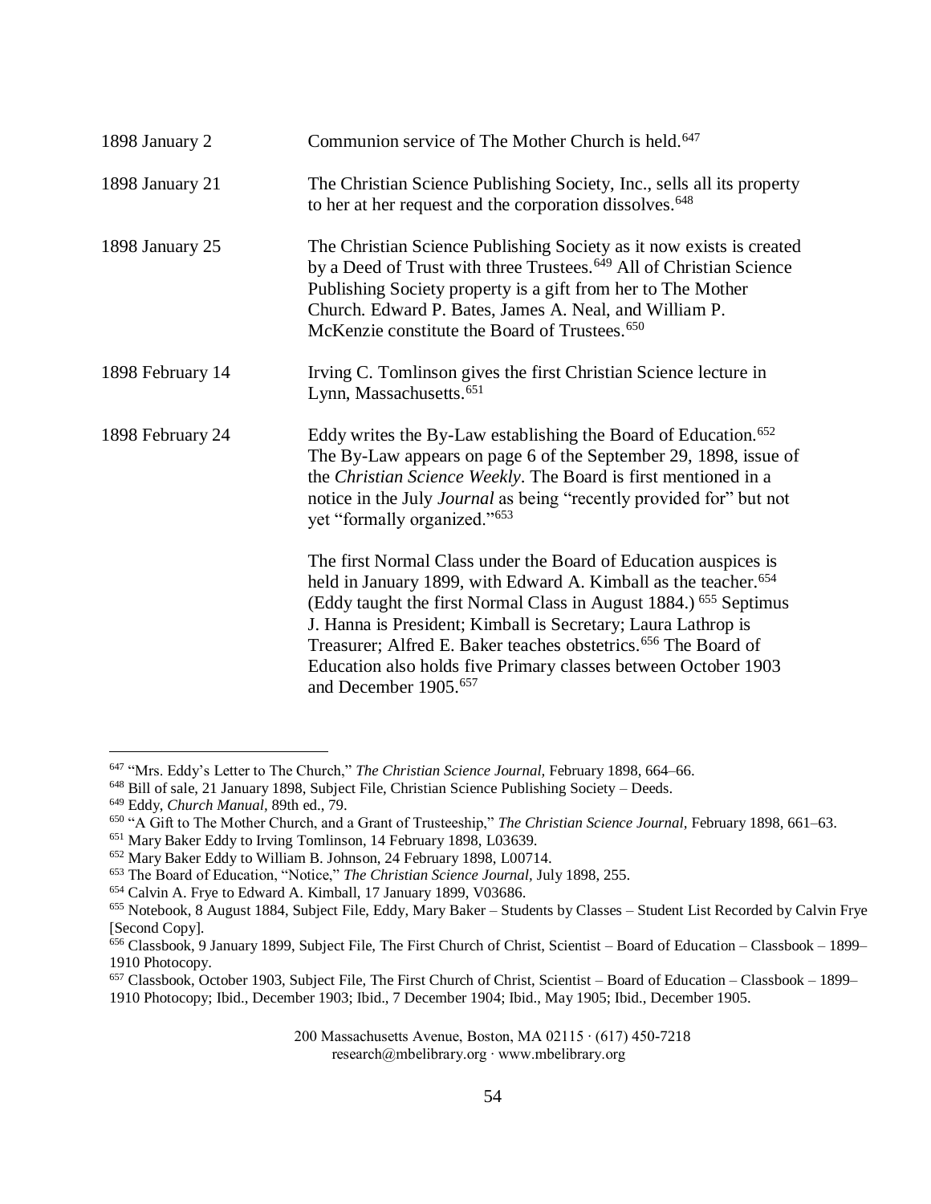| | |
|---|---|
| 1898 January 2 | Communion service of The Mother Church is held.[647] |
| 1898 January 21 | The Christian Science Publishing Society, Inc., sells all its property to her at her request and the corporation dissolves.[648] |
| 1898 January 25 | The Christian Science Publishing Society as it now exists is created by a Deed of Trust with three Trustees.[649] All of Christian Science Publishing Society property is a gift from her to The Mother Church. Edward P. Bates, James A. Neal, and William P. McKenzie constitute the Board of Trustees.[650] |
| 1898 February 14 | Irving C. Tomlinson gives the first Christian Science lecture in Lynn, Massachusetts.[651] |
| 1898 February 24 | Eddy writes the By-Law establishing the Board of Education.[652] The By-Law appears on page 6 of the September 29, 1898, issue of the *Christian Science Weekly*. The Board is first mentioned in a notice in the July *Journal* as being "recently provided for" but not yet "formally organized."[653] <br><br> The first Normal Class under the Board of Education auspices is held in January 1899, with Edward A. Kimball as the teacher.[654] (Eddy taught the first Normal Class in August 1884.) [655] Septimus J. Hanna is President; Kimball is Secretary; Laura Lathrop is Treasurer; Alfred E. Baker teaches obstetrics.[656] The Board of Education also holds five Primary classes between October 1903 and December 1905.[657] |

[647] "Mrs. Eddy's Letter to The Church," *The Christian Science Journal*, February 1898, 664–66.

[648] Bill of sale, 21 January 1898, Subject File, Christian Science Publishing Society – Deeds.

[649] Eddy, *Church Manual*, 89th ed., 79.

[650] "A Gift to The Mother Church, and a Grant of Trusteeship," *The Christian Science Journal*, February 1898, 661–63.

[651] Mary Baker Eddy to Irving Tomlinson, 14 February 1898, L03639.

[652] Mary Baker Eddy to William B. Johnson, 24 February 1898, L00714.

[653] The Board of Education, "Notice," *The Christian Science Journal*, July 1898, 255.

[654] Calvin A. Frye to Edward A. Kimball, 17 January 1899, V03686.

[655] Notebook, 8 August 1884, Subject File, Eddy, Mary Baker – Students by Classes – Student List Recorded by Calvin Frye [Second Copy].

[656] Classbook, 9 January 1899, Subject File, The First Church of Christ, Scientist – Board of Education – Classbook – 1899–1910 Photocopy.

[657] Classbook, October 1903, Subject File, The First Church of Christ, Scientist – Board of Education – Classbook – 1899–1910 Photocopy; Ibid., December 1903; Ibid., 7 December 1904; Ibid., May 1905; Ibid., December 1905.

200 Massachusetts Avenue, Boston, MA 02115 · (617) 450-7218
research@mbelibrary.org · www.mbelibrary.org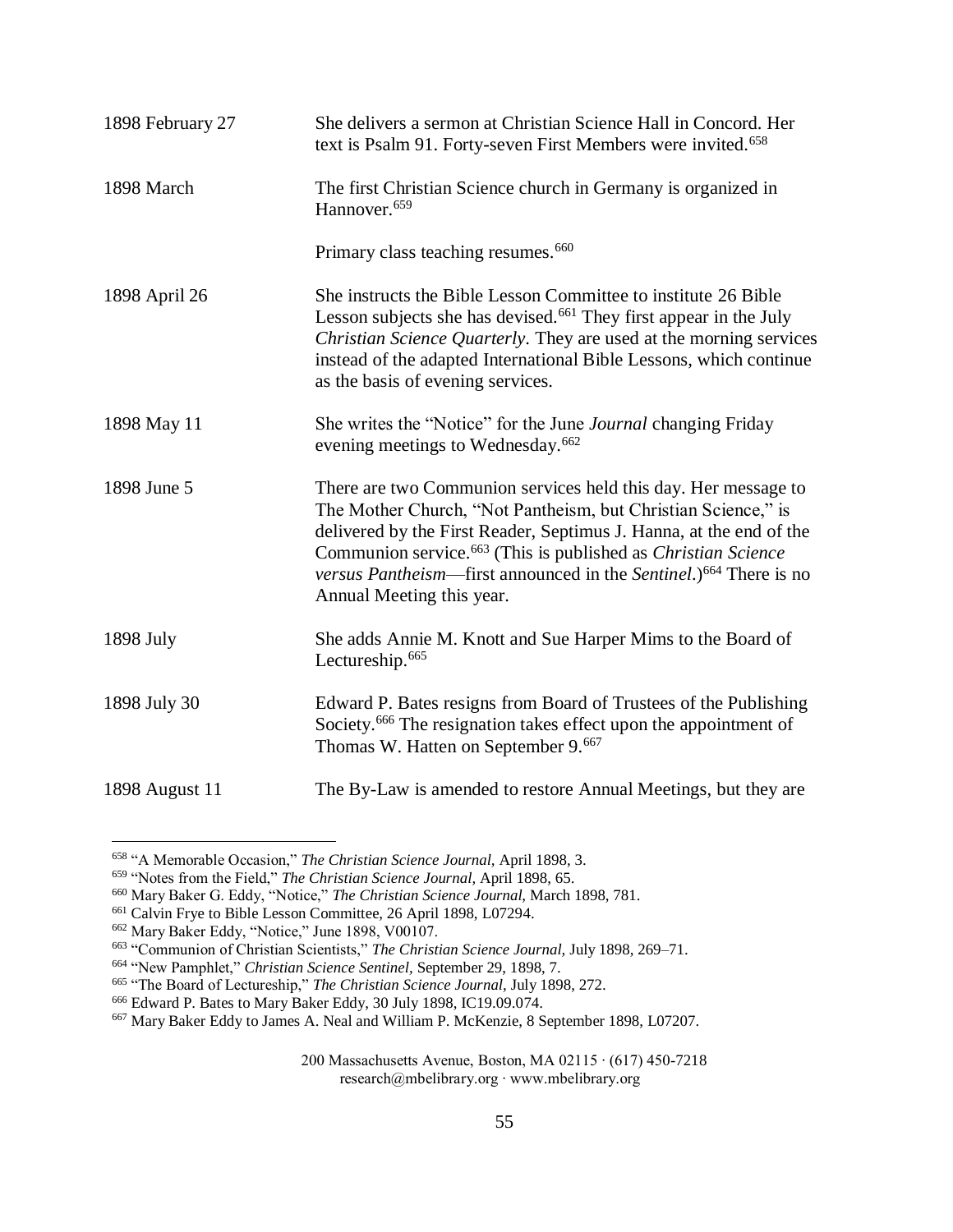| | |
|---|---|
| 1898 February 27 | She delivers a sermon at Christian Science Hall in Concord. Her text is Psalm 91. Forty-seven First Members were invited.[658] |
| 1898 March | The first Christian Science church in Germany is organized in Hannover.[659] |
| | Primary class teaching resumes.[660] |
| 1898 April 26 | She instructs the Bible Lesson Committee to institute 26 Bible Lesson subjects she has devised.[661] They first appear in the July *Christian Science Quarterly*. They are used at the morning services instead of the adapted International Bible Lessons, which continue as the basis of evening services. |
| 1898 May 11 | She writes the "Notice" for the June *Journal* changing Friday evening meetings to Wednesday.[662] |
| 1898 June 5 | There are two Communion services held this day. Her message to The Mother Church, "Not Pantheism, but Christian Science," is delivered by the First Reader, Septimus J. Hanna, at the end of the Communion service.[663] (This is published as *Christian Science versus Pantheism*—first announced in the *Sentinel*.)[664] There is no Annual Meeting this year. |
| 1898 July | She adds Annie M. Knott and Sue Harper Mims to the Board of Lectureship.[665] |
| 1898 July 30 | Edward P. Bates resigns from Board of Trustees of the Publishing Society.[666] The resignation takes effect upon the appointment of Thomas W. Hatten on September 9.[667] |
| 1898 August 11 | The By-Law is amended to restore Annual Meetings, but they are |

[658] "A Memorable Occasion," *The Christian Science Journal,* April 1898, 3.
[659] "Notes from the Field," *The Christian Science Journal,* April 1898, 65.
[660] Mary Baker G. Eddy, "Notice," *The Christian Science Journal,* March 1898, 781.
[661] Calvin Frye to Bible Lesson Committee, 26 April 1898, L07294.
[662] Mary Baker Eddy, "Notice," June 1898, V00107.
[663] "Communion of Christian Scientists," *The Christian Science Journal,* July 1898, 269–71.
[664] "New Pamphlet," *Christian Science Sentinel,* September 29, 1898, 7.
[665] "The Board of Lectureship," *The Christian Science Journal,* July 1898, 272.
[666] Edward P. Bates to Mary Baker Eddy, 30 July 1898, IC19.09.074.
[667] Mary Baker Eddy to James A. Neal and William P. McKenzie, 8 September 1898, L07207.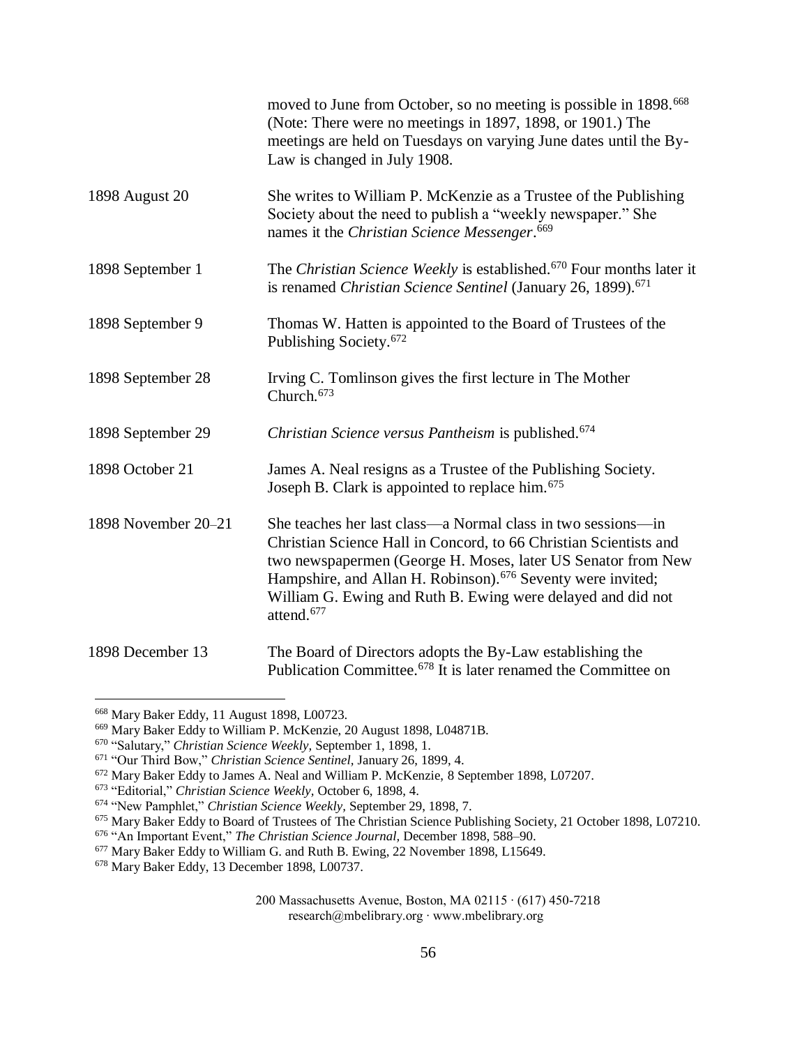| | |
|---|---|
| | moved to June from October, so no meeting is possible in 1898.[668] (Note: There were no meetings in 1897, 1898, or 1901.) The meetings are held on Tuesdays on varying June dates until the By-Law is changed in July 1908. |
| 1898 August 20 | She writes to William P. McKenzie as a Trustee of the Publishing Society about the need to publish a "weekly newspaper." She names it the *Christian Science Messenger*.[669] |
| 1898 September 1 | The *Christian Science Weekly* is established.[670] Four months later it is renamed *Christian Science Sentinel* (January 26, 1899).[671] |
| 1898 September 9 | Thomas W. Hatten is appointed to the Board of Trustees of the Publishing Society.[672] |
| 1898 September 28 | Irving C. Tomlinson gives the first lecture in The Mother Church.[673] |
| 1898 September 29 | *Christian Science versus Pantheism* is published.[674] |
| 1898 October 21 | James A. Neal resigns as a Trustee of the Publishing Society. Joseph B. Clark is appointed to replace him.[675] |
| 1898 November 20–21 | She teaches her last class—a Normal class in two sessions—in Christian Science Hall in Concord, to 66 Christian Scientists and two newspapermen (George H. Moses, later US Senator from New Hampshire, and Allan H. Robinson).[676] Seventy were invited; William G. Ewing and Ruth B. Ewing were delayed and did not attend.[677] |
| 1898 December 13 | The Board of Directors adopts the By-Law establishing the Publication Committee.[678] It is later renamed the Committee on |

---

[668] Mary Baker Eddy, 11 August 1898, L00723.

[669] Mary Baker Eddy to William P. McKenzie, 20 August 1898, L04871B.

[670] "Salutary," *Christian Science Weekly*, September 1, 1898, 1.

[671] "Our Third Bow," *Christian Science Sentinel*, January 26, 1899, 4.

[672] Mary Baker Eddy to James A. Neal and William P. McKenzie, 8 September 1898, L07207.

[673] "Editorial," *Christian Science Weekly*, October 6, 1898, 4.

[674] "New Pamphlet," *Christian Science Weekly*, September 29, 1898, 7.

[675] Mary Baker Eddy to Board of Trustees of The Christian Science Publishing Society, 21 October 1898, L07210.

[676] "An Important Event," *The Christian Science Journal*, December 1898, 588–90.

[677] Mary Baker Eddy to William G. and Ruth B. Ewing, 22 November 1898, L15649.

[678] Mary Baker Eddy, 13 December 1898, L00737.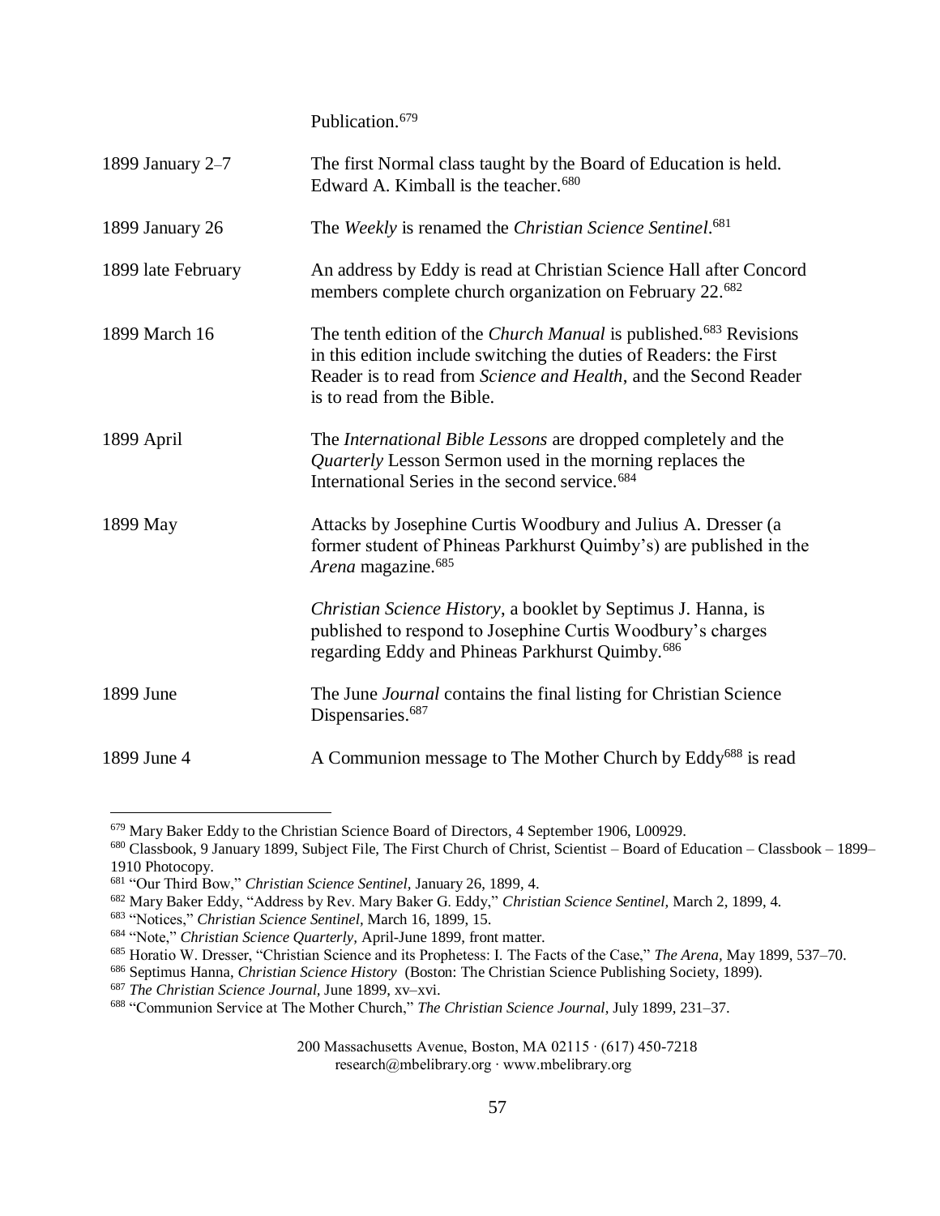| | |
|---|---|
| | Publication.[679] |
| 1899 January 2–7 | The first Normal class taught by the Board of Education is held. Edward A. Kimball is the teacher.[680] |
| 1899 January 26 | The *Weekly* is renamed the *Christian Science Sentinel*.[681] |
| 1899 late February | An address by Eddy is read at Christian Science Hall after Concord members complete church organization on February 22.[682] |
| 1899 March 16 | The tenth edition of the *Church Manual* is published.[683] Revisions in this edition include switching the duties of Readers: the First Reader is to read from *Science and Health*, and the Second Reader is to read from the Bible. |
| 1899 April | The *International Bible Lessons* are dropped completely and the *Quarterly* Lesson Sermon used in the morning replaces the International Series in the second service.[684] |
| 1899 May | Attacks by Josephine Curtis Woodbury and Julius A. Dresser (a former student of Phineas Parkhurst Quimby's) are published in the *Arena* magazine.[685] |
| | *Christian Science History*, a booklet by Septimus J. Hanna, is published to respond to Josephine Curtis Woodbury's charges regarding Eddy and Phineas Parkhurst Quimby.[686] |
| 1899 June | The June *Journal* contains the final listing for Christian Science Dispensaries.[687] |
| 1899 June 4 | A Communion message to The Mother Church by Eddy[688] is read |

---

[679] Mary Baker Eddy to the Christian Science Board of Directors, 4 September 1906, L00929.

[680] Classbook, 9 January 1899, Subject File, The First Church of Christ, Scientist – Board of Education – Classbook – 1899–1910 Photocopy.

[681] "Our Third Bow," *Christian Science Sentinel,* January 26, 1899, 4.

[682] Mary Baker Eddy, "Address by Rev. Mary Baker G. Eddy," *Christian Science Sentinel,* March 2, 1899, 4.

[683] "Notices," *Christian Science Sentinel,* March 16, 1899, 15.

[684] "Note," *Christian Science Quarterly,* April-June 1899, front matter.

[685] Horatio W. Dresser, "Christian Science and its Prophetess: I. The Facts of the Case," *The Arena,* May 1899, 537–70.

[686] Septimus Hanna, *Christian Science History* (Boston: The Christian Science Publishing Society, 1899).

[687] *The Christian Science Journal,* June 1899, xv–xvi.

[688] "Communion Service at The Mother Church," *The Christian Science Journal,* July 1899, 231–37.

200 Massachusetts Avenue, Boston, MA 02115 · (617) 450-7218
research@mbelibrary.org · www.mbelibrary.org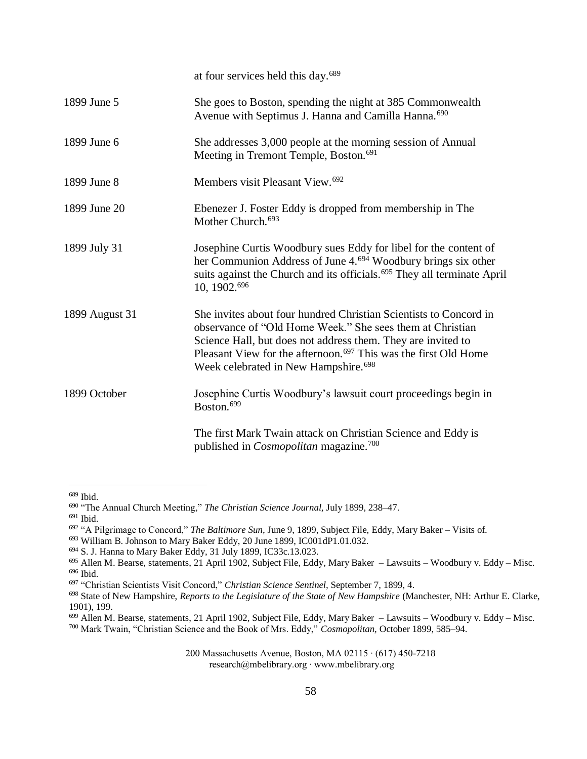| | |
|---|---|
| | at four services held this day.[689] |
| 1899 June 5 | She goes to Boston, spending the night at 385 Commonwealth Avenue with Septimus J. Hanna and Camilla Hanna.[690] |
| 1899 June 6 | She addresses 3,000 people at the morning session of Annual Meeting in Tremont Temple, Boston.[691] |
| 1899 June 8 | Members visit Pleasant View.[692] |
| 1899 June 20 | Ebenezer J. Foster Eddy is dropped from membership in The Mother Church.[693] |
| 1899 July 31 | Josephine Curtis Woodbury sues Eddy for libel for the content of her Communion Address of June 4.[694] Woodbury brings six other suits against the Church and its officials.[695] They all terminate April 10, 1902.[696] |
| 1899 August 31 | She invites about four hundred Christian Scientists to Concord in observance of "Old Home Week." She sees them at Christian Science Hall, but does not address them. They are invited to Pleasant View for the afternoon.[697] This was the first Old Home Week celebrated in New Hampshire.[698] |
| 1899 October | Josephine Curtis Woodbury's lawsuit court proceedings begin in Boston.[699] |
| | The first Mark Twain attack on Christian Science and Eddy is published in *Cosmopolitan* magazine.[700] |

---

[689] Ibid.

[690] "The Annual Church Meeting," *The Christian Science Journal,* July 1899, 238–47.

[691] Ibid.

[692] "A Pilgrimage to Concord," *The Baltimore Sun,* June 9, 1899, Subject File, Eddy, Mary Baker – Visits of.

[693] William B. Johnson to Mary Baker Eddy, 20 June 1899, IC001dP1.01.032.

[694] S. J. Hanna to Mary Baker Eddy, 31 July 1899, IC33c.13.023.

[695] Allen M. Bearse, statements, 21 April 1902, Subject File, Eddy, Mary Baker – Lawsuits – Woodbury v. Eddy – Misc.

[696] Ibid.

[697] "Christian Scientists Visit Concord," *Christian Science Sentinel,* September 7, 1899, 4.

[698] State of New Hampshire, *Reports to the Legislature of the State of New Hampshire* (Manchester, NH: Arthur E. Clarke, 1901), 199.

[699] Allen M. Bearse, statements, 21 April 1902, Subject File, Eddy, Mary Baker – Lawsuits – Woodbury v. Eddy – Misc.

[700] Mark Twain, "Christian Science and the Book of Mrs. Eddy," *Cosmopolitan,* October 1899, 585–94.

200 Massachusetts Avenue, Boston, MA 02115 · (617) 450-7218
research@mbelibrary.org · www.mbelibrary.org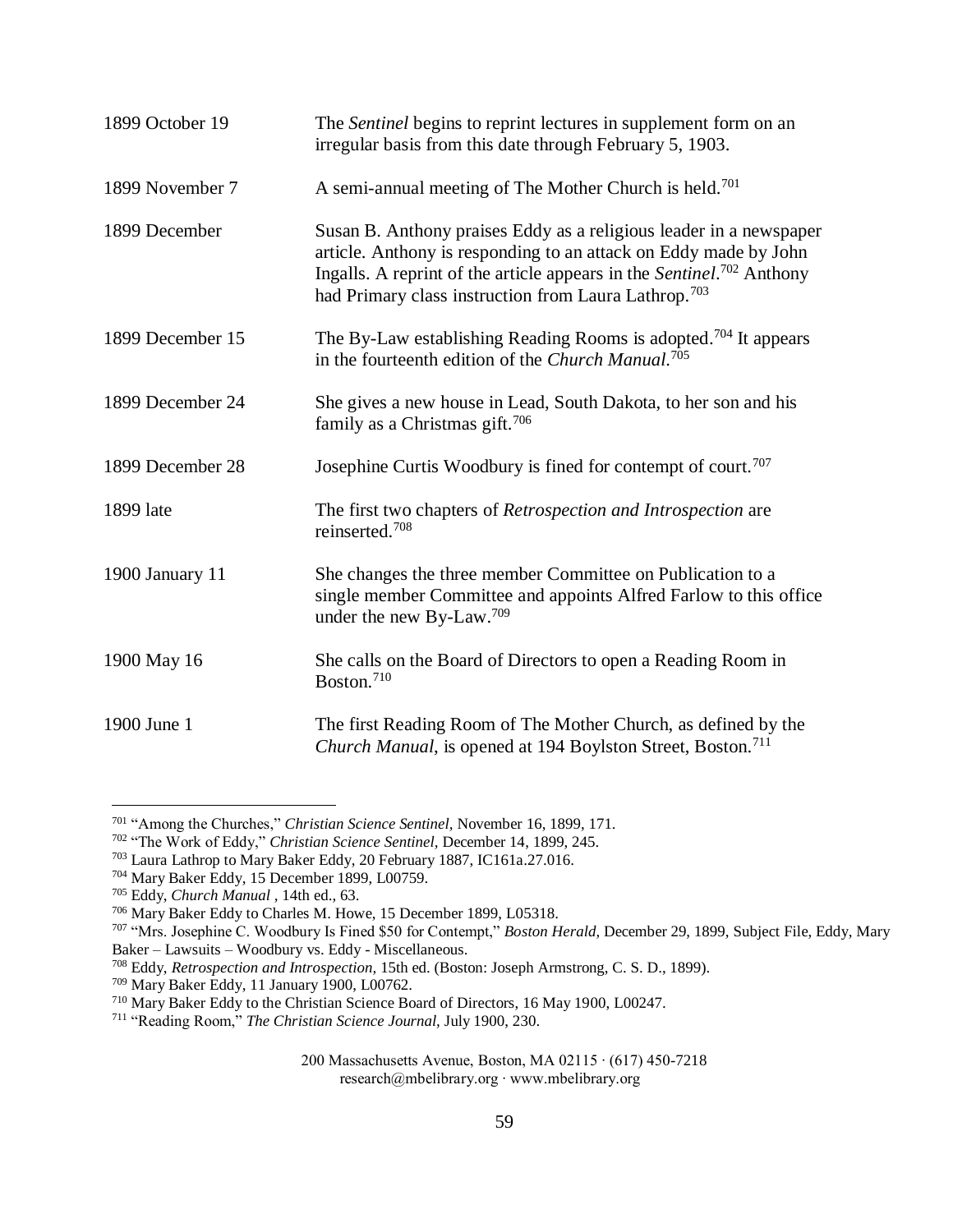| | |
|---|---|
| 1899 October 19 | The *Sentinel* begins to reprint lectures in supplement form on an irregular basis from this date through February 5, 1903. |
| 1899 November 7 | A semi-annual meeting of The Mother Church is held.[701] |
| 1899 December | Susan B. Anthony praises Eddy as a religious leader in a newspaper article. Anthony is responding to an attack on Eddy made by John Ingalls. A reprint of the article appears in the *Sentinel*.[702] Anthony had Primary class instruction from Laura Lathrop.[703] |
| 1899 December 15 | The By-Law establishing Reading Rooms is adopted.[704] It appears in the fourteenth edition of the *Church Manual*.[705] |
| 1899 December 24 | She gives a new house in Lead, South Dakota, to her son and his family as a Christmas gift.[706] |
| 1899 December 28 | Josephine Curtis Woodbury is fined for contempt of court.[707] |
| 1899 late | The first two chapters of *Retrospection and Introspection* are reinserted.[708] |
| 1900 January 11 | She changes the three member Committee on Publication to a single member Committee and appoints Alfred Farlow to this office under the new By-Law.[709] |
| 1900 May 16 | She calls on the Board of Directors to open a Reading Room in Boston.[710] |
| 1900 June 1 | The first Reading Room of The Mother Church, as defined by the *Church Manual*, is opened at 194 Boylston Street, Boston.[711] |

---

[701] "Among the Churches," *Christian Science Sentinel,* November 16, 1899, 171.
[702] "The Work of Eddy," *Christian Science Sentinel,* December 14, 1899, 245.
[703] Laura Lathrop to Mary Baker Eddy, 20 February 1887, IC161a.27.016.
[704] Mary Baker Eddy, 15 December 1899, L00759.
[705] Eddy, *Church Manual* , 14th ed., 63.
[706] Mary Baker Eddy to Charles M. Howe, 15 December 1899, L05318.
[707] "Mrs. Josephine C. Woodbury Is Fined $50 for Contempt," *Boston Herald,* December 29, 1899, Subject File, Eddy, Mary Baker – Lawsuits – Woodbury vs. Eddy - Miscellaneous.
[708] Eddy, *Retrospection and Introspection,* 15th ed. (Boston: Joseph Armstrong, C. S. D., 1899).
[709] Mary Baker Eddy, 11 January 1900, L00762.
[710] Mary Baker Eddy to the Christian Science Board of Directors, 16 May 1900, L00247.
[711] "Reading Room," *The Christian Science Journal,* July 1900, 230.

200 Massachusetts Avenue, Boston, MA 02115 · (617) 450-7218
research@mbelibrary.org · www.mbelibrary.org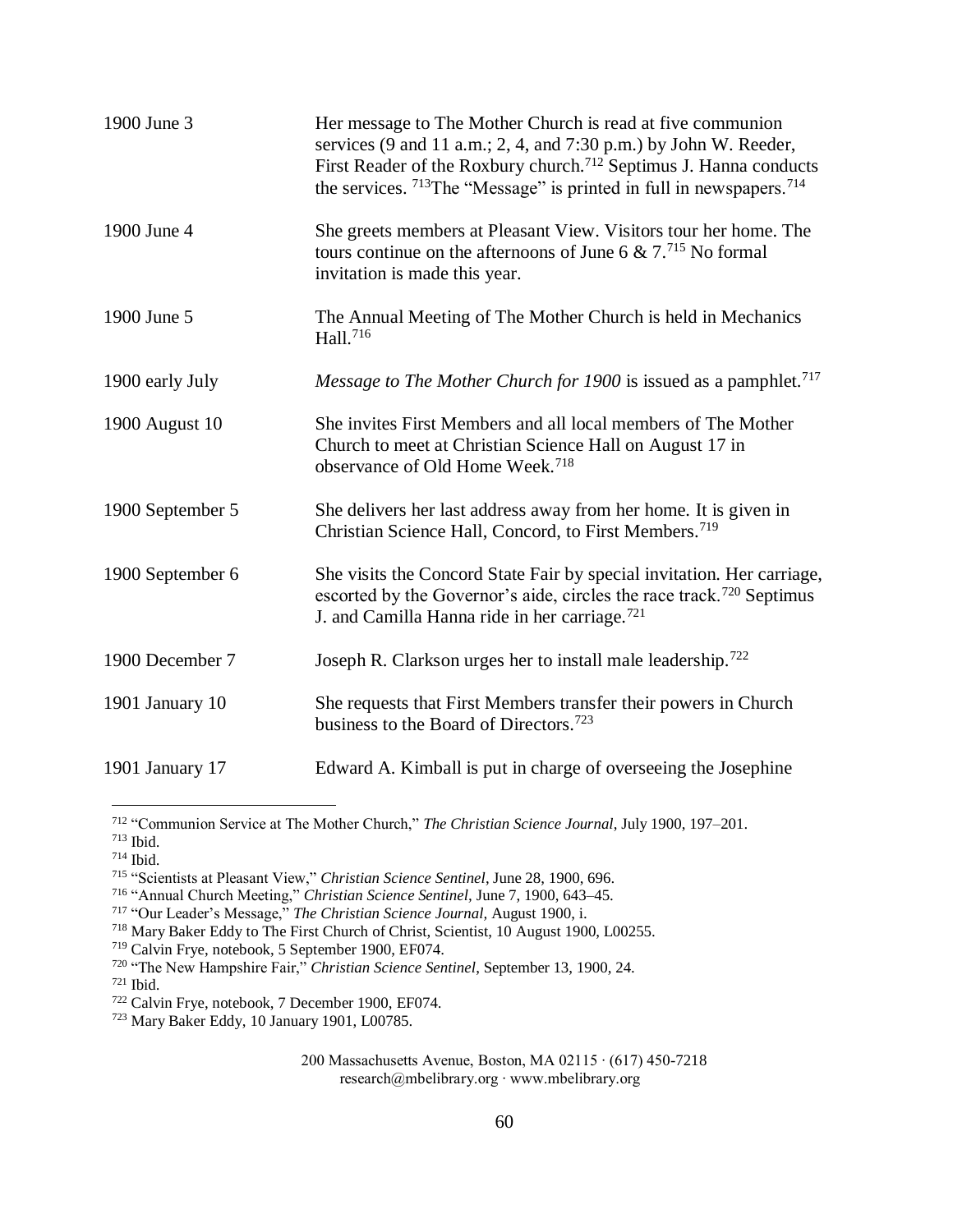| | |
|---|---|
| 1900 June 3 | Her message to The Mother Church is read at five communion services (9 and 11 a.m.; 2, 4, and 7:30 p.m.) by John W. Reeder, First Reader of the Roxbury church.[712] Septimus J. Hanna conducts the services. [713]The "Message" is printed in full in newspapers.[714] |
| 1900 June 4 | She greets members at Pleasant View. Visitors tour her home. The tours continue on the afternoons of June 6 & 7.[715] No formal invitation is made this year. |
| 1900 June 5 | The Annual Meeting of The Mother Church is held in Mechanics Hall.[716] |
| 1900 early July | *Message to The Mother Church for 1900* is issued as a pamphlet.[717] |
| 1900 August 10 | She invites First Members and all local members of The Mother Church to meet at Christian Science Hall on August 17 in observance of Old Home Week.[718] |
| 1900 September 5 | She delivers her last address away from her home. It is given in Christian Science Hall, Concord, to First Members.[719] |
| 1900 September 6 | She visits the Concord State Fair by special invitation. Her carriage, escorted by the Governor's aide, circles the race track.[720] Septimus J. and Camilla Hanna ride in her carriage.[721] |
| 1900 December 7 | Joseph R. Clarkson urges her to install male leadership.[722] |
| 1901 January 10 | She requests that First Members transfer their powers in Church business to the Board of Directors.[723] |
| 1901 January 17 | Edward A. Kimball is put in charge of overseeing the Josephine |

---

[712] "Communion Service at The Mother Church," *The Christian Science Journal,* July 1900, 197–201.
[713] Ibid.
[714] Ibid.
[715] "Scientists at Pleasant View," *Christian Science Sentinel*, June 28, 1900, 696.
[716] "Annual Church Meeting," *Christian Science Sentinel,* June 7, 1900, 643–45.
[717] "Our Leader's Message," *The Christian Science Journal,* August 1900, i.
[718] Mary Baker Eddy to The First Church of Christ, Scientist, 10 August 1900, L00255.
[719] Calvin Frye, notebook, 5 September 1900, EF074.
[720] "The New Hampshire Fair," *Christian Science Sentinel,* September 13, 1900, 24.
[721] Ibid.
[722] Calvin Frye, notebook, 7 December 1900, EF074.
[723] Mary Baker Eddy, 10 January 1901, L00785.

200 Massachusetts Avenue, Boston, MA 02115 · (617) 450-7218
research@mbelibrary.org · www.mbelibrary.org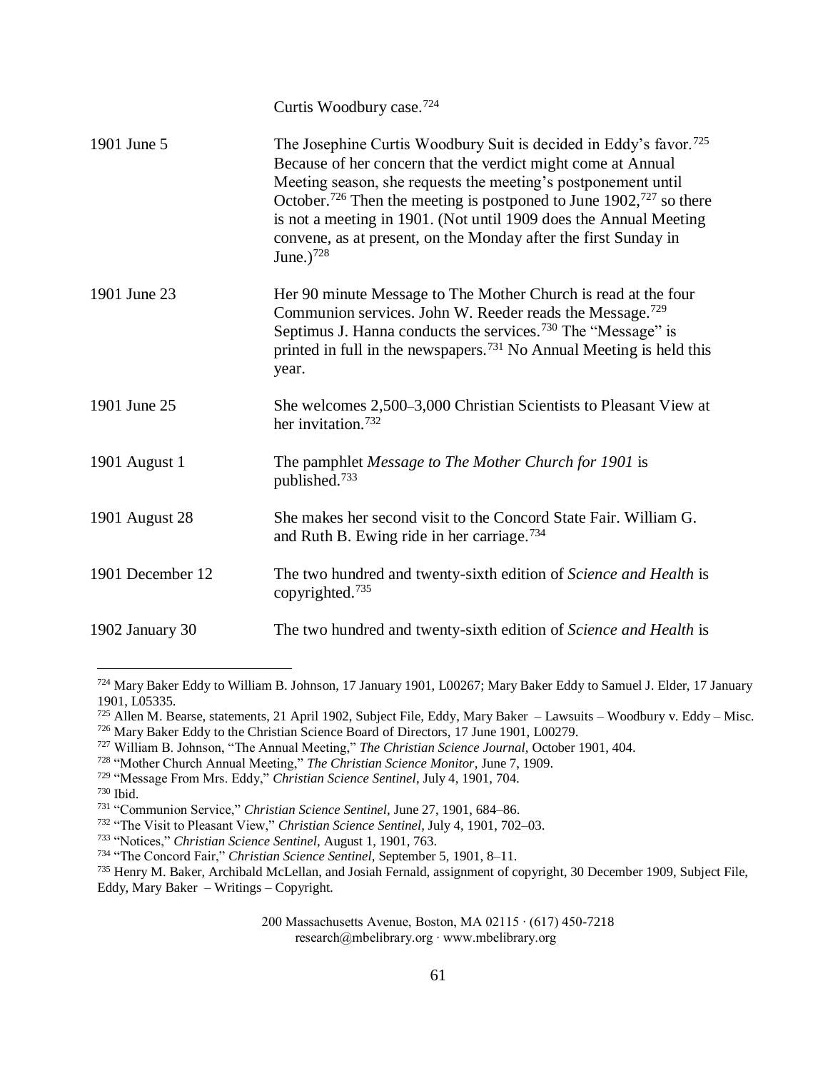| | |
|---|---|
| | Curtis Woodbury case.[724] |
| 1901 June 5 | The Josephine Curtis Woodbury Suit is decided in Eddy's favor.[725] Because of her concern that the verdict might come at Annual Meeting season, she requests the meeting's postponement until October.[726] Then the meeting is postponed to June 1902,[727] so there is not a meeting in 1901. (Not until 1909 does the Annual Meeting convene, as at present, on the Monday after the first Sunday in June.)[728] |
| 1901 June 23 | Her 90 minute Message to The Mother Church is read at the four Communion services. John W. Reeder reads the Message.[729] Septimus J. Hanna conducts the services.[730] The "Message" is printed in full in the newspapers.[731] No Annual Meeting is held this year. |
| 1901 June 25 | She welcomes 2,500–3,000 Christian Scientists to Pleasant View at her invitation.[732] |
| 1901 August 1 | The pamphlet *Message to The Mother Church for 1901* is published.[733] |
| 1901 August 28 | She makes her second visit to the Concord State Fair. William G. and Ruth B. Ewing ride in her carriage.[734] |
| 1901 December 12 | The two hundred and twenty-sixth edition of *Science and Health* is copyrighted.[735] |
| 1902 January 30 | The two hundred and twenty-sixth edition of *Science and Health* is |

[724] Mary Baker Eddy to William B. Johnson, 17 January 1901, L00267; Mary Baker Eddy to Samuel J. Elder, 17 January 1901, L05335.

[725] Allen M. Bearse, statements, 21 April 1902, Subject File, Eddy, Mary Baker – Lawsuits – Woodbury v. Eddy – Misc.

[726] Mary Baker Eddy to the Christian Science Board of Directors, 17 June 1901, L00279.

[727] William B. Johnson, "The Annual Meeting," *The Christian Science Journal*, October 1901, 404.

[728] "Mother Church Annual Meeting," *The Christian Science Monitor*, June 7, 1909.

[729] "Message From Mrs. Eddy," *Christian Science Sentinel*, July 4, 1901, 704.

[730] Ibid.

[731] "Communion Service," *Christian Science Sentinel*, June 27, 1901, 684–86.

[732] "The Visit to Pleasant View," *Christian Science Sentinel*, July 4, 1901, 702–03.

[733] "Notices," *Christian Science Sentinel*, August 1, 1901, 763.

[734] "The Concord Fair," *Christian Science Sentinel*, September 5, 1901, 8–11.

[735] Henry M. Baker, Archibald McLellan, and Josiah Fernald, assignment of copyright, 30 December 1909, Subject File, Eddy, Mary Baker – Writings – Copyright.

200 Massachusetts Avenue, Boston, MA 02115 · (617) 450-7218
research@mbelibrary.org · www.mbelibrary.org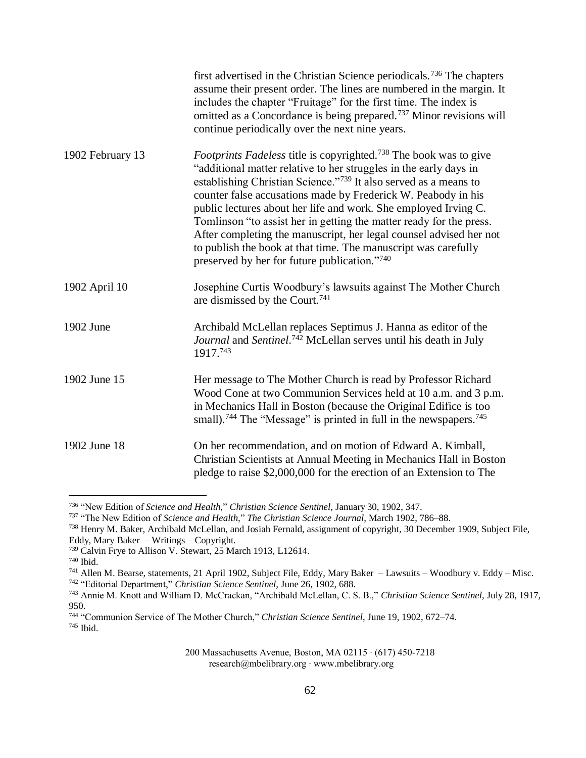| | |
|---|---|
| | first advertised in the Christian Science periodicals.[736] The chapters assume their present order. The lines are numbered in the margin. It includes the chapter "Fruitage" for the first time. The index is omitted as a Concordance is being prepared.[737] Minor revisions will continue periodically over the next nine years. |
| 1902 February 13 | *Footprints Fadeless* title is copyrighted.[738] The book was to give "additional matter relative to her struggles in the early days in establishing Christian Science."[739] It also served as a means to counter false accusations made by Frederick W. Peabody in his public lectures about her life and work. She employed Irving C. Tomlinson "to assist her in getting the matter ready for the press. After completing the manuscript, her legal counsel advised her not to publish the book at that time. The manuscript was carefully preserved by her for future publication."[740] |
| 1902 April 10 | Josephine Curtis Woodbury's lawsuits against The Mother Church are dismissed by the Court.[741] |
| 1902 June | Archibald McLellan replaces Septimus J. Hanna as editor of the *Journal* and *Sentinel*.[742] McLellan serves until his death in July 1917.[743] |
| 1902 June 15 | Her message to The Mother Church is read by Professor Richard Wood Cone at two Communion Services held at 10 a.m. and 3 p.m. in Mechanics Hall in Boston (because the Original Edifice is too small).[744] The "Message" is printed in full in the newspapers.[745] |
| 1902 June 18 | On her recommendation, and on motion of Edward A. Kimball, Christian Scientists at Annual Meeting in Mechanics Hall in Boston pledge to raise $2,000,000 for the erection of an Extension to The |

---

[736] "New Edition of *Science and Health*," *Christian Science Sentinel*, January 30, 1902, 347.
[737] "The New Edition of *Science and Health*," *The Christian Science Journal*, March 1902, 786–88.
[738] Henry M. Baker, Archibald McLellan, and Josiah Fernald, assignment of copyright, 30 December 1909, Subject File, Eddy, Mary Baker – Writings – Copyright.
[739] Calvin Frye to Allison V. Stewart, 25 March 1913, L12614.
[740] Ibid.
[741] Allen M. Bearse, statements, 21 April 1902, Subject File, Eddy, Mary Baker – Lawsuits – Woodbury v. Eddy – Misc.
[742] "Editorial Department," *Christian Science Sentinel*, June 26, 1902, 688.
[743] Annie M. Knott and William D. McCrackan, "Archibald McLellan, C. S. B.," *Christian Science Sentinel*, July 28, 1917, 950.
[744] "Communion Service of The Mother Church," *Christian Science Sentinel*, June 19, 1902, 672–74.
[745] Ibid.

200 Massachusetts Avenue, Boston, MA 02115 · (617) 450-7218
research@mbelibrary.org · www.mbelibrary.org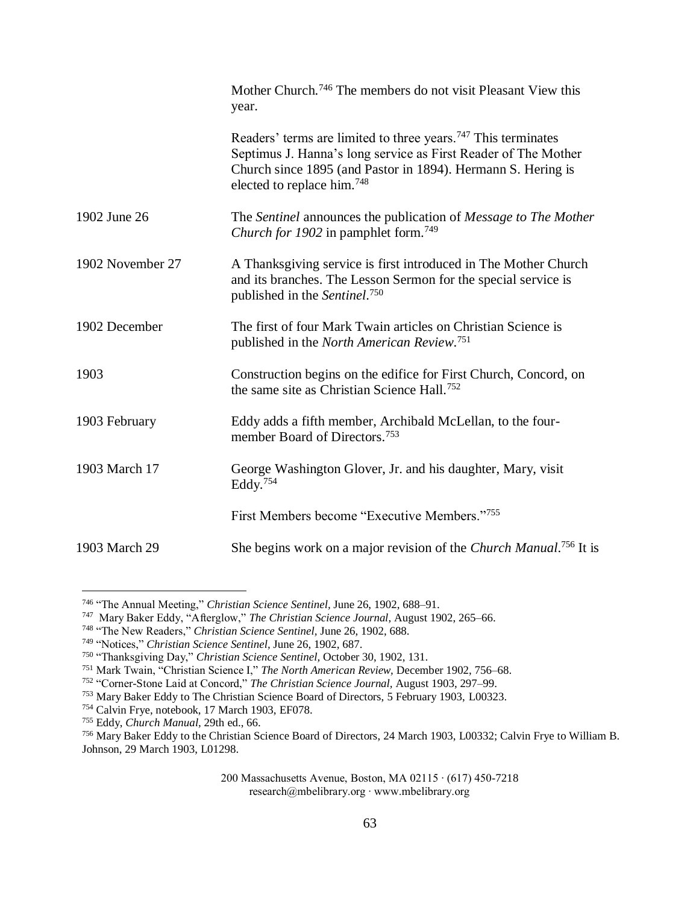| | |
|---|---|
| | Mother Church.[746] The members do not visit Pleasant View this year. |
| | Readers' terms are limited to three years.[747] This terminates Septimus J. Hanna's long service as First Reader of The Mother Church since 1895 (and Pastor in 1894). Hermann S. Hering is elected to replace him.[748] |
| 1902 June 26 | The *Sentinel* announces the publication of *Message to The Mother Church for 1902* in pamphlet form.[749] |
| 1902 November 27 | A Thanksgiving service is first introduced in The Mother Church and its branches. The Lesson Sermon for the special service is published in the *Sentinel*.[750] |
| 1902 December | The first of four Mark Twain articles on Christian Science is published in the *North American Review*.[751] |
| 1903 | Construction begins on the edifice for First Church, Concord, on the same site as Christian Science Hall.[752] |
| 1903 February | Eddy adds a fifth member, Archibald McLellan, to the four-member Board of Directors.[753] |
| 1903 March 17 | George Washington Glover, Jr. and his daughter, Mary, visit Eddy.[754] |
| | First Members become "Executive Members."[755] |
| 1903 March 29 | She begins work on a major revision of the *Church Manual*.[756] It is |

[746] "The Annual Meeting," *Christian Science Sentinel,* June 26, 1902, 688–91.
[747] Mary Baker Eddy, "Afterglow," *The Christian Science Journal,* August 1902, 265–66.
[748] "The New Readers," *Christian Science Sentinel,* June 26, 1902, 688.
[749] "Notices," *Christian Science Sentinel,* June 26, 1902, 687.
[750] "Thanksgiving Day," *Christian Science Sentinel,* October 30, 1902, 131.
[751] Mark Twain, "Christian Science I," *The North American Review,* December 1902, 756–68.
[752] "Corner-Stone Laid at Concord," *The Christian Science Journal,* August 1903, 297–99.
[753] Mary Baker Eddy to The Christian Science Board of Directors, 5 February 1903, L00323.
[754] Calvin Frye, notebook, 17 March 1903, EF078.
[755] Eddy, *Church Manual,* 29th ed., 66.
[756] Mary Baker Eddy to the Christian Science Board of Directors, 24 March 1903, L00332; Calvin Frye to William B. Johnson, 29 March 1903, L01298.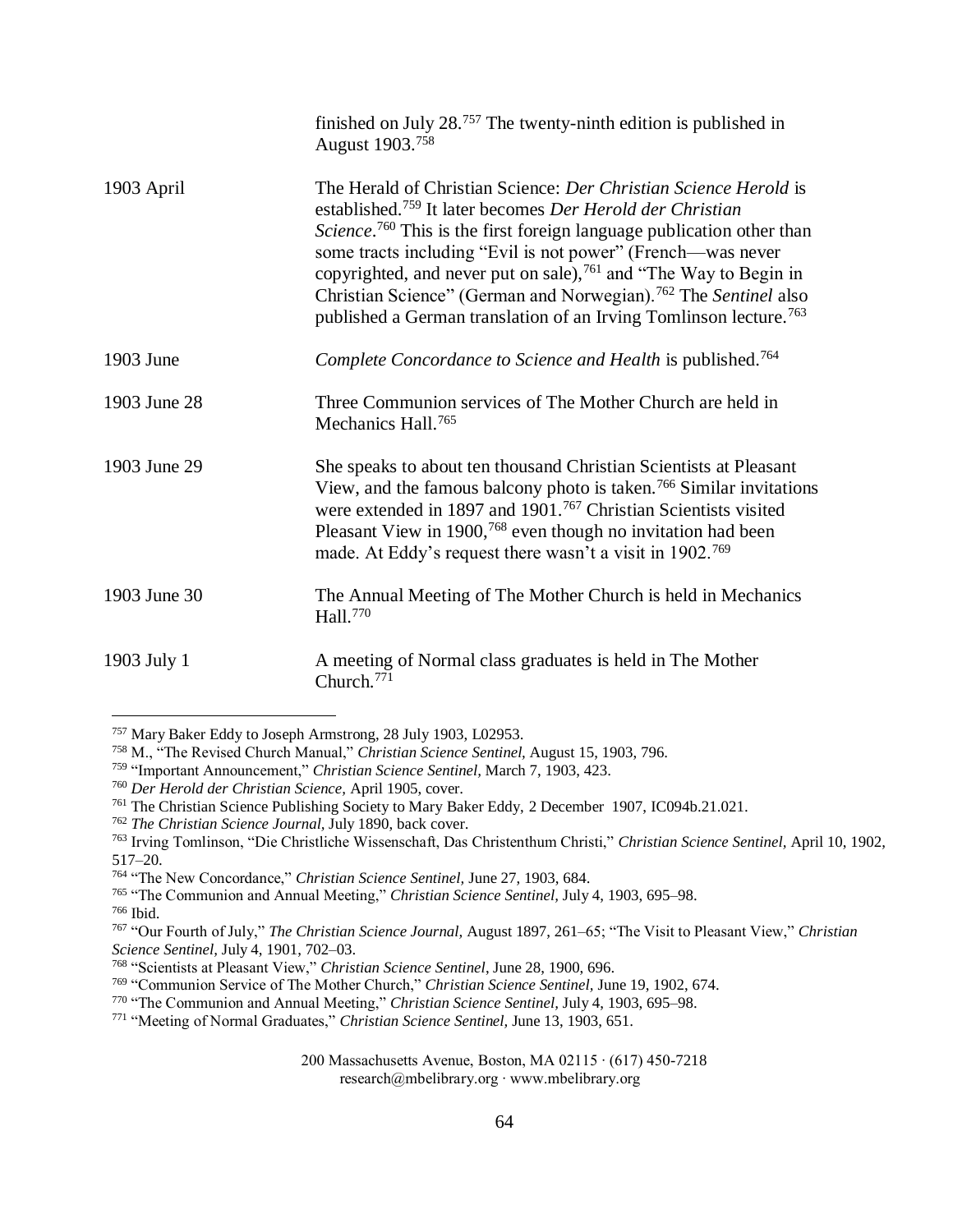| | |
|---|---|
| | finished on July 28.[757] The twenty-ninth edition is published in August 1903.[758] |
| 1903 April | The Herald of Christian Science: *Der Christian Science Herold* is established.[759] It later becomes *Der Herold der Christian Science*.[760] This is the first foreign language publication other than some tracts including "Evil is not power" (French—was never copyrighted, and never put on sale),[761] and "The Way to Begin in Christian Science" (German and Norwegian).[762] The *Sentinel* also published a German translation of an Irving Tomlinson lecture.[763] |
| 1903 June | *Complete Concordance to Science and Health* is published.[764] |
| 1903 June 28 | Three Communion services of The Mother Church are held in Mechanics Hall.[765] |
| 1903 June 29 | She speaks to about ten thousand Christian Scientists at Pleasant View, and the famous balcony photo is taken.[766] Similar invitations were extended in 1897 and 1901.[767] Christian Scientists visited Pleasant View in 1900,[768] even though no invitation had been made. At Eddy's request there wasn't a visit in 1902.[769] |
| 1903 June 30 | The Annual Meeting of The Mother Church is held in Mechanics Hall.[770] |
| 1903 July 1 | A meeting of Normal class graduates is held in The Mother Church.[771] |

[757] Mary Baker Eddy to Joseph Armstrong, 28 July 1903, L02953.

[758] M., "The Revised Church Manual," *Christian Science Sentinel,* August 15, 1903, 796.

[759] "Important Announcement," *Christian Science Sentinel,* March 7, 1903, 423.

[760] *Der Herold der Christian Science,* April 1905, cover.

[761] The Christian Science Publishing Society to Mary Baker Eddy, 2 December 1907, IC094b.21.021.

[762] *The Christian Science Journal,* July 1890, back cover.

[763] Irving Tomlinson, "Die Christliche Wissenschaft, Das Christenthum Christi," *Christian Science Sentinel,* April 10, 1902, 517–20.

[764] "The New Concordance," *Christian Science Sentinel,* June 27, 1903, 684.

[765] "The Communion and Annual Meeting," *Christian Science Sentinel,* July 4, 1903, 695–98.

[766] Ibid.

[767] "Our Fourth of July," *The Christian Science Journal,* August 1897, 261–65; "The Visit to Pleasant View," *Christian Science Sentinel,* July 4, 1901, 702–03.

[768] "Scientists at Pleasant View," *Christian Science Sentinel*, June 28, 1900, 696.

[769] "Communion Service of The Mother Church," *Christian Science Sentinel,* June 19, 1902, 674.

[770] "The Communion and Annual Meeting," *Christian Science Sentinel,* July 4, 1903, 695–98.

[771] "Meeting of Normal Graduates," *Christian Science Sentinel,* June 13, 1903, 651.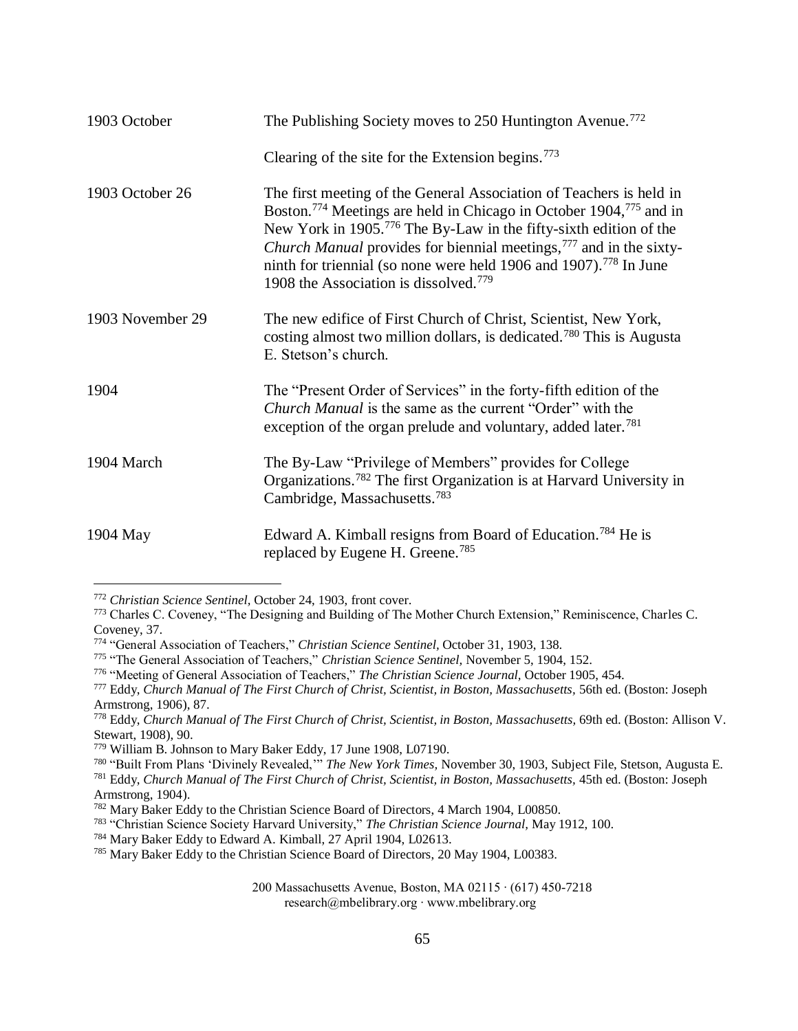| | |
|---|---|
| 1903 October | The Publishing Society moves to 250 Huntington Avenue.[772]<br><br>Clearing of the site for the Extension begins.[773] |
| 1903 October 26 | The first meeting of the General Association of Teachers is held in Boston.[774] Meetings are held in Chicago in October 1904,[775] and in New York in 1905.[776] The By-Law in the fifty-sixth edition of the *Church Manual* provides for biennial meetings,[777] and in the sixty-ninth for triennial (so none were held 1906 and 1907).[778] In June 1908 the Association is dissolved.[779] |
| 1903 November 29 | The new edifice of First Church of Christ, Scientist, New York, costing almost two million dollars, is dedicated.[780] This is Augusta E. Stetson's church. |
| 1904 | The "Present Order of Services" in the forty-fifth edition of the *Church Manual* is the same as the current "Order" with the exception of the organ prelude and voluntary, added later.[781] |
| 1904 March | The By-Law "Privilege of Members" provides for College Organizations.[782] The first Organization is at Harvard University in Cambridge, Massachusetts.[783] |
| 1904 May | Edward A. Kimball resigns from Board of Education.[784] He is replaced by Eugene H. Greene.[785] |

---

[772] *Christian Science Sentinel*, October 24, 1903, front cover.

[773] Charles C. Coveney, "The Designing and Building of The Mother Church Extension," Reminiscence, Charles C. Coveney, 37.

[774] "General Association of Teachers," *Christian Science Sentinel*, October 31, 1903, 138.

[775] "The General Association of Teachers," *Christian Science Sentinel*, November 5, 1904, 152.

[776] "Meeting of General Association of Teachers," *The Christian Science Journal*, October 1905, 454.

[777] Eddy, *Church Manual of The First Church of Christ, Scientist, in Boston, Massachusetts*, 56th ed. (Boston: Joseph Armstrong, 1906), 87.

[778] Eddy, *Church Manual of The First Church of Christ, Scientist, in Boston, Massachusetts*, 69th ed. (Boston: Allison V. Stewart, 1908), 90.

[779] William B. Johnson to Mary Baker Eddy, 17 June 1908, L07190.

[780] "Built From Plans 'Divinely Revealed,'" *The New York Times*, November 30, 1903, Subject File, Stetson, Augusta E.

[781] Eddy, *Church Manual of The First Church of Christ, Scientist, in Boston, Massachusetts*, 45th ed. (Boston: Joseph Armstrong, 1904).

[782] Mary Baker Eddy to the Christian Science Board of Directors, 4 March 1904, L00850.

[783] "Christian Science Society Harvard University," *The Christian Science Journal*, May 1912, 100.

[784] Mary Baker Eddy to Edward A. Kimball, 27 April 1904, L02613.

[785] Mary Baker Eddy to the Christian Science Board of Directors, 20 May 1904, L00383.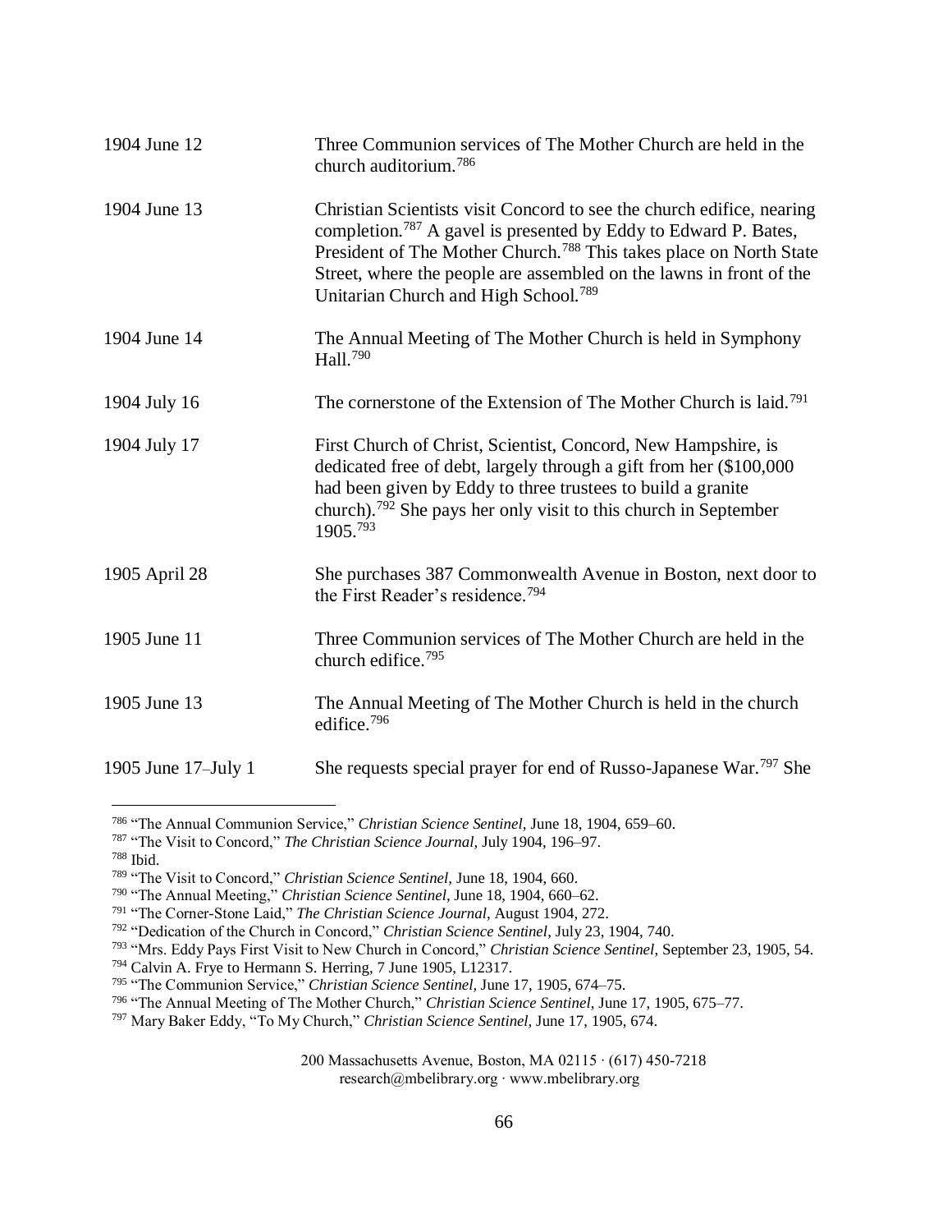| | |
|---|---|
| 1904 June 12 | Three Communion services of The Mother Church are held in the church auditorium.[786] |
| 1904 June 13 | Christian Scientists visit Concord to see the church edifice, nearing completion.[787] A gavel is presented by Eddy to Edward P. Bates, President of The Mother Church.[788] This takes place on North State Street, where the people are assembled on the lawns in front of the Unitarian Church and High School.[789] |
| 1904 June 14 | The Annual Meeting of The Mother Church is held in Symphony Hall.[790] |
| 1904 July 16 | The cornerstone of the Extension of The Mother Church is laid.[791] |
| 1904 July 17 | First Church of Christ, Scientist, Concord, New Hampshire, is dedicated free of debt, largely through a gift from her ($100,000 had been given by Eddy to three trustees to build a granite church).[792] She pays her only visit to this church in September 1905.[793] |
| 1905 April 28 | She purchases 387 Commonwealth Avenue in Boston, next door to the First Reader's residence.[794] |
| 1905 June 11 | Three Communion services of The Mother Church are held in the church edifice.[795] |
| 1905 June 13 | The Annual Meeting of The Mother Church is held in the church edifice.[796] |
| 1905 June 17–July 1 | She requests special prayer for end of Russo-Japanese War.[797] She |

[786] "The Annual Communion Service," *Christian Science Sentinel,* June 18, 1904, 659–60.
[787] "The Visit to Concord," *The Christian Science Journal,* July 1904, 196–97.
[788] Ibid.
[789] "The Visit to Concord," *Christian Science Sentinel,* June 18, 1904, 660.
[790] "The Annual Meeting," *Christian Science Sentinel,* June 18, 1904, 660–62.
[791] "The Corner-Stone Laid," *The Christian Science Journal,* August 1904, 272.
[792] "Dedication of the Church in Concord," *Christian Science Sentinel,* July 23, 1904, 740.
[793] "Mrs. Eddy Pays First Visit to New Church in Concord," *Christian Science Sentinel,* September 23, 1905, 54.
[794] Calvin A. Frye to Hermann S. Herring, 7 June 1905, L12317.
[795] "The Communion Service," *Christian Science Sentinel,* June 17, 1905, 674–75.
[796] "The Annual Meeting of The Mother Church," *Christian Science Sentinel,* June 17, 1905, 675–77.
[797] Mary Baker Eddy, "To My Church," *Christian Science Sentinel,* June 17, 1905, 674.

200 Massachusetts Avenue, Boston, MA 02115 · (617) 450-7218
research@mbelibrary.org · www.mbelibrary.org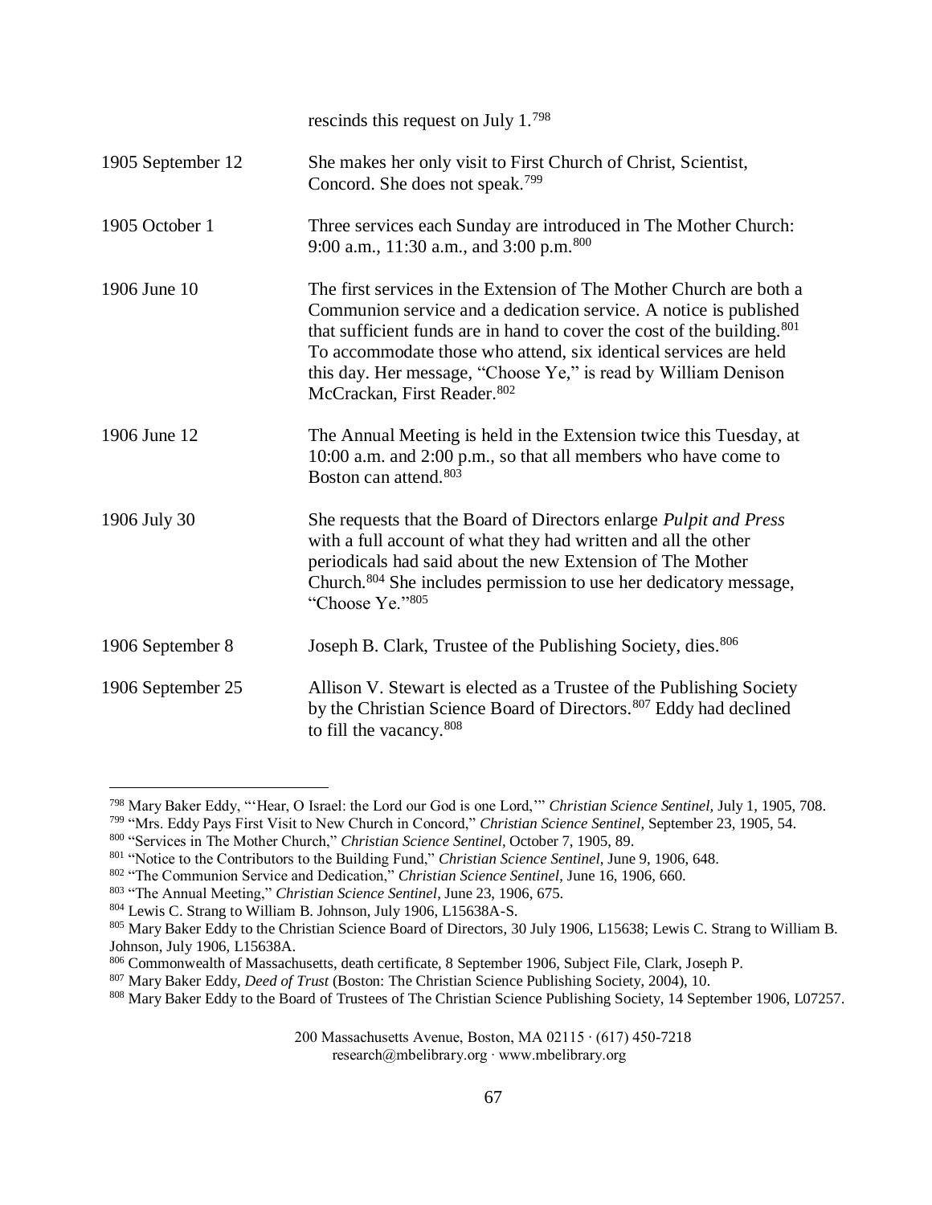| | |
|---|---|
| | rescinds this request on July 1.[798] |
| 1905 September 12 | She makes her only visit to First Church of Christ, Scientist, Concord. She does not speak.[799] |
| 1905 October 1 | Three services each Sunday are introduced in The Mother Church: 9:00 a.m., 11:30 a.m., and 3:00 p.m.[800] |
| 1906 June 10 | The first services in the Extension of The Mother Church are both a Communion service and a dedication service. A notice is published that sufficient funds are in hand to cover the cost of the building.[801] To accommodate those who attend, six identical services are held this day. Her message, "Choose Ye," is read by William Denison McCrackan, First Reader.[802] |
| 1906 June 12 | The Annual Meeting is held in the Extension twice this Tuesday, at 10:00 a.m. and 2:00 p.m., so that all members who have come to Boston can attend.[803] |
| 1906 July 30 | She requests that the Board of Directors enlarge *Pulpit and Press* with a full account of what they had written and all the other periodicals had said about the new Extension of The Mother Church.[804] She includes permission to use her dedicatory message, "Choose Ye."[805] |
| 1906 September 8 | Joseph B. Clark, Trustee of the Publishing Society, dies.[806] |
| 1906 September 25 | Allison V. Stewart is elected as a Trustee of the Publishing Society by the Christian Science Board of Directors.[807] Eddy had declined to fill the vacancy.[808] |

---

[798] Mary Baker Eddy, "'Hear, O Israel: the Lord our God is one Lord,'" *Christian Science Sentinel*, July 1, 1905, 708.

[799] "Mrs. Eddy Pays First Visit to New Church in Concord," *Christian Science Sentinel*, September 23, 1905, 54.

[800] "Services in The Mother Church," *Christian Science Sentinel*, October 7, 1905, 89.

[801] "Notice to the Contributors to the Building Fund," *Christian Science Sentinel*, June 9, 1906, 648.

[802] "The Communion Service and Dedication," *Christian Science Sentinel*, June 16, 1906, 660.

[803] "The Annual Meeting," *Christian Science Sentinel*, June 23, 1906, 675.

[804] Lewis C. Strang to William B. Johnson, July 1906, L15638A-S.

[805] Mary Baker Eddy to the Christian Science Board of Directors, 30 July 1906, L15638; Lewis C. Strang to William B. Johnson, July 1906, L15638A.

[806] Commonwealth of Massachusetts, death certificate, 8 September 1906, Subject File, Clark, Joseph P.

[807] Mary Baker Eddy, *Deed of Trust* (Boston: The Christian Science Publishing Society, 2004), 10.

[808] Mary Baker Eddy to the Board of Trustees of The Christian Science Publishing Society, 14 September 1906, L07257.

200 Massachusetts Avenue, Boston, MA 02115 · (617) 450-7218
research@mbelibrary.org · www.mbelibrary.org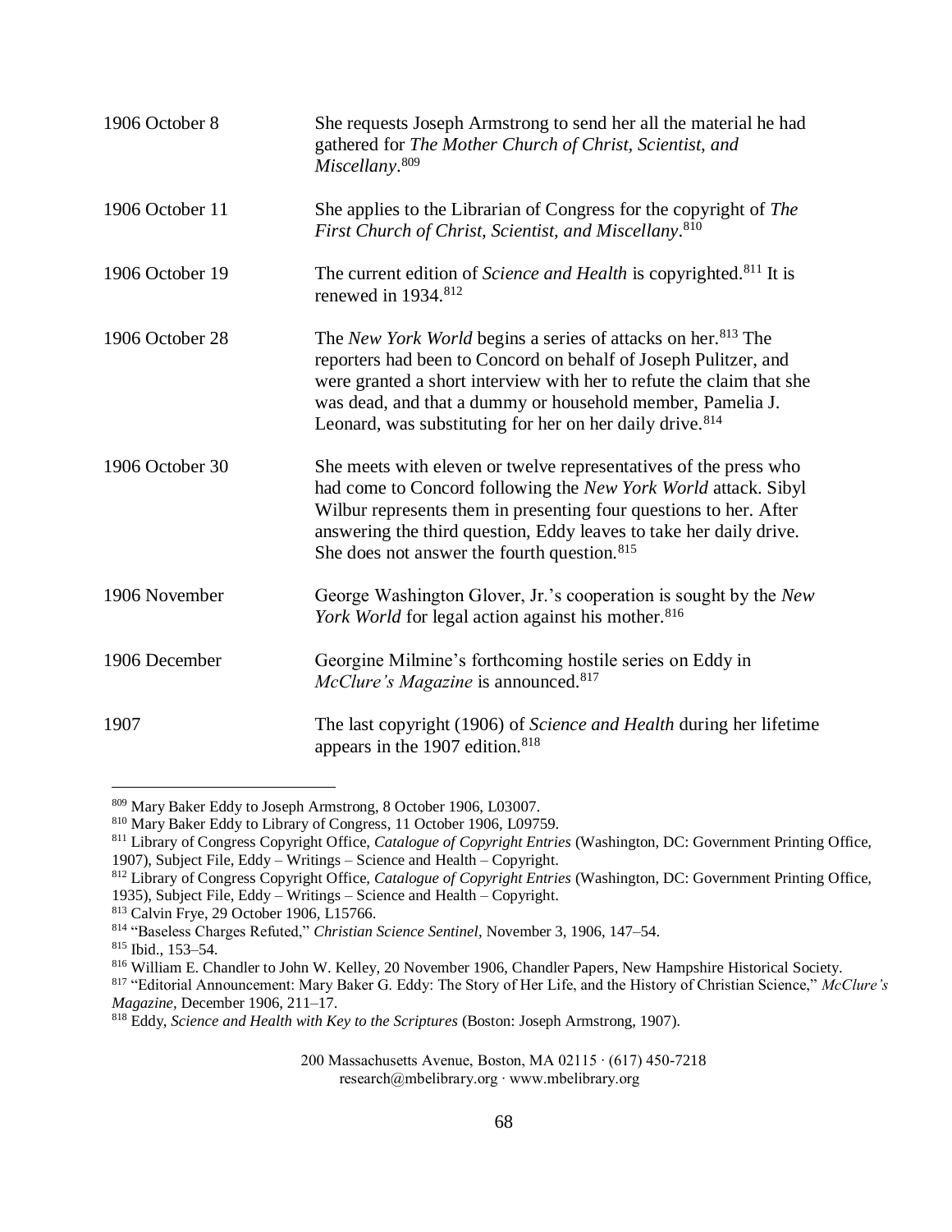| | |
|---|---|
| 1906 October 8 | She requests Joseph Armstrong to send her all the material he had gathered for *The Mother Church of Christ, Scientist, and Miscellany*.[809] |
| 1906 October 11 | She applies to the Librarian of Congress for the copyright of *The First Church of Christ, Scientist, and Miscellany*.[810] |
| 1906 October 19 | The current edition of *Science and Health* is copyrighted.[811] It is renewed in 1934.[812] |
| 1906 October 28 | The *New York World* begins a series of attacks on her.[813] The reporters had been to Concord on behalf of Joseph Pulitzer, and were granted a short interview with her to refute the claim that she was dead, and that a dummy or household member, Pamelia J. Leonard, was substituting for her on her daily drive.[814] |
| 1906 October 30 | She meets with eleven or twelve representatives of the press who had come to Concord following the *New York World* attack. Sibyl Wilbur represents them in presenting four questions to her. After answering the third question, Eddy leaves to take her daily drive. She does not answer the fourth question.[815] |
| 1906 November | George Washington Glover, Jr.'s cooperation is sought by the *New York World* for legal action against his mother.[816] |
| 1906 December | Georgine Milmine's forthcoming hostile series on Eddy in *McClure's Magazine* is announced.[817] |
| 1907 | The last copyright (1906) of *Science and Health* during her lifetime appears in the 1907 edition.[818] |

[809] Mary Baker Eddy to Joseph Armstrong, 8 October 1906, L03007.

[810] Mary Baker Eddy to Library of Congress, 11 October 1906, L09759.

[811] Library of Congress Copyright Office, *Catalogue of Copyright Entries* (Washington, DC: Government Printing Office, 1907), Subject File, Eddy – Writings – Science and Health – Copyright.

[812] Library of Congress Copyright Office, *Catalogue of Copyright Entries* (Washington, DC: Government Printing Office, 1935), Subject File, Eddy – Writings – Science and Health – Copyright.

[813] Calvin Frye, 29 October 1906, L15766.

[814] "Baseless Charges Refuted," *Christian Science Sentinel*, November 3, 1906, 147–54.

[815] Ibid., 153–54.

[816] William E. Chandler to John W. Kelley, 20 November 1906, Chandler Papers, New Hampshire Historical Society.

[817] "Editorial Announcement: Mary Baker G. Eddy: The Story of Her Life, and the History of Christian Science," *McClure's Magazine*, December 1906, 211–17.

[818] Eddy, *Science and Health with Key to the Scriptures* (Boston: Joseph Armstrong, 1907).

200 Massachusetts Avenue, Boston, MA 02115 · (617) 450-7218
research@mbelibrary.org · www.mbelibrary.org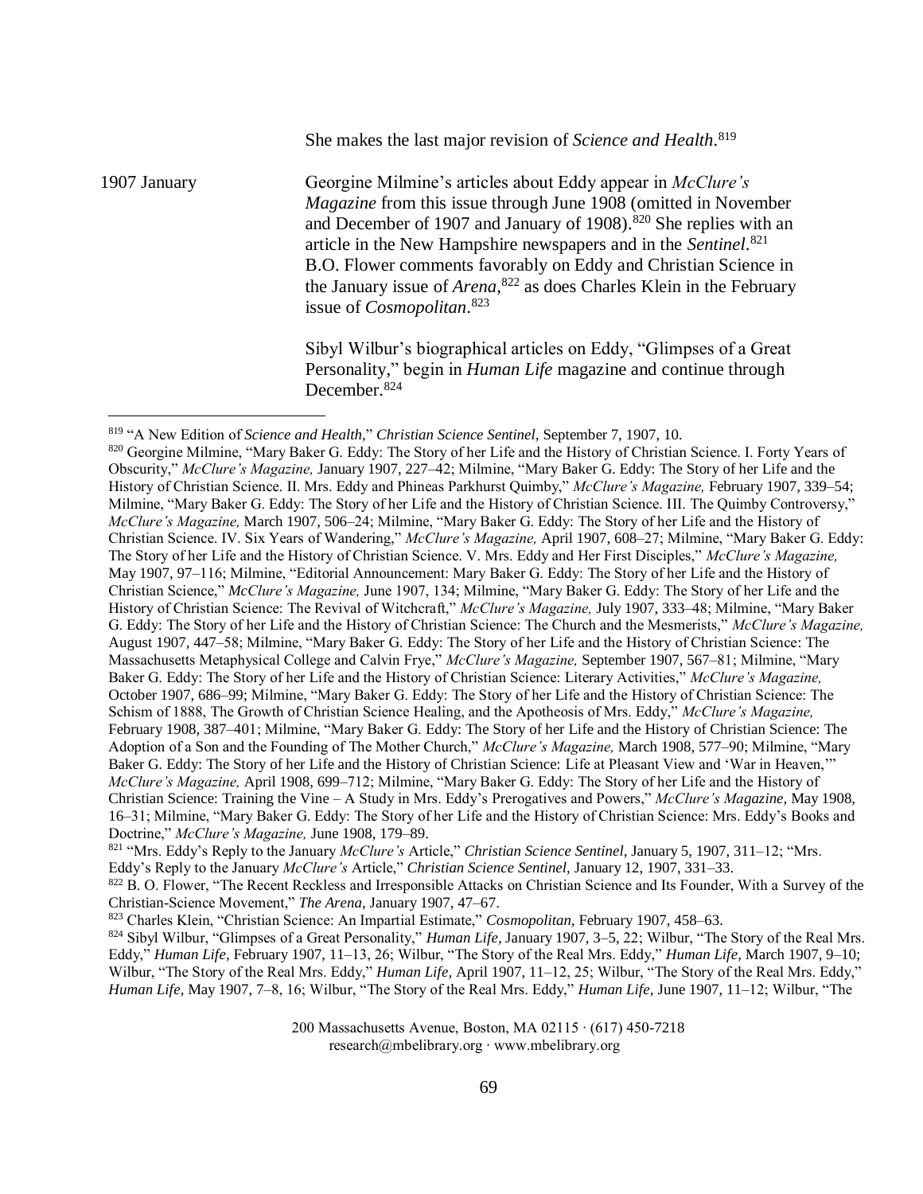She makes the last major revision of *Science and Health*.[819]

1907 January — Georgine Milmine's articles about Eddy appear in *McClure's Magazine* from this issue through June 1908 (omitted in November and December of 1907 and January of 1908).[820] She replies with an article in the New Hampshire newspapers and in the *Sentinel*.[821] B.O. Flower comments favorably on Eddy and Christian Science in the January issue of *Arena*,[822] as does Charles Klein in the February issue of *Cosmopolitan*.[823]

Sibyl Wilbur's biographical articles on Eddy, "Glimpses of a Great Personality," begin in *Human Life* magazine and continue through December.[824]

---

[819] "A New Edition of *Science and Health*," *Christian Science Sentinel,* September 7, 1907, 10.

[820] Georgine Milmine, "Mary Baker G. Eddy: The Story of her Life and the History of Christian Science. I. Forty Years of Obscurity," *McClure's Magazine,* January 1907, 227–42; Milmine, "Mary Baker G. Eddy: The Story of her Life and the History of Christian Science. II. Mrs. Eddy and Phineas Parkhurst Quimby," *McClure's Magazine,* February 1907, 339–54; Milmine, "Mary Baker G. Eddy: The Story of her Life and the History of Christian Science. III. The Quimby Controversy," *McClure's Magazine,* March 1907, 506–24; Milmine, "Mary Baker G. Eddy: The Story of her Life and the History of Christian Science. IV. Six Years of Wandering," *McClure's Magazine,* April 1907, 608–27; Milmine, "Mary Baker G. Eddy: The Story of her Life and the History of Christian Science. V. Mrs. Eddy and Her First Disciples," *McClure's Magazine,* May 1907, 97–116; Milmine, "Editorial Announcement: Mary Baker G. Eddy: The Story of her Life and the History of Christian Science," *McClure's Magazine,* June 1907, 134; Milmine, "Mary Baker G. Eddy: The Story of her Life and the History of Christian Science: The Revival of Witchcraft," *McClure's Magazine,* July 1907, 333–48; Milmine, "Mary Baker G. Eddy: The Story of her Life and the History of Christian Science: The Church and the Mesmerists," *McClure's Magazine,* August 1907, 447–58; Milmine, "Mary Baker G. Eddy: The Story of her Life and the History of Christian Science: The Massachusetts Metaphysical College and Calvin Frye," *McClure's Magazine,* September 1907, 567–81; Milmine, "Mary Baker G. Eddy: The Story of her Life and the History of Christian Science: Literary Activities," *McClure's Magazine,* October 1907, 686–99; Milmine, "Mary Baker G. Eddy: The Story of her Life and the History of Christian Science: The Schism of 1888, The Growth of Christian Science Healing, and the Apotheosis of Mrs. Eddy," *McClure's Magazine,* February 1908, 387–401; Milmine, "Mary Baker G. Eddy: The Story of her Life and the History of Christian Science: The Adoption of a Son and the Founding of The Mother Church," *McClure's Magazine,* March 1908, 577–90; Milmine, "Mary Baker G. Eddy: The Story of her Life and the History of Christian Science: Life at Pleasant View and 'War in Heaven,'" *McClure's Magazine,* April 1908, 699–712; Milmine, "Mary Baker G. Eddy: The Story of her Life and the History of Christian Science: Training the Vine – A Study in Mrs. Eddy's Prerogatives and Powers," *McClure's Magazine,* May 1908, 16–31; Milmine, "Mary Baker G. Eddy: The Story of her Life and the History of Christian Science: Mrs. Eddy's Books and Doctrine," *McClure's Magazine,* June 1908, 179–89.

[821] "Mrs. Eddy's Reply to the January *McClure's* Article," *Christian Science Sentinel*, January 5, 1907, 311–12; "Mrs. Eddy's Reply to the January *McClure's* Article," *Christian Science Sentinel,* January 12, 1907, 331–33.

[822] B. O. Flower, "The Recent Reckless and Irresponsible Attacks on Christian Science and Its Founder, With a Survey of the Christian-Science Movement," *The Arena,* January 1907, 47–67.

[823] Charles Klein, "Christian Science: An Impartial Estimate," *Cosmopolitan*, February 1907, 458–63.

[824] Sibyl Wilbur, "Glimpses of a Great Personality," *Human Life,* January 1907, 3–5, 22; Wilbur, "The Story of the Real Mrs. Eddy," *Human Life,* February 1907, 11–13, 26; Wilbur, "The Story of the Real Mrs. Eddy," *Human Life,* March 1907, 9–10; Wilbur, "The Story of the Real Mrs. Eddy," *Human Life,* April 1907, 11–12, 25; Wilbur, "The Story of the Real Mrs. Eddy," *Human Life,* May 1907, 7–8, 16; Wilbur, "The Story of the Real Mrs. Eddy," *Human Life,* June 1907, 11–12; Wilbur, "The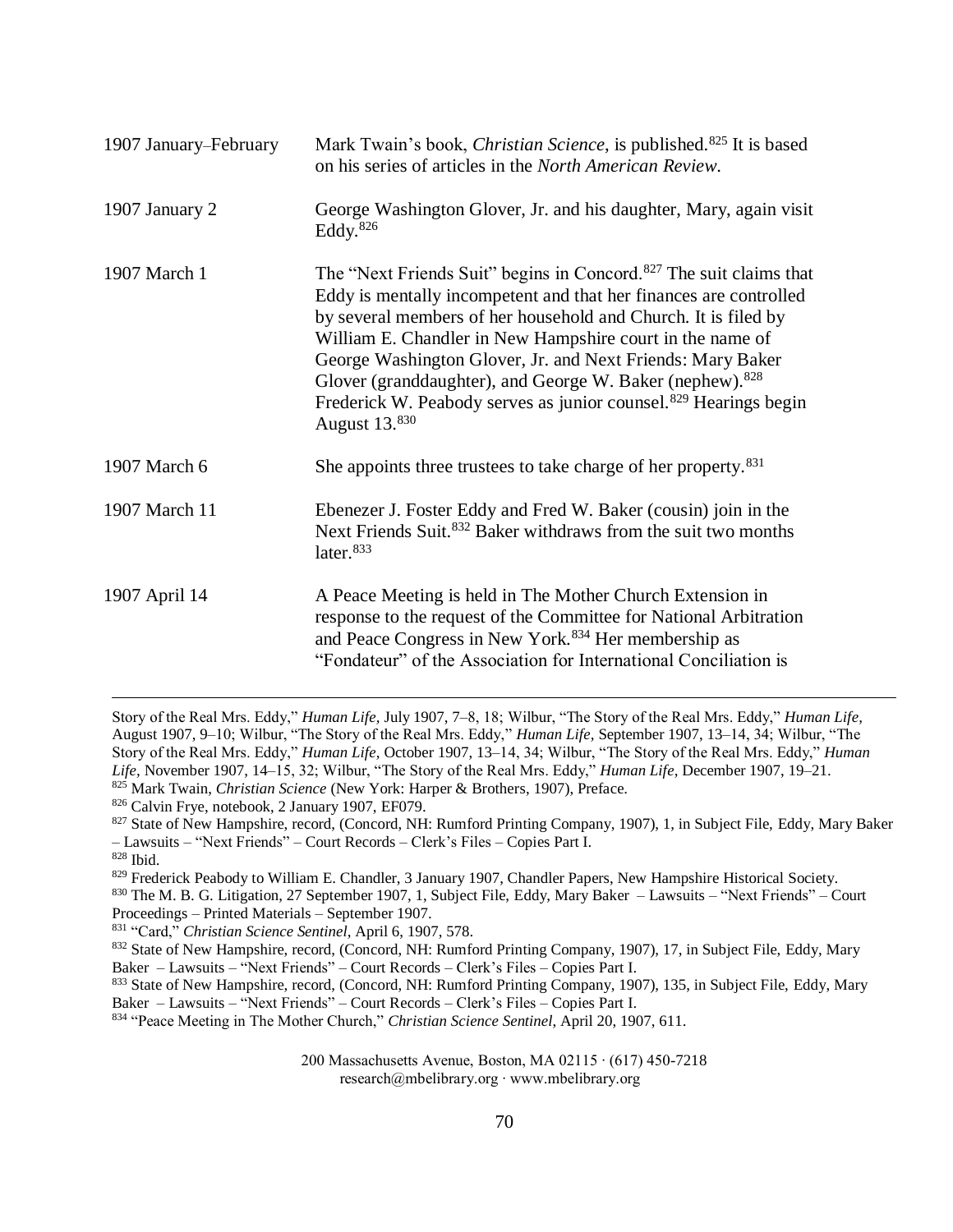| | |
|---|---|
| 1907 January–February | Mark Twain's book, *Christian Science*, is published.[825] It is based on his series of articles in the *North American Review*. |
| 1907 January 2 | George Washington Glover, Jr. and his daughter, Mary, again visit Eddy.[826] |
| 1907 March 1 | The "Next Friends Suit" begins in Concord.[827] The suit claims that Eddy is mentally incompetent and that her finances are controlled by several members of her household and Church. It is filed by William E. Chandler in New Hampshire court in the name of George Washington Glover, Jr. and Next Friends: Mary Baker Glover (granddaughter), and George W. Baker (nephew).[828] Frederick W. Peabody serves as junior counsel.[829] Hearings begin August 13.[830] |
| 1907 March 6 | She appoints three trustees to take charge of her property.[831] |
| 1907 March 11 | Ebenezer J. Foster Eddy and Fred W. Baker (cousin) join in the Next Friends Suit.[832] Baker withdraws from the suit two months later.[833] |
| 1907 April 14 | A Peace Meeting is held in The Mother Church Extension in response to the request of the Committee for National Arbitration and Peace Congress in New York.[834] Her membership as "Fondateur" of the Association for International Conciliation is |

---

Story of the Real Mrs. Eddy," *Human Life,* July 1907, 7–8, 18; Wilbur, "The Story of the Real Mrs. Eddy," *Human Life,* August 1907, 9–10; Wilbur, "The Story of the Real Mrs. Eddy," *Human Life,* September 1907, 13–14, 34; Wilbur, "The Story of the Real Mrs. Eddy," *Human Life,* October 1907, 13–14, 34; Wilbur, "The Story of the Real Mrs. Eddy," *Human Life,* November 1907, 14–15, 32; Wilbur, "The Story of the Real Mrs. Eddy," *Human Life,* December 1907, 19–21.

[825] Mark Twain, *Christian Science* (New York: Harper & Brothers, 1907), Preface.

[826] Calvin Frye, notebook, 2 January 1907, EF079.

[827] State of New Hampshire, record, (Concord, NH: Rumford Printing Company, 1907), 1, in Subject File, Eddy, Mary Baker – Lawsuits – "Next Friends" – Court Records – Clerk's Files – Copies Part I.

[828] Ibid.

[829] Frederick Peabody to William E. Chandler, 3 January 1907, Chandler Papers, New Hampshire Historical Society.

[830] The M. B. G. Litigation, 27 September 1907, 1, Subject File, Eddy, Mary Baker – Lawsuits – "Next Friends" – Court Proceedings – Printed Materials – September 1907.

[831] "Card," *Christian Science Sentinel,* April 6, 1907, 578.

[832] State of New Hampshire, record, (Concord, NH: Rumford Printing Company, 1907), 17, in Subject File, Eddy, Mary Baker – Lawsuits – "Next Friends" – Court Records – Clerk's Files – Copies Part I.

[833] State of New Hampshire, record, (Concord, NH: Rumford Printing Company, 1907), 135, in Subject File, Eddy, Mary Baker – Lawsuits – "Next Friends" – Court Records – Clerk's Files – Copies Part I.

[834] "Peace Meeting in The Mother Church," *Christian Science Sentinel,* April 20, 1907, 611.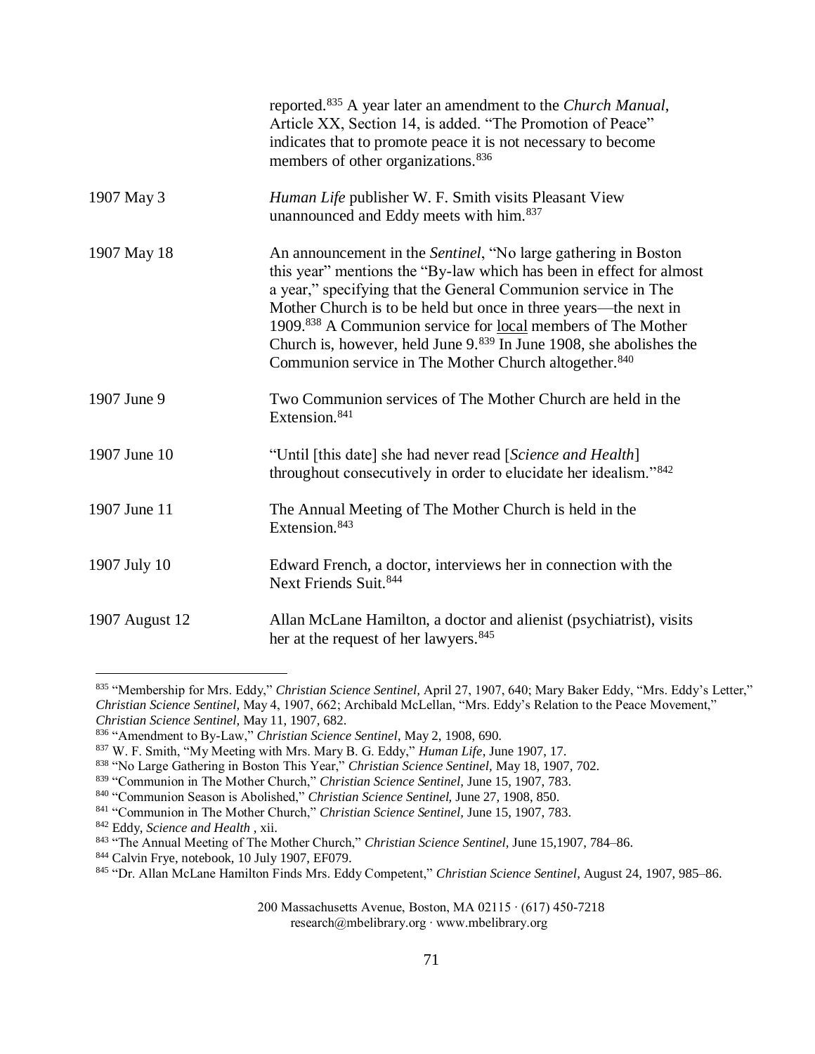| | |
|---|---|
| | reported.[835] A year later an amendment to the *Church Manual*, Article XX, Section 14, is added. "The Promotion of Peace" indicates that to promote peace it is not necessary to become members of other organizations.[836] |
| 1907 May 3 | *Human Life* publisher W. F. Smith visits Pleasant View unannounced and Eddy meets with him.[837] |
| 1907 May 18 | An announcement in the *Sentinel*, "No large gathering in Boston this year" mentions the "By-law which has been in effect for almost a year," specifying that the General Communion service in The Mother Church is to be held but once in three years—the next in 1909.[838] A Communion service for <u>local</u> members of The Mother Church is, however, held June 9.[839] In June 1908, she abolishes the Communion service in The Mother Church altogether.[840] |
| 1907 June 9 | Two Communion services of The Mother Church are held in the Extension.[841] |
| 1907 June 10 | "Until [this date] she had never read [*Science and Health*] throughout consecutively in order to elucidate her idealism."[842] |
| 1907 June 11 | The Annual Meeting of The Mother Church is held in the Extension.[843] |
| 1907 July 10 | Edward French, a doctor, interviews her in connection with the Next Friends Suit.[844] |
| 1907 August 12 | Allan McLane Hamilton, a doctor and alienist (psychiatrist), visits her at the request of her lawyers.[845] |

---

[835] "Membership for Mrs. Eddy," *Christian Science Sentinel*, April 27, 1907, 640; Mary Baker Eddy, "Mrs. Eddy's Letter," *Christian Science Sentinel,* May 4, 1907, 662; Archibald McLellan, "Mrs. Eddy's Relation to the Peace Movement," *Christian Science Sentinel,* May 11, 1907, 682.

[836] "Amendment to By-Law," *Christian Science Sentinel*, May 2, 1908, 690.

[837] W. F. Smith, "My Meeting with Mrs. Mary B. G. Eddy," *Human Life*, June 1907, 17.

[838] "No Large Gathering in Boston This Year," *Christian Science Sentinel,* May 18, 1907, 702.

[839] "Communion in The Mother Church," *Christian Science Sentinel,* June 15, 1907, 783.

[840] "Communion Season is Abolished," *Christian Science Sentinel,* June 27, 1908, 850.

[841] "Communion in The Mother Church," *Christian Science Sentinel,* June 15, 1907, 783.

[842] Eddy, *Science and Health* , xii.

[843] "The Annual Meeting of The Mother Church," *Christian Science Sentinel,* June 15,1907, 784–86.

[844] Calvin Frye, notebook, 10 July 1907, EF079.

[845] "Dr. Allan McLane Hamilton Finds Mrs. Eddy Competent," *Christian Science Sentinel*, August 24, 1907, 985–86.

200 Massachusetts Avenue, Boston, MA 02115 · (617) 450-7218
research@mbelibrary.org · www.mbelibrary.org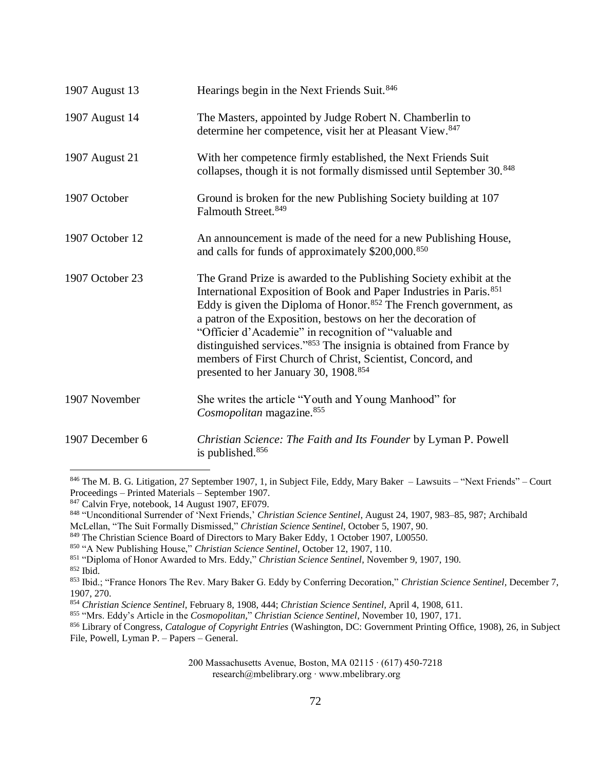| | |
|---|---|
| 1907 August 13 | Hearings begin in the Next Friends Suit.[846] |
| 1907 August 14 | The Masters, appointed by Judge Robert N. Chamberlin to determine her competence, visit her at Pleasant View.[847] |
| 1907 August 21 | With her competence firmly established, the Next Friends Suit collapses, though it is not formally dismissed until September 30.[848] |
| 1907 October | Ground is broken for the new Publishing Society building at 107 Falmouth Street.[849] |
| 1907 October 12 | An announcement is made of the need for a new Publishing House, and calls for funds of approximately $200,000.[850] |
| 1907 October 23 | The Grand Prize is awarded to the Publishing Society exhibit at the International Exposition of Book and Paper Industries in Paris.[851] Eddy is given the Diploma of Honor.[852] The French government, as a patron of the Exposition, bestows on her the decoration of "Officier d'Academie" in recognition of "valuable and distinguished services."[853] The insignia is obtained from France by members of First Church of Christ, Scientist, Concord, and presented to her January 30, 1908.[854] |
| 1907 November | She writes the article "Youth and Young Manhood" for *Cosmopolitan* magazine.[855] |
| 1907 December 6 | *Christian Science: The Faith and Its Founder* by Lyman P. Powell is published.[856] |

---

[846] The M. B. G. Litigation, 27 September 1907, 1, in Subject File, Eddy, Mary Baker – Lawsuits – "Next Friends" – Court Proceedings – Printed Materials – September 1907.

[847] Calvin Frye, notebook, 14 August 1907, EF079.

[848] "Unconditional Surrender of 'Next Friends,' *Christian Science Sentinel*, August 24, 1907, 983–85, 987; Archibald McLellan, "The Suit Formally Dismissed," *Christian Science Sentinel*, October 5, 1907, 90.

[849] The Christian Science Board of Directors to Mary Baker Eddy, 1 October 1907, L00550.

[850] "A New Publishing House," *Christian Science Sentinel*, October 12, 1907, 110.

[851] "Diploma of Honor Awarded to Mrs. Eddy," *Christian Science Sentinel*, November 9, 1907, 190.

[852] Ibid.

[853] Ibid.; "France Honors The Rev. Mary Baker G. Eddy by Conferring Decoration," *Christian Science Sentinel*, December 7, 1907, 270.

[854] *Christian Science Sentinel*, February 8, 1908, 444; *Christian Science Sentinel*, April 4, 1908, 611.

[855] "Mrs. Eddy's Article in the *Cosmopolitan*," *Christian Science Sentinel*, November 10, 1907, 171.

[856] Library of Congress, *Catalogue of Copyright Entries* (Washington, DC: Government Printing Office, 1908), 26, in Subject File, Powell, Lyman P. – Papers – General.

200 Massachusetts Avenue, Boston, MA 02115 · (617) 450-7218
research@mbelibrary.org · www.mbelibrary.org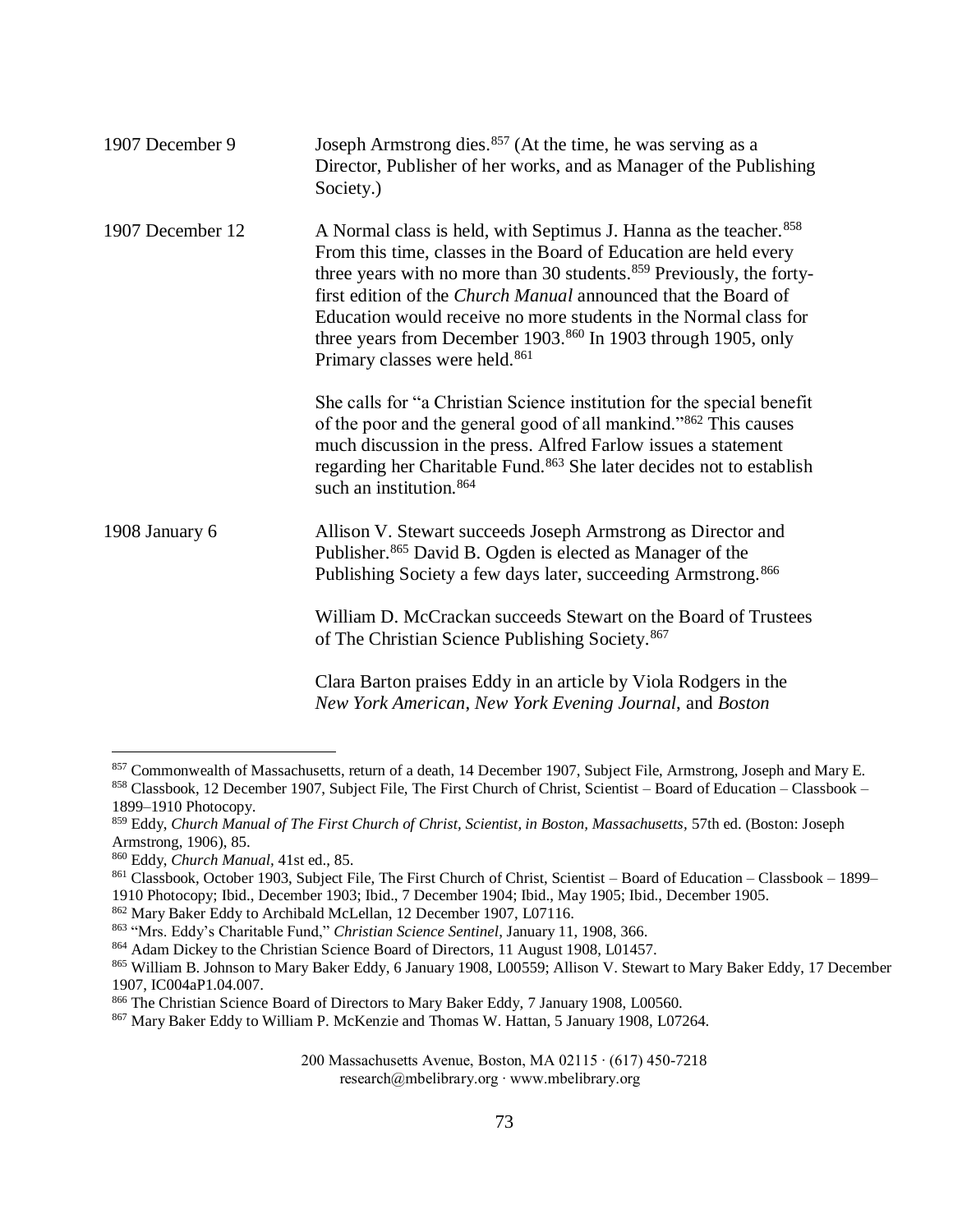| | |
|---|---|
| 1907 December 9 | Joseph Armstrong dies.[857] (At the time, he was serving as a Director, Publisher of her works, and as Manager of the Publishing Society.) |
| 1907 December 12 | A Normal class is held, with Septimus J. Hanna as the teacher.[858] From this time, classes in the Board of Education are held every three years with no more than 30 students.[859] Previously, the forty-first edition of the *Church Manual* announced that the Board of Education would receive no more students in the Normal class for three years from December 1903.[860] In 1903 through 1905, only Primary classes were held.[861] |
| | She calls for "a Christian Science institution for the special benefit of the poor and the general good of all mankind."[862] This causes much discussion in the press. Alfred Farlow issues a statement regarding her Charitable Fund.[863] She later decides not to establish such an institution.[864] |
| 1908 January 6 | Allison V. Stewart succeeds Joseph Armstrong as Director and Publisher.[865] David B. Ogden is elected as Manager of the Publishing Society a few days later, succeeding Armstrong.[866] |
| | William D. McCrackan succeeds Stewart on the Board of Trustees of The Christian Science Publishing Society.[867] |
| | Clara Barton praises Eddy in an article by Viola Rodgers in the *New York American*, *New York Evening Journal*, and *Boston* |

---

[857] Commonwealth of Massachusetts, return of a death, 14 December 1907, Subject File, Armstrong, Joseph and Mary E.

[858] Classbook, 12 December 1907, Subject File, The First Church of Christ, Scientist – Board of Education – Classbook – 1899–1910 Photocopy.

[859] Eddy, *Church Manual of The First Church of Christ, Scientist, in Boston, Massachusetts*, 57th ed. (Boston: Joseph Armstrong, 1906), 85.

[860] Eddy, *Church Manual*, 41st ed., 85.

[861] Classbook, October 1903, Subject File, The First Church of Christ, Scientist – Board of Education – Classbook – 1899–1910 Photocopy; Ibid., December 1903; Ibid., 7 December 1904; Ibid., May 1905; Ibid., December 1905.

[862] Mary Baker Eddy to Archibald McLellan, 12 December 1907, L07116.

[863] "Mrs. Eddy's Charitable Fund," *Christian Science Sentinel*, January 11, 1908, 366.

[864] Adam Dickey to the Christian Science Board of Directors, 11 August 1908, L01457.

[865] William B. Johnson to Mary Baker Eddy, 6 January 1908, L00559; Allison V. Stewart to Mary Baker Eddy, 17 December 1907, IC004aP1.04.007.

[866] The Christian Science Board of Directors to Mary Baker Eddy, 7 January 1908, L00560.

[867] Mary Baker Eddy to William P. McKenzie and Thomas W. Hattan, 5 January 1908, L07264.

200 Massachusetts Avenue, Boston, MA 02115 · (617) 450-7218
research@mbelibrary.org · www.mbelibrary.org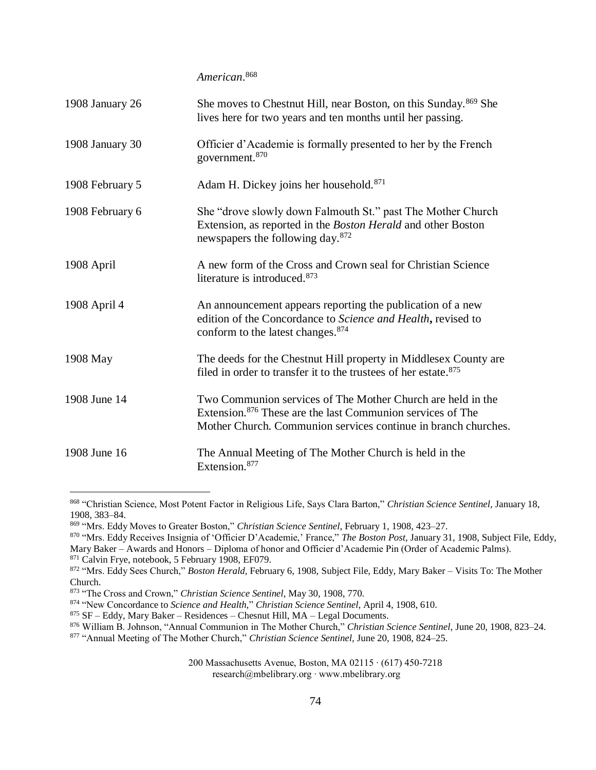*American*.[868]

| | |
|---|---|
| 1908 January 26 | She moves to Chestnut Hill, near Boston, on this Sunday.[869] She lives here for two years and ten months until her passing. |
| 1908 January 30 | Officier d'Academie is formally presented to her by the French government.[870] |
| 1908 February 5 | Adam H. Dickey joins her household.[871] |
| 1908 February 6 | She "drove slowly down Falmouth St." past The Mother Church Extension, as reported in the *Boston Herald* and other Boston newspapers the following day.[872] |
| 1908 April | A new form of the Cross and Crown seal for Christian Science literature is introduced.[873] |
| 1908 April 4 | An announcement appears reporting the publication of a new edition of the Concordance to *Science and Health***,** revised to conform to the latest changes.[874] |
| 1908 May | The deeds for the Chestnut Hill property in Middlesex County are filed in order to transfer it to the trustees of her estate.[875] |
| 1908 June 14 | Two Communion services of The Mother Church are held in the Extension.[876] These are the last Communion services of The Mother Church. Communion services continue in branch churches. |
| 1908 June 16 | The Annual Meeting of The Mother Church is held in the Extension.[877] |

[868] "Christian Science, Most Potent Factor in Religious Life, Says Clara Barton," *Christian Science Sentinel,* January 18, 1908, 383–84.

[869] "Mrs. Eddy Moves to Greater Boston," *Christian Science Sentinel,* February 1, 1908, 423–27.

[870] "Mrs. Eddy Receives Insignia of 'Officier D'Academie,' France," *The Boston Post,* January 31, 1908, Subject File, Eddy, Mary Baker – Awards and Honors – Diploma of honor and Officier d'Academie Pin (Order of Academic Palms).

[871] Calvin Frye, notebook, 5 February 1908, EF079.

[872] "Mrs. Eddy Sees Church," *Boston Herald,* February 6, 1908, Subject File, Eddy, Mary Baker – Visits To: The Mother Church.

[873] "The Cross and Crown," *Christian Science Sentinel,* May 30, 1908, 770.

[874] "New Concordance to *Science and Health,*" *Christian Science Sentinel,* April 4, 1908, 610.

[875] SF – Eddy, Mary Baker – Residences – Chesnut Hill, MA – Legal Documents.

[876] William B. Johnson, "Annual Communion in The Mother Church," *Christian Science Sentinel,* June 20, 1908, 823–24.

[877] "Annual Meeting of The Mother Church," *Christian Science Sentinel,* June 20, 1908, 824–25.

200 Massachusetts Avenue, Boston, MA 02115 · (617) 450-7218
research@mbelibrary.org · www.mbelibrary.org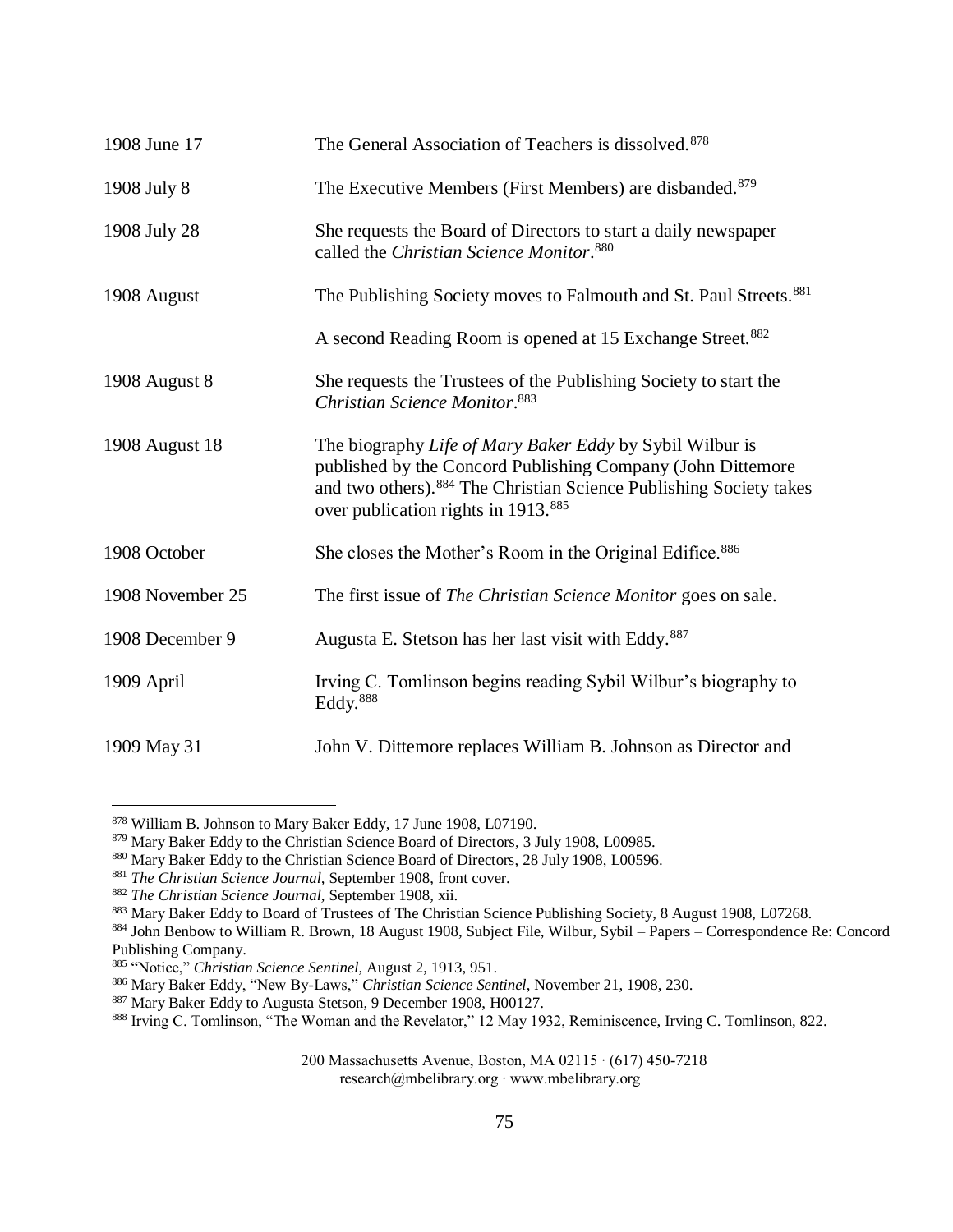| | |
|---|---|
| 1908 June 17 | The General Association of Teachers is dissolved.[878] |
| 1908 July 8 | The Executive Members (First Members) are disbanded.[879] |
| 1908 July 28 | She requests the Board of Directors to start a daily newspaper called the *Christian Science Monitor*.[880] |
| 1908 August | The Publishing Society moves to Falmouth and St. Paul Streets.[881] |
| | A second Reading Room is opened at 15 Exchange Street.[882] |
| 1908 August 8 | She requests the Trustees of the Publishing Society to start the *Christian Science Monitor*.[883] |
| 1908 August 18 | The biography *Life of Mary Baker Eddy* by Sybil Wilbur is published by the Concord Publishing Company (John Dittemore and two others).[884] The Christian Science Publishing Society takes over publication rights in 1913.[885] |
| 1908 October | She closes the Mother's Room in the Original Edifice.[886] |
| 1908 November 25 | The first issue of *The Christian Science Monitor* goes on sale. |
| 1908 December 9 | Augusta E. Stetson has her last visit with Eddy.[887] |
| 1909 April | Irving C. Tomlinson begins reading Sybil Wilbur's biography to Eddy.[888] |
| 1909 May 31 | John V. Dittemore replaces William B. Johnson as Director and |

[878] William B. Johnson to Mary Baker Eddy, 17 June 1908, L07190.

[879] Mary Baker Eddy to the Christian Science Board of Directors, 3 July 1908, L00985.

[880] Mary Baker Eddy to the Christian Science Board of Directors, 28 July 1908, L00596.

[881] *The Christian Science Journal*, September 1908, front cover.

[882] *The Christian Science Journal*, September 1908, xii.

[883] Mary Baker Eddy to Board of Trustees of The Christian Science Publishing Society, 8 August 1908, L07268.

[884] John Benbow to William R. Brown, 18 August 1908, Subject File, Wilbur, Sybil – Papers – Correspondence Re: Concord Publishing Company.

[885] "Notice," *Christian Science Sentinel*, August 2, 1913, 951.

[886] Mary Baker Eddy, "New By-Laws," *Christian Science Sentinel*, November 21, 1908, 230.

[887] Mary Baker Eddy to Augusta Stetson, 9 December 1908, H00127.

[888] Irving C. Tomlinson, "The Woman and the Revelator," 12 May 1932, Reminiscence, Irving C. Tomlinson, 822.

200 Massachusetts Avenue, Boston, MA 02115 · (617) 450-7218
research@mbelibrary.org · www.mbelibrary.org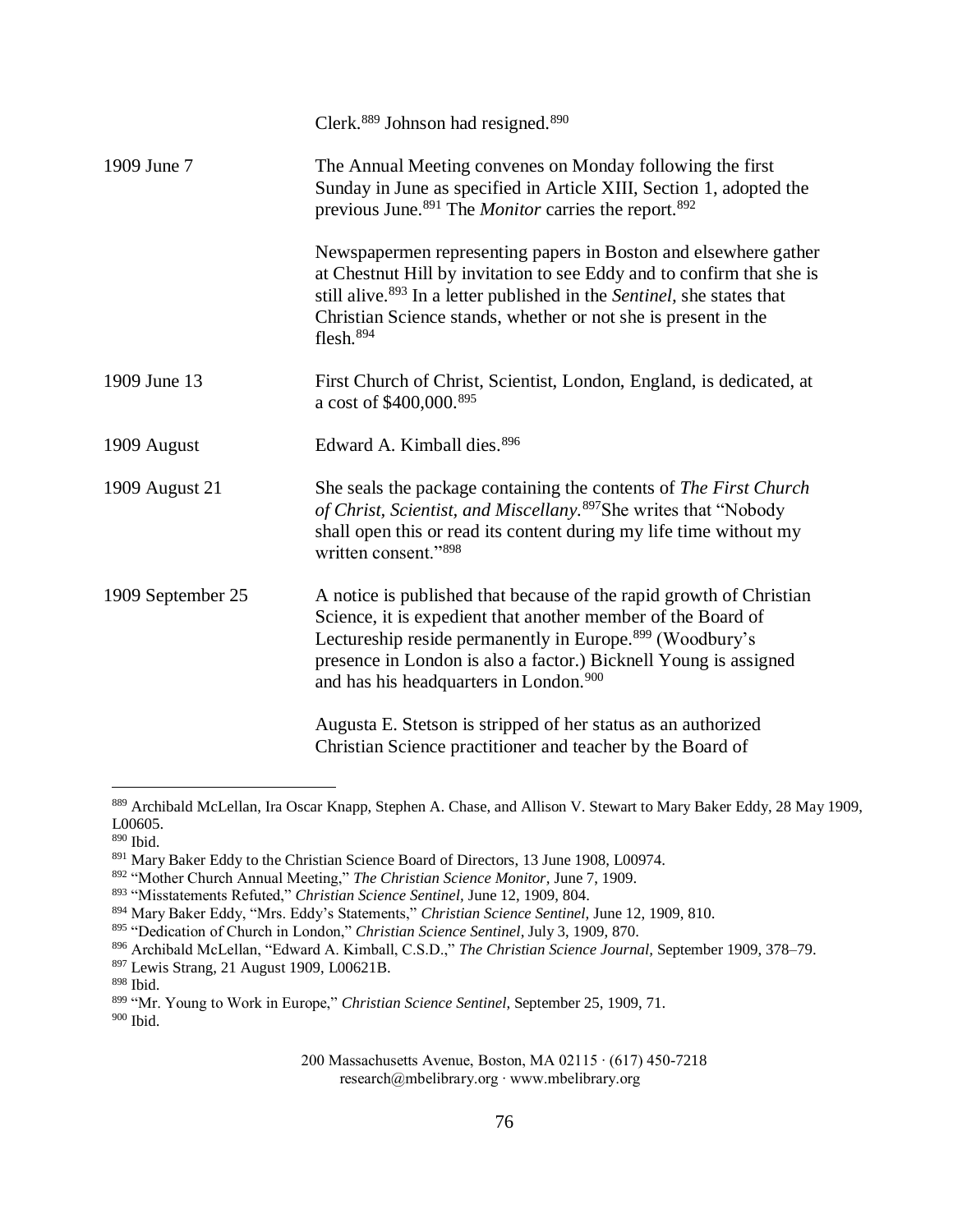| | |
|---|---|
| | Clerk.[889] Johnson had resigned.[890] |
| 1909 June 7 | The Annual Meeting convenes on Monday following the first Sunday in June as specified in Article XIII, Section 1, adopted the previous June.[891] The *Monitor* carries the report.[892]<br><br>Newspapermen representing papers in Boston and elsewhere gather at Chestnut Hill by invitation to see Eddy and to confirm that she is still alive.[893] In a letter published in the *Sentinel*, she states that Christian Science stands, whether or not she is present in the flesh.[894] |
| 1909 June 13 | First Church of Christ, Scientist, London, England, is dedicated, at a cost of $400,000.[895] |
| 1909 August | Edward A. Kimball dies.[896] |
| 1909 August 21 | She seals the package containing the contents of *The First Church of Christ, Scientist, and Miscellany.*[897]She writes that "Nobody shall open this or read its content during my life time without my written consent."[898] |
| 1909 September 25 | A notice is published that because of the rapid growth of Christian Science, it is expedient that another member of the Board of Lectureship reside permanently in Europe.[899] (Woodbury's presence in London is also a factor.) Bicknell Young is assigned and has his headquarters in London.[900]<br><br>Augusta E. Stetson is stripped of her status as an authorized Christian Science practitioner and teacher by the Board of |

---

[889] Archibald McLellan, Ira Oscar Knapp, Stephen A. Chase, and Allison V. Stewart to Mary Baker Eddy, 28 May 1909, L00605.

[890] Ibid.

[891] Mary Baker Eddy to the Christian Science Board of Directors, 13 June 1908, L00974.

[892] "Mother Church Annual Meeting," *The Christian Science Monitor*, June 7, 1909.

[893] "Misstatements Refuted," *Christian Science Sentinel,* June 12, 1909, 804.

[894] Mary Baker Eddy, "Mrs. Eddy's Statements," *Christian Science Sentinel,* June 12, 1909, 810.

[895] "Dedication of Church in London," *Christian Science Sentinel*, July 3, 1909, 870.

[896] Archibald McLellan, "Edward A. Kimball, C.S.D.," *The Christian Science Journal,* September 1909, 378–79.

[897] Lewis Strang, 21 August 1909, L00621B.

[898] Ibid.

[899] "Mr. Young to Work in Europe," *Christian Science Sentinel,* September 25, 1909, 71.

[900] Ibid.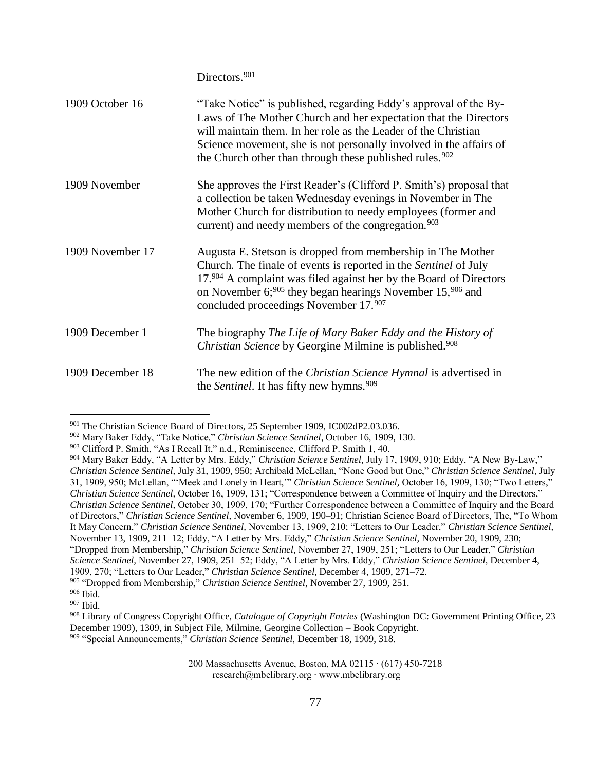| | |
|---|---|
| | Directors.[901] |
| 1909 October 16 | "Take Notice" is published, regarding Eddy's approval of the By-Laws of The Mother Church and her expectation that the Directors will maintain them. In her role as the Leader of the Christian Science movement, she is not personally involved in the affairs of the Church other than through these published rules.[902] |
| 1909 November | She approves the First Reader's (Clifford P. Smith's) proposal that a collection be taken Wednesday evenings in November in The Mother Church for distribution to needy employees (former and current) and needy members of the congregation.[903] |
| 1909 November 17 | Augusta E. Stetson is dropped from membership in The Mother Church. The finale of events is reported in the *Sentinel* of July 17.[904] A complaint was filed against her by the Board of Directors on November 6;[905] they began hearings November 15,[906] and concluded proceedings November 17.[907] |
| 1909 December 1 | The biography *The Life of Mary Baker Eddy and the History of Christian Science* by Georgine Milmine is published.[908] |
| 1909 December 18 | The new edition of the *Christian Science Hymnal* is advertised in the *Sentinel*. It has fifty new hymns.[909] |

[901] The Christian Science Board of Directors, 25 September 1909, IC002dP2.03.036.

[902] Mary Baker Eddy, "Take Notice," *Christian Science Sentinel*, October 16, 1909, 130.

[903] Clifford P. Smith, "As I Recall It," n.d., Reminiscence, Clifford P. Smith 1, 40.

[904] Mary Baker Eddy, "A Letter by Mrs. Eddy," *Christian Science Sentinel,* July 17, 1909, 910; Eddy, "A New By-Law," *Christian Science Sentinel,* July 31, 1909, 950; Archibald McLellan, "None Good but One," *Christian Science Sentinel,* July 31, 1909, 950; McLellan, "'Meek and Lonely in Heart,'" *Christian Science Sentinel,* October 16, 1909, 130; "Two Letters," *Christian Science Sentinel,* October 16, 1909, 131; "Correspondence between a Committee of Inquiry and the Directors," *Christian Science Sentinel,* October 30, 1909, 170; "Further Correspondence between a Committee of Inquiry and the Board of Directors," *Christian Science Sentinel,* November 6, 1909, 190–91; Christian Science Board of Directors, The, "To Whom It May Concern," *Christian Science Sentinel,* November 13, 1909, 210; "Letters to Our Leader," *Christian Science Sentinel,* November 13, 1909, 211–12; Eddy, "A Letter by Mrs. Eddy," *Christian Science Sentinel,* November 20, 1909, 230; "Dropped from Membership," *Christian Science Sentinel,* November 27, 1909, 251; "Letters to Our Leader," *Christian Science Sentinel,* November 27, 1909, 251–52; Eddy, "A Letter by Mrs. Eddy," *Christian Science Sentinel,* December 4, 1909, 270; "Letters to Our Leader," *Christian Science Sentinel,* December 4, 1909, 271–72.

[905] "Dropped from Membership," *Christian Science Sentinel,* November 27, 1909, 251.

[906] Ibid.

[907] Ibid.

[908] Library of Congress Copyright Office, *Catalogue of Copyright Entries* (Washington DC: Government Printing Office, 23 December 1909), 1309, in Subject File, Milmine, Georgine Collection – Book Copyright.

[909] "Special Announcements," *Christian Science Sentinel,* December 18, 1909, 318.

200 Massachusetts Avenue, Boston, MA 02115 · (617) 450-7218
research@mbelibrary.org · www.mbelibrary.org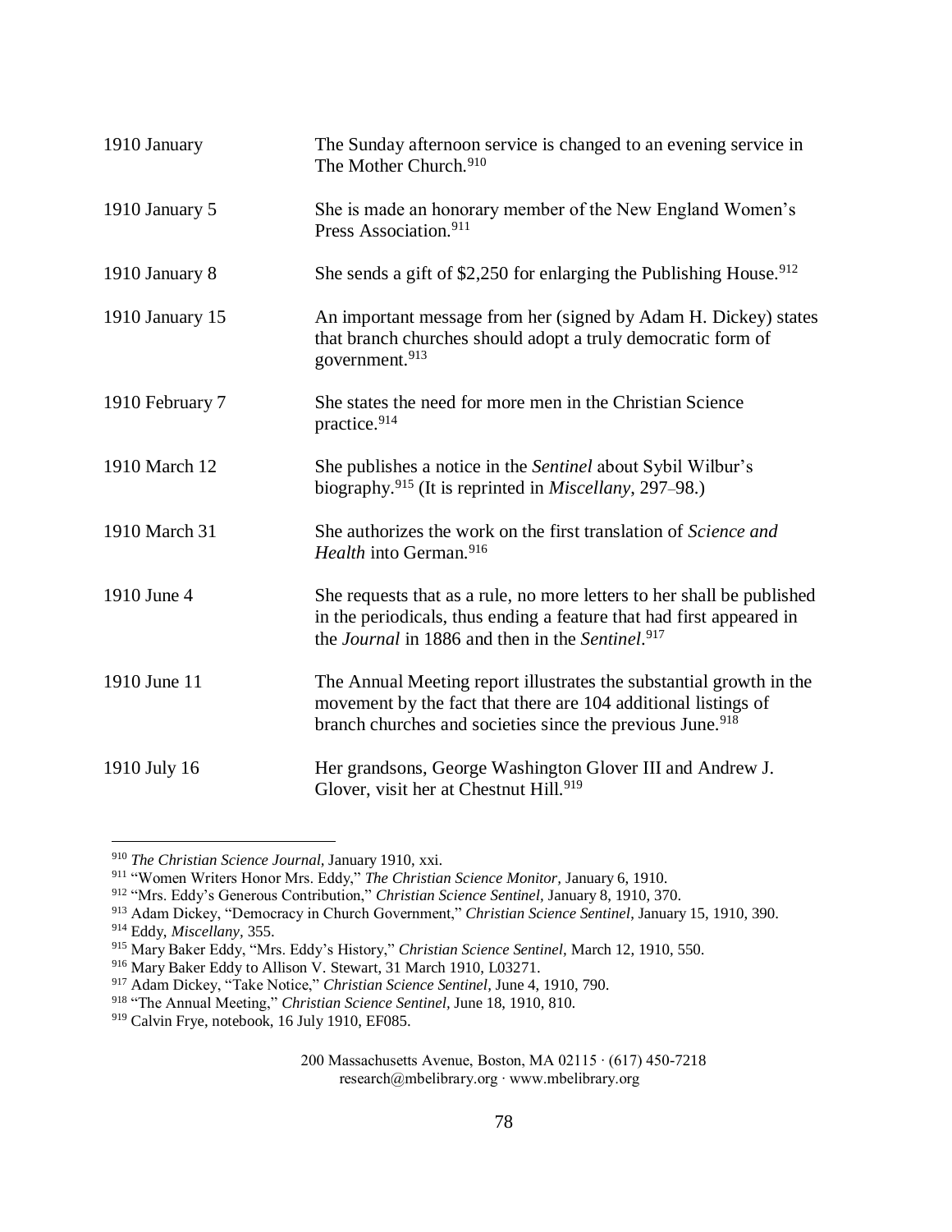| | |
|---|---|
| 1910 January | The Sunday afternoon service is changed to an evening service in The Mother Church.[910] |
| 1910 January 5 | She is made an honorary member of the New England Women's Press Association.[911] |
| 1910 January 8 | She sends a gift of $2,250 for enlarging the Publishing House.[912] |
| 1910 January 15 | An important message from her (signed by Adam H. Dickey) states that branch churches should adopt a truly democratic form of government.[913] |
| 1910 February 7 | She states the need for more men in the Christian Science practice.[914] |
| 1910 March 12 | She publishes a notice in the *Sentinel* about Sybil Wilbur's biography.[915] (It is reprinted in *Miscellany*, 297–98.) |
| 1910 March 31 | She authorizes the work on the first translation of *Science and Health* into German.[916] |
| 1910 June 4 | She requests that as a rule, no more letters to her shall be published in the periodicals, thus ending a feature that had first appeared in the *Journal* in 1886 and then in the *Sentinel*.[917] |
| 1910 June 11 | The Annual Meeting report illustrates the substantial growth in the movement by the fact that there are 104 additional listings of branch churches and societies since the previous June.[918] |
| 1910 July 16 | Her grandsons, George Washington Glover III and Andrew J. Glover, visit her at Chestnut Hill.[919] |

---

[910] *The Christian Science Journal*, January 1910, xxi.

[911] "Women Writers Honor Mrs. Eddy," *The Christian Science Monitor*, January 6, 1910.

[912] "Mrs. Eddy's Generous Contribution," *Christian Science Sentinel*, January 8, 1910, 370.

[913] Adam Dickey, "Democracy in Church Government," *Christian Science Sentinel*, January 15, 1910, 390.

[914] Eddy, *Miscellany*, 355.

[915] Mary Baker Eddy, "Mrs. Eddy's History," *Christian Science Sentinel*, March 12, 1910, 550.

[916] Mary Baker Eddy to Allison V. Stewart, 31 March 1910, L03271.

[917] Adam Dickey, "Take Notice," *Christian Science Sentinel*, June 4, 1910, 790.

[918] "The Annual Meeting," *Christian Science Sentinel*, June 18, 1910, 810.

[919] Calvin Frye, notebook, 16 July 1910, EF085.

200 Massachusetts Avenue, Boston, MA 02115 · (617) 450-7218
research@mbelibrary.org · www.mbelibrary.org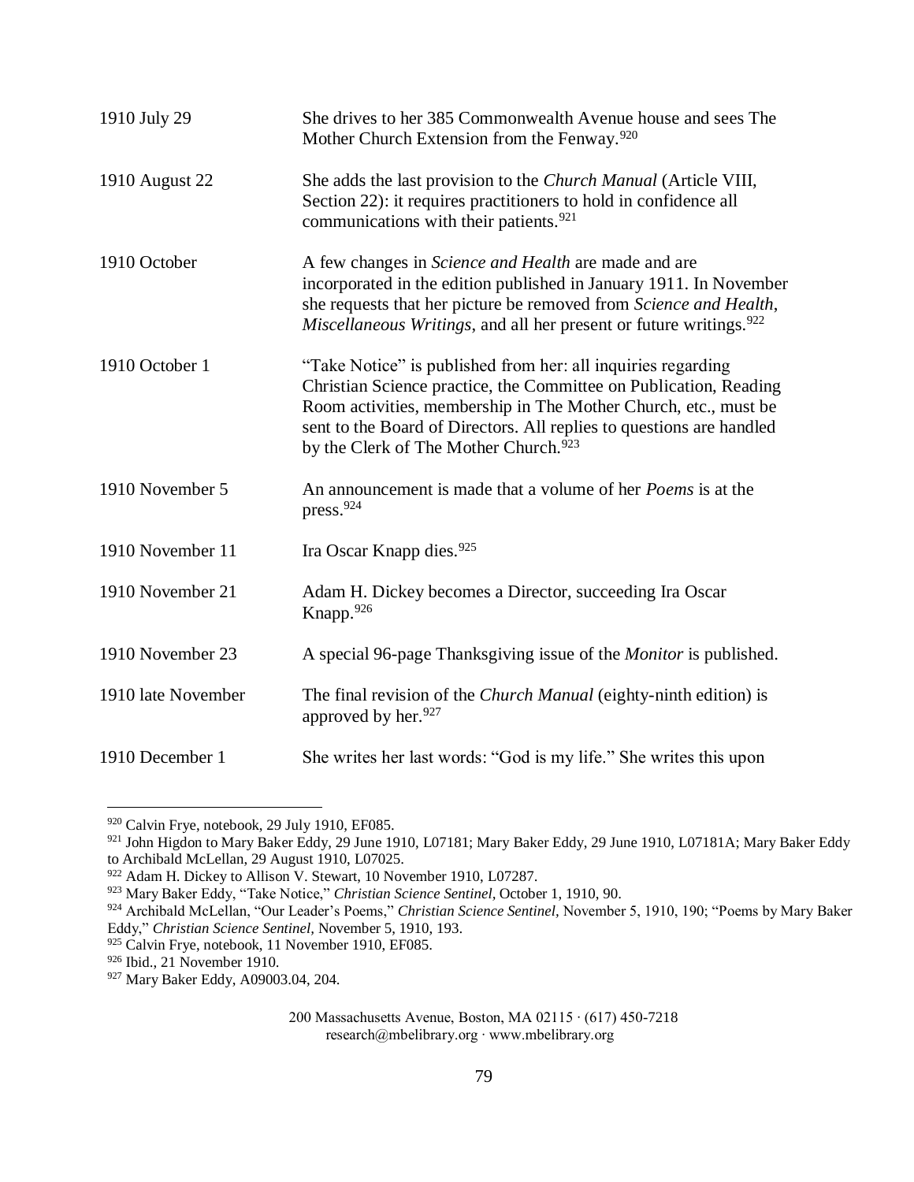| | |
|---|---|
| 1910 July 29 | She drives to her 385 Commonwealth Avenue house and sees The Mother Church Extension from the Fenway.[920] |
| 1910 August 22 | She adds the last provision to the *Church Manual* (Article VIII, Section 22): it requires practitioners to hold in confidence all communications with their patients.[921] |
| 1910 October | A few changes in *Science and Health* are made and are incorporated in the edition published in January 1911. In November she requests that her picture be removed from *Science and Health*, *Miscellaneous Writings*, and all her present or future writings.[922] |
| 1910 October 1 | "Take Notice" is published from her: all inquiries regarding Christian Science practice, the Committee on Publication, Reading Room activities, membership in The Mother Church, etc., must be sent to the Board of Directors. All replies to questions are handled by the Clerk of The Mother Church.[923] |
| 1910 November 5 | An announcement is made that a volume of her *Poems* is at the press.[924] |
| 1910 November 11 | Ira Oscar Knapp dies.[925] |
| 1910 November 21 | Adam H. Dickey becomes a Director, succeeding Ira Oscar Knapp.[926] |
| 1910 November 23 | A special 96-page Thanksgiving issue of the *Monitor* is published. |
| 1910 late November | The final revision of the *Church Manual* (eighty-ninth edition) is approved by her.[927] |
| 1910 December 1 | She writes her last words: "God is my life." She writes this upon |

[920] Calvin Frye, notebook, 29 July 1910, EF085.

[921] John Higdon to Mary Baker Eddy, 29 June 1910, L07181; Mary Baker Eddy, 29 June 1910, L07181A; Mary Baker Eddy to Archibald McLellan, 29 August 1910, L07025.

[922] Adam H. Dickey to Allison V. Stewart, 10 November 1910, L07287.

[923] Mary Baker Eddy, "Take Notice," *Christian Science Sentinel*, October 1, 1910, 90.

[924] Archibald McLellan, "Our Leader's Poems," *Christian Science Sentinel*, November 5, 1910, 190; "Poems by Mary Baker Eddy," *Christian Science Sentinel*, November 5, 1910, 193.

[925] Calvin Frye, notebook, 11 November 1910, EF085.

[926] Ibid., 21 November 1910.

[927] Mary Baker Eddy, A09003.04, 204.

200 Massachusetts Avenue, Boston, MA 02115 · (617) 450-7218
research@mbelibrary.org · www.mbelibrary.org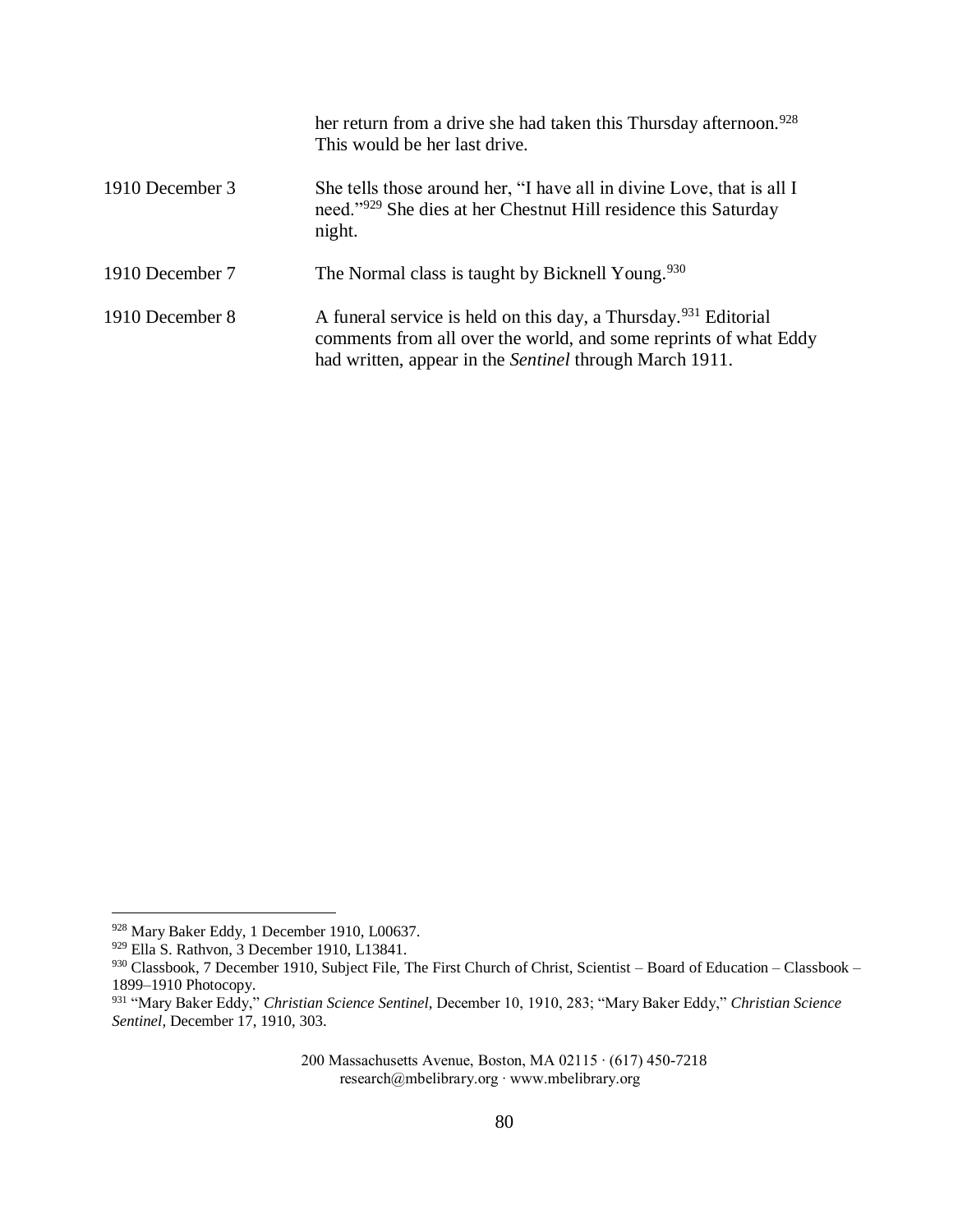| | |
|---|---|
| | her return from a drive she had taken this Thursday afternoon.[928] This would be her last drive. |
| 1910 December 3 | She tells those around her, "I have all in divine Love, that is all I need."[929] She dies at her Chestnut Hill residence this Saturday night. |
| 1910 December 7 | The Normal class is taught by Bicknell Young.[930] |
| 1910 December 8 | A funeral service is held on this day, a Thursday.[931] Editorial comments from all over the world, and some reprints of what Eddy had written, appear in the *Sentinel* through March 1911. |

[928] Mary Baker Eddy, 1 December 1910, L00637.

[929] Ella S. Rathvon, 3 December 1910, L13841.

[930] Classbook, 7 December 1910, Subject File, The First Church of Christ, Scientist – Board of Education – Classbook – 1899–1910 Photocopy.

[931] "Mary Baker Eddy," *Christian Science Sentinel,* December 10, 1910, 283; "Mary Baker Eddy," *Christian Science Sentinel,* December 17, 1910, 303.

200 Massachusetts Avenue, Boston, MA 02115 · (617) 450-7218
research@mbelibrary.org · www.mbelibrary.org